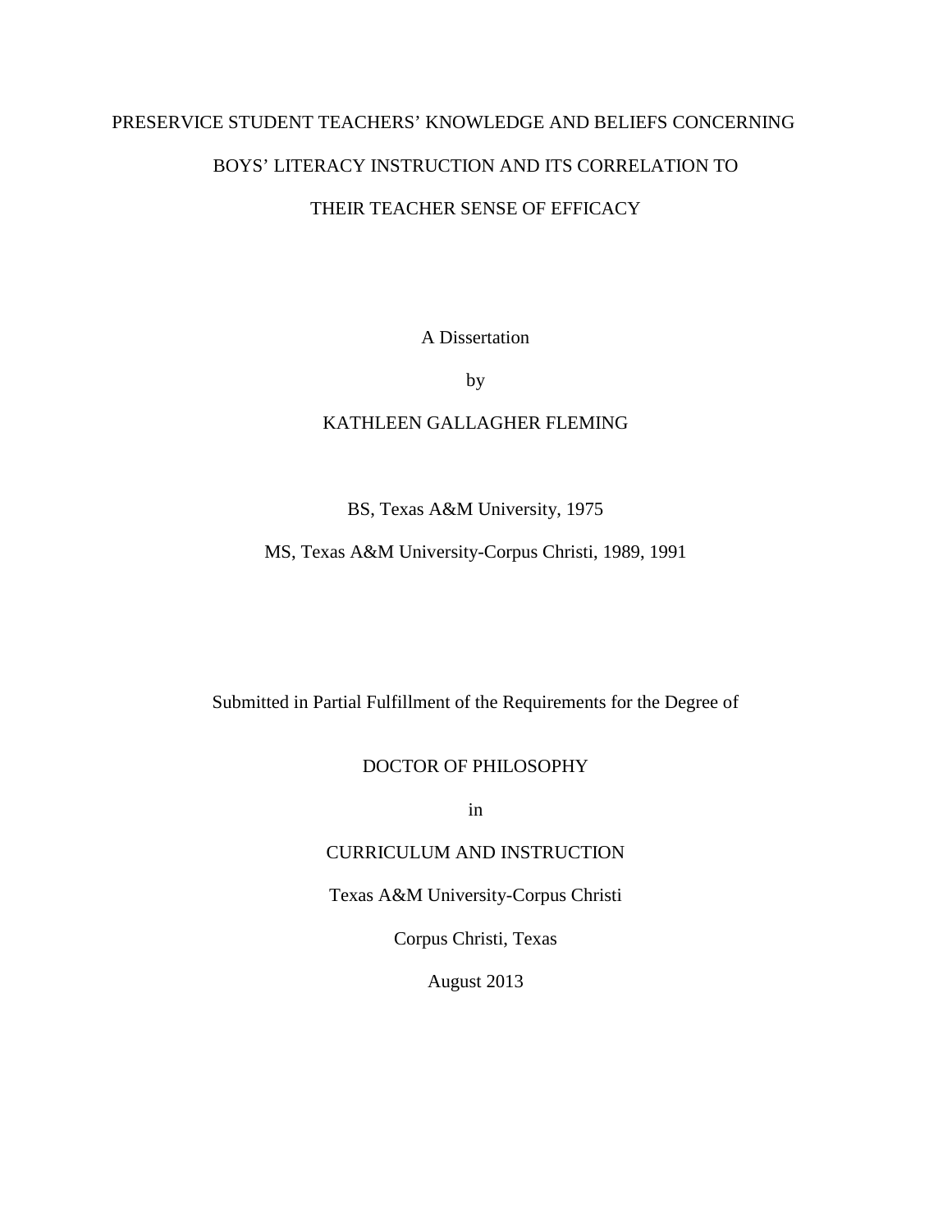# PRESERVICE STUDENT TEACHERS' KNOWLEDGE AND BELIEFS CONCERNING BOYS' LITERACY INSTRUCTION AND ITS CORRELATION TO THEIR TEACHER SENSE OF EFFICACY

A Dissertation

by

KATHLEEN GALLAGHER FLEMING

BS, Texas A&M University, 1975

MS, Texas A&M University-Corpus Christi, 1989, 1991

Submitted in Partial Fulfillment of the Requirements for the Degree of

DOCTOR OF PHILOSOPHY

in

CURRICULUM AND INSTRUCTION

Texas A&M University-Corpus Christi

Corpus Christi, Texas

August 2013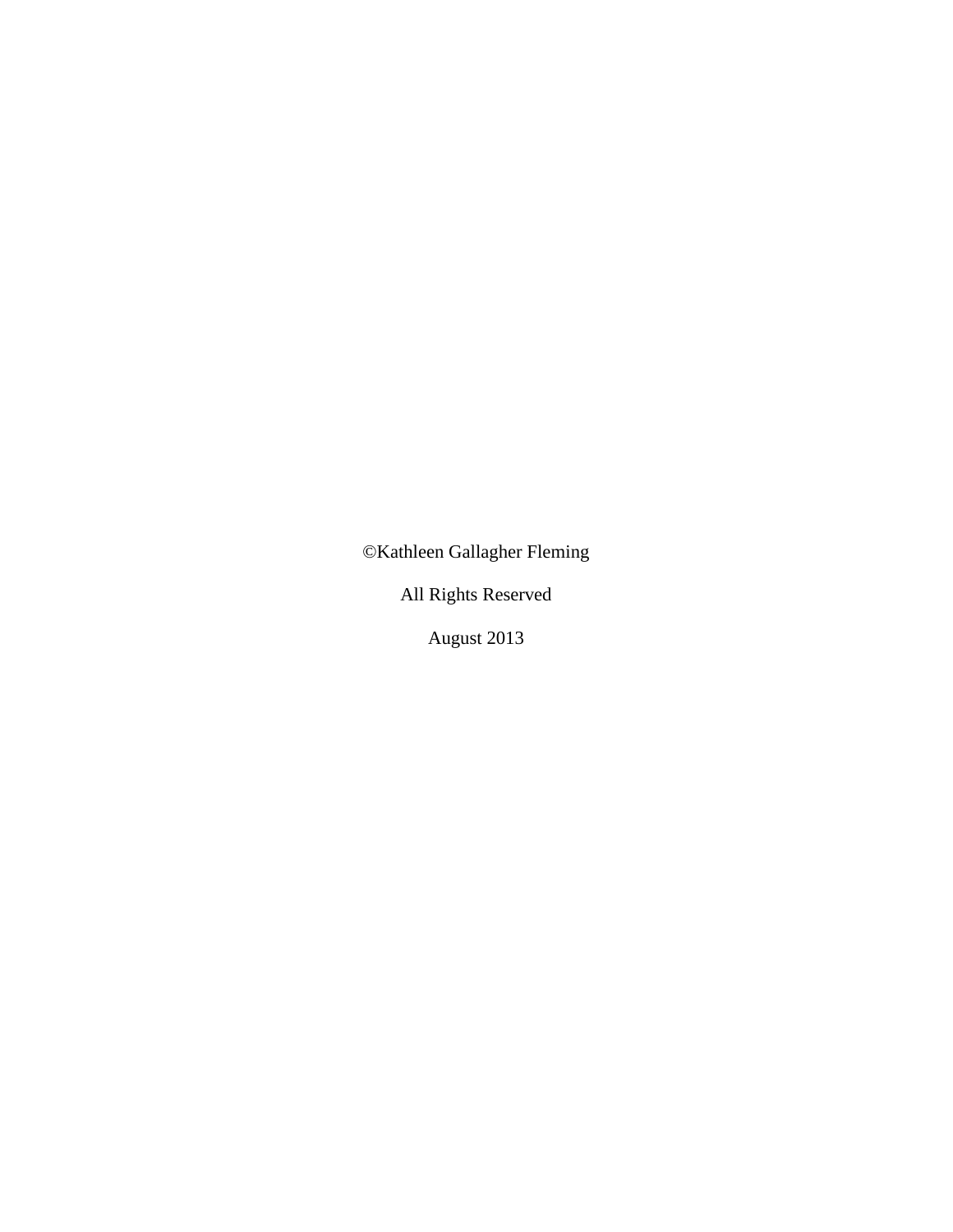©Kathleen Gallagher Fleming

All Rights Reserved

August 2013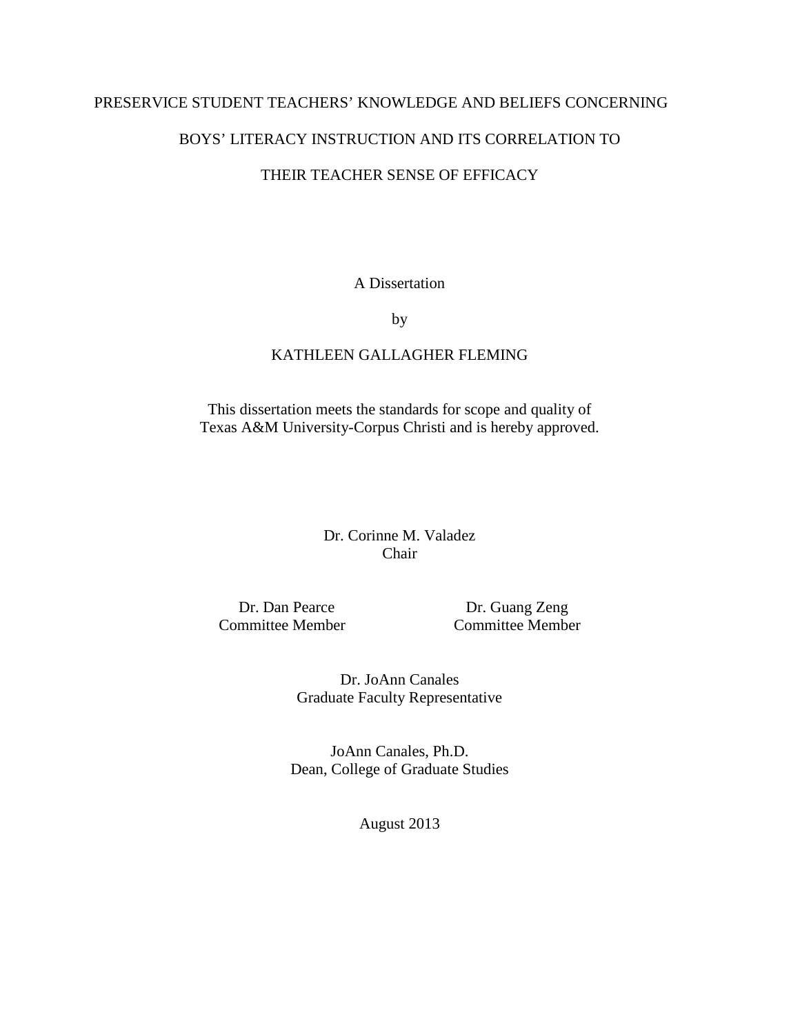PRESERVICE STUDENT TEACHERS' KNOWLEDGE AND BELIEFS CONCERNING

BOYS' LITERACY INSTRUCTION AND ITS CORRELATION TO

THEIR TEACHER SENSE OF EFFICACY

A Dissertation

by

KATHLEEN GALLAGHER FLEMING

This dissertation meets the standards for scope and quality of
Texas A&M University-Corpus Christi and is hereby approved.

Dr. Corinne M. Valadez
Chair

Dr. Dan Pearce
Committee Member

Dr. Guang Zeng
Committee Member

Dr. JoAnn Canales
Graduate Faculty Representative

JoAnn Canales, Ph.D.
Dean, College of Graduate Studies

August 2013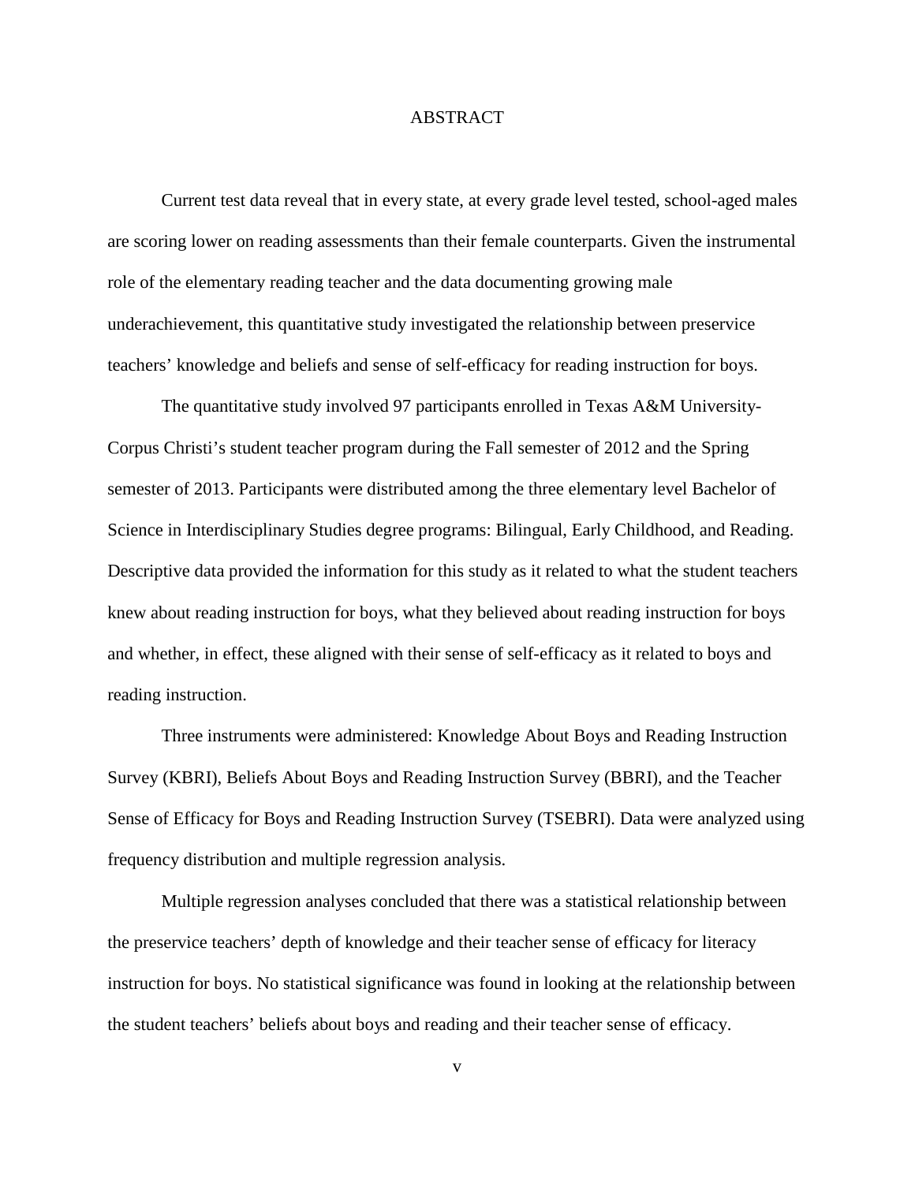# ABSTRACT

Current test data reveal that in every state, at every grade level tested, school-aged males are scoring lower on reading assessments than their female counterparts. Given the instrumental role of the elementary reading teacher and the data documenting growing male underachievement, this quantitative study investigated the relationship between preservice teachers' knowledge and beliefs and sense of self-efficacy for reading instruction for boys.

The quantitative study involved 97 participants enrolled in Texas A&M University-Corpus Christi's student teacher program during the Fall semester of 2012 and the Spring semester of 2013. Participants were distributed among the three elementary level Bachelor of Science in Interdisciplinary Studies degree programs: Bilingual, Early Childhood, and Reading. Descriptive data provided the information for this study as it related to what the student teachers knew about reading instruction for boys, what they believed about reading instruction for boys and whether, in effect, these aligned with their sense of self-efficacy as it related to boys and reading instruction.

Three instruments were administered: Knowledge About Boys and Reading Instruction Survey (KBRI), Beliefs About Boys and Reading Instruction Survey (BBRI), and the Teacher Sense of Efficacy for Boys and Reading Instruction Survey (TSEBRI). Data were analyzed using frequency distribution and multiple regression analysis.

Multiple regression analyses concluded that there was a statistical relationship between the preservice teachers' depth of knowledge and their teacher sense of efficacy for literacy instruction for boys. No statistical significance was found in looking at the relationship between the student teachers' beliefs about boys and reading and their teacher sense of efficacy.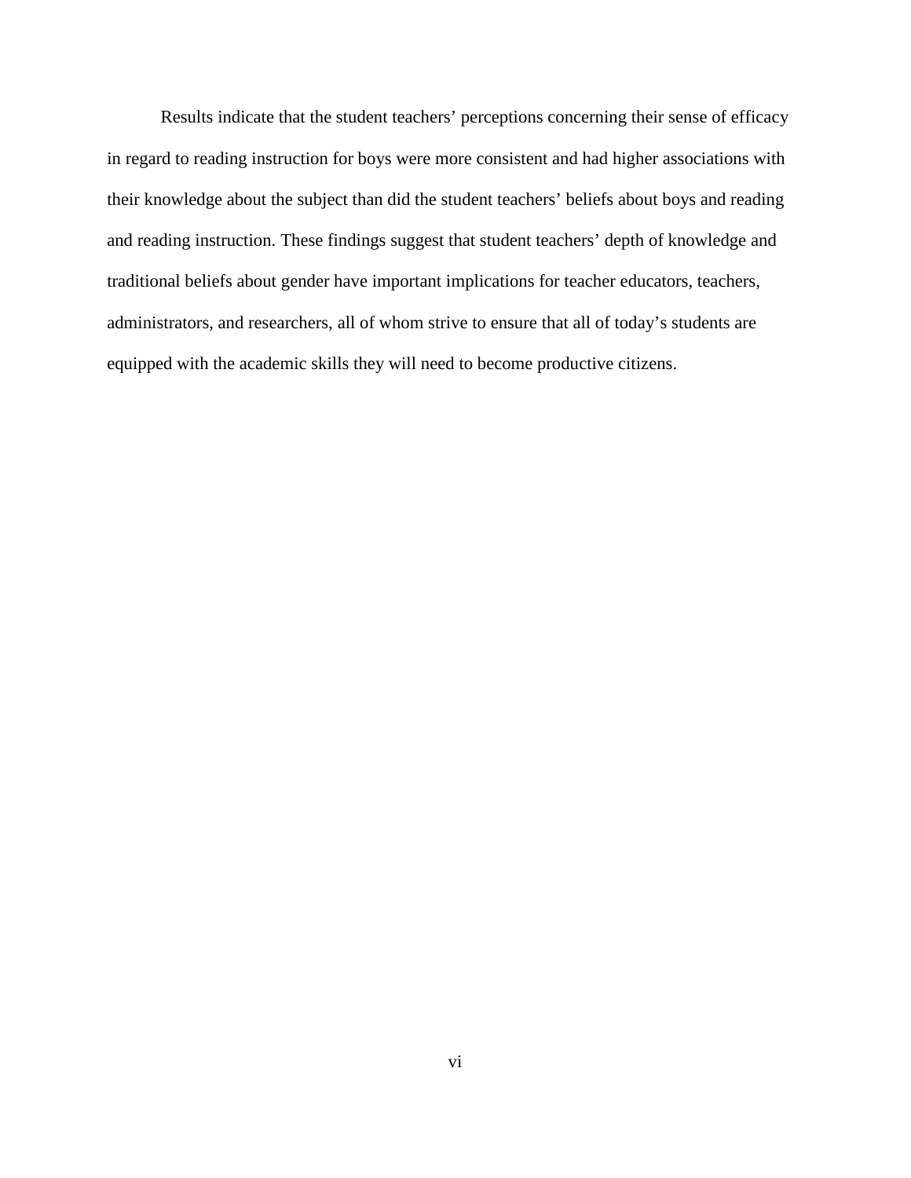Results indicate that the student teachers' perceptions concerning their sense of efficacy in regard to reading instruction for boys were more consistent and had higher associations with their knowledge about the subject than did the student teachers' beliefs about boys and reading and reading instruction. These findings suggest that student teachers' depth of knowledge and traditional beliefs about gender have important implications for teacher educators, teachers, administrators, and researchers, all of whom strive to ensure that all of today's students are equipped with the academic skills they will need to become productive citizens.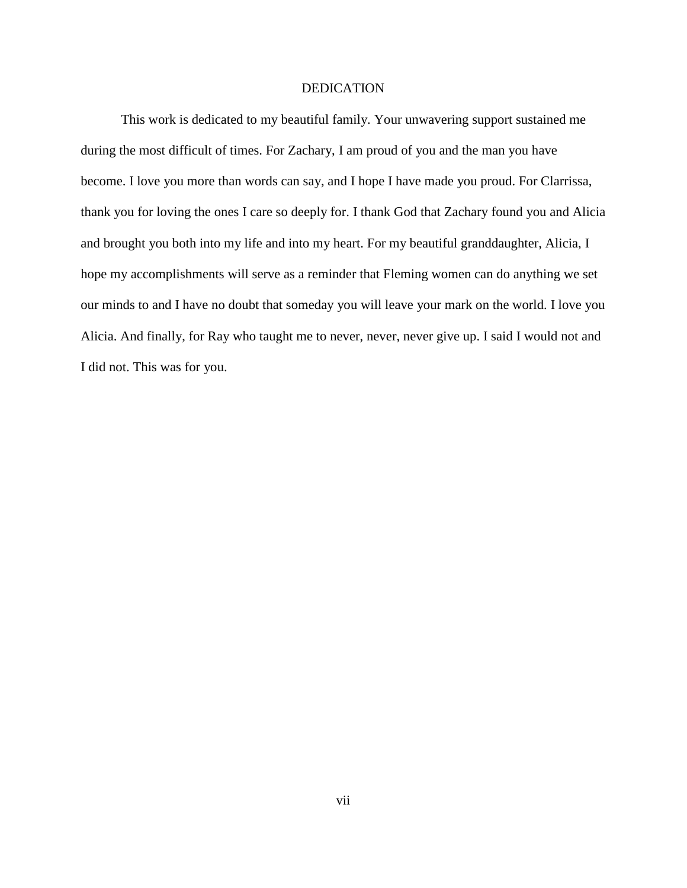# DEDICATION

This work is dedicated to my beautiful family. Your unwavering support sustained me during the most difficult of times. For Zachary, I am proud of you and the man you have become. I love you more than words can say, and I hope I have made you proud. For Clarrissa, thank you for loving the ones I care so deeply for. I thank God that Zachary found you and Alicia and brought you both into my life and into my heart. For my beautiful granddaughter, Alicia, I hope my accomplishments will serve as a reminder that Fleming women can do anything we set our minds to and I have no doubt that someday you will leave your mark on the world. I love you Alicia. And finally, for Ray who taught me to never, never, never give up. I said I would not and I did not. This was for you.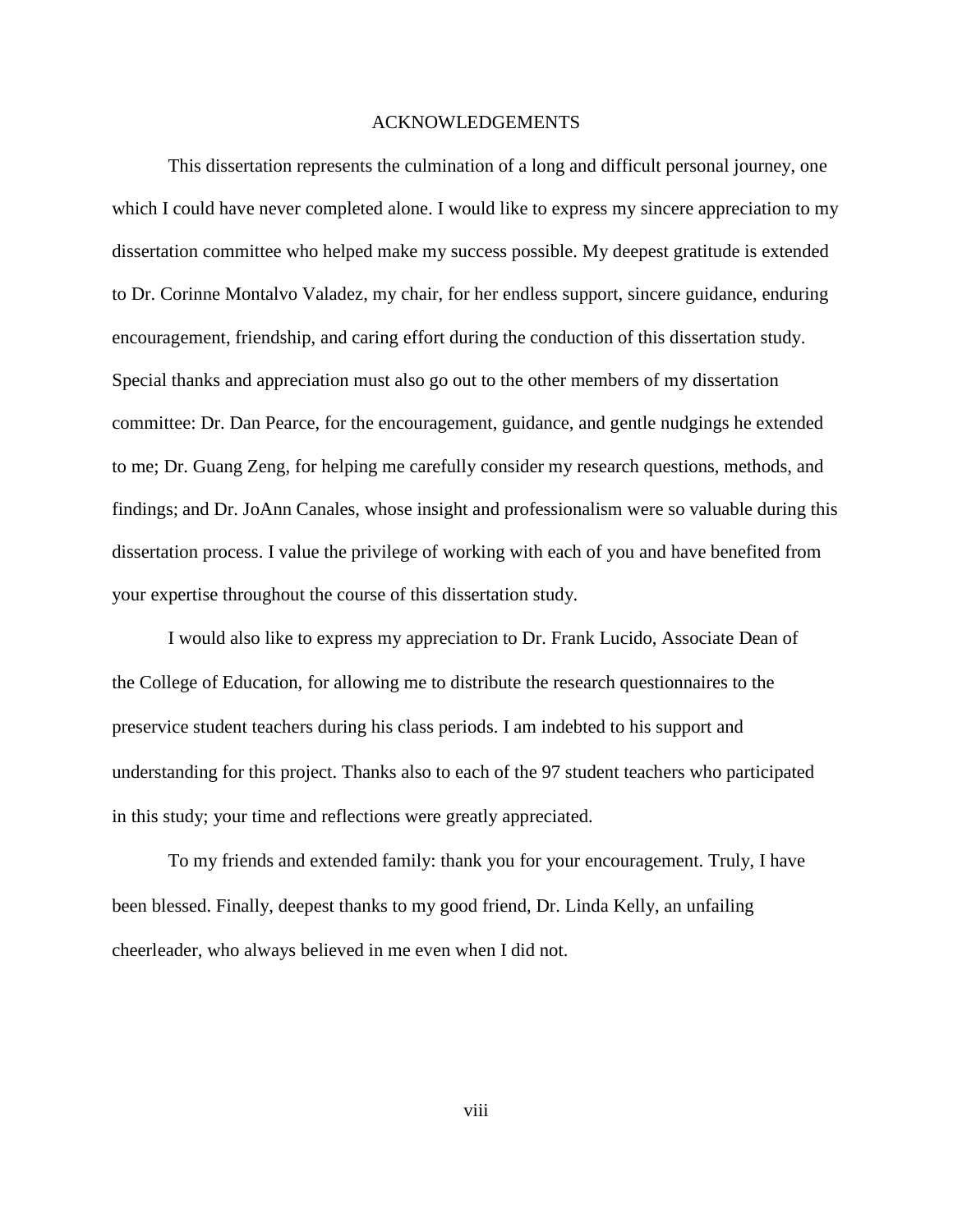# ACKNOWLEDGEMENTS

This dissertation represents the culmination of a long and difficult personal journey, one which I could have never completed alone. I would like to express my sincere appreciation to my dissertation committee who helped make my success possible. My deepest gratitude is extended to Dr. Corinne Montalvo Valadez, my chair, for her endless support, sincere guidance, enduring encouragement, friendship, and caring effort during the conduction of this dissertation study. Special thanks and appreciation must also go out to the other members of my dissertation committee: Dr. Dan Pearce, for the encouragement, guidance, and gentle nudgings he extended to me; Dr. Guang Zeng, for helping me carefully consider my research questions, methods, and findings; and Dr. JoAnn Canales, whose insight and professionalism were so valuable during this dissertation process. I value the privilege of working with each of you and have benefited from your expertise throughout the course of this dissertation study.

I would also like to express my appreciation to Dr. Frank Lucido, Associate Dean of the College of Education, for allowing me to distribute the research questionnaires to the preservice student teachers during his class periods. I am indebted to his support and understanding for this project. Thanks also to each of the 97 student teachers who participated in this study; your time and reflections were greatly appreciated.

To my friends and extended family: thank you for your encouragement. Truly, I have been blessed. Finally, deepest thanks to my good friend, Dr. Linda Kelly, an unfailing cheerleader, who always believed in me even when I did not.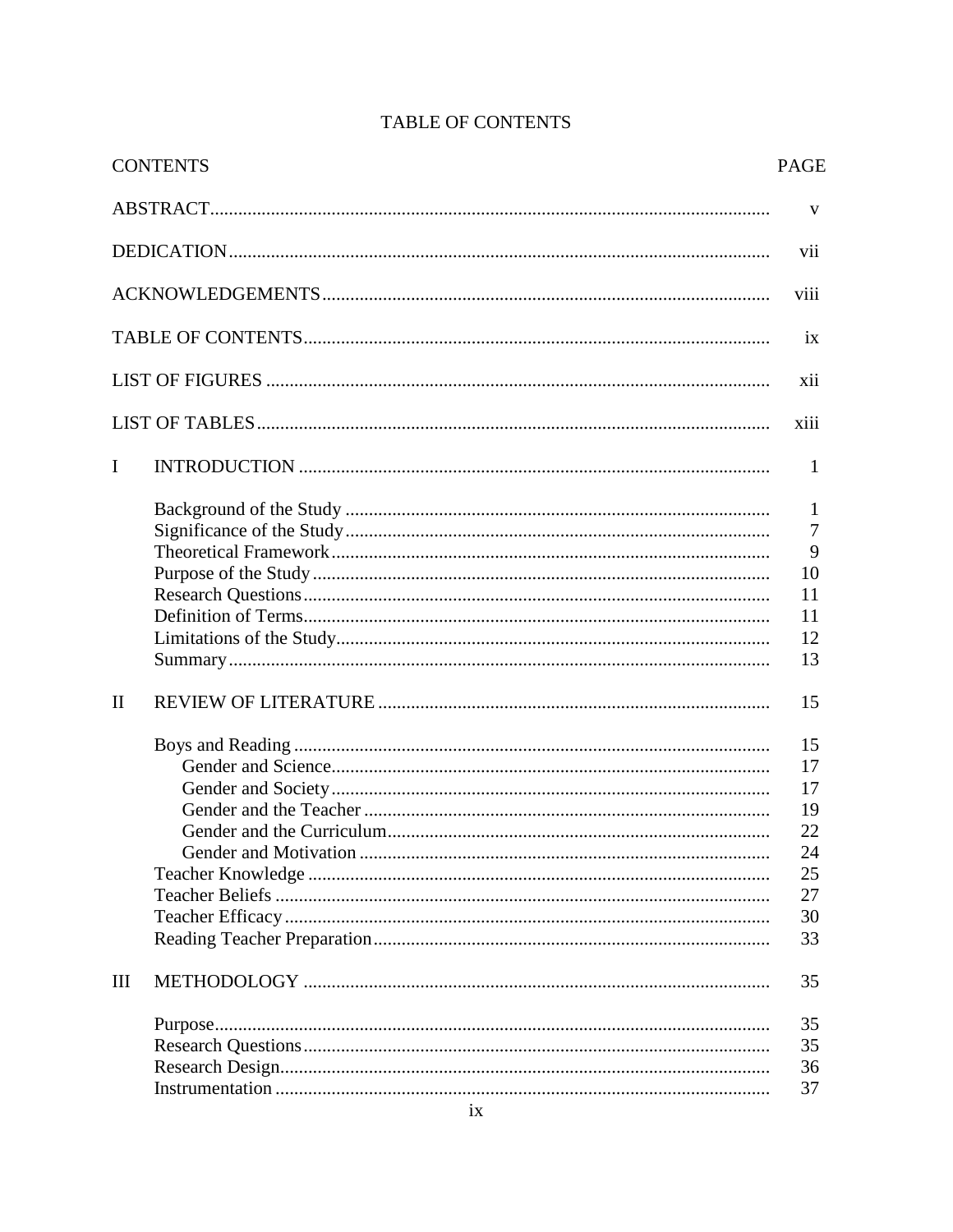# TABLE OF CONTENTS

| CONTENTS | | PAGE |
|---|---|---|
| ABSTRACT | | v |
| DEDICATION | | vii |
| ACKNOWLEDGEMENTS | | viii |
| TABLE OF CONTENTS | | ix |
| LIST OF FIGURES | | xii |
| LIST OF TABLES | | xiii |
| I | INTRODUCTION | 1 |
| | Background of the Study | 1 |
| | Significance of the Study | 7 |
| | Theoretical Framework | 9 |
| | Purpose of the Study | 10 |
| | Research Questions | 11 |
| | Definition of Terms | 11 |
| | Limitations of the Study | 12 |
| | Summary | 13 |
| II | REVIEW OF LITERATURE | 15 |
| | Boys and Reading | 15 |
| | Gender and Science | 17 |
| | Gender and Society | 17 |
| | Gender and the Teacher | 19 |
| | Gender and the Curriculum | 22 |
| | Gender and Motivation | 24 |
| | Teacher Knowledge | 25 |
| | Teacher Beliefs | 27 |
| | Teacher Efficacy | 30 |
| | Reading Teacher Preparation | 33 |
| III | METHODOLOGY | 35 |
| | Purpose | 35 |
| | Research Questions | 35 |
| | Research Design | 36 |
| | Instrumentation | 37 |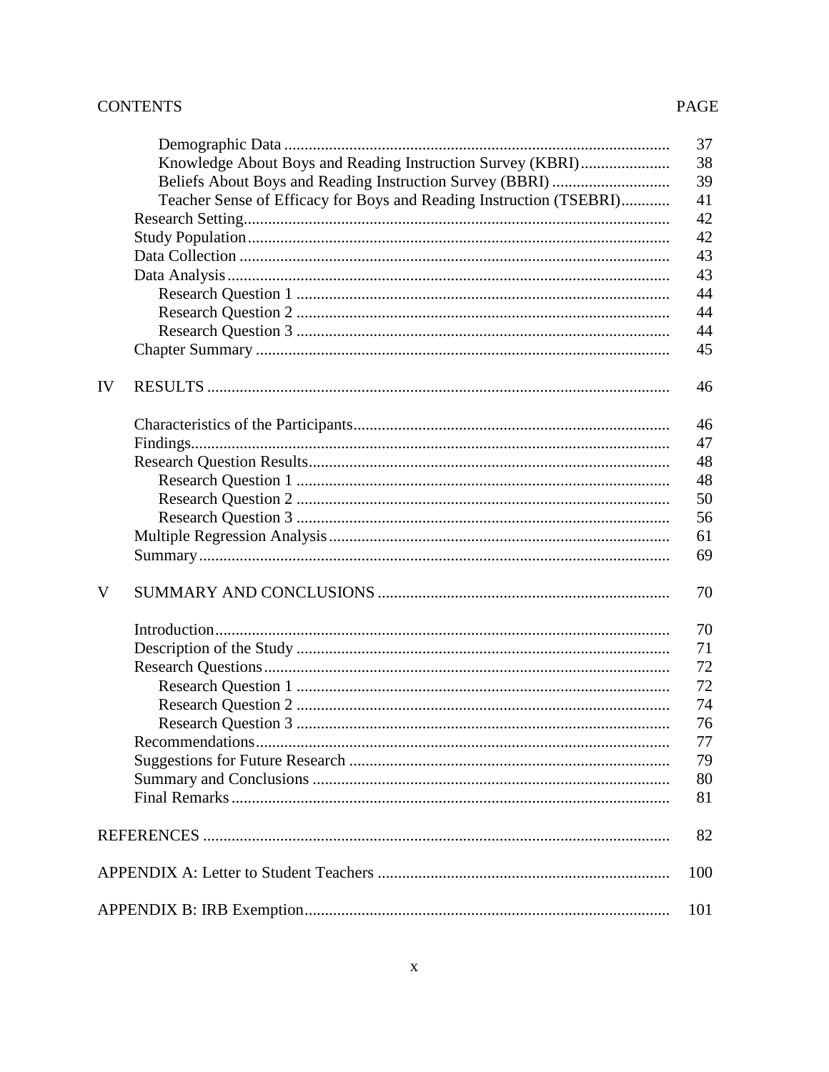| CONTENTS | | PAGE |
|---|---|---|
| | Demographic Data | 37 |
| | Knowledge About Boys and Reading Instruction Survey (KBRI) | 38 |
| | Beliefs About Boys and Reading Instruction Survey (BBRI) | 39 |
| | Teacher Sense of Efficacy for Boys and Reading Instruction (TSEBRI) | 41 |
| | Research Setting | 42 |
| | Study Population | 42 |
| | Data Collection | 43 |
| | Data Analysis | 43 |
| | Research Question 1 | 44 |
| | Research Question 2 | 44 |
| | Research Question 3 | 44 |
| | Chapter Summary | 45 |
| IV | RESULTS | 46 |
| | Characteristics of the Participants | 46 |
| | Findings | 47 |
| | Research Question Results | 48 |
| | Research Question 1 | 48 |
| | Research Question 2 | 50 |
| | Research Question 3 | 56 |
| | Multiple Regression Analysis | 61 |
| | Summary | 69 |
| V | SUMMARY AND CONCLUSIONS | 70 |
| | Introduction | 70 |
| | Description of the Study | 71 |
| | Research Questions | 72 |
| | Research Question 1 | 72 |
| | Research Question 2 | 74 |
| | Research Question 3 | 76 |
| | Recommendations | 77 |
| | Suggestions for Future Research | 79 |
| | Summary and Conclusions | 80 |
| | Final Remarks | 81 |
| REFERENCES | | 82 |
| APPENDIX A: Letter to Student Teachers | | 100 |
| APPENDIX B: IRB Exemption | | 101 |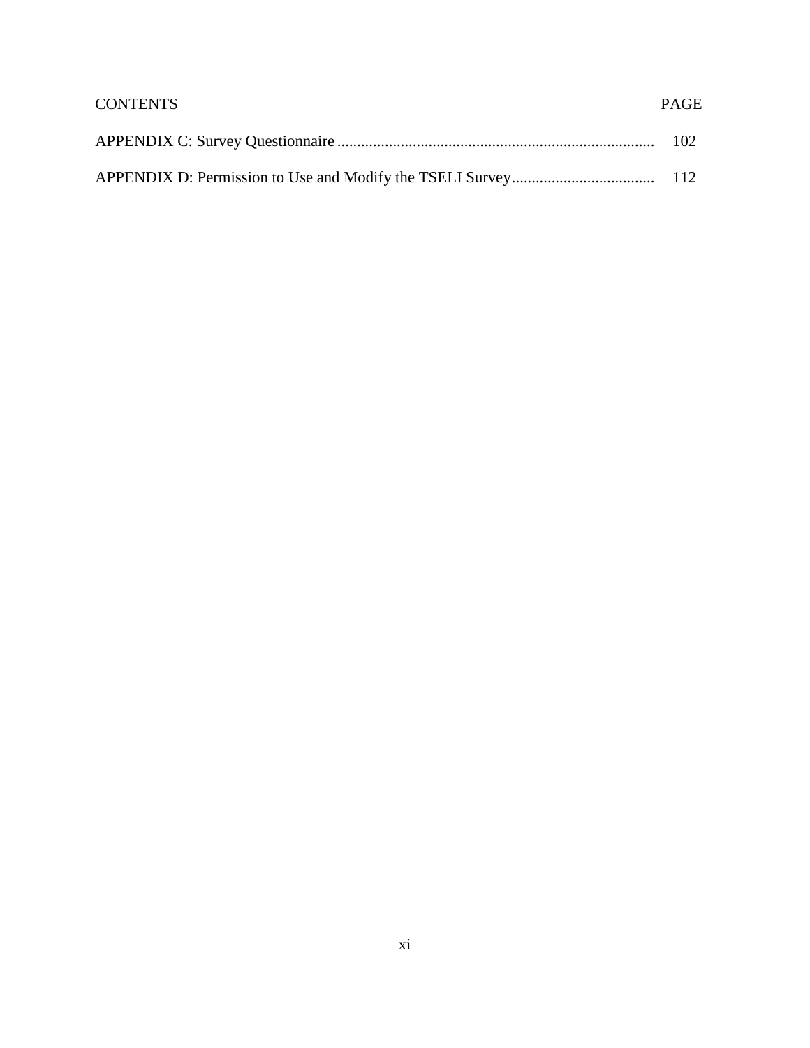| CONTENTS | PAGE |
| --- | --- |
| APPENDIX C: Survey Questionnaire | 102 |
| APPENDIX D: Permission to Use and Modify the TSELI Survey | 112 |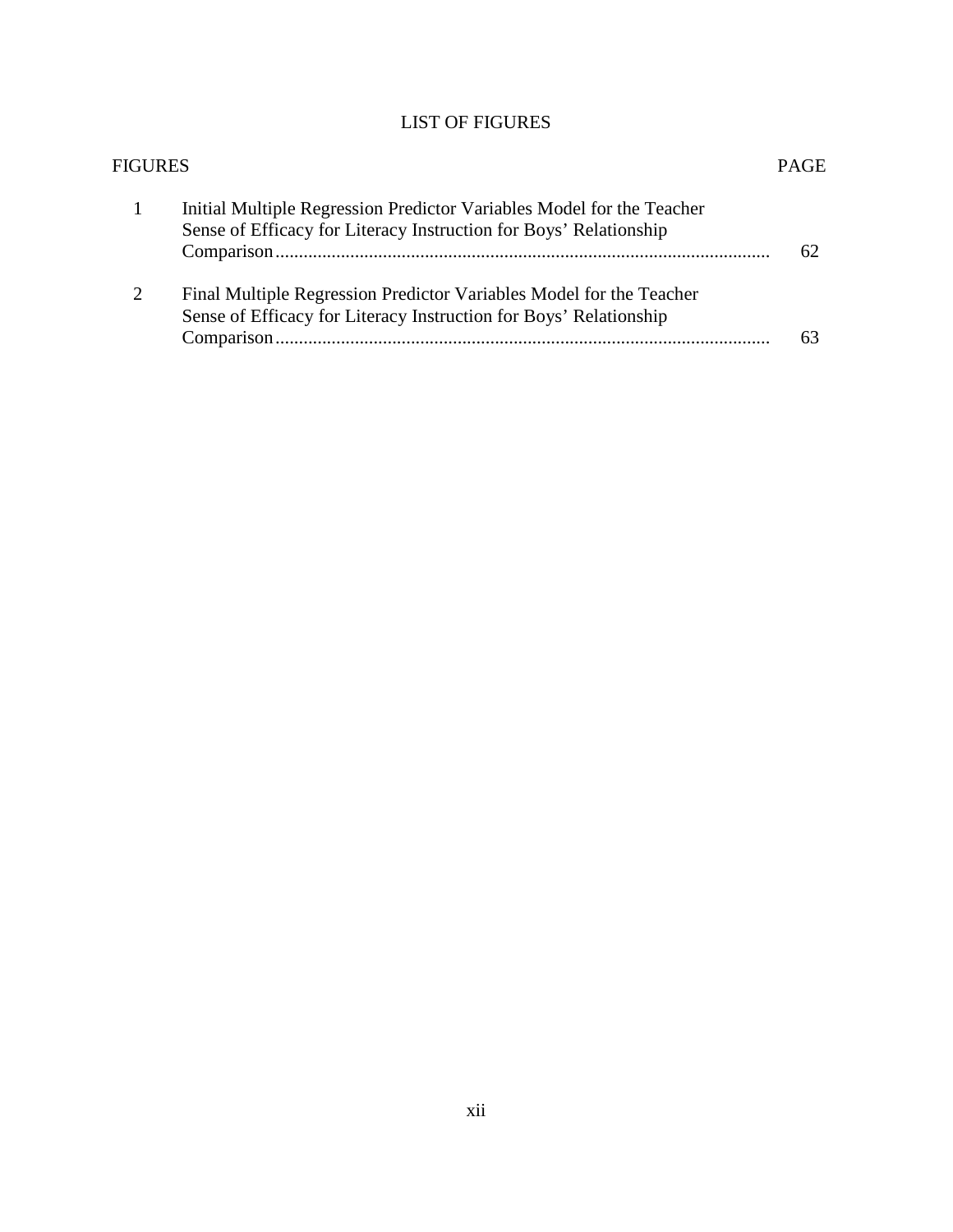# LIST OF FIGURES

| FIGURES | | PAGE |
|---|---|---|
| 1 | Initial Multiple Regression Predictor Variables Model for the Teacher Sense of Efficacy for Literacy Instruction for Boys' Relationship Comparison | 62 |
| 2 | Final Multiple Regression Predictor Variables Model for the Teacher Sense of Efficacy for Literacy Instruction for Boys' Relationship Comparison | 63 |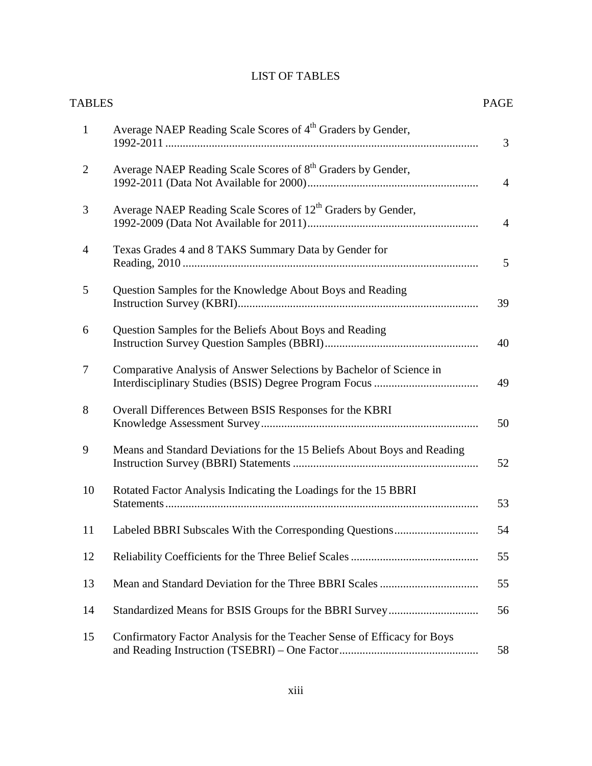# LIST OF TABLES

| TABLES | | PAGE |
|---|---|---|
| 1 | Average NAEP Reading Scale Scores of 4th Graders by Gender, 1992-2011 | 3 |
| 2 | Average NAEP Reading Scale Scores of 8th Graders by Gender, 1992-2011 (Data Not Available for 2000) | 4 |
| 3 | Average NAEP Reading Scale Scores of 12th Graders by Gender, 1992-2009 (Data Not Available for 2011) | 4 |
| 4 | Texas Grades 4 and 8 TAKS Summary Data by Gender for Reading, 2010 | 5 |
| 5 | Question Samples for the Knowledge About Boys and Reading Instruction Survey (KBRI) | 39 |
| 6 | Question Samples for the Beliefs About Boys and Reading Instruction Survey Question Samples (BBRI) | 40 |
| 7 | Comparative Analysis of Answer Selections by Bachelor of Science in Interdisciplinary Studies (BSIS) Degree Program Focus | 49 |
| 8 | Overall Differences Between BSIS Responses for the KBRI Knowledge Assessment Survey | 50 |
| 9 | Means and Standard Deviations for the 15 Beliefs About Boys and Reading Instruction Survey (BBRI) Statements | 52 |
| 10 | Rotated Factor Analysis Indicating the Loadings for the 15 BBRI Statements | 53 |
| 11 | Labeled BBRI Subscales With the Corresponding Questions | 54 |
| 12 | Reliability Coefficients for the Three Belief Scales | 55 |
| 13 | Mean and Standard Deviation for the Three BBRI Scales | 55 |
| 14 | Standardized Means for BSIS Groups for the BBRI Survey | 56 |
| 15 | Confirmatory Factor Analysis for the Teacher Sense of Efficacy for Boys and Reading Instruction (TSEBRI) – One Factor | 58 |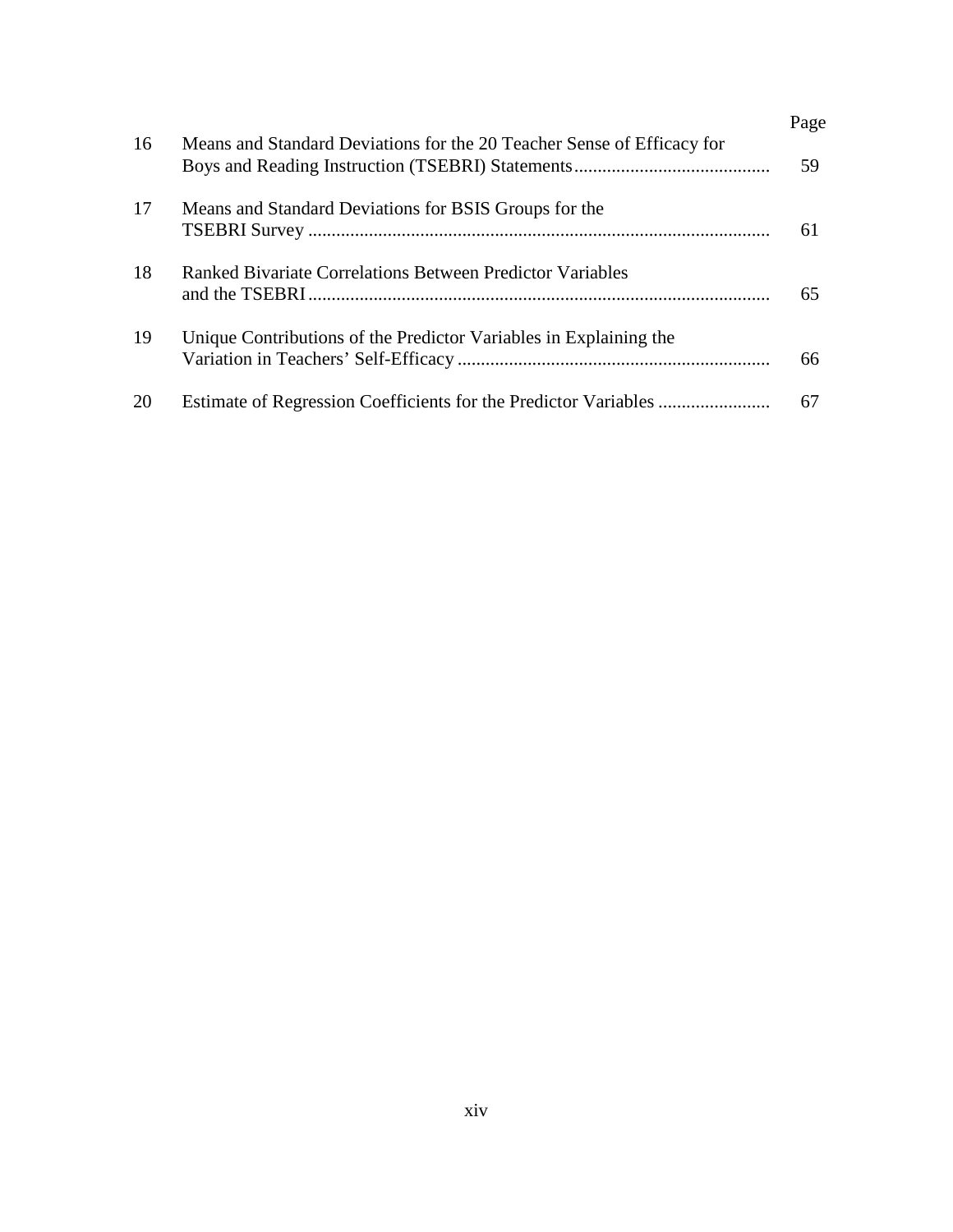| | | Page |
|---|---|---|
| 16 | Means and Standard Deviations for the 20 Teacher Sense of Efficacy for Boys and Reading Instruction (TSEBRI) Statements | 59 |
| 17 | Means and Standard Deviations for BSIS Groups for the TSEBRI Survey | 61 |
| 18 | Ranked Bivariate Correlations Between Predictor Variables and the TSEBRI | 65 |
| 19 | Unique Contributions of the Predictor Variables in Explaining the Variation in Teachers' Self-Efficacy | 66 |
| 20 | Estimate of Regression Coefficients for the Predictor Variables | 67 |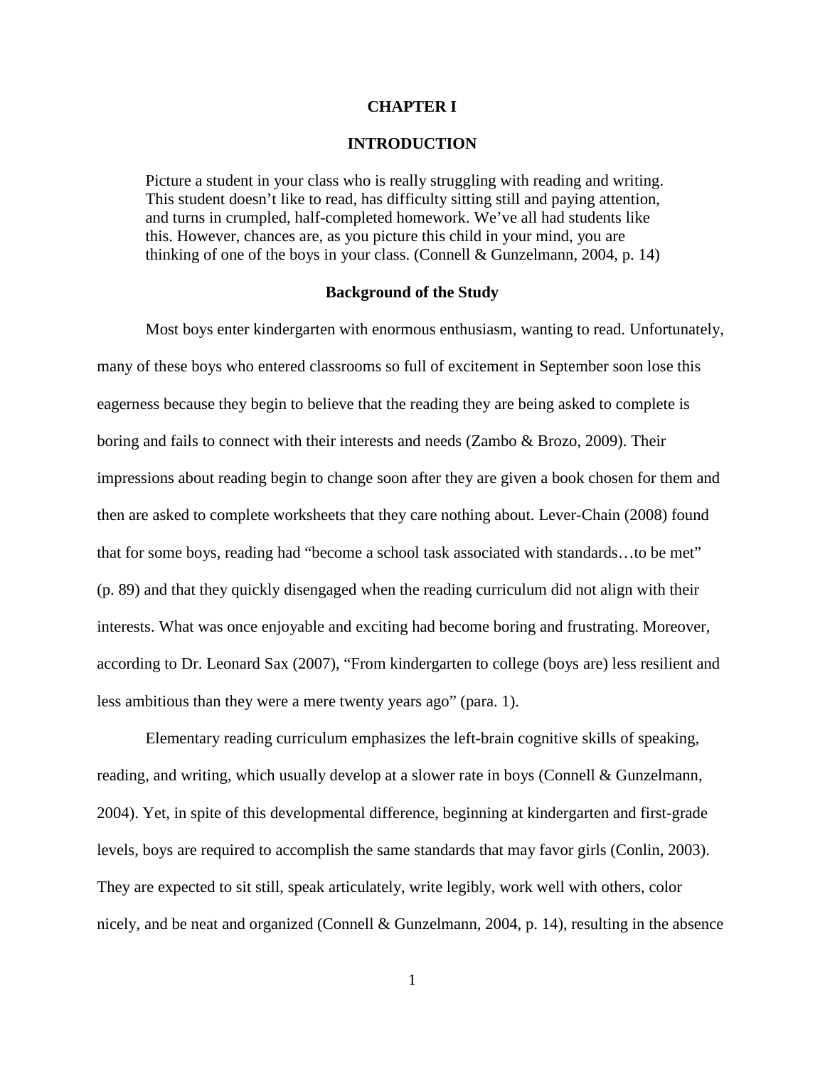# CHAPTER I

# INTRODUCTION

> Picture a student in your class who is really struggling with reading and writing. This student doesn't like to read, has difficulty sitting still and paying attention, and turns in crumpled, half-completed homework. We've all had students like this. However, chances are, as you picture this child in your mind, you are thinking of one of the boys in your class. (Connell & Gunzelmann, 2004, p. 14)

## Background of the Study

Most boys enter kindergarten with enormous enthusiasm, wanting to read. Unfortunately, many of these boys who entered classrooms so full of excitement in September soon lose this eagerness because they begin to believe that the reading they are being asked to complete is boring and fails to connect with their interests and needs (Zambo & Brozo, 2009). Their impressions about reading begin to change soon after they are given a book chosen for them and then are asked to complete worksheets that they care nothing about. Lever-Chain (2008) found that for some boys, reading had "become a school task associated with standards…to be met" (p. 89) and that they quickly disengaged when the reading curriculum did not align with their interests. What was once enjoyable and exciting had become boring and frustrating. Moreover, according to Dr. Leonard Sax (2007), "From kindergarten to college (boys are) less resilient and less ambitious than they were a mere twenty years ago" (para. 1).

Elementary reading curriculum emphasizes the left-brain cognitive skills of speaking, reading, and writing, which usually develop at a slower rate in boys (Connell & Gunzelmann, 2004). Yet, in spite of this developmental difference, beginning at kindergarten and first-grade levels, boys are required to accomplish the same standards that may favor girls (Conlin, 2003). They are expected to sit still, speak articulately, write legibly, work well with others, color nicely, and be neat and organized (Connell & Gunzelmann, 2004, p. 14), resulting in the absence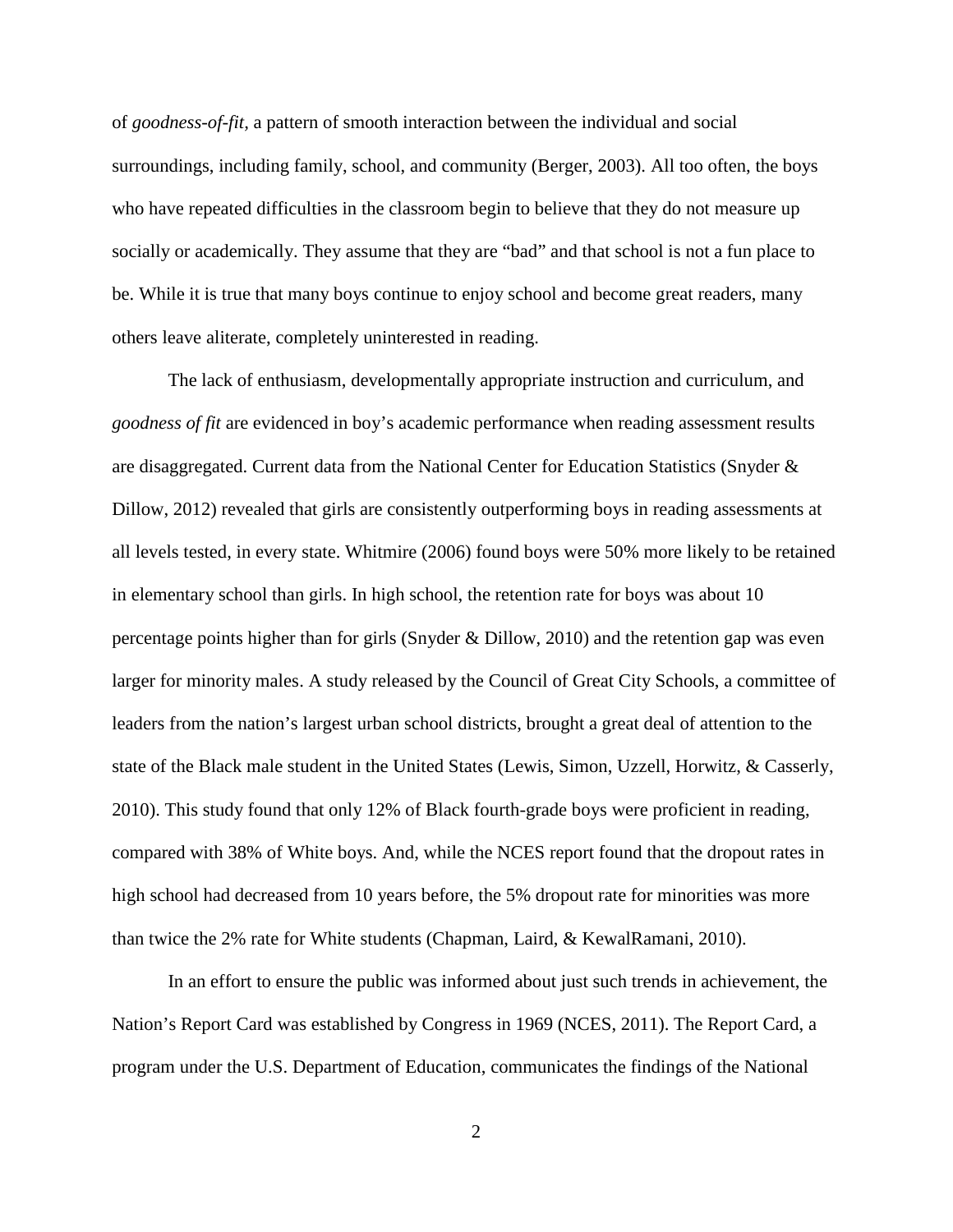of *goodness-of-fit*, a pattern of smooth interaction between the individual and social surroundings, including family, school, and community (Berger, 2003). All too often, the boys who have repeated difficulties in the classroom begin to believe that they do not measure up socially or academically. They assume that they are "bad" and that school is not a fun place to be. While it is true that many boys continue to enjoy school and become great readers, many others leave aliterate, completely uninterested in reading.

The lack of enthusiasm, developmentally appropriate instruction and curriculum, and *goodness of fit* are evidenced in boy's academic performance when reading assessment results are disaggregated. Current data from the National Center for Education Statistics (Snyder & Dillow, 2012) revealed that girls are consistently outperforming boys in reading assessments at all levels tested, in every state. Whitmire (2006) found boys were 50% more likely to be retained in elementary school than girls. In high school, the retention rate for boys was about 10 percentage points higher than for girls (Snyder & Dillow, 2010) and the retention gap was even larger for minority males. A study released by the Council of Great City Schools, a committee of leaders from the nation's largest urban school districts, brought a great deal of attention to the state of the Black male student in the United States (Lewis, Simon, Uzzell, Horwitz, & Casserly, 2010). This study found that only 12% of Black fourth-grade boys were proficient in reading, compared with 38% of White boys. And, while the NCES report found that the dropout rates in high school had decreased from 10 years before, the 5% dropout rate for minorities was more than twice the 2% rate for White students (Chapman, Laird, & KewalRamani, 2010).

In an effort to ensure the public was informed about just such trends in achievement, the Nation's Report Card was established by Congress in 1969 (NCES, 2011). The Report Card, a program under the U.S. Department of Education, communicates the findings of the National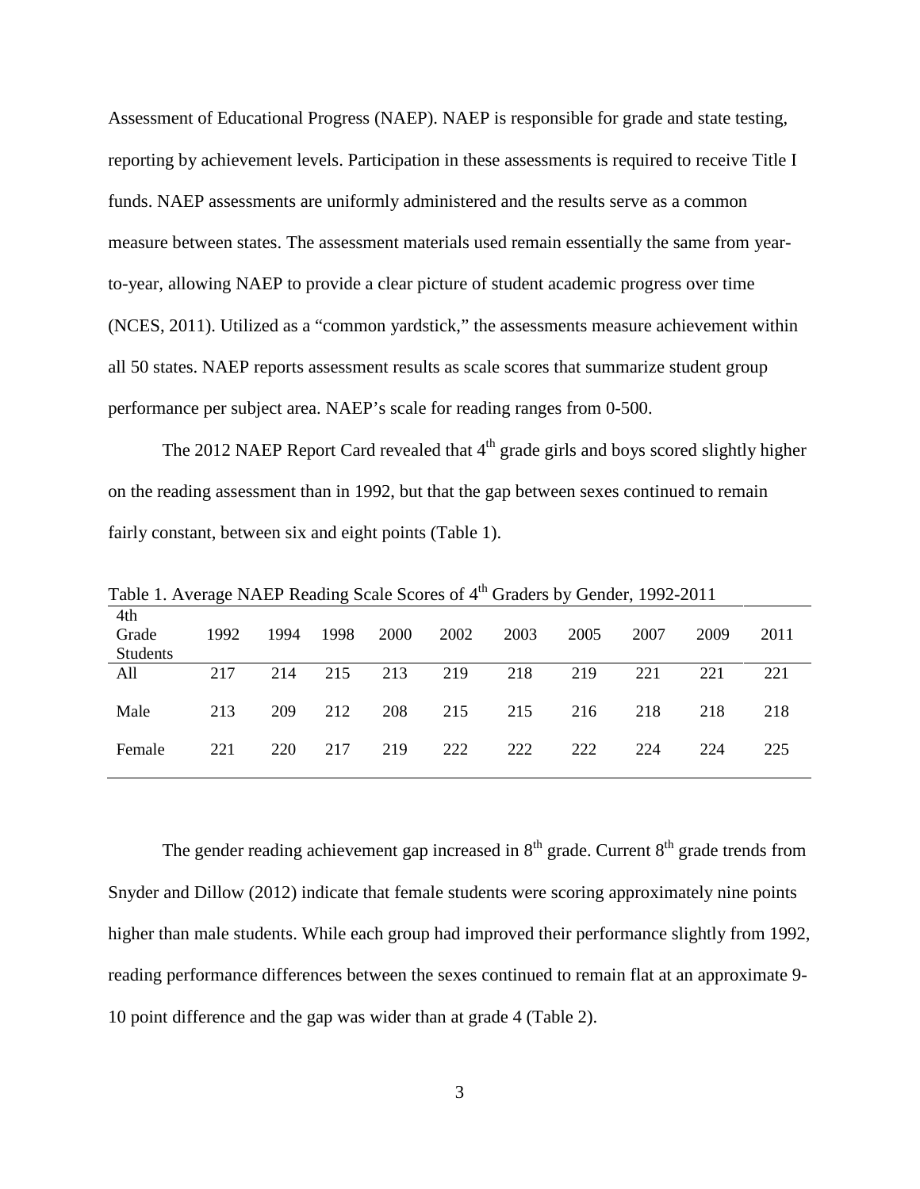Assessment of Educational Progress (NAEP). NAEP is responsible for grade and state testing, reporting by achievement levels. Participation in these assessments is required to receive Title I funds. NAEP assessments are uniformly administered and the results serve as a common measure between states. The assessment materials used remain essentially the same from year-to-year, allowing NAEP to provide a clear picture of student academic progress over time (NCES, 2011). Utilized as a "common yardstick," the assessments measure achievement within all 50 states. NAEP reports assessment results as scale scores that summarize student group performance per subject area. NAEP's scale for reading ranges from 0-500.

The 2012 NAEP Report Card revealed that 4th grade girls and boys scored slightly higher on the reading assessment than in 1992, but that the gap between sexes continued to remain fairly constant, between six and eight points (Table 1).

Table 1. Average NAEP Reading Scale Scores of 4th Graders by Gender, 1992-2011

| 4th Grade Students | 1992 | 1994 | 1998 | 2000 | 2002 | 2003 | 2005 | 2007 | 2009 | 2011 |
|---|---|---|---|---|---|---|---|---|---|---|
| All | 217 | 214 | 215 | 213 | 219 | 218 | 219 | 221 | 221 | 221 |
| Male | 213 | 209 | 212 | 208 | 215 | 215 | 216 | 218 | 218 | 218 |
| Female | 221 | 220 | 217 | 219 | 222 | 222 | 222 | 224 | 224 | 225 |

The gender reading achievement gap increased in 8th grade. Current 8th grade trends from Snyder and Dillow (2012) indicate that female students were scoring approximately nine points higher than male students. While each group had improved their performance slightly from 1992, reading performance differences between the sexes continued to remain flat at an approximate 9-10 point difference and the gap was wider than at grade 4 (Table 2).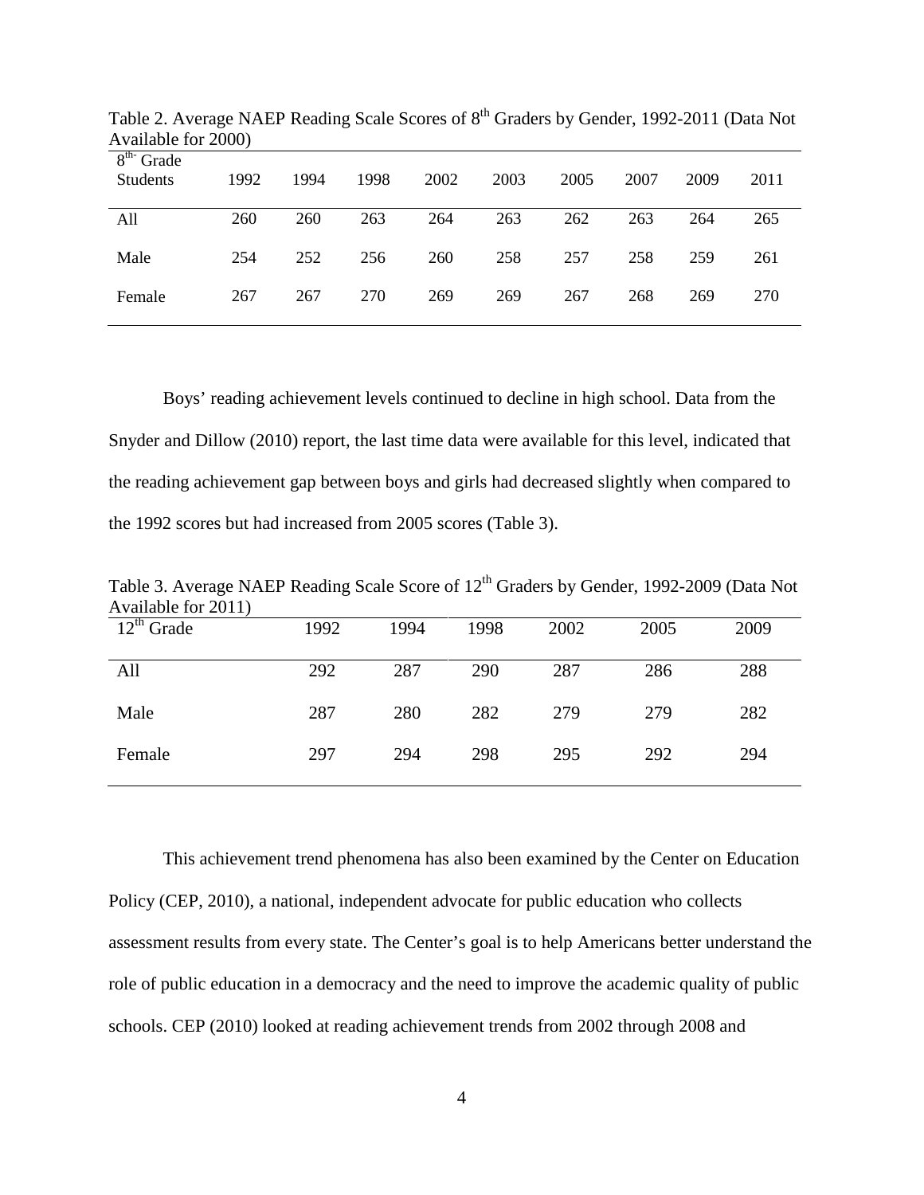Table 2. Average NAEP Reading Scale Scores of 8th Graders by Gender, 1992-2011 (Data Not Available for 2000)

| 8th Grade Students | 1992 | 1994 | 1998 | 2002 | 2003 | 2005 | 2007 | 2009 | 2011 |
|---|---|---|---|---|---|---|---|---|---|
| All | 260 | 260 | 263 | 264 | 263 | 262 | 263 | 264 | 265 |
| Male | 254 | 252 | 256 | 260 | 258 | 257 | 258 | 259 | 261 |
| Female | 267 | 267 | 270 | 269 | 269 | 267 | 268 | 269 | 270 |

Boys' reading achievement levels continued to decline in high school. Data from the Snyder and Dillow (2010) report, the last time data were available for this level, indicated that the reading achievement gap between boys and girls had decreased slightly when compared to the 1992 scores but had increased from 2005 scores (Table 3).

Table 3. Average NAEP Reading Scale Score of 12th Graders by Gender, 1992-2009 (Data Not Available for 2011)

| 12th Grade | 1992 | 1994 | 1998 | 2002 | 2005 | 2009 |
|---|---|---|---|---|---|---|
| All | 292 | 287 | 290 | 287 | 286 | 288 |
| Male | 287 | 280 | 282 | 279 | 279 | 282 |
| Female | 297 | 294 | 298 | 295 | 292 | 294 |

This achievement trend phenomena has also been examined by the Center on Education Policy (CEP, 2010), a national, independent advocate for public education who collects assessment results from every state. The Center's goal is to help Americans better understand the role of public education in a democracy and the need to improve the academic quality of public schools. CEP (2010) looked at reading achievement trends from 2002 through 2008 and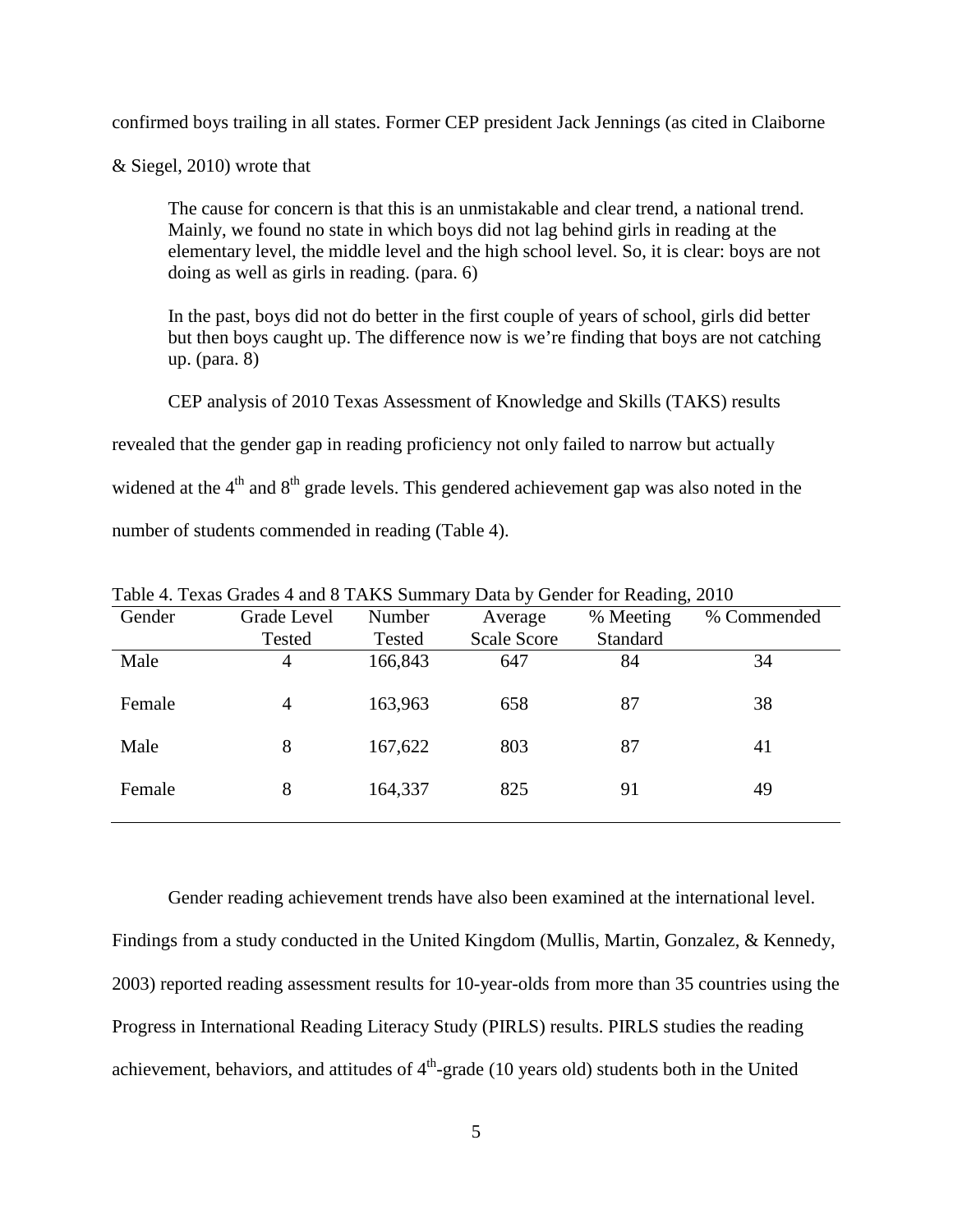confirmed boys trailing in all states. Former CEP president Jack Jennings (as cited in Claiborne & Siegel, 2010) wrote that

> The cause for concern is that this is an unmistakable and clear trend, a national trend. Mainly, we found no state in which boys did not lag behind girls in reading at the elementary level, the middle level and the high school level. So, it is clear: boys are not doing as well as girls in reading. (para. 6)
>
> In the past, boys did not do better in the first couple of years of school, girls did better but then boys caught up. The difference now is we're finding that boys are not catching up. (para. 8)

CEP analysis of 2010 Texas Assessment of Knowledge and Skills (TAKS) results revealed that the gender gap in reading proficiency not only failed to narrow but actually widened at the 4th and 8th grade levels. This gendered achievement gap was also noted in the number of students commended in reading (Table 4).

Table 4. Texas Grades 4 and 8 TAKS Summary Data by Gender for Reading, 2010

| Gender | Grade Level Tested | Number Tested | Average Scale Score | % Meeting Standard | % Commended |
|---|---|---|---|---|---|
| Male | 4 | 166,843 | 647 | 84 | 34 |
| Female | 4 | 163,963 | 658 | 87 | 38 |
| Male | 8 | 167,622 | 803 | 87 | 41 |
| Female | 8 | 164,337 | 825 | 91 | 49 |

Gender reading achievement trends have also been examined at the international level. Findings from a study conducted in the United Kingdom (Mullis, Martin, Gonzalez, & Kennedy, 2003) reported reading assessment results for 10-year-olds from more than 35 countries using the Progress in International Reading Literacy Study (PIRLS) results. PIRLS studies the reading achievement, behaviors, and attitudes of 4th-grade (10 years old) students both in the United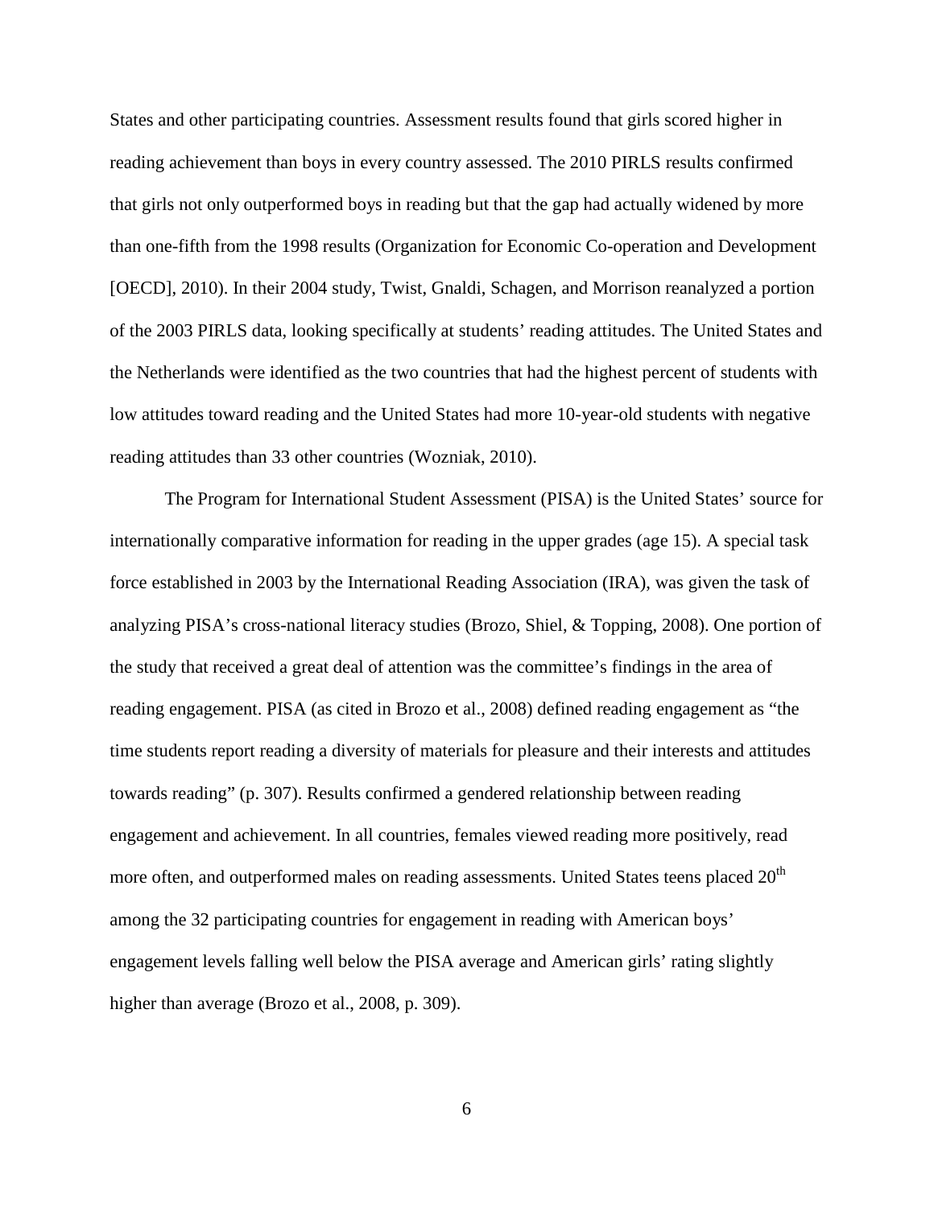States and other participating countries. Assessment results found that girls scored higher in reading achievement than boys in every country assessed. The 2010 PIRLS results confirmed that girls not only outperformed boys in reading but that the gap had actually widened by more than one-fifth from the 1998 results (Organization for Economic Co-operation and Development [OECD], 2010). In their 2004 study, Twist, Gnaldi, Schagen, and Morrison reanalyzed a portion of the 2003 PIRLS data, looking specifically at students' reading attitudes. The United States and the Netherlands were identified as the two countries that had the highest percent of students with low attitudes toward reading and the United States had more 10-year-old students with negative reading attitudes than 33 other countries (Wozniak, 2010).

The Program for International Student Assessment (PISA) is the United States' source for internationally comparative information for reading in the upper grades (age 15). A special task force established in 2003 by the International Reading Association (IRA), was given the task of analyzing PISA's cross-national literacy studies (Brozo, Shiel, & Topping, 2008). One portion of the study that received a great deal of attention was the committee's findings in the area of reading engagement. PISA (as cited in Brozo et al., 2008) defined reading engagement as "the time students report reading a diversity of materials for pleasure and their interests and attitudes towards reading" (p. 307). Results confirmed a gendered relationship between reading engagement and achievement. In all countries, females viewed reading more positively, read more often, and outperformed males on reading assessments. United States teens placed 20th among the 32 participating countries for engagement in reading with American boys' engagement levels falling well below the PISA average and American girls' rating slightly higher than average (Brozo et al., 2008, p. 309).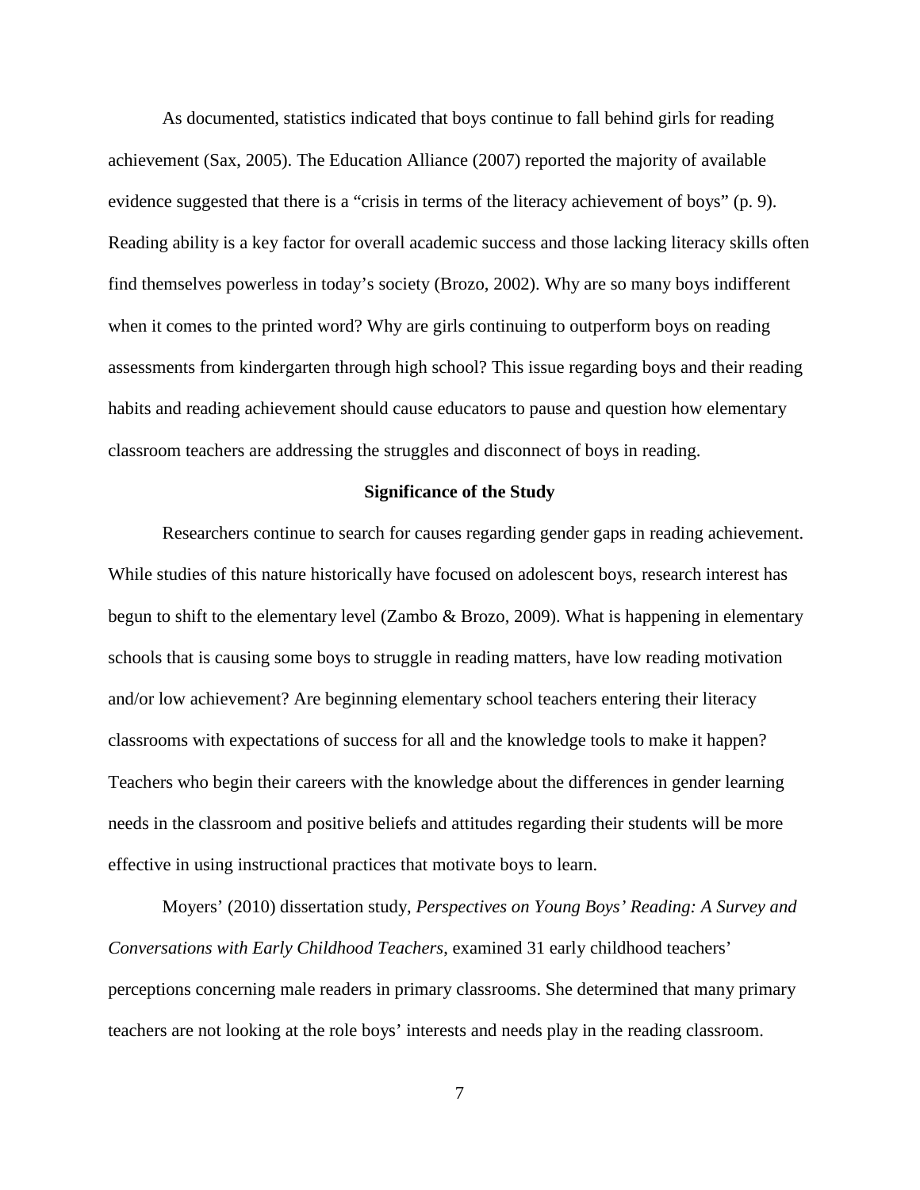As documented, statistics indicated that boys continue to fall behind girls for reading achievement (Sax, 2005). The Education Alliance (2007) reported the majority of available evidence suggested that there is a "crisis in terms of the literacy achievement of boys" (p. 9). Reading ability is a key factor for overall academic success and those lacking literacy skills often find themselves powerless in today's society (Brozo, 2002). Why are so many boys indifferent when it comes to the printed word? Why are girls continuing to outperform boys on reading assessments from kindergarten through high school? This issue regarding boys and their reading habits and reading achievement should cause educators to pause and question how elementary classroom teachers are addressing the struggles and disconnect of boys in reading.

## Significance of the Study

Researchers continue to search for causes regarding gender gaps in reading achievement. While studies of this nature historically have focused on adolescent boys, research interest has begun to shift to the elementary level (Zambo & Brozo, 2009). What is happening in elementary schools that is causing some boys to struggle in reading matters, have low reading motivation and/or low achievement? Are beginning elementary school teachers entering their literacy classrooms with expectations of success for all and the knowledge tools to make it happen? Teachers who begin their careers with the knowledge about the differences in gender learning needs in the classroom and positive beliefs and attitudes regarding their students will be more effective in using instructional practices that motivate boys to learn.

Moyers' (2010) dissertation study, *Perspectives on Young Boys' Reading: A Survey and Conversations with Early Childhood Teachers*, examined 31 early childhood teachers' perceptions concerning male readers in primary classrooms. She determined that many primary teachers are not looking at the role boys' interests and needs play in the reading classroom.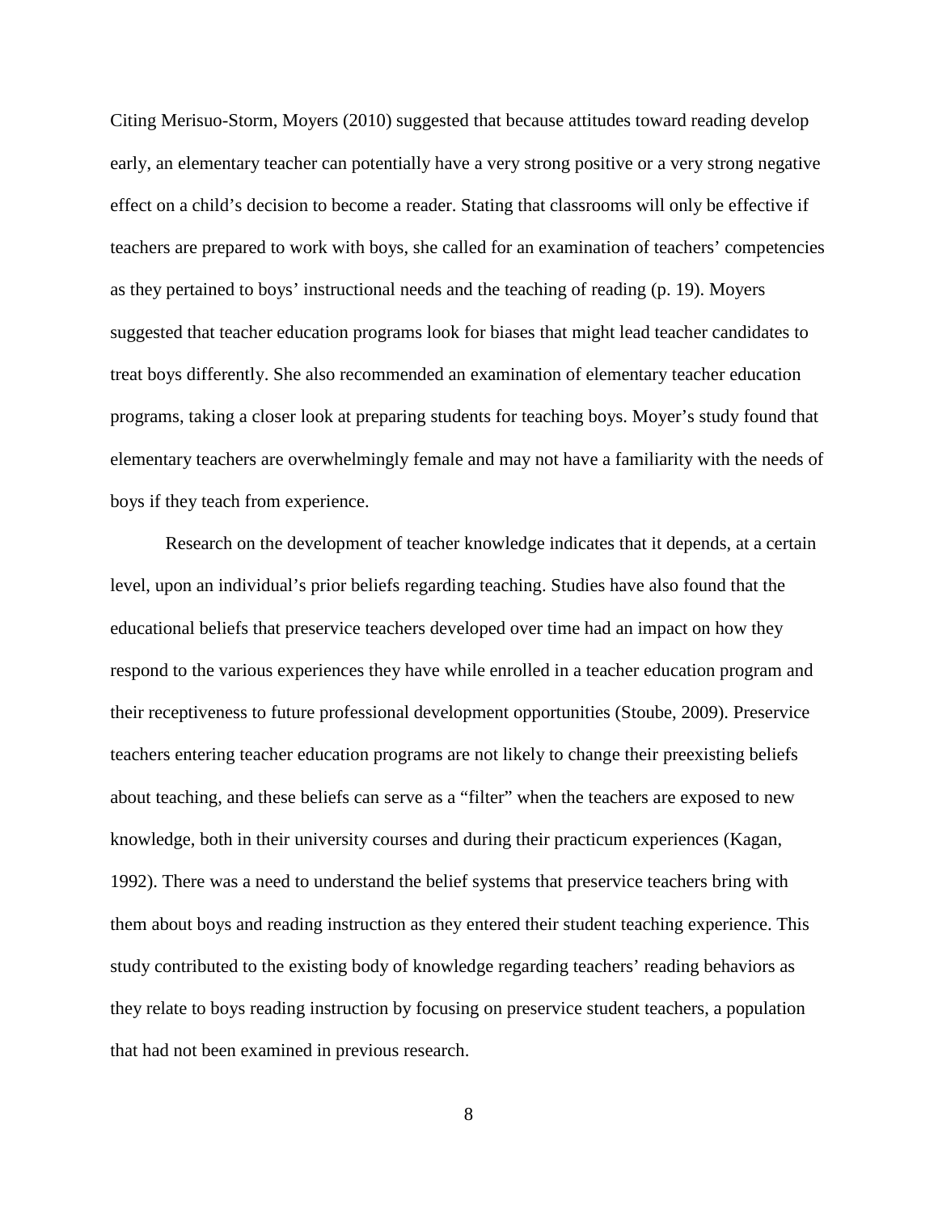Citing Merisuo-Storm, Moyers (2010) suggested that because attitudes toward reading develop early, an elementary teacher can potentially have a very strong positive or a very strong negative effect on a child's decision to become a reader. Stating that classrooms will only be effective if teachers are prepared to work with boys, she called for an examination of teachers' competencies as they pertained to boys' instructional needs and the teaching of reading (p. 19). Moyers suggested that teacher education programs look for biases that might lead teacher candidates to treat boys differently. She also recommended an examination of elementary teacher education programs, taking a closer look at preparing students for teaching boys. Moyer's study found that elementary teachers are overwhelmingly female and may not have a familiarity with the needs of boys if they teach from experience.

Research on the development of teacher knowledge indicates that it depends, at a certain level, upon an individual's prior beliefs regarding teaching. Studies have also found that the educational beliefs that preservice teachers developed over time had an impact on how they respond to the various experiences they have while enrolled in a teacher education program and their receptiveness to future professional development opportunities (Stoube, 2009). Preservice teachers entering teacher education programs are not likely to change their preexisting beliefs about teaching, and these beliefs can serve as a "filter" when the teachers are exposed to new knowledge, both in their university courses and during their practicum experiences (Kagan, 1992). There was a need to understand the belief systems that preservice teachers bring with them about boys and reading instruction as they entered their student teaching experience. This study contributed to the existing body of knowledge regarding teachers' reading behaviors as they relate to boys reading instruction by focusing on preservice student teachers, a population that had not been examined in previous research.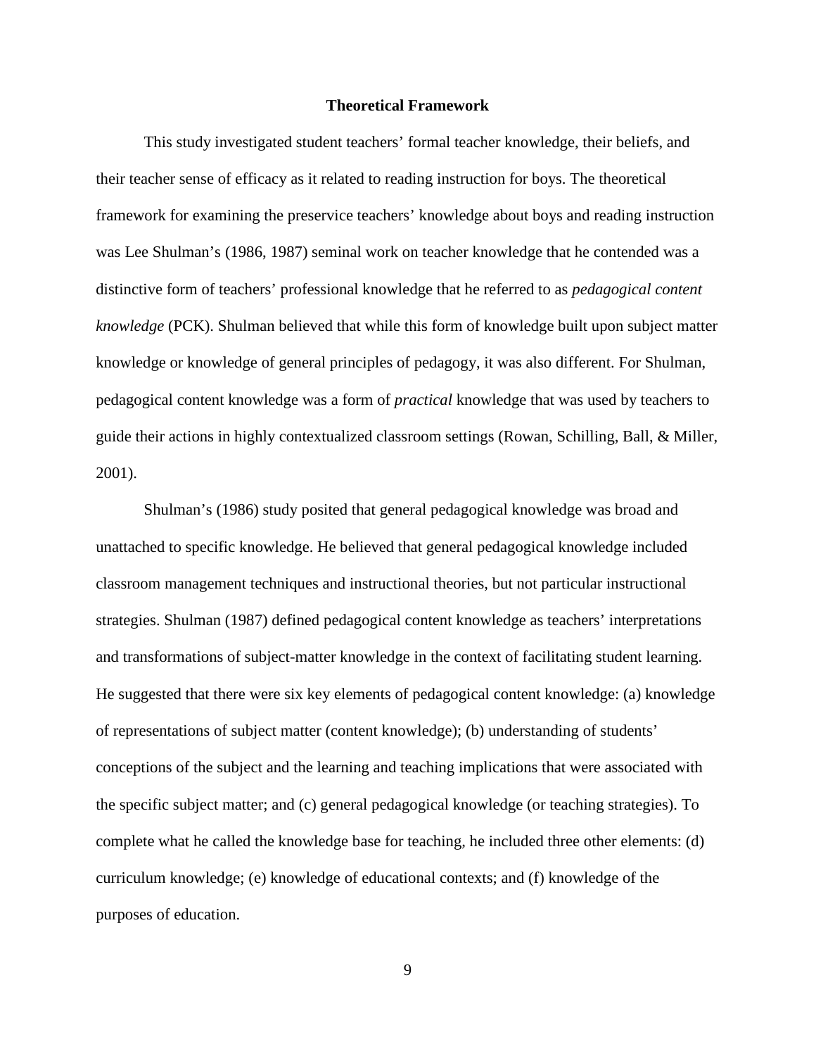## Theoretical Framework

This study investigated student teachers' formal teacher knowledge, their beliefs, and their teacher sense of efficacy as it related to reading instruction for boys. The theoretical framework for examining the preservice teachers' knowledge about boys and reading instruction was Lee Shulman's (1986, 1987) seminal work on teacher knowledge that he contended was a distinctive form of teachers' professional knowledge that he referred to as *pedagogical content knowledge* (PCK). Shulman believed that while this form of knowledge built upon subject matter knowledge or knowledge of general principles of pedagogy, it was also different. For Shulman, pedagogical content knowledge was a form of *practical* knowledge that was used by teachers to guide their actions in highly contextualized classroom settings (Rowan, Schilling, Ball, & Miller, 2001).

Shulman's (1986) study posited that general pedagogical knowledge was broad and unattached to specific knowledge. He believed that general pedagogical knowledge included classroom management techniques and instructional theories, but not particular instructional strategies. Shulman (1987) defined pedagogical content knowledge as teachers' interpretations and transformations of subject-matter knowledge in the context of facilitating student learning. He suggested that there were six key elements of pedagogical content knowledge: (a) knowledge of representations of subject matter (content knowledge); (b) understanding of students' conceptions of the subject and the learning and teaching implications that were associated with the specific subject matter; and (c) general pedagogical knowledge (or teaching strategies). To complete what he called the knowledge base for teaching, he included three other elements: (d) curriculum knowledge; (e) knowledge of educational contexts; and (f) knowledge of the purposes of education.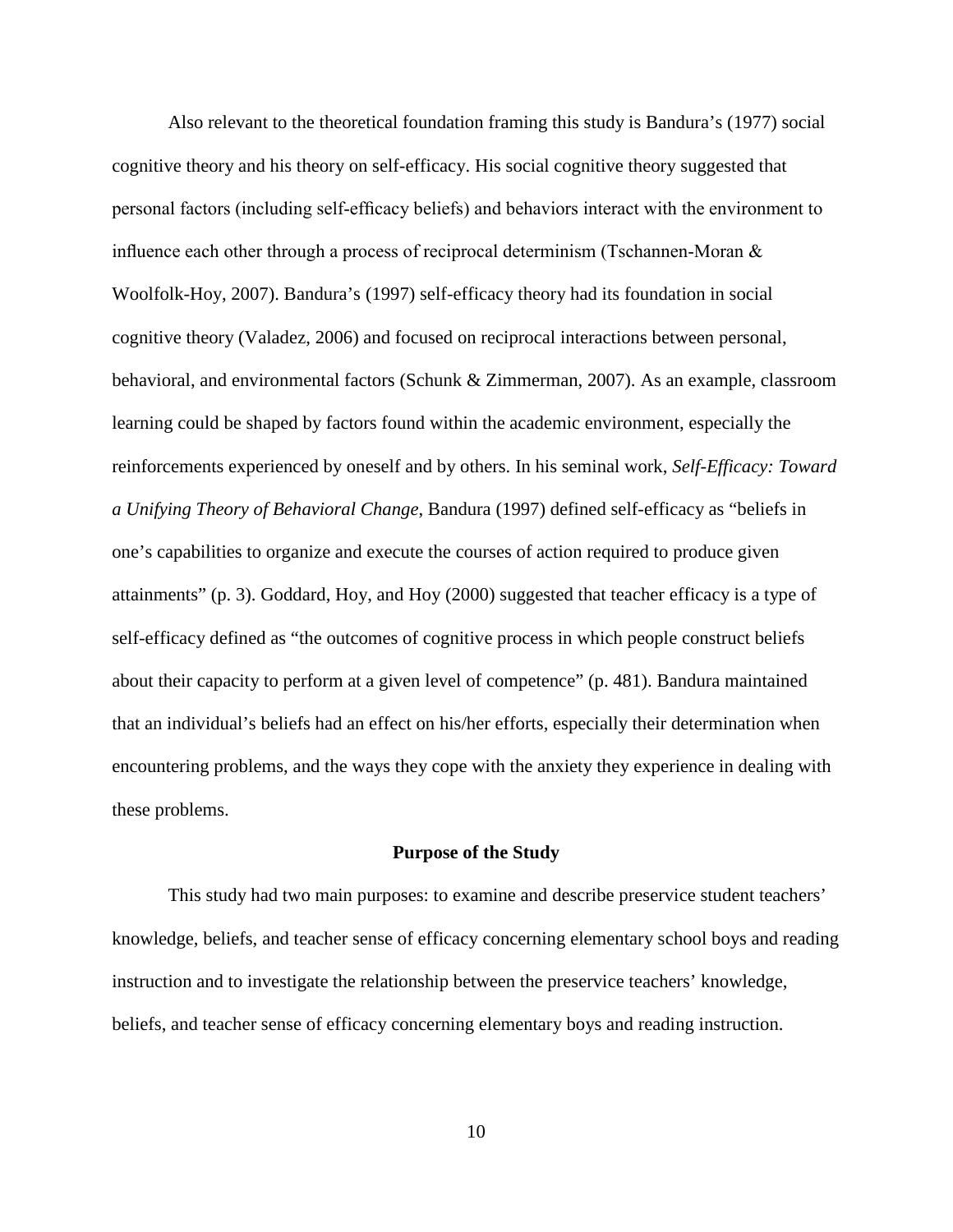Also relevant to the theoretical foundation framing this study is Bandura's (1977) social cognitive theory and his theory on self-efficacy. His social cognitive theory suggested that personal factors (including self-efficacy beliefs) and behaviors interact with the environment to influence each other through a process of reciprocal determinism (Tschannen-Moran & Woolfolk-Hoy, 2007). Bandura's (1997) self-efficacy theory had its foundation in social cognitive theory (Valadez, 2006) and focused on reciprocal interactions between personal, behavioral, and environmental factors (Schunk & Zimmerman, 2007). As an example, classroom learning could be shaped by factors found within the academic environment, especially the reinforcements experienced by oneself and by others. In his seminal work, *Self-Efficacy: Toward a Unifying Theory of Behavioral Change*, Bandura (1997) defined self-efficacy as "beliefs in one's capabilities to organize and execute the courses of action required to produce given attainments" (p. 3). Goddard, Hoy, and Hoy (2000) suggested that teacher efficacy is a type of self-efficacy defined as "the outcomes of cognitive process in which people construct beliefs about their capacity to perform at a given level of competence" (p. 481). Bandura maintained that an individual's beliefs had an effect on his/her efforts, especially their determination when encountering problems, and the ways they cope with the anxiety they experience in dealing with these problems.

## Purpose of the Study

This study had two main purposes: to examine and describe preservice student teachers' knowledge, beliefs, and teacher sense of efficacy concerning elementary school boys and reading instruction and to investigate the relationship between the preservice teachers' knowledge, beliefs, and teacher sense of efficacy concerning elementary boys and reading instruction.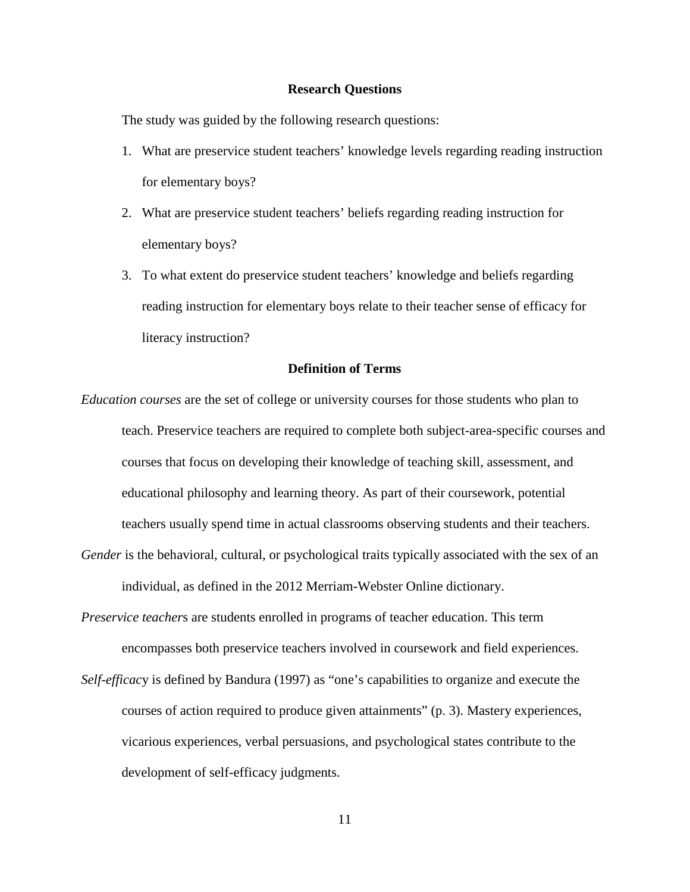## Research Questions

The study was guided by the following research questions:

1. What are preservice student teachers' knowledge levels regarding reading instruction for elementary boys?
2. What are preservice student teachers' beliefs regarding reading instruction for elementary boys?
3. To what extent do preservice student teachers' knowledge and beliefs regarding reading instruction for elementary boys relate to their teacher sense of efficacy for literacy instruction?

## Definition of Terms

*Education courses* are the set of college or university courses for those students who plan to teach. Preservice teachers are required to complete both subject-area-specific courses and courses that focus on developing their knowledge of teaching skill, assessment, and educational philosophy and learning theory. As part of their coursework, potential teachers usually spend time in actual classrooms observing students and their teachers.

*Gender* is the behavioral, cultural, or psychological traits typically associated with the sex of an individual, as defined in the 2012 Merriam-Webster Online dictionary.

*Preservice teacher*s are students enrolled in programs of teacher education. This term encompasses both preservice teachers involved in coursework and field experiences.

*Self-efficac*y is defined by Bandura (1997) as "one's capabilities to organize and execute the courses of action required to produce given attainments" (p. 3). Mastery experiences, vicarious experiences, verbal persuasions, and psychological states contribute to the development of self-efficacy judgments.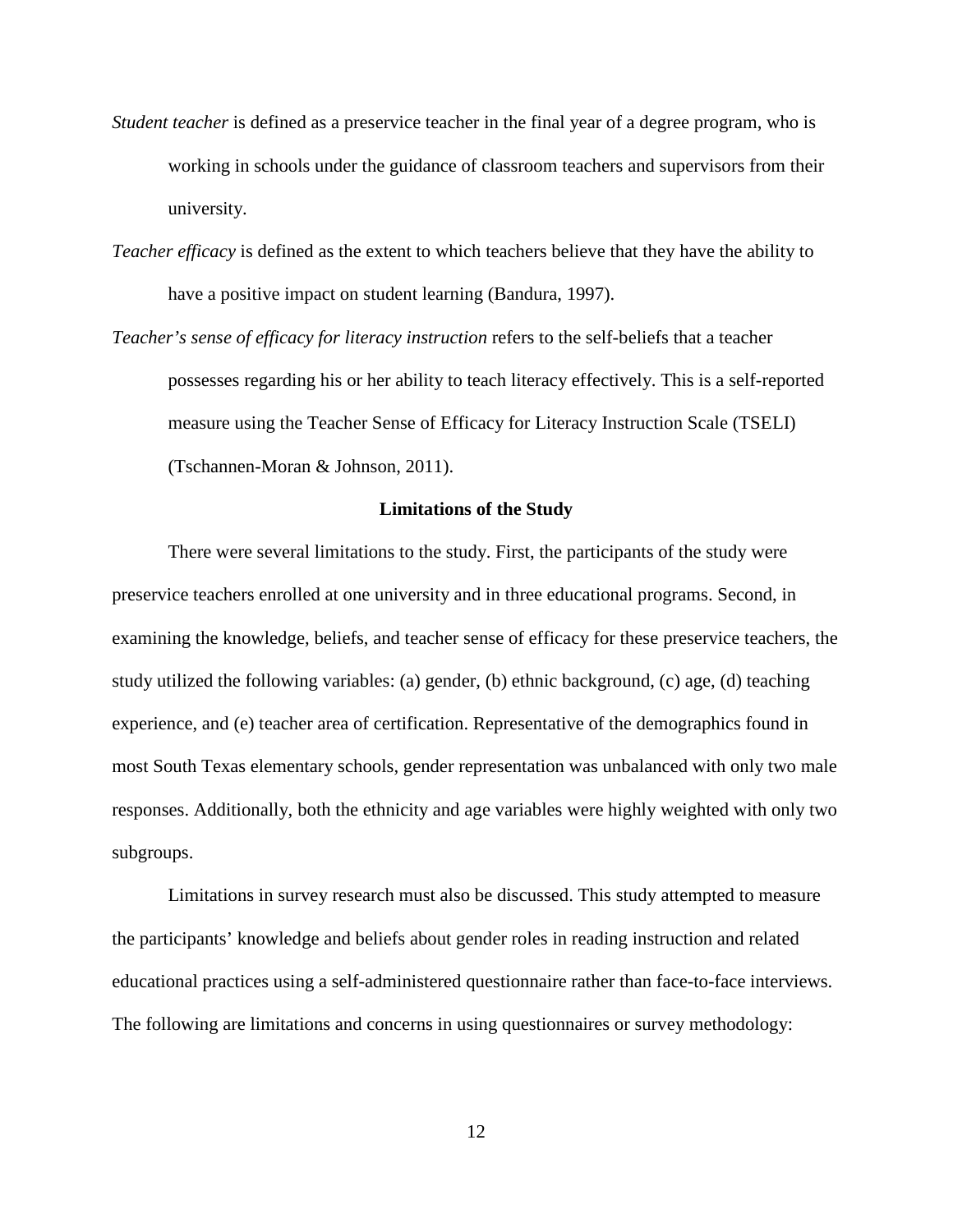*Student teacher* is defined as a preservice teacher in the final year of a degree program, who is working in schools under the guidance of classroom teachers and supervisors from their university.

*Teacher efficacy* is defined as the extent to which teachers believe that they have the ability to have a positive impact on student learning (Bandura, 1997).

*Teacher's sense of efficacy for literacy instruction* refers to the self-beliefs that a teacher possesses regarding his or her ability to teach literacy effectively. This is a self-reported measure using the Teacher Sense of Efficacy for Literacy Instruction Scale (TSELI) (Tschannen-Moran & Johnson, 2011).

## Limitations of the Study

There were several limitations to the study. First, the participants of the study were preservice teachers enrolled at one university and in three educational programs. Second, in examining the knowledge, beliefs, and teacher sense of efficacy for these preservice teachers, the study utilized the following variables: (a) gender, (b) ethnic background, (c) age, (d) teaching experience, and (e) teacher area of certification. Representative of the demographics found in most South Texas elementary schools, gender representation was unbalanced with only two male responses. Additionally, both the ethnicity and age variables were highly weighted with only two subgroups.

Limitations in survey research must also be discussed. This study attempted to measure the participants' knowledge and beliefs about gender roles in reading instruction and related educational practices using a self-administered questionnaire rather than face-to-face interviews. The following are limitations and concerns in using questionnaires or survey methodology: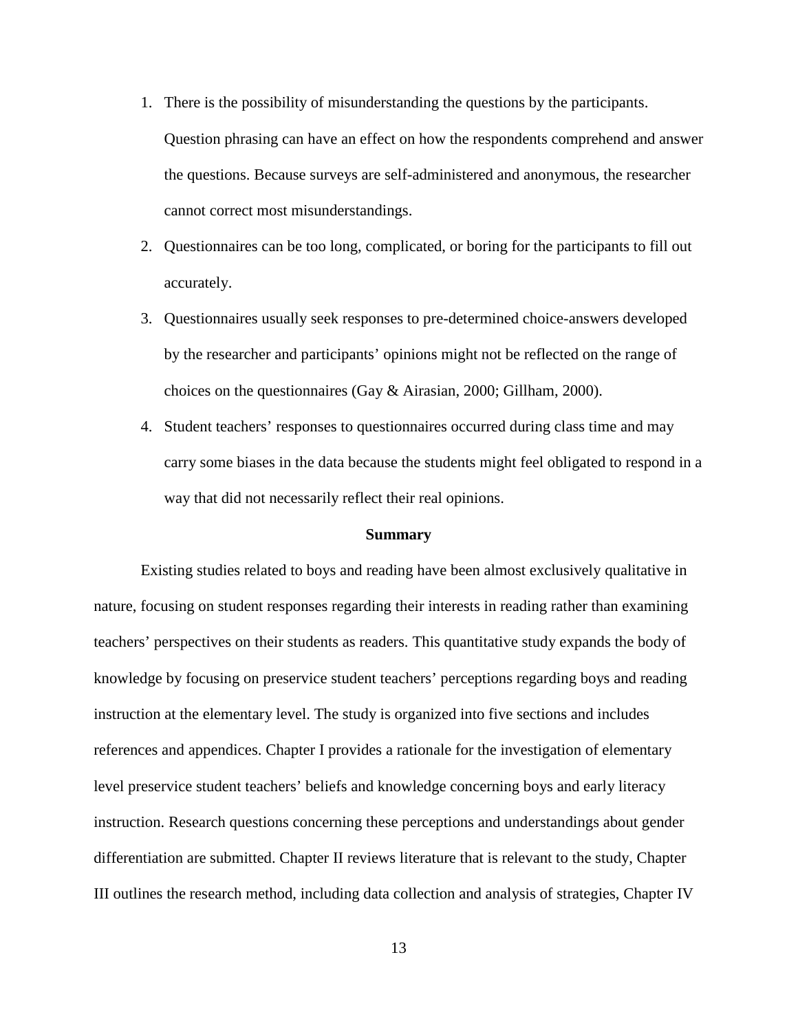1. There is the possibility of misunderstanding the questions by the participants. Question phrasing can have an effect on how the respondents comprehend and answer the questions. Because surveys are self-administered and anonymous, the researcher cannot correct most misunderstandings.
2. Questionnaires can be too long, complicated, or boring for the participants to fill out accurately.
3. Questionnaires usually seek responses to pre-determined choice-answers developed by the researcher and participants' opinions might not be reflected on the range of choices on the questionnaires (Gay & Airasian, 2000; Gillham, 2000).
4. Student teachers' responses to questionnaires occurred during class time and may carry some biases in the data because the students might feel obligated to respond in a way that did not necessarily reflect their real opinions.

## Summary

Existing studies related to boys and reading have been almost exclusively qualitative in nature, focusing on student responses regarding their interests in reading rather than examining teachers' perspectives on their students as readers. This quantitative study expands the body of knowledge by focusing on preservice student teachers' perceptions regarding boys and reading instruction at the elementary level. The study is organized into five sections and includes references and appendices. Chapter I provides a rationale for the investigation of elementary level preservice student teachers' beliefs and knowledge concerning boys and early literacy instruction. Research questions concerning these perceptions and understandings about gender differentiation are submitted. Chapter II reviews literature that is relevant to the study, Chapter III outlines the research method, including data collection and analysis of strategies, Chapter IV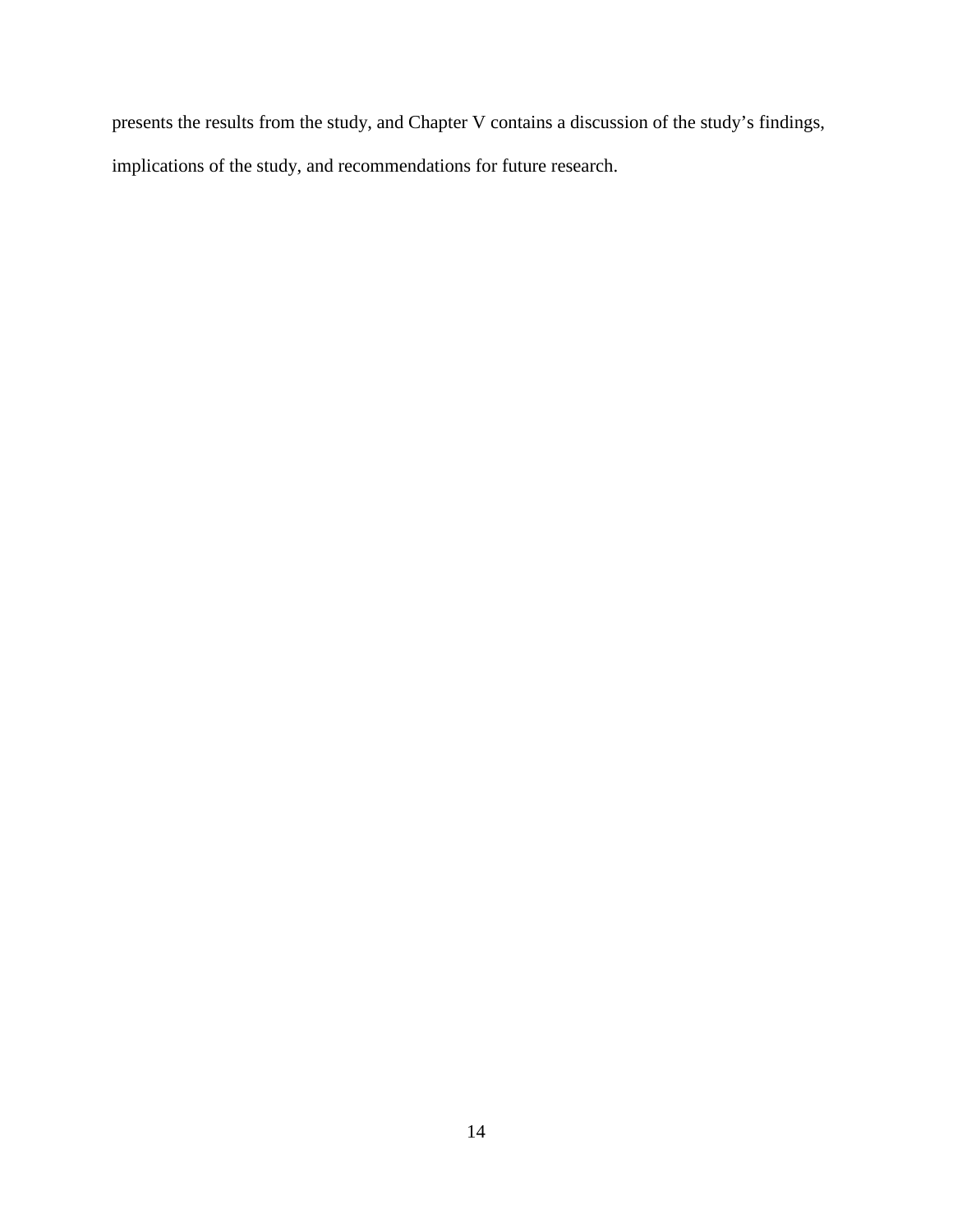presents the results from the study, and Chapter V contains a discussion of the study's findings, implications of the study, and recommendations for future research.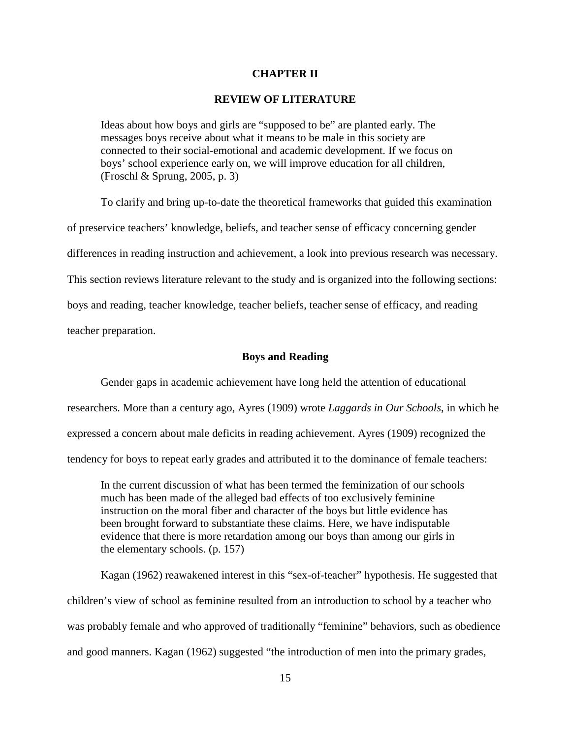# CHAPTER II

## REVIEW OF LITERATURE

> Ideas about how boys and girls are "supposed to be" are planted early. The messages boys receive about what it means to be male in this society are connected to their social-emotional and academic development. If we focus on boys' school experience early on, we will improve education for all children, (Froschl & Sprung, 2005, p. 3)

To clarify and bring up-to-date the theoretical frameworks that guided this examination of preservice teachers' knowledge, beliefs, and teacher sense of efficacy concerning gender differences in reading instruction and achievement, a look into previous research was necessary. This section reviews literature relevant to the study and is organized into the following sections: boys and reading, teacher knowledge, teacher beliefs, teacher sense of efficacy, and reading teacher preparation.

### Boys and Reading

Gender gaps in academic achievement have long held the attention of educational researchers. More than a century ago, Ayres (1909) wrote *Laggards in Our Schools*, in which he expressed a concern about male deficits in reading achievement. Ayres (1909) recognized the tendency for boys to repeat early grades and attributed it to the dominance of female teachers:

> In the current discussion of what has been termed the feminization of our schools much has been made of the alleged bad effects of too exclusively feminine instruction on the moral fiber and character of the boys but little evidence has been brought forward to substantiate these claims. Here, we have indisputable evidence that there is more retardation among our boys than among our girls in the elementary schools. (p. 157)

Kagan (1962) reawakened interest in this "sex-of-teacher" hypothesis. He suggested that children's view of school as feminine resulted from an introduction to school by a teacher who was probably female and who approved of traditionally "feminine" behaviors, such as obedience and good manners. Kagan (1962) suggested "the introduction of men into the primary grades,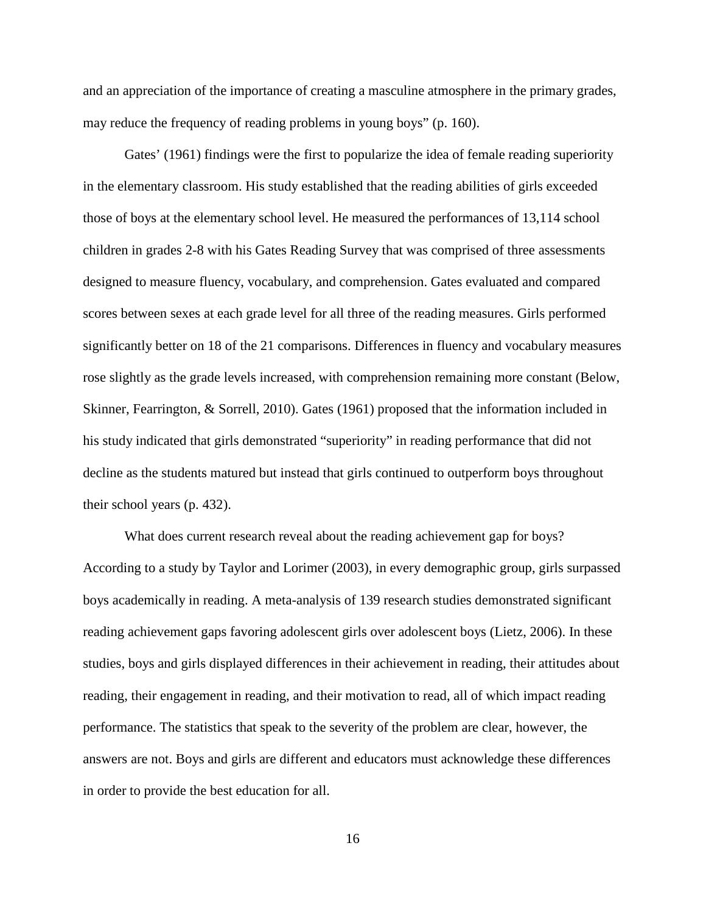and an appreciation of the importance of creating a masculine atmosphere in the primary grades, may reduce the frequency of reading problems in young boys" (p. 160).

Gates' (1961) findings were the first to popularize the idea of female reading superiority in the elementary classroom. His study established that the reading abilities of girls exceeded those of boys at the elementary school level. He measured the performances of 13,114 school children in grades 2-8 with his Gates Reading Survey that was comprised of three assessments designed to measure fluency, vocabulary, and comprehension. Gates evaluated and compared scores between sexes at each grade level for all three of the reading measures. Girls performed significantly better on 18 of the 21 comparisons. Differences in fluency and vocabulary measures rose slightly as the grade levels increased, with comprehension remaining more constant (Below, Skinner, Fearrington, & Sorrell, 2010). Gates (1961) proposed that the information included in his study indicated that girls demonstrated "superiority" in reading performance that did not decline as the students matured but instead that girls continued to outperform boys throughout their school years (p. 432).

What does current research reveal about the reading achievement gap for boys? According to a study by Taylor and Lorimer (2003), in every demographic group, girls surpassed boys academically in reading. A meta-analysis of 139 research studies demonstrated significant reading achievement gaps favoring adolescent girls over adolescent boys (Lietz, 2006). In these studies, boys and girls displayed differences in their achievement in reading, their attitudes about reading, their engagement in reading, and their motivation to read, all of which impact reading performance. The statistics that speak to the severity of the problem are clear, however, the answers are not. Boys and girls are different and educators must acknowledge these differences in order to provide the best education for all.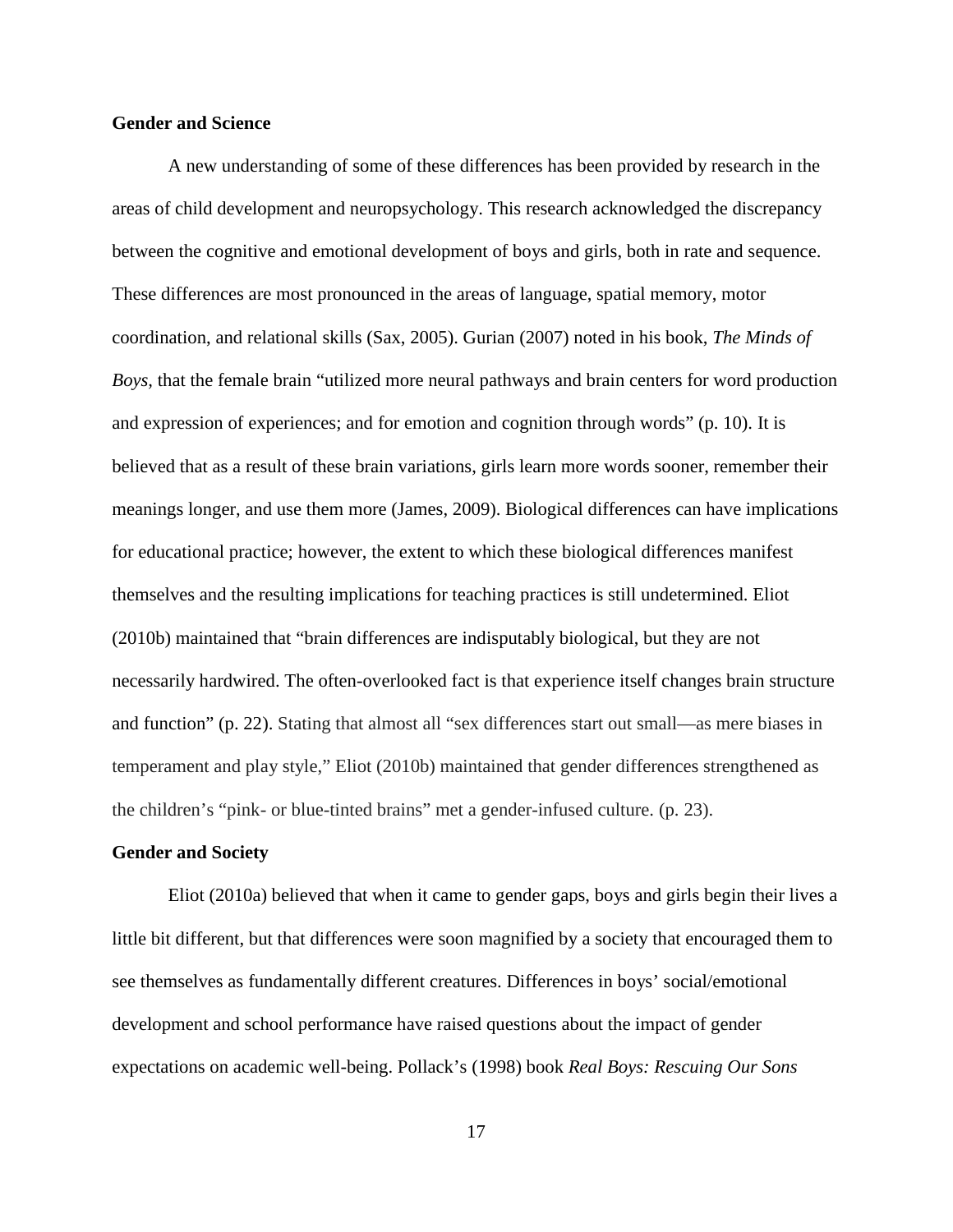### Gender and Science

A new understanding of some of these differences has been provided by research in the areas of child development and neuropsychology. This research acknowledged the discrepancy between the cognitive and emotional development of boys and girls, both in rate and sequence. These differences are most pronounced in the areas of language, spatial memory, motor coordination, and relational skills (Sax, 2005). Gurian (2007) noted in his book, *The Minds of Boys,* that the female brain "utilized more neural pathways and brain centers for word production and expression of experiences; and for emotion and cognition through words" (p. 10). It is believed that as a result of these brain variations, girls learn more words sooner, remember their meanings longer, and use them more (James, 2009). Biological differences can have implications for educational practice; however, the extent to which these biological differences manifest themselves and the resulting implications for teaching practices is still undetermined. Eliot (2010b) maintained that "brain differences are indisputably biological, but they are not necessarily hardwired. The often-overlooked fact is that experience itself changes brain structure and function" (p. 22). Stating that almost all "sex differences start out small—as mere biases in temperament and play style," Eliot (2010b) maintained that gender differences strengthened as the children's "pink- or blue-tinted brains" met a gender-infused culture. (p. 23).

### Gender and Society

Eliot (2010a) believed that when it came to gender gaps, boys and girls begin their lives a little bit different, but that differences were soon magnified by a society that encouraged them to see themselves as fundamentally different creatures. Differences in boys' social/emotional development and school performance have raised questions about the impact of gender expectations on academic well-being. Pollack's (1998) book *Real Boys: Rescuing Our Sons*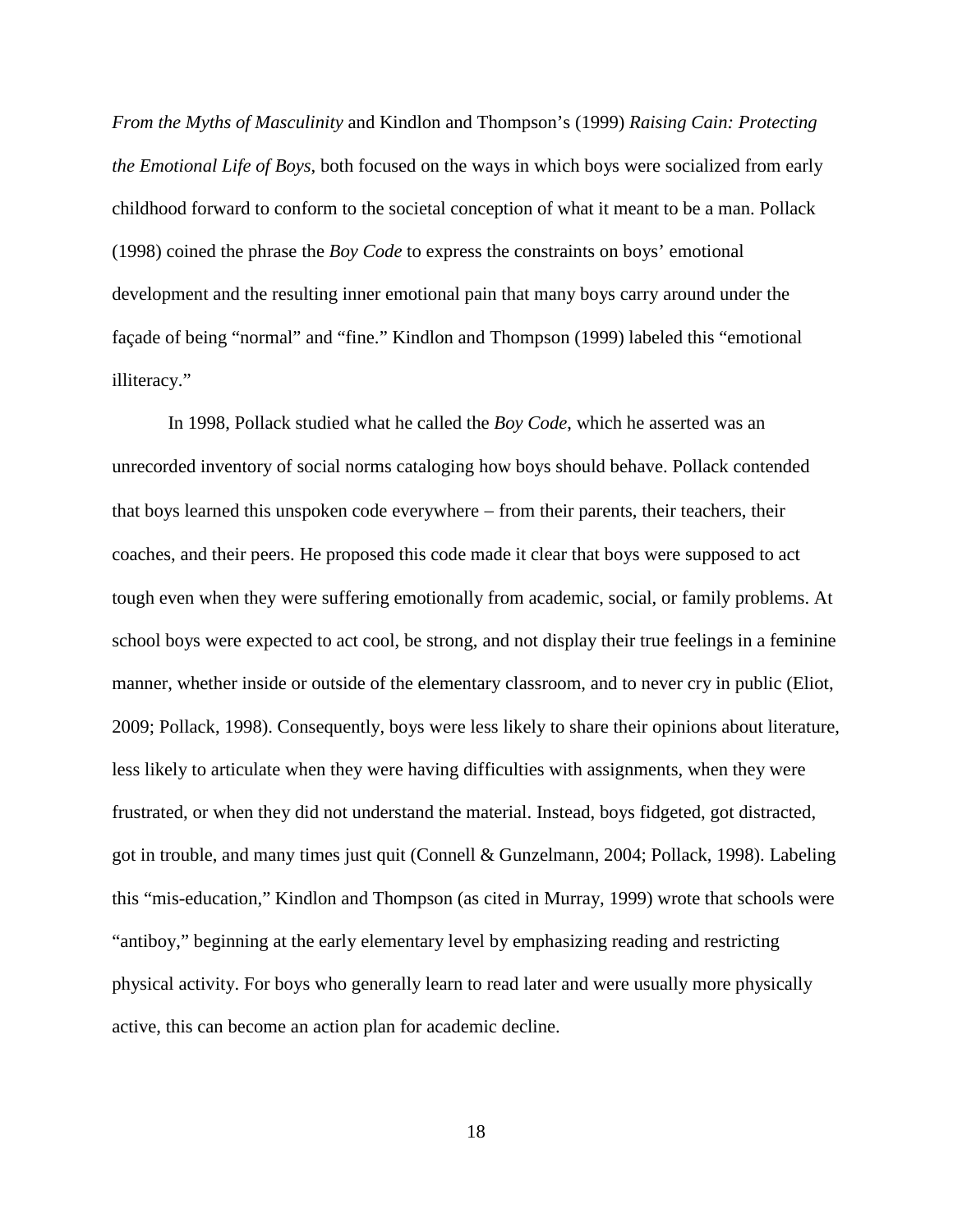*From the Myths of Masculinity* and Kindlon and Thompson's (1999) *Raising Cain: Protecting the Emotional Life of Boys*, both focused on the ways in which boys were socialized from early childhood forward to conform to the societal conception of what it meant to be a man. Pollack (1998) coined the phrase the *Boy Code* to express the constraints on boys' emotional development and the resulting inner emotional pain that many boys carry around under the façade of being "normal" and "fine." Kindlon and Thompson (1999) labeled this "emotional illiteracy."

In 1998, Pollack studied what he called the *Boy Code*, which he asserted was an unrecorded inventory of social norms cataloging how boys should behave. Pollack contended that boys learned this unspoken code everywhere – from their parents, their teachers, their coaches, and their peers. He proposed this code made it clear that boys were supposed to act tough even when they were suffering emotionally from academic, social, or family problems. At school boys were expected to act cool, be strong, and not display their true feelings in a feminine manner, whether inside or outside of the elementary classroom, and to never cry in public (Eliot, 2009; Pollack, 1998). Consequently, boys were less likely to share their opinions about literature, less likely to articulate when they were having difficulties with assignments, when they were frustrated, or when they did not understand the material. Instead, boys fidgeted, got distracted, got in trouble, and many times just quit (Connell & Gunzelmann, 2004; Pollack, 1998). Labeling this "mis-education," Kindlon and Thompson (as cited in Murray, 1999) wrote that schools were "antiboy," beginning at the early elementary level by emphasizing reading and restricting physical activity. For boys who generally learn to read later and were usually more physically active, this can become an action plan for academic decline.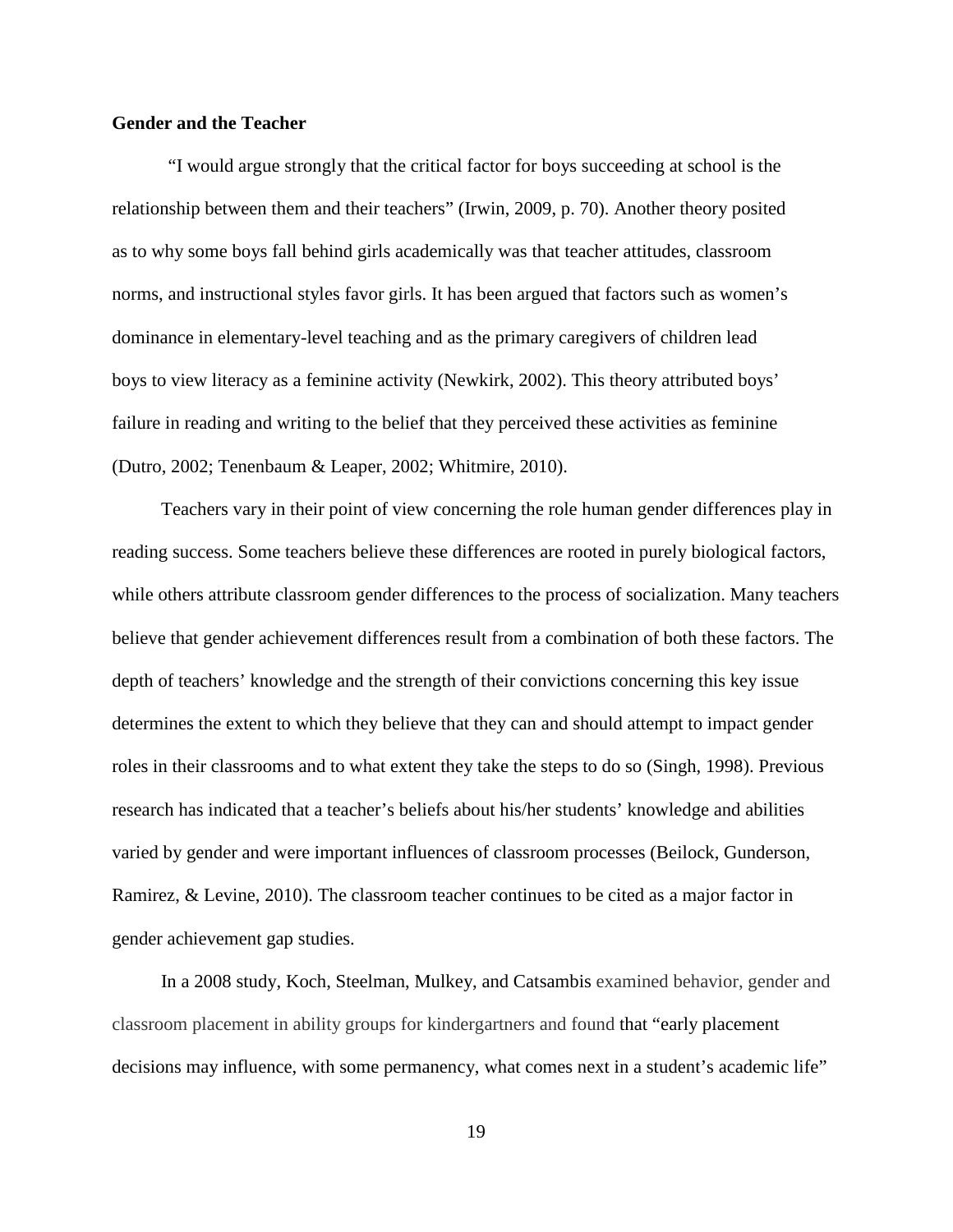**Gender and the Teacher**

"I would argue strongly that the critical factor for boys succeeding at school is the relationship between them and their teachers" (Irwin, 2009, p. 70). Another theory posited as to why some boys fall behind girls academically was that teacher attitudes, classroom norms, and instructional styles favor girls. It has been argued that factors such as women's dominance in elementary-level teaching and as the primary caregivers of children lead boys to view literacy as a feminine activity (Newkirk, 2002). This theory attributed boys' failure in reading and writing to the belief that they perceived these activities as feminine (Dutro, 2002; Tenenbaum & Leaper, 2002; Whitmire, 2010).

Teachers vary in their point of view concerning the role human gender differences play in reading success. Some teachers believe these differences are rooted in purely biological factors, while others attribute classroom gender differences to the process of socialization. Many teachers believe that gender achievement differences result from a combination of both these factors. The depth of teachers' knowledge and the strength of their convictions concerning this key issue determines the extent to which they believe that they can and should attempt to impact gender roles in their classrooms and to what extent they take the steps to do so (Singh, 1998). Previous research has indicated that a teacher's beliefs about his/her students' knowledge and abilities varied by gender and were important influences of classroom processes (Beilock, Gunderson, Ramirez, & Levine, 2010). The classroom teacher continues to be cited as a major factor in gender achievement gap studies.

In a 2008 study, Koch, Steelman, Mulkey, and Catsambis examined behavior, gender and classroom placement in ability groups for kindergartners and found that "early placement decisions may influence, with some permanency, what comes next in a student's academic life"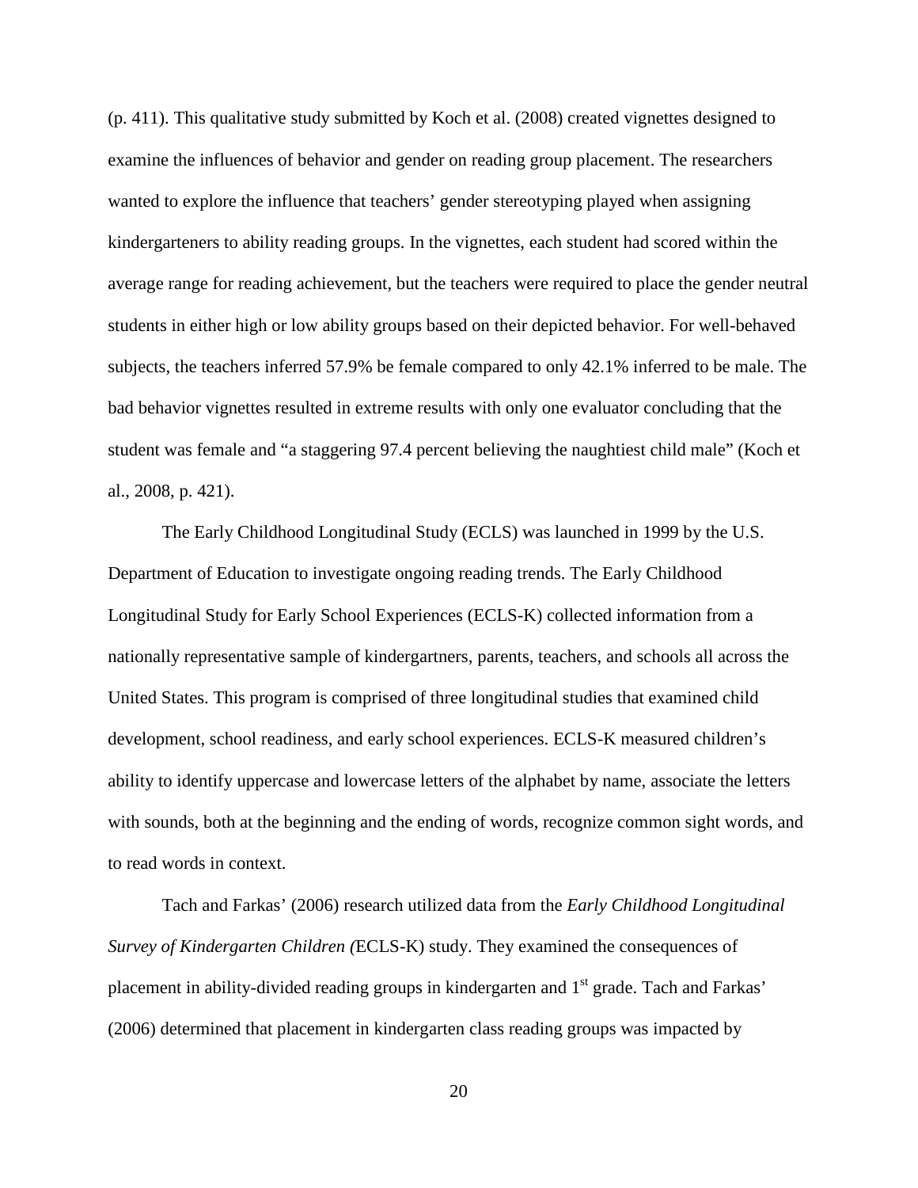(p. 411). This qualitative study submitted by Koch et al. (2008) created vignettes designed to examine the influences of behavior and gender on reading group placement. The researchers wanted to explore the influence that teachers' gender stereotyping played when assigning kindergarteners to ability reading groups. In the vignettes, each student had scored within the average range for reading achievement, but the teachers were required to place the gender neutral students in either high or low ability groups based on their depicted behavior. For well-behaved subjects, the teachers inferred 57.9% be female compared to only 42.1% inferred to be male. The bad behavior vignettes resulted in extreme results with only one evaluator concluding that the student was female and "a staggering 97.4 percent believing the naughtiest child male" (Koch et al., 2008, p. 421).

The Early Childhood Longitudinal Study (ECLS) was launched in 1999 by the U.S. Department of Education to investigate ongoing reading trends. The Early Childhood Longitudinal Study for Early School Experiences (ECLS-K) collected information from a nationally representative sample of kindergartners, parents, teachers, and schools all across the United States. This program is comprised of three longitudinal studies that examined child development, school readiness, and early school experiences. ECLS-K measured children's ability to identify uppercase and lowercase letters of the alphabet by name, associate the letters with sounds, both at the beginning and the ending of words, recognize common sight words, and to read words in context.

Tach and Farkas' (2006) research utilized data from the *Early Childhood Longitudinal Survey of Kindergarten Children (*ECLS-K) study. They examined the consequences of placement in ability-divided reading groups in kindergarten and 1st grade. Tach and Farkas' (2006) determined that placement in kindergarten class reading groups was impacted by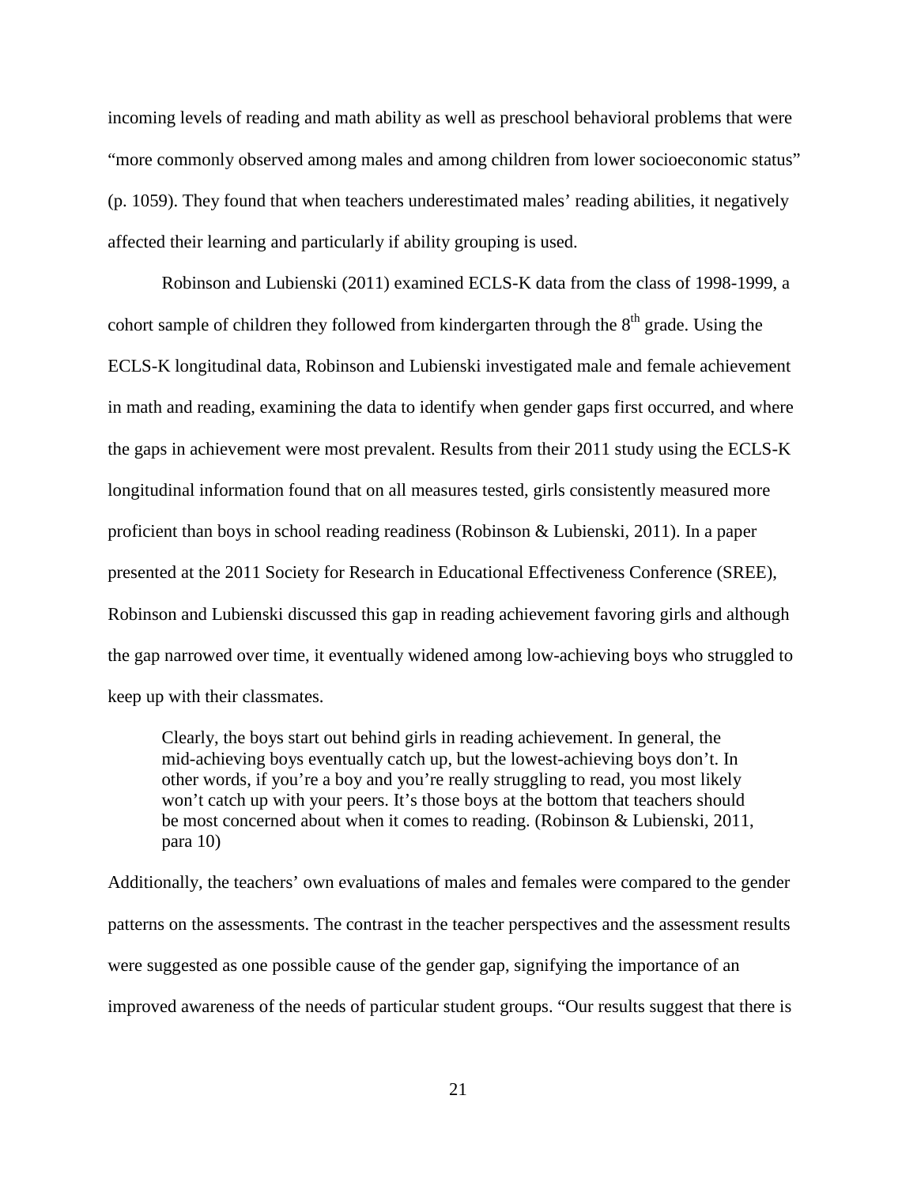incoming levels of reading and math ability as well as preschool behavioral problems that were "more commonly observed among males and among children from lower socioeconomic status" (p. 1059). They found that when teachers underestimated males' reading abilities, it negatively affected their learning and particularly if ability grouping is used.

Robinson and Lubienski (2011) examined ECLS-K data from the class of 1998-1999, a cohort sample of children they followed from kindergarten through the 8th grade. Using the ECLS-K longitudinal data, Robinson and Lubienski investigated male and female achievement in math and reading, examining the data to identify when gender gaps first occurred, and where the gaps in achievement were most prevalent. Results from their 2011 study using the ECLS-K longitudinal information found that on all measures tested, girls consistently measured more proficient than boys in school reading readiness (Robinson & Lubienski, 2011). In a paper presented at the 2011 Society for Research in Educational Effectiveness Conference (SREE), Robinson and Lubienski discussed this gap in reading achievement favoring girls and although the gap narrowed over time, it eventually widened among low-achieving boys who struggled to keep up with their classmates.

> Clearly, the boys start out behind girls in reading achievement. In general, the mid-achieving boys eventually catch up, but the lowest-achieving boys don't. In other words, if you're a boy and you're really struggling to read, you most likely won't catch up with your peers. It's those boys at the bottom that teachers should be most concerned about when it comes to reading. (Robinson & Lubienski, 2011, para 10)

Additionally, the teachers' own evaluations of males and females were compared to the gender patterns on the assessments. The contrast in the teacher perspectives and the assessment results were suggested as one possible cause of the gender gap, signifying the importance of an improved awareness of the needs of particular student groups. "Our results suggest that there is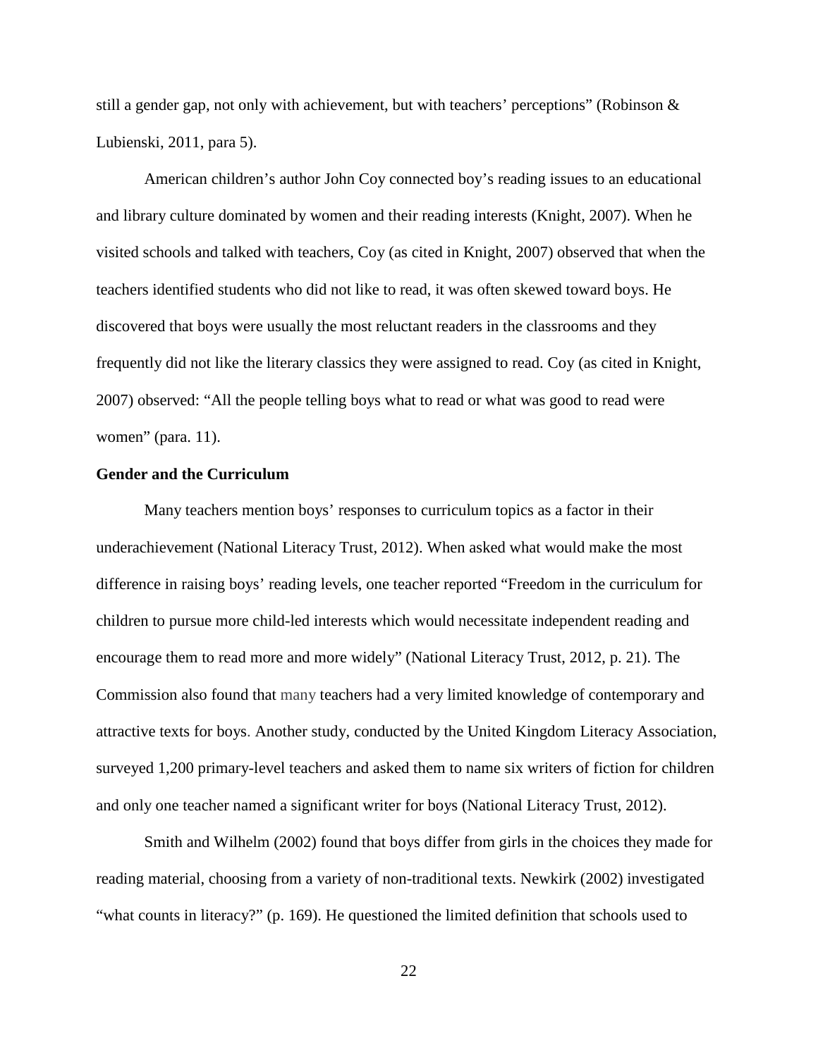still a gender gap, not only with achievement, but with teachers' perceptions" (Robinson & Lubienski, 2011, para 5).

American children's author John Coy connected boy's reading issues to an educational and library culture dominated by women and their reading interests (Knight, 2007). When he visited schools and talked with teachers, Coy (as cited in Knight, 2007) observed that when the teachers identified students who did not like to read, it was often skewed toward boys. He discovered that boys were usually the most reluctant readers in the classrooms and they frequently did not like the literary classics they were assigned to read. Coy (as cited in Knight, 2007) observed: "All the people telling boys what to read or what was good to read were women" (para. 11).

**Gender and the Curriculum**

Many teachers mention boys' responses to curriculum topics as a factor in their underachievement (National Literacy Trust, 2012). When asked what would make the most difference in raising boys' reading levels, one teacher reported "Freedom in the curriculum for children to pursue more child-led interests which would necessitate independent reading and encourage them to read more and more widely" (National Literacy Trust, 2012, p. 21). The Commission also found that many teachers had a very limited knowledge of contemporary and attractive texts for boys. Another study, conducted by the United Kingdom Literacy Association, surveyed 1,200 primary-level teachers and asked them to name six writers of fiction for children and only one teacher named a significant writer for boys (National Literacy Trust, 2012).

Smith and Wilhelm (2002) found that boys differ from girls in the choices they made for reading material, choosing from a variety of non-traditional texts. Newkirk (2002) investigated "what counts in literacy?" (p. 169). He questioned the limited definition that schools used to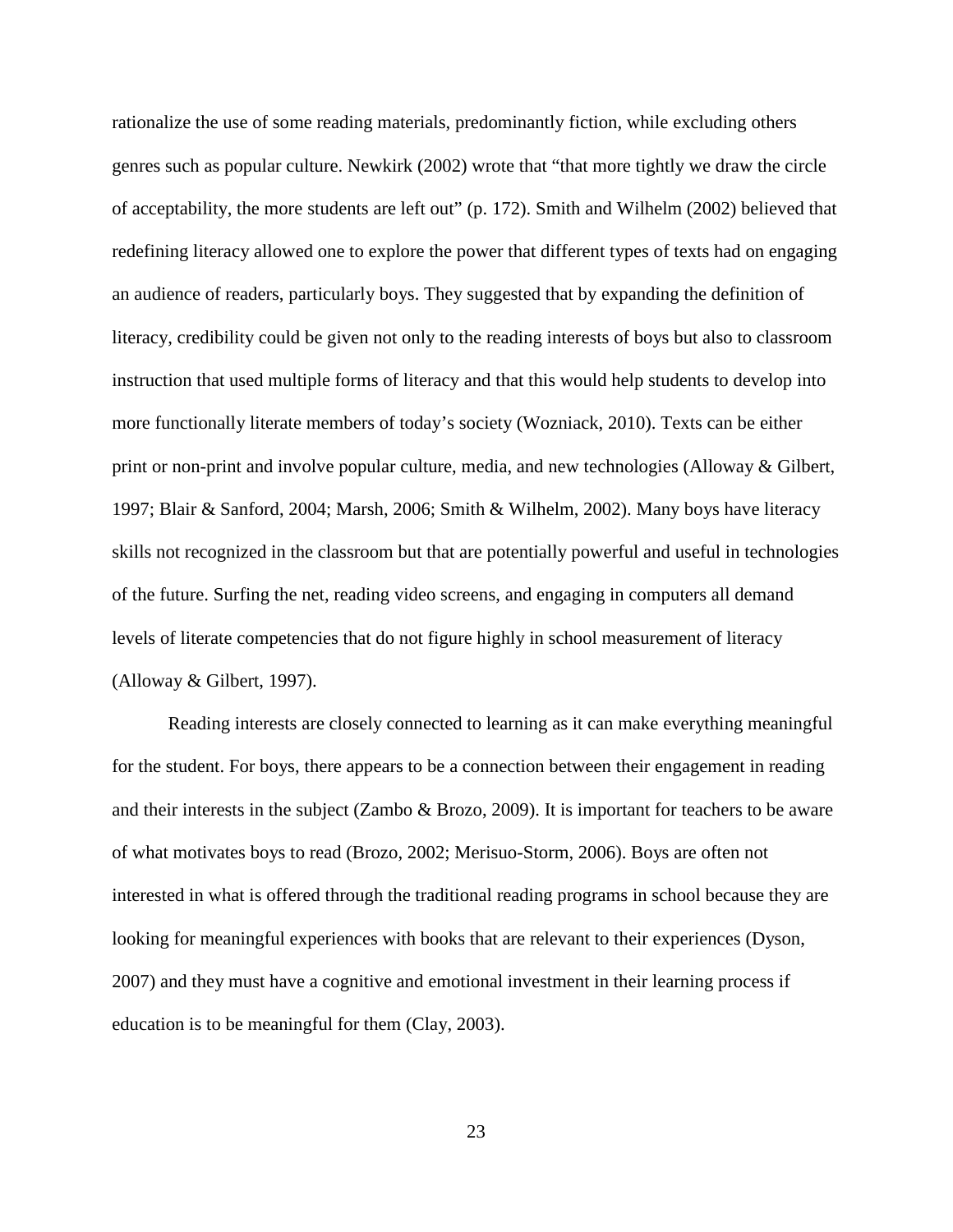rationalize the use of some reading materials, predominantly fiction, while excluding others genres such as popular culture. Newkirk (2002) wrote that "that more tightly we draw the circle of acceptability, the more students are left out" (p. 172). Smith and Wilhelm (2002) believed that redefining literacy allowed one to explore the power that different types of texts had on engaging an audience of readers, particularly boys. They suggested that by expanding the definition of literacy, credibility could be given not only to the reading interests of boys but also to classroom instruction that used multiple forms of literacy and that this would help students to develop into more functionally literate members of today's society (Wozniack, 2010). Texts can be either print or non-print and involve popular culture, media, and new technologies (Alloway & Gilbert, 1997; Blair & Sanford, 2004; Marsh, 2006; Smith & Wilhelm, 2002). Many boys have literacy skills not recognized in the classroom but that are potentially powerful and useful in technologies of the future. Surfing the net, reading video screens, and engaging in computers all demand levels of literate competencies that do not figure highly in school measurement of literacy (Alloway & Gilbert, 1997).

Reading interests are closely connected to learning as it can make everything meaningful for the student. For boys, there appears to be a connection between their engagement in reading and their interests in the subject (Zambo & Brozo, 2009). It is important for teachers to be aware of what motivates boys to read (Brozo, 2002; Merisuo-Storm, 2006). Boys are often not interested in what is offered through the traditional reading programs in school because they are looking for meaningful experiences with books that are relevant to their experiences (Dyson, 2007) and they must have a cognitive and emotional investment in their learning process if education is to be meaningful for them (Clay, 2003).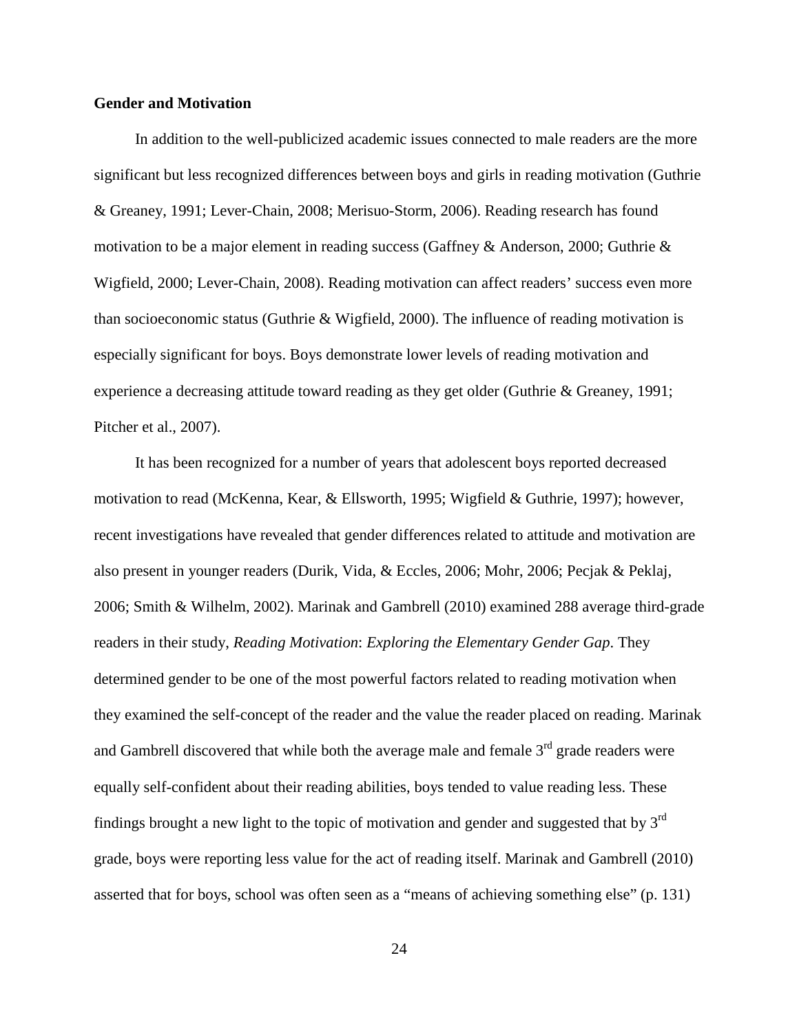**Gender and Motivation**

In addition to the well-publicized academic issues connected to male readers are the more significant but less recognized differences between boys and girls in reading motivation (Guthrie & Greaney, 1991; Lever-Chain, 2008; Merisuo-Storm, 2006). Reading research has found motivation to be a major element in reading success (Gaffney & Anderson, 2000; Guthrie & Wigfield, 2000; Lever-Chain, 2008). Reading motivation can affect readers' success even more than socioeconomic status (Guthrie & Wigfield, 2000). The influence of reading motivation is especially significant for boys. Boys demonstrate lower levels of reading motivation and experience a decreasing attitude toward reading as they get older (Guthrie & Greaney, 1991; Pitcher et al., 2007).

It has been recognized for a number of years that adolescent boys reported decreased motivation to read (McKenna, Kear, & Ellsworth, 1995; Wigfield & Guthrie, 1997); however, recent investigations have revealed that gender differences related to attitude and motivation are also present in younger readers (Durik, Vida, & Eccles, 2006; Mohr, 2006; Pecjak & Peklaj, 2006; Smith & Wilhelm, 2002). Marinak and Gambrell (2010) examined 288 average third-grade readers in their study, *Reading Motivation*: *Exploring the Elementary Gender Gap*. They determined gender to be one of the most powerful factors related to reading motivation when they examined the self-concept of the reader and the value the reader placed on reading. Marinak and Gambrell discovered that while both the average male and female 3rd grade readers were equally self-confident about their reading abilities, boys tended to value reading less. These findings brought a new light to the topic of motivation and gender and suggested that by 3rd grade, boys were reporting less value for the act of reading itself. Marinak and Gambrell (2010) asserted that for boys, school was often seen as a "means of achieving something else" (p. 131)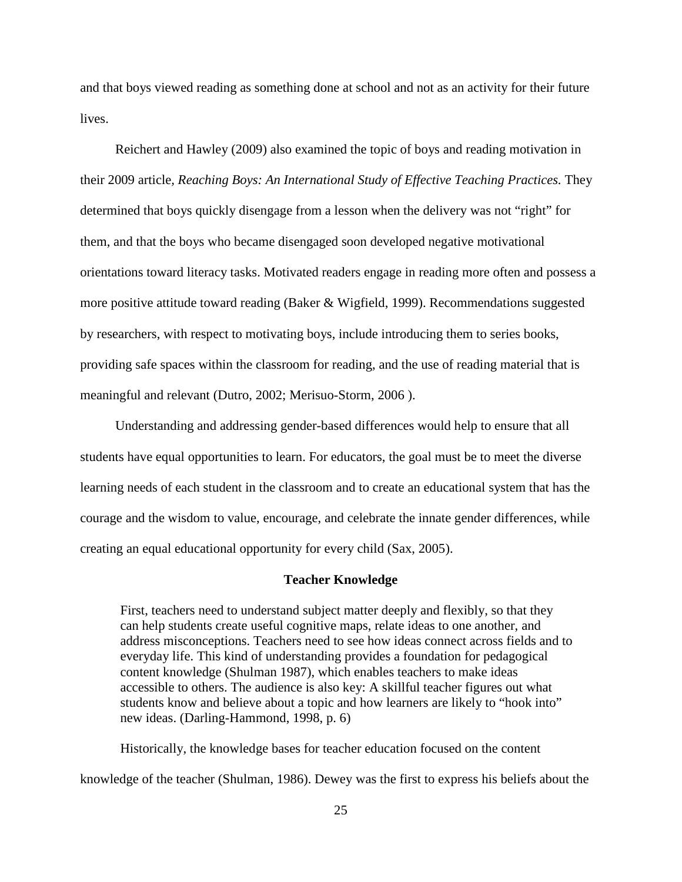and that boys viewed reading as something done at school and not as an activity for their future lives.

Reichert and Hawley (2009) also examined the topic of boys and reading motivation in their 2009 article, *Reaching Boys: An International Study of Effective Teaching Practices.* They determined that boys quickly disengage from a lesson when the delivery was not "right" for them, and that the boys who became disengaged soon developed negative motivational orientations toward literacy tasks. Motivated readers engage in reading more often and possess a more positive attitude toward reading (Baker & Wigfield, 1999). Recommendations suggested by researchers, with respect to motivating boys, include introducing them to series books, providing safe spaces within the classroom for reading, and the use of reading material that is meaningful and relevant (Dutro, 2002; Merisuo-Storm, 2006 ).

Understanding and addressing gender-based differences would help to ensure that all students have equal opportunities to learn. For educators, the goal must be to meet the diverse learning needs of each student in the classroom and to create an educational system that has the courage and the wisdom to value, encourage, and celebrate the innate gender differences, while creating an equal educational opportunity for every child (Sax, 2005).

## Teacher Knowledge

> First, teachers need to understand subject matter deeply and flexibly, so that they can help students create useful cognitive maps, relate ideas to one another, and address misconceptions. Teachers need to see how ideas connect across fields and to everyday life. This kind of understanding provides a foundation for pedagogical content knowledge (Shulman 1987), which enables teachers to make ideas accessible to others. The audience is also key: A skillful teacher figures out what students know and believe about a topic and how learners are likely to "hook into" new ideas. (Darling-Hammond, 1998, p. 6)

Historically, the knowledge bases for teacher education focused on the content knowledge of the teacher (Shulman, 1986). Dewey was the first to express his beliefs about the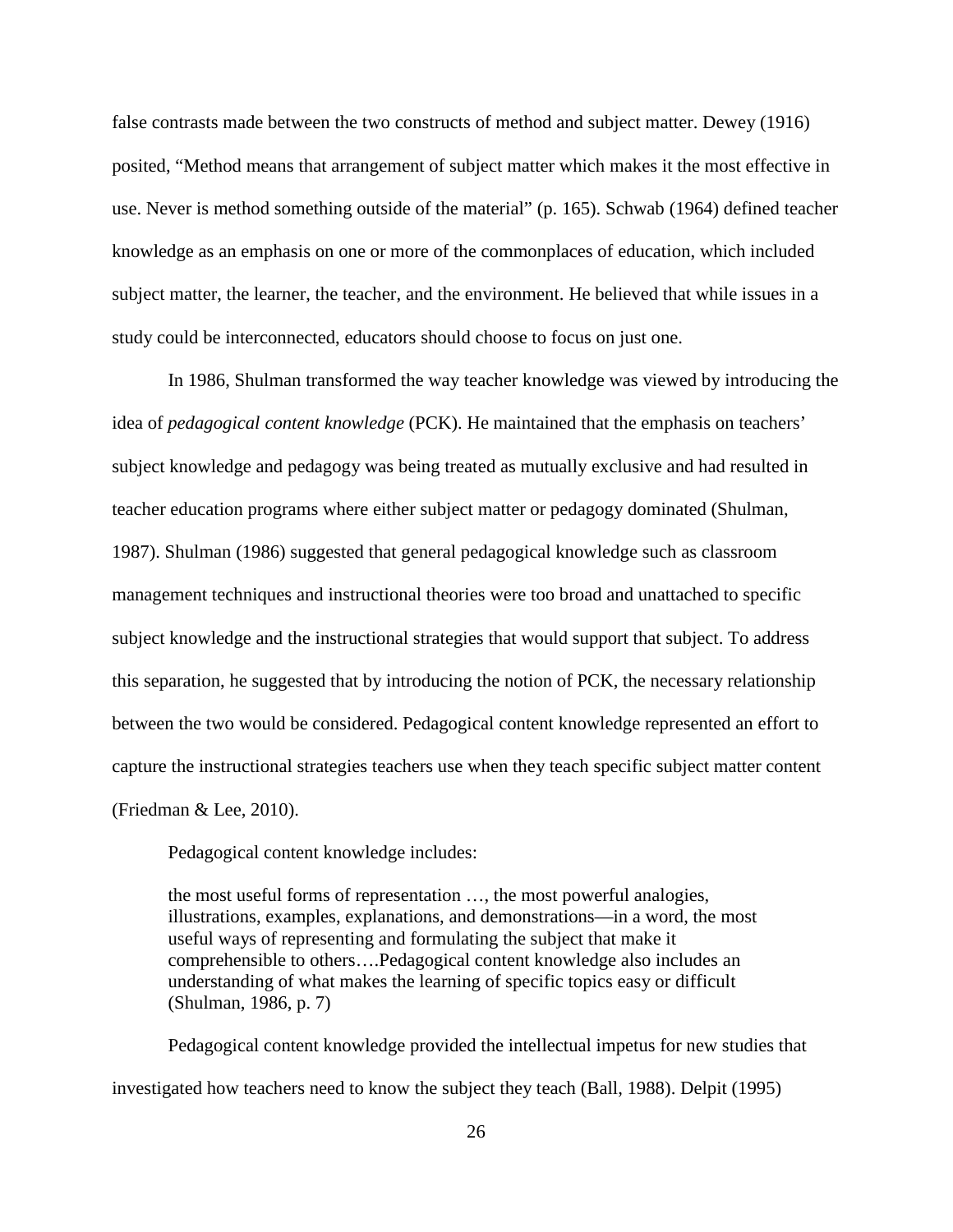false contrasts made between the two constructs of method and subject matter. Dewey (1916) posited, "Method means that arrangement of subject matter which makes it the most effective in use. Never is method something outside of the material" (p. 165). Schwab (1964) defined teacher knowledge as an emphasis on one or more of the commonplaces of education, which included subject matter, the learner, the teacher, and the environment. He believed that while issues in a study could be interconnected, educators should choose to focus on just one.

In 1986, Shulman transformed the way teacher knowledge was viewed by introducing the idea of *pedagogical content knowledge* (PCK). He maintained that the emphasis on teachers' subject knowledge and pedagogy was being treated as mutually exclusive and had resulted in teacher education programs where either subject matter or pedagogy dominated (Shulman, 1987). Shulman (1986) suggested that general pedagogical knowledge such as classroom management techniques and instructional theories were too broad and unattached to specific subject knowledge and the instructional strategies that would support that subject. To address this separation, he suggested that by introducing the notion of PCK, the necessary relationship between the two would be considered. Pedagogical content knowledge represented an effort to capture the instructional strategies teachers use when they teach specific subject matter content (Friedman & Lee, 2010).

Pedagogical content knowledge includes:

> the most useful forms of representation …, the most powerful analogies, illustrations, examples, explanations, and demonstrations—in a word, the most useful ways of representing and formulating the subject that make it comprehensible to others….Pedagogical content knowledge also includes an understanding of what makes the learning of specific topics easy or difficult (Shulman, 1986, p. 7)

Pedagogical content knowledge provided the intellectual impetus for new studies that investigated how teachers need to know the subject they teach (Ball, 1988). Delpit (1995)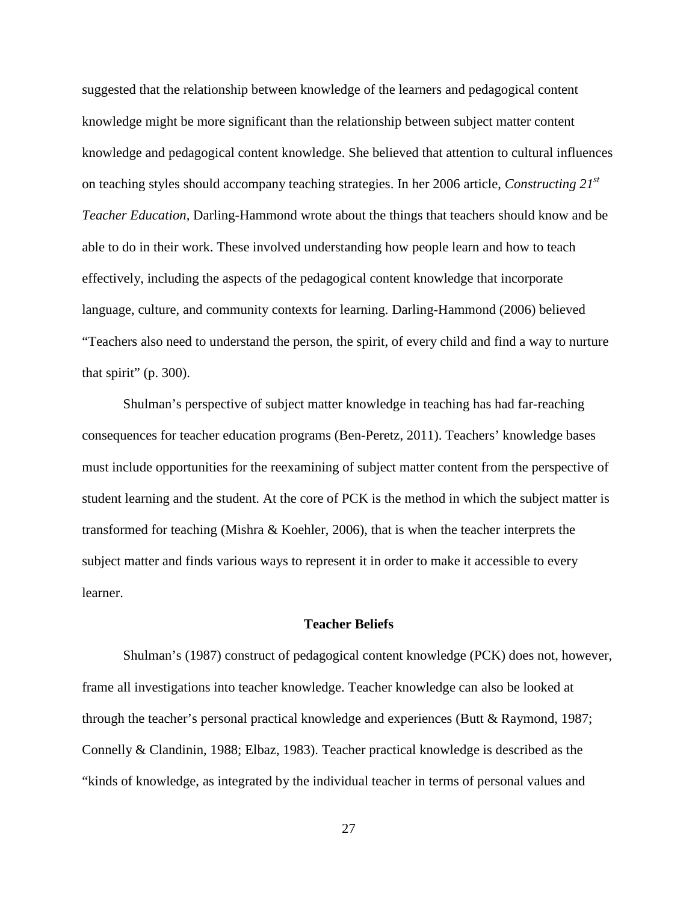suggested that the relationship between knowledge of the learners and pedagogical content knowledge might be more significant than the relationship between subject matter content knowledge and pedagogical content knowledge. She believed that attention to cultural influences on teaching styles should accompany teaching strategies. In her 2006 article, *Constructing 21st Teacher Education*, Darling-Hammond wrote about the things that teachers should know and be able to do in their work. These involved understanding how people learn and how to teach effectively, including the aspects of the pedagogical content knowledge that incorporate language, culture, and community contexts for learning. Darling-Hammond (2006) believed "Teachers also need to understand the person, the spirit, of every child and find a way to nurture that spirit" (p. 300).

Shulman's perspective of subject matter knowledge in teaching has had far-reaching consequences for teacher education programs (Ben-Peretz, 2011). Teachers' knowledge bases must include opportunities for the reexamining of subject matter content from the perspective of student learning and the student. At the core of PCK is the method in which the subject matter is transformed for teaching (Mishra & Koehler, 2006), that is when the teacher interprets the subject matter and finds various ways to represent it in order to make it accessible to every learner.

## Teacher Beliefs

Shulman's (1987) construct of pedagogical content knowledge (PCK) does not, however, frame all investigations into teacher knowledge. Teacher knowledge can also be looked at through the teacher's personal practical knowledge and experiences (Butt & Raymond, 1987; Connelly & Clandinin, 1988; Elbaz, 1983). Teacher practical knowledge is described as the "kinds of knowledge, as integrated by the individual teacher in terms of personal values and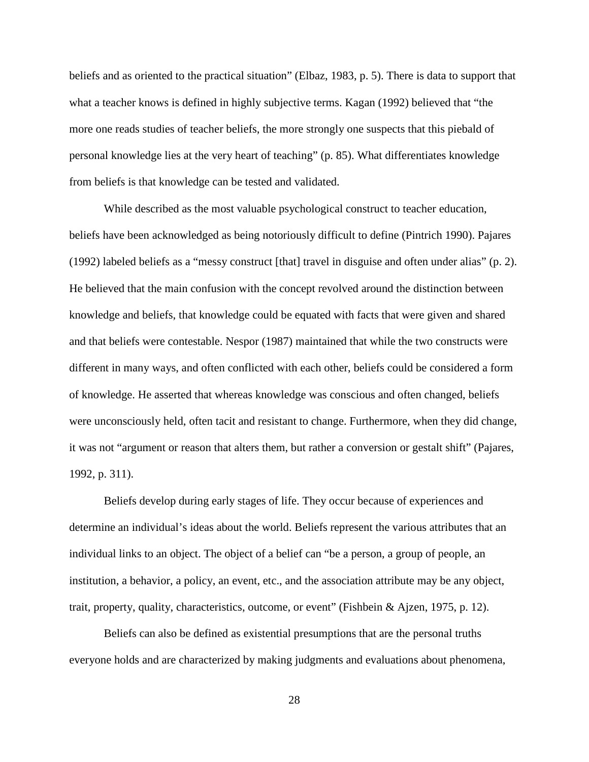beliefs and as oriented to the practical situation" (Elbaz, 1983, p. 5). There is data to support that what a teacher knows is defined in highly subjective terms. Kagan (1992) believed that "the more one reads studies of teacher beliefs, the more strongly one suspects that this piebald of personal knowledge lies at the very heart of teaching" (p. 85). What differentiates knowledge from beliefs is that knowledge can be tested and validated.

While described as the most valuable psychological construct to teacher education, beliefs have been acknowledged as being notoriously difficult to define (Pintrich 1990). Pajares (1992) labeled beliefs as a "messy construct [that] travel in disguise and often under alias" (p. 2). He believed that the main confusion with the concept revolved around the distinction between knowledge and beliefs, that knowledge could be equated with facts that were given and shared and that beliefs were contestable. Nespor (1987) maintained that while the two constructs were different in many ways, and often conflicted with each other, beliefs could be considered a form of knowledge. He asserted that whereas knowledge was conscious and often changed, beliefs were unconsciously held, often tacit and resistant to change. Furthermore, when they did change, it was not "argument or reason that alters them, but rather a conversion or gestalt shift" (Pajares, 1992, p. 311).

Beliefs develop during early stages of life. They occur because of experiences and determine an individual's ideas about the world. Beliefs represent the various attributes that an individual links to an object. The object of a belief can "be a person, a group of people, an institution, a behavior, a policy, an event, etc., and the association attribute may be any object, trait, property, quality, characteristics, outcome, or event" (Fishbein & Ajzen, 1975, p. 12).

Beliefs can also be defined as existential presumptions that are the personal truths everyone holds and are characterized by making judgments and evaluations about phenomena,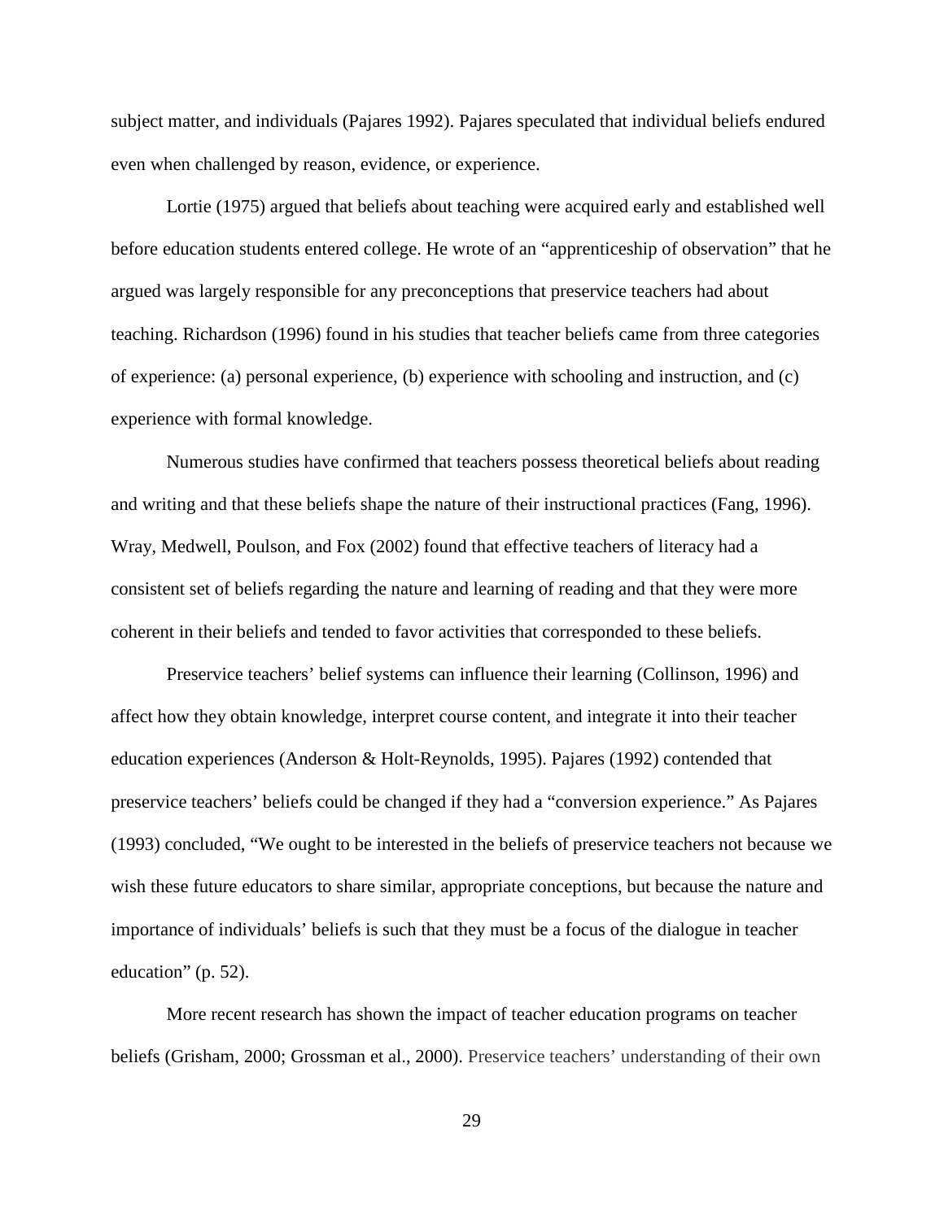subject matter, and individuals (Pajares 1992). Pajares speculated that individual beliefs endured even when challenged by reason, evidence, or experience.

Lortie (1975) argued that beliefs about teaching were acquired early and established well before education students entered college. He wrote of an "apprenticeship of observation" that he argued was largely responsible for any preconceptions that preservice teachers had about teaching. Richardson (1996) found in his studies that teacher beliefs came from three categories of experience: (a) personal experience, (b) experience with schooling and instruction, and (c) experience with formal knowledge.

Numerous studies have confirmed that teachers possess theoretical beliefs about reading and writing and that these beliefs shape the nature of their instructional practices (Fang, 1996). Wray, Medwell, Poulson, and Fox (2002) found that effective teachers of literacy had a consistent set of beliefs regarding the nature and learning of reading and that they were more coherent in their beliefs and tended to favor activities that corresponded to these beliefs.

Preservice teachers' belief systems can influence their learning (Collinson, 1996) and affect how they obtain knowledge, interpret course content, and integrate it into their teacher education experiences (Anderson & Holt-Reynolds, 1995). Pajares (1992) contended that preservice teachers' beliefs could be changed if they had a "conversion experience." As Pajares (1993) concluded, "We ought to be interested in the beliefs of preservice teachers not because we wish these future educators to share similar, appropriate conceptions, but because the nature and importance of individuals' beliefs is such that they must be a focus of the dialogue in teacher education" (p. 52).

More recent research has shown the impact of teacher education programs on teacher beliefs (Grisham, 2000; Grossman et al., 2000). Preservice teachers' understanding of their own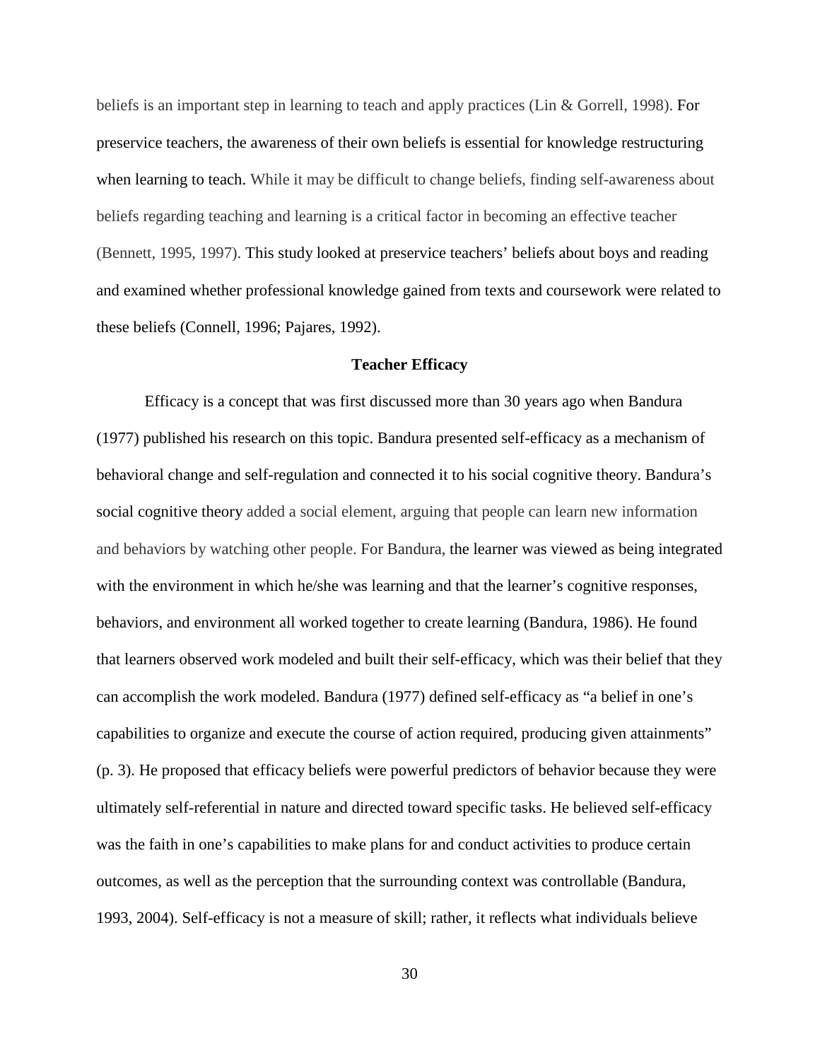beliefs is an important step in learning to teach and apply practices (Lin & Gorrell, 1998). For preservice teachers, the awareness of their own beliefs is essential for knowledge restructuring when learning to teach. While it may be difficult to change beliefs, finding self-awareness about beliefs regarding teaching and learning is a critical factor in becoming an effective teacher (Bennett, 1995, 1997). This study looked at preservice teachers' beliefs about boys and reading and examined whether professional knowledge gained from texts and coursework were related to these beliefs (Connell, 1996; Pajares, 1992).

## Teacher Efficacy

Efficacy is a concept that was first discussed more than 30 years ago when Bandura (1977) published his research on this topic. Bandura presented self-efficacy as a mechanism of behavioral change and self-regulation and connected it to his social cognitive theory. Bandura's social cognitive theory added a social element, arguing that people can learn new information and behaviors by watching other people. For Bandura, the learner was viewed as being integrated with the environment in which he/she was learning and that the learner's cognitive responses, behaviors, and environment all worked together to create learning (Bandura, 1986). He found that learners observed work modeled and built their self-efficacy, which was their belief that they can accomplish the work modeled. Bandura (1977) defined self-efficacy as "a belief in one's capabilities to organize and execute the course of action required, producing given attainments" (p. 3). He proposed that efficacy beliefs were powerful predictors of behavior because they were ultimately self-referential in nature and directed toward specific tasks. He believed self-efficacy was the faith in one's capabilities to make plans for and conduct activities to produce certain outcomes, as well as the perception that the surrounding context was controllable (Bandura, 1993, 2004). Self-efficacy is not a measure of skill; rather, it reflects what individuals believe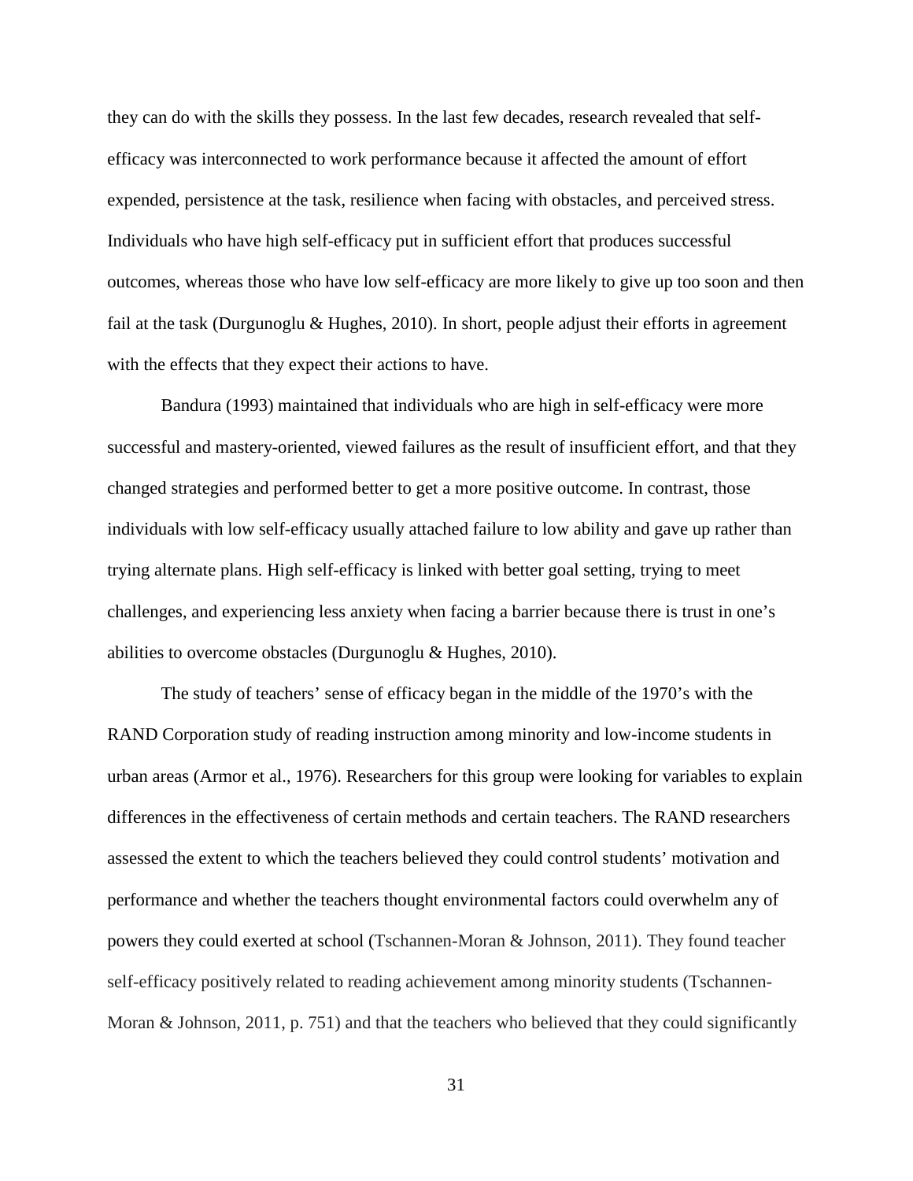they can do with the skills they possess. In the last few decades, research revealed that self-efficacy was interconnected to work performance because it affected the amount of effort expended, persistence at the task, resilience when facing with obstacles, and perceived stress. Individuals who have high self-efficacy put in sufficient effort that produces successful outcomes, whereas those who have low self-efficacy are more likely to give up too soon and then fail at the task (Durgunoglu & Hughes, 2010). In short, people adjust their efforts in agreement with the effects that they expect their actions to have.

Bandura (1993) maintained that individuals who are high in self-efficacy were more successful and mastery-oriented, viewed failures as the result of insufficient effort, and that they changed strategies and performed better to get a more positive outcome. In contrast, those individuals with low self-efficacy usually attached failure to low ability and gave up rather than trying alternate plans. High self-efficacy is linked with better goal setting, trying to meet challenges, and experiencing less anxiety when facing a barrier because there is trust in one's abilities to overcome obstacles (Durgunoglu & Hughes, 2010).

The study of teachers' sense of efficacy began in the middle of the 1970's with the RAND Corporation study of reading instruction among minority and low-income students in urban areas (Armor et al., 1976). Researchers for this group were looking for variables to explain differences in the effectiveness of certain methods and certain teachers. The RAND researchers assessed the extent to which the teachers believed they could control students' motivation and performance and whether the teachers thought environmental factors could overwhelm any of powers they could exerted at school (Tschannen-Moran & Johnson, 2011). They found teacher self-efficacy positively related to reading achievement among minority students (Tschannen-Moran & Johnson, 2011, p. 751) and that the teachers who believed that they could significantly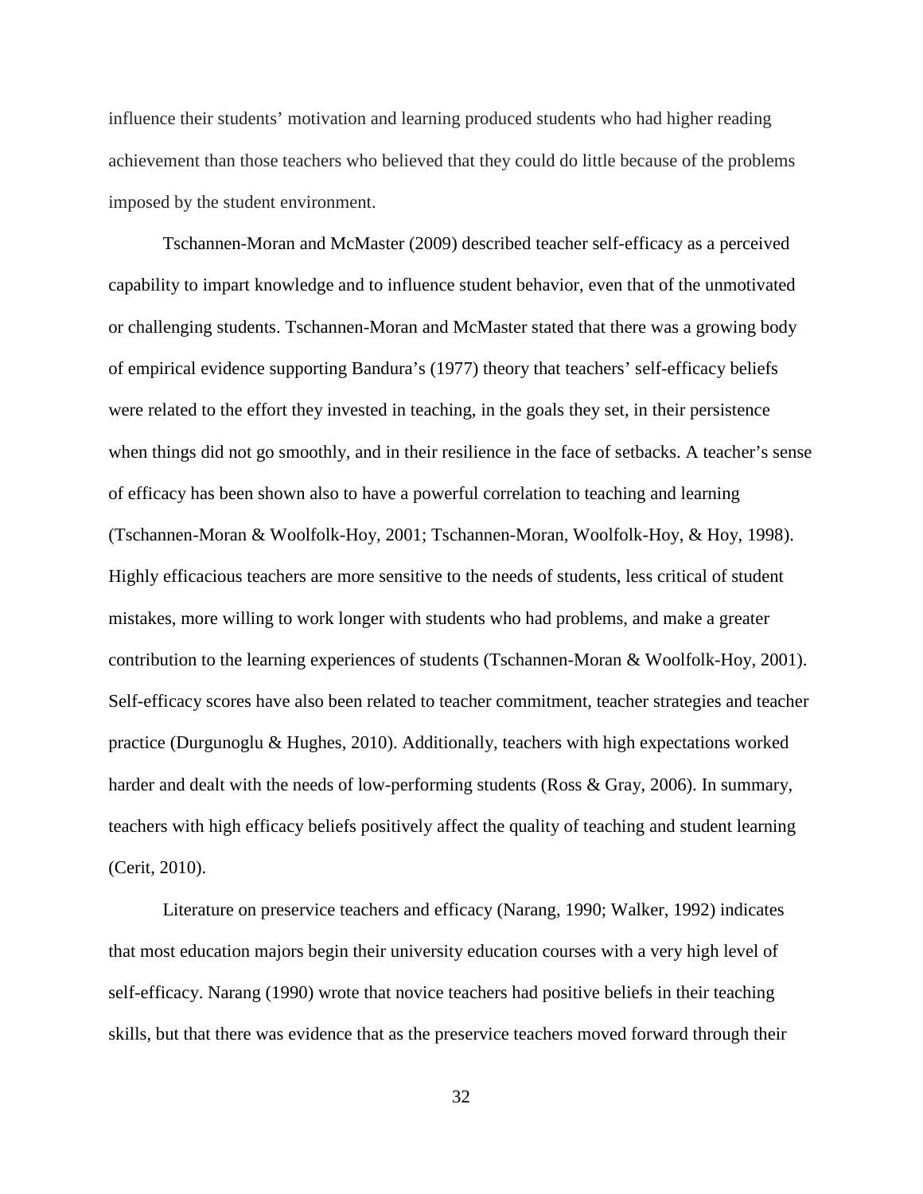influence their students' motivation and learning produced students who had higher reading achievement than those teachers who believed that they could do little because of the problems imposed by the student environment.

Tschannen-Moran and McMaster (2009) described teacher self-efficacy as a perceived capability to impart knowledge and to influence student behavior, even that of the unmotivated or challenging students. Tschannen-Moran and McMaster stated that there was a growing body of empirical evidence supporting Bandura's (1977) theory that teachers' self-efficacy beliefs were related to the effort they invested in teaching, in the goals they set, in their persistence when things did not go smoothly, and in their resilience in the face of setbacks. A teacher's sense of efficacy has been shown also to have a powerful correlation to teaching and learning (Tschannen-Moran & Woolfolk-Hoy, 2001; Tschannen-Moran, Woolfolk-Hoy, & Hoy, 1998). Highly efficacious teachers are more sensitive to the needs of students, less critical of student mistakes, more willing to work longer with students who had problems, and make a greater contribution to the learning experiences of students (Tschannen-Moran & Woolfolk-Hoy, 2001). Self-efficacy scores have also been related to teacher commitment, teacher strategies and teacher practice (Durgunoglu & Hughes, 2010). Additionally, teachers with high expectations worked harder and dealt with the needs of low-performing students (Ross & Gray, 2006). In summary, teachers with high efficacy beliefs positively affect the quality of teaching and student learning (Cerit, 2010).

Literature on preservice teachers and efficacy (Narang, 1990; Walker, 1992) indicates that most education majors begin their university education courses with a very high level of self-efficacy. Narang (1990) wrote that novice teachers had positive beliefs in their teaching skills, but that there was evidence that as the preservice teachers moved forward through their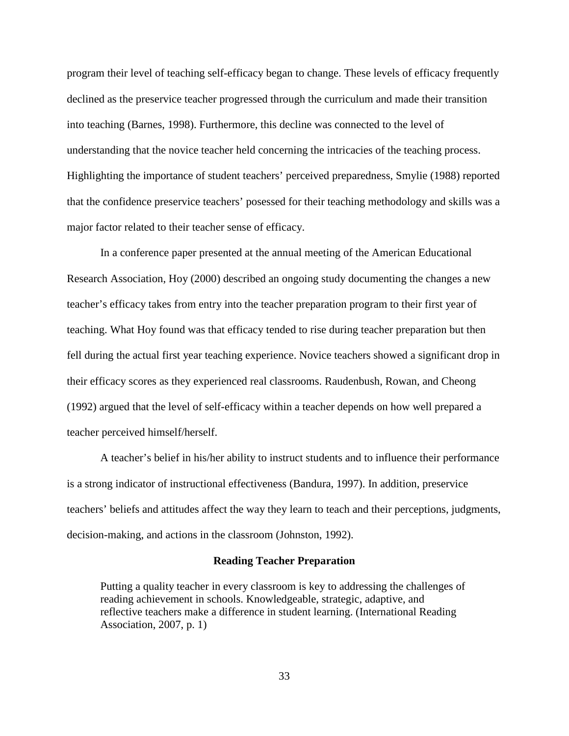program their level of teaching self-efficacy began to change. These levels of efficacy frequently declined as the preservice teacher progressed through the curriculum and made their transition into teaching (Barnes, 1998). Furthermore, this decline was connected to the level of understanding that the novice teacher held concerning the intricacies of the teaching process. Highlighting the importance of student teachers' perceived preparedness, Smylie (1988) reported that the confidence preservice teachers' posessed for their teaching methodology and skills was a major factor related to their teacher sense of efficacy.

In a conference paper presented at the annual meeting of the American Educational Research Association, Hoy (2000) described an ongoing study documenting the changes a new teacher's efficacy takes from entry into the teacher preparation program to their first year of teaching. What Hoy found was that efficacy tended to rise during teacher preparation but then fell during the actual first year teaching experience. Novice teachers showed a significant drop in their efficacy scores as they experienced real classrooms. Raudenbush, Rowan, and Cheong (1992) argued that the level of self-efficacy within a teacher depends on how well prepared a teacher perceived himself/herself.

A teacher's belief in his/her ability to instruct students and to influence their performance is a strong indicator of instructional effectiveness (Bandura, 1997). In addition, preservice teachers' beliefs and attitudes affect the way they learn to teach and their perceptions, judgments, decision-making, and actions in the classroom (Johnston, 1992).

## Reading Teacher Preparation

> Putting a quality teacher in every classroom is key to addressing the challenges of reading achievement in schools. Knowledgeable, strategic, adaptive, and reflective teachers make a difference in student learning. (International Reading Association, 2007, p. 1)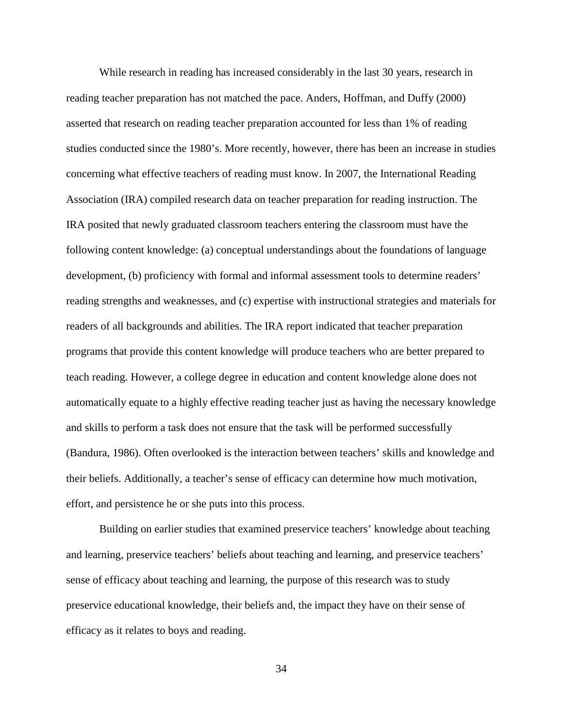While research in reading has increased considerably in the last 30 years, research in reading teacher preparation has not matched the pace. Anders, Hoffman, and Duffy (2000) asserted that research on reading teacher preparation accounted for less than 1% of reading studies conducted since the 1980's. More recently, however, there has been an increase in studies concerning what effective teachers of reading must know. In 2007, the International Reading Association (IRA) compiled research data on teacher preparation for reading instruction. The IRA posited that newly graduated classroom teachers entering the classroom must have the following content knowledge: (a) conceptual understandings about the foundations of language development, (b) proficiency with formal and informal assessment tools to determine readers' reading strengths and weaknesses, and (c) expertise with instructional strategies and materials for readers of all backgrounds and abilities. The IRA report indicated that teacher preparation programs that provide this content knowledge will produce teachers who are better prepared to teach reading. However, a college degree in education and content knowledge alone does not automatically equate to a highly effective reading teacher just as having the necessary knowledge and skills to perform a task does not ensure that the task will be performed successfully (Bandura, 1986). Often overlooked is the interaction between teachers' skills and knowledge and their beliefs. Additionally, a teacher's sense of efficacy can determine how much motivation, effort, and persistence he or she puts into this process.

Building on earlier studies that examined preservice teachers' knowledge about teaching and learning, preservice teachers' beliefs about teaching and learning, and preservice teachers' sense of efficacy about teaching and learning, the purpose of this research was to study preservice educational knowledge, their beliefs and, the impact they have on their sense of efficacy as it relates to boys and reading.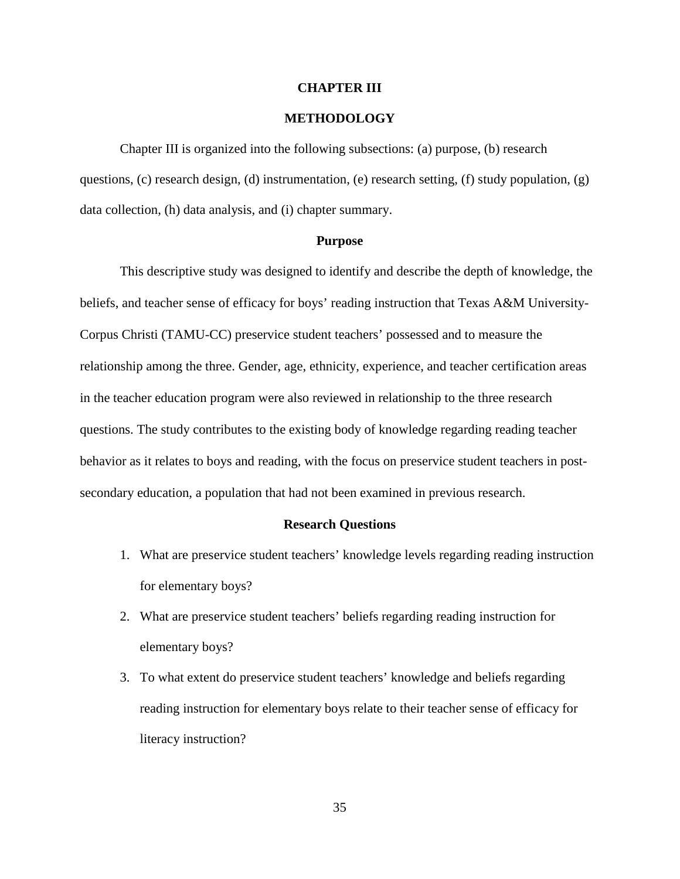# CHAPTER III

# METHODOLOGY

Chapter III is organized into the following subsections: (a) purpose, (b) research questions, (c) research design, (d) instrumentation, (e) research setting, (f) study population, (g) data collection, (h) data analysis, and (i) chapter summary.

## Purpose

This descriptive study was designed to identify and describe the depth of knowledge, the beliefs, and teacher sense of efficacy for boys' reading instruction that Texas A&M University-Corpus Christi (TAMU-CC) preservice student teachers' possessed and to measure the relationship among the three. Gender, age, ethnicity, experience, and teacher certification areas in the teacher education program were also reviewed in relationship to the three research questions. The study contributes to the existing body of knowledge regarding reading teacher behavior as it relates to boys and reading, with the focus on preservice student teachers in post-secondary education, a population that had not been examined in previous research.

## Research Questions

1. What are preservice student teachers' knowledge levels regarding reading instruction for elementary boys?
2. What are preservice student teachers' beliefs regarding reading instruction for elementary boys?
3. To what extent do preservice student teachers' knowledge and beliefs regarding reading instruction for elementary boys relate to their teacher sense of efficacy for literacy instruction?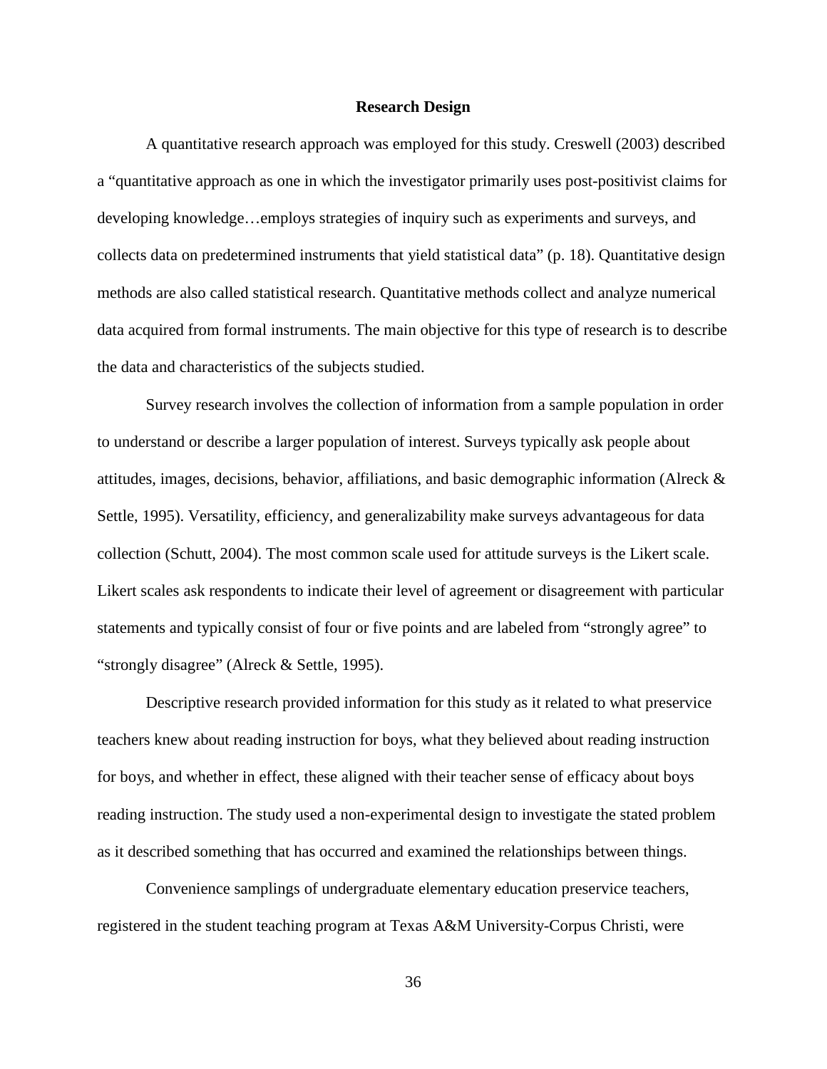## Research Design

A quantitative research approach was employed for this study. Creswell (2003) described a "quantitative approach as one in which the investigator primarily uses post-positivist claims for developing knowledge…employs strategies of inquiry such as experiments and surveys, and collects data on predetermined instruments that yield statistical data" (p. 18). Quantitative design methods are also called statistical research. Quantitative methods collect and analyze numerical data acquired from formal instruments. The main objective for this type of research is to describe the data and characteristics of the subjects studied.

Survey research involves the collection of information from a sample population in order to understand or describe a larger population of interest. Surveys typically ask people about attitudes, images, decisions, behavior, affiliations, and basic demographic information (Alreck & Settle, 1995). Versatility, efficiency, and generalizability make surveys advantageous for data collection (Schutt, 2004). The most common scale used for attitude surveys is the Likert scale. Likert scales ask respondents to indicate their level of agreement or disagreement with particular statements and typically consist of four or five points and are labeled from "strongly agree" to "strongly disagree" (Alreck & Settle, 1995).

Descriptive research provided information for this study as it related to what preservice teachers knew about reading instruction for boys, what they believed about reading instruction for boys, and whether in effect, these aligned with their teacher sense of efficacy about boys reading instruction. The study used a non-experimental design to investigate the stated problem as it described something that has occurred and examined the relationships between things.

Convenience samplings of undergraduate elementary education preservice teachers, registered in the student teaching program at Texas A&M University-Corpus Christi, were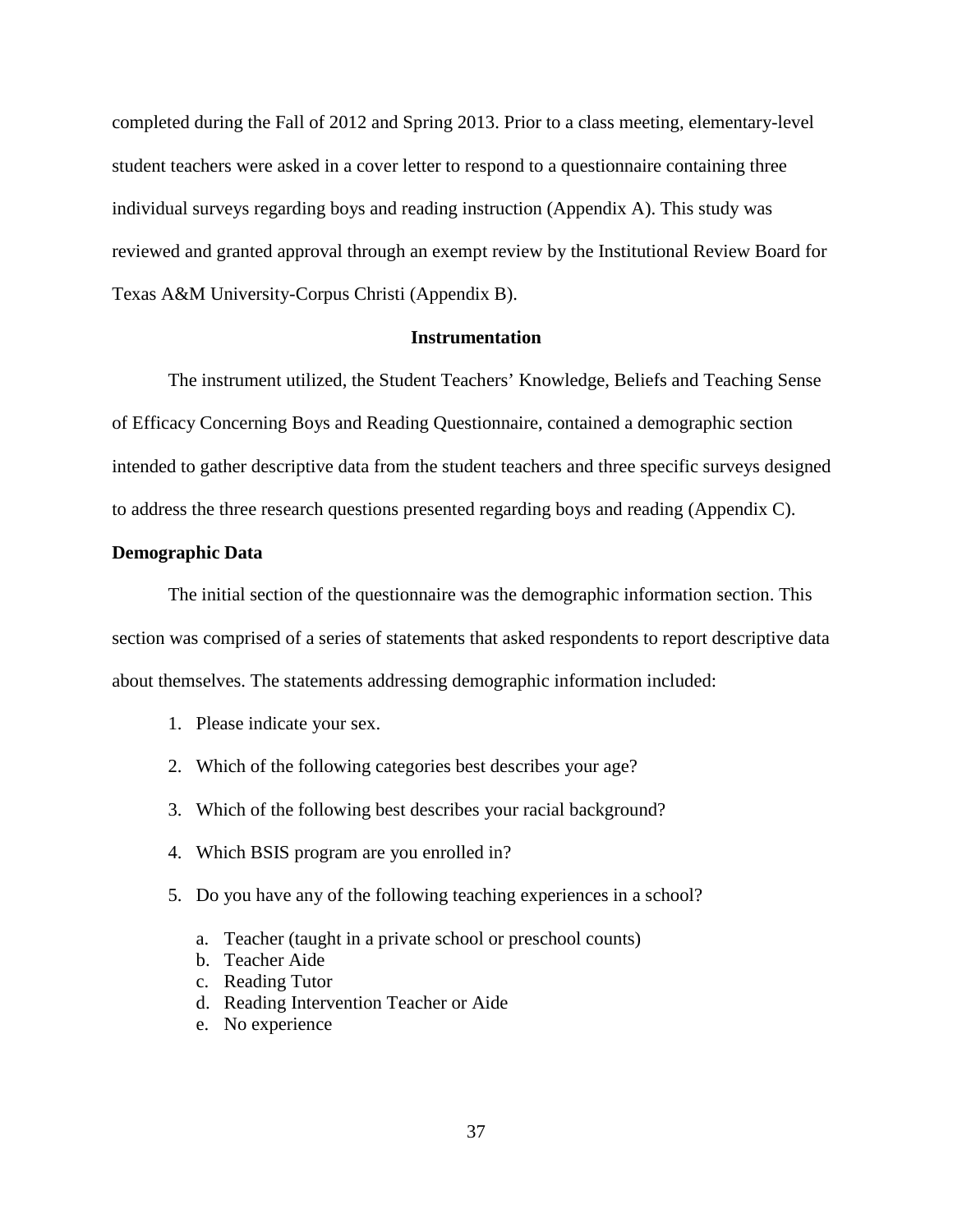completed during the Fall of 2012 and Spring 2013. Prior to a class meeting, elementary-level student teachers were asked in a cover letter to respond to a questionnaire containing three individual surveys regarding boys and reading instruction (Appendix A). This study was reviewed and granted approval through an exempt review by the Institutional Review Board for Texas A&M University-Corpus Christi (Appendix B).

## Instrumentation

The instrument utilized, the Student Teachers' Knowledge, Beliefs and Teaching Sense of Efficacy Concerning Boys and Reading Questionnaire, contained a demographic section intended to gather descriptive data from the student teachers and three specific surveys designed to address the three research questions presented regarding boys and reading (Appendix C).

### Demographic Data

The initial section of the questionnaire was the demographic information section. This section was comprised of a series of statements that asked respondents to report descriptive data about themselves. The statements addressing demographic information included:

1. Please indicate your sex.
2. Which of the following categories best describes your age?
3. Which of the following best describes your racial background?
4. Which BSIS program are you enrolled in?
5. Do you have any of the following teaching experiences in a school?
   a. Teacher (taught in a private school or preschool counts)
   b. Teacher Aide
   c. Reading Tutor
   d. Reading Intervention Teacher or Aide
   e. No experience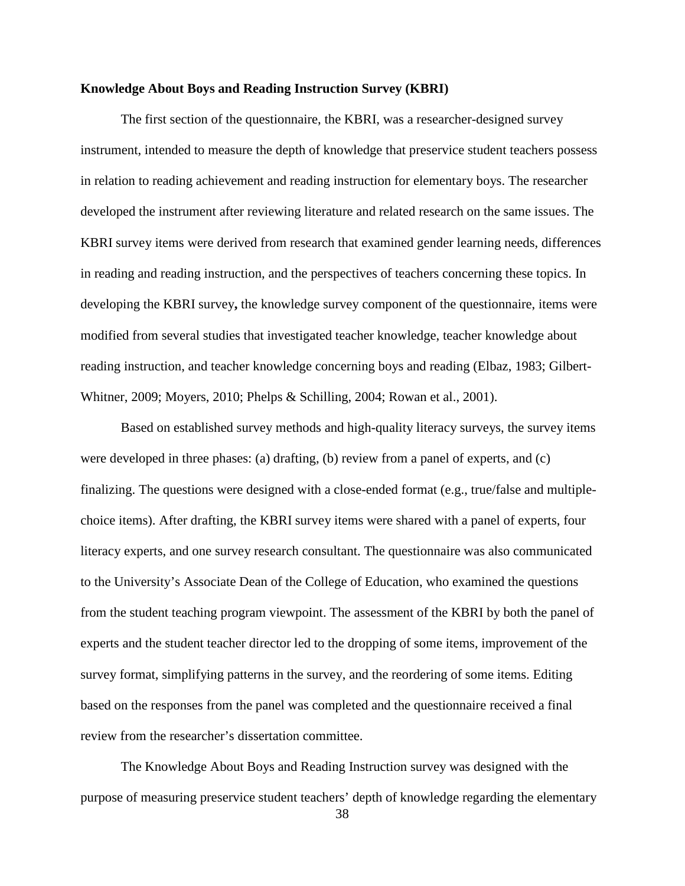**Knowledge About Boys and Reading Instruction Survey (KBRI)**

The first section of the questionnaire, the KBRI, was a researcher-designed survey instrument, intended to measure the depth of knowledge that preservice student teachers possess in relation to reading achievement and reading instruction for elementary boys. The researcher developed the instrument after reviewing literature and related research on the same issues. The KBRI survey items were derived from research that examined gender learning needs, differences in reading and reading instruction, and the perspectives of teachers concerning these topics. In developing the KBRI survey**,** the knowledge survey component of the questionnaire, items were modified from several studies that investigated teacher knowledge, teacher knowledge about reading instruction, and teacher knowledge concerning boys and reading (Elbaz, 1983; Gilbert-Whitner, 2009; Moyers, 2010; Phelps & Schilling, 2004; Rowan et al., 2001).

Based on established survey methods and high-quality literacy surveys, the survey items were developed in three phases: (a) drafting, (b) review from a panel of experts, and (c) finalizing. The questions were designed with a close-ended format (e.g., true/false and multiple-choice items). After drafting, the KBRI survey items were shared with a panel of experts, four literacy experts, and one survey research consultant. The questionnaire was also communicated to the University's Associate Dean of the College of Education, who examined the questions from the student teaching program viewpoint. The assessment of the KBRI by both the panel of experts and the student teacher director led to the dropping of some items, improvement of the survey format, simplifying patterns in the survey, and the reordering of some items. Editing based on the responses from the panel was completed and the questionnaire received a final review from the researcher's dissertation committee.

The Knowledge About Boys and Reading Instruction survey was designed with the purpose of measuring preservice student teachers' depth of knowledge regarding the elementary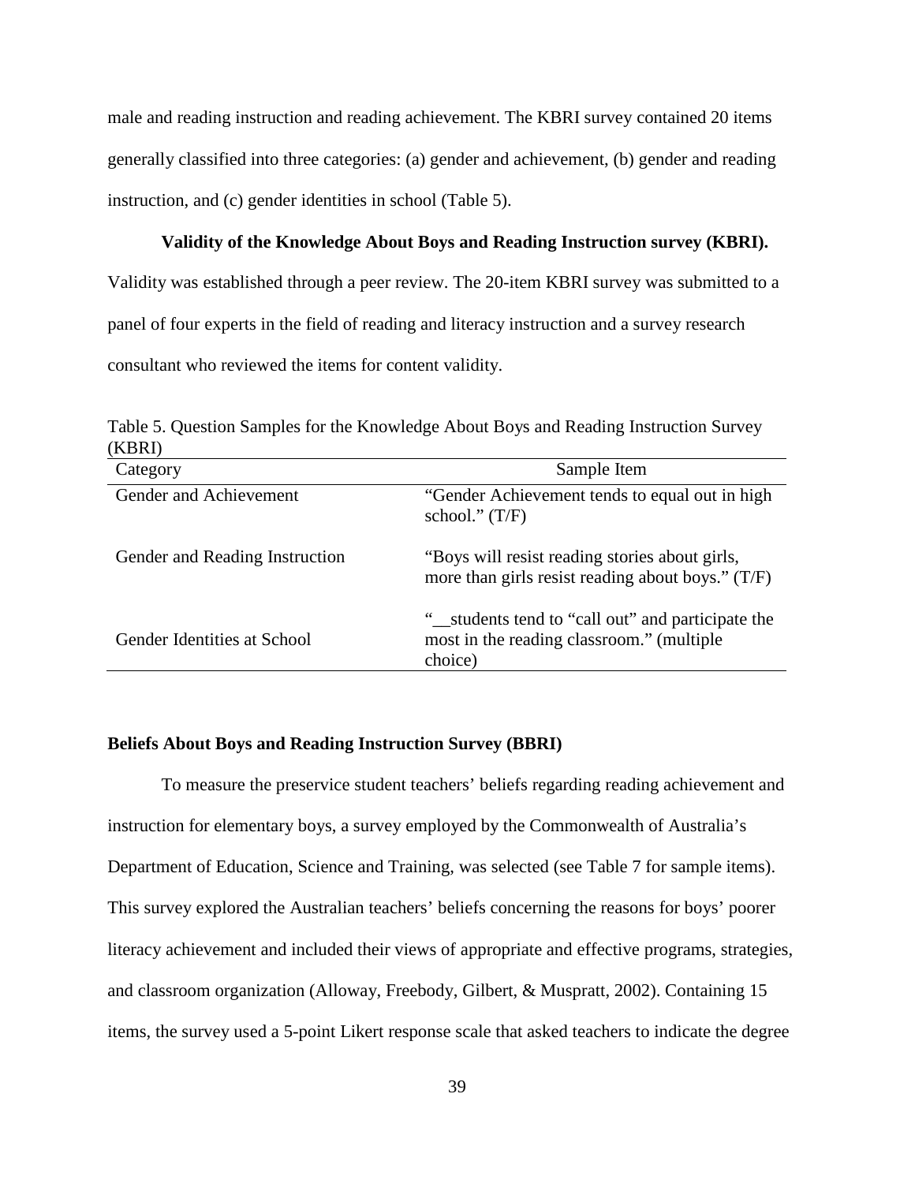male and reading instruction and reading achievement. The KBRI survey contained 20 items generally classified into three categories: (a) gender and achievement, (b) gender and reading instruction, and (c) gender identities in school (Table 5).

**Validity of the Knowledge About Boys and Reading Instruction survey (KBRI).** Validity was established through a peer review. The 20-item KBRI survey was submitted to a panel of four experts in the field of reading and literacy instruction and a survey research consultant who reviewed the items for content validity.

Table 5. Question Samples for the Knowledge About Boys and Reading Instruction Survey (KBRI)

| Category | Sample Item |
|---|---|
| Gender and Achievement | "Gender Achievement tends to equal out in high school." (T/F) |
| Gender and Reading Instruction | "Boys will resist reading stories about girls, more than girls resist reading about boys." (T/F) |
| Gender Identities at School | "__students tend to "call out" and participate the most in the reading classroom." (multiple choice) |

## Beliefs About Boys and Reading Instruction Survey (BBRI)

To measure the preservice student teachers' beliefs regarding reading achievement and instruction for elementary boys, a survey employed by the Commonwealth of Australia's Department of Education, Science and Training, was selected (see Table 7 for sample items). This survey explored the Australian teachers' beliefs concerning the reasons for boys' poorer literacy achievement and included their views of appropriate and effective programs, strategies, and classroom organization (Alloway, Freebody, Gilbert, & Muspratt, 2002). Containing 15 items, the survey used a 5-point Likert response scale that asked teachers to indicate the degree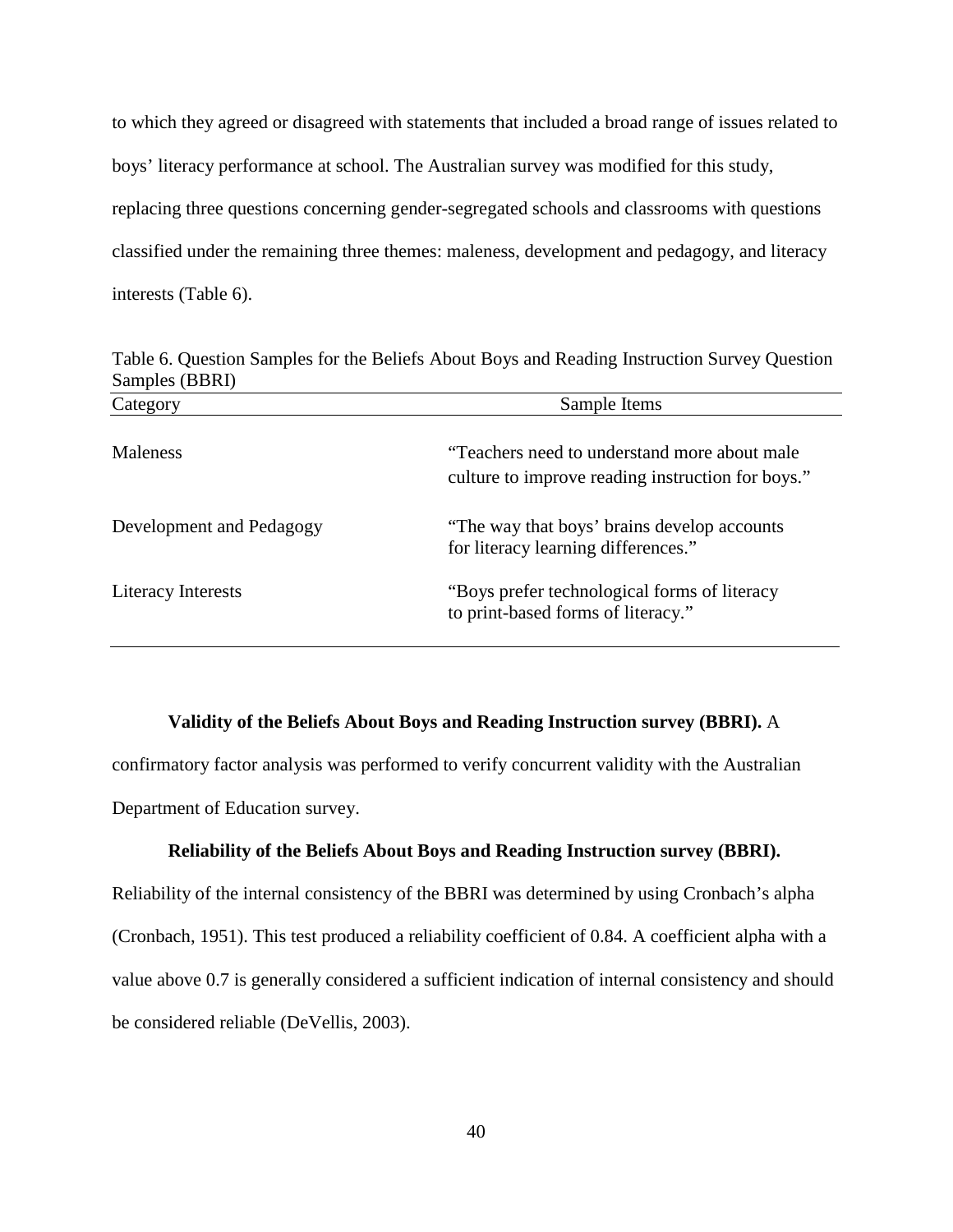to which they agreed or disagreed with statements that included a broad range of issues related to boys' literacy performance at school. The Australian survey was modified for this study, replacing three questions concerning gender-segregated schools and classrooms with questions classified under the remaining three themes: maleness, development and pedagogy, and literacy interests (Table 6).

Table 6. Question Samples for the Beliefs About Boys and Reading Instruction Survey Question Samples (BBRI)

| Category | Sample Items |
|---|---|
| Maleness | "Teachers need to understand more about male culture to improve reading instruction for boys." |
| Development and Pedagogy | "The way that boys' brains develop accounts for literacy learning differences." |
| Literacy Interests | "Boys prefer technological forms of literacy to print-based forms of literacy." |

**Validity of the Beliefs About Boys and Reading Instruction survey (BBRI).** A confirmatory factor analysis was performed to verify concurrent validity with the Australian Department of Education survey.

**Reliability of the Beliefs About Boys and Reading Instruction survey (BBRI).** Reliability of the internal consistency of the BBRI was determined by using Cronbach's alpha (Cronbach, 1951). This test produced a reliability coefficient of 0.84. A coefficient alpha with a value above 0.7 is generally considered a sufficient indication of internal consistency and should be considered reliable (DeVellis, 2003).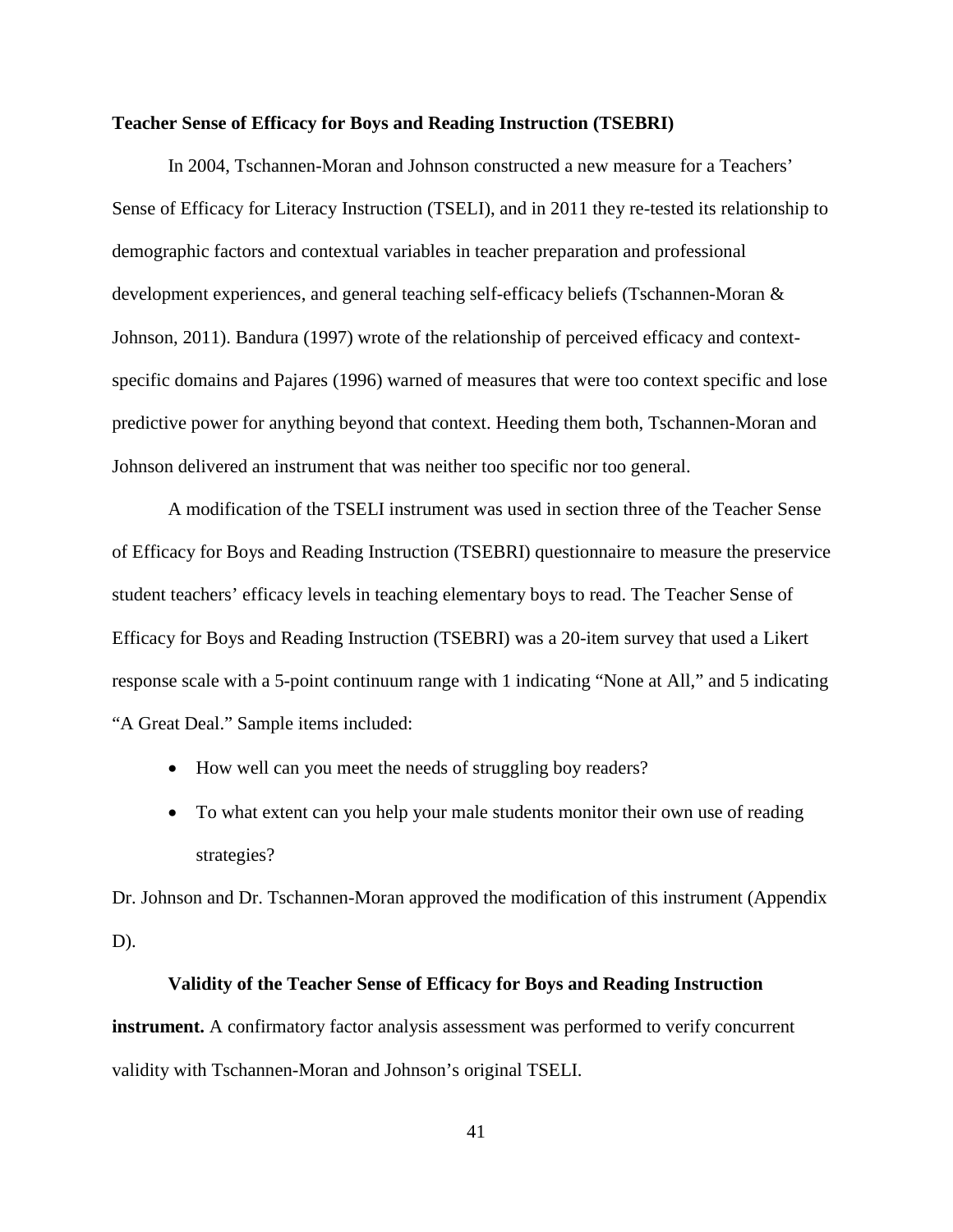### Teacher Sense of Efficacy for Boys and Reading Instruction (TSEBRI)

In 2004, Tschannen-Moran and Johnson constructed a new measure for a Teachers' Sense of Efficacy for Literacy Instruction (TSELI), and in 2011 they re-tested its relationship to demographic factors and contextual variables in teacher preparation and professional development experiences, and general teaching self-efficacy beliefs (Tschannen-Moran & Johnson, 2011). Bandura (1997) wrote of the relationship of perceived efficacy and context-specific domains and Pajares (1996) warned of measures that were too context specific and lose predictive power for anything beyond that context. Heeding them both, Tschannen-Moran and Johnson delivered an instrument that was neither too specific nor too general.

A modification of the TSELI instrument was used in section three of the Teacher Sense of Efficacy for Boys and Reading Instruction (TSEBRI) questionnaire to measure the preservice student teachers' efficacy levels in teaching elementary boys to read. The Teacher Sense of Efficacy for Boys and Reading Instruction (TSEBRI) was a 20-item survey that used a Likert response scale with a 5-point continuum range with 1 indicating "None at All," and 5 indicating "A Great Deal." Sample items included:

- How well can you meet the needs of struggling boy readers?
- To what extent can you help your male students monitor their own use of reading strategies?

Dr. Johnson and Dr. Tschannen-Moran approved the modification of this instrument (Appendix D).

**Validity of the Teacher Sense of Efficacy for Boys and Reading Instruction instrument.** A confirmatory factor analysis assessment was performed to verify concurrent validity with Tschannen-Moran and Johnson's original TSELI.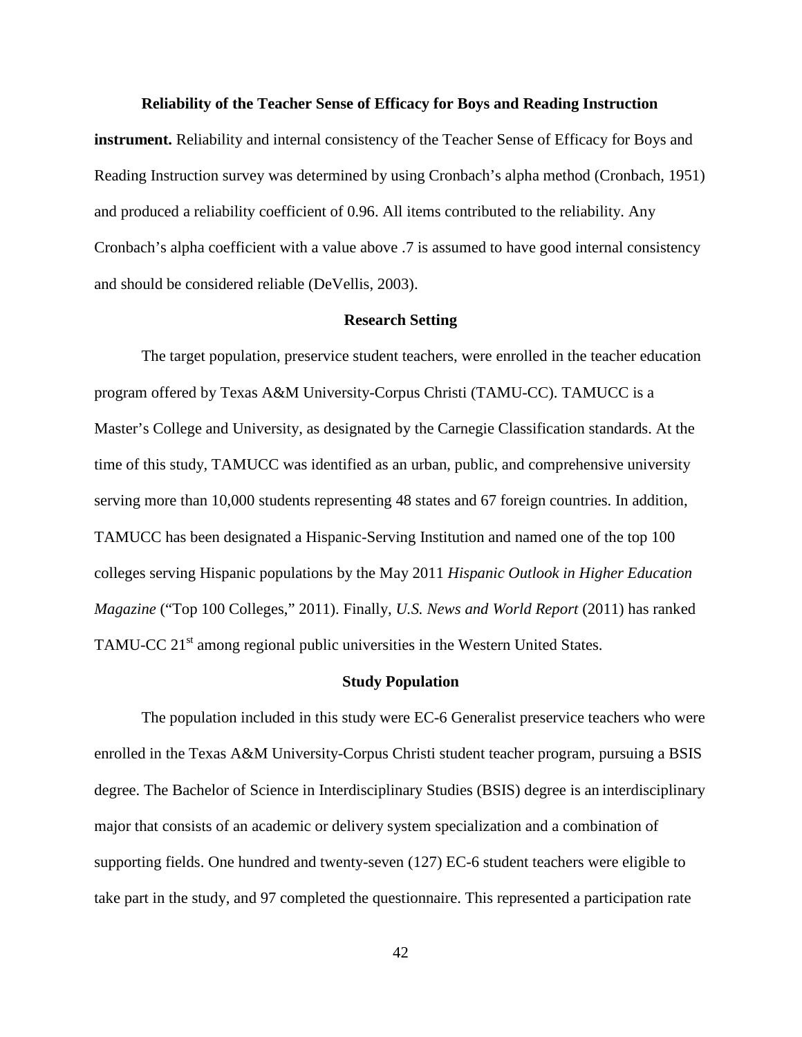**Reliability of the Teacher Sense of Efficacy for Boys and Reading Instruction instrument.** Reliability and internal consistency of the Teacher Sense of Efficacy for Boys and Reading Instruction survey was determined by using Cronbach's alpha method (Cronbach, 1951) and produced a reliability coefficient of 0.96. All items contributed to the reliability. Any Cronbach's alpha coefficient with a value above .7 is assumed to have good internal consistency and should be considered reliable (DeVellis, 2003).

## Research Setting

The target population, preservice student teachers, were enrolled in the teacher education program offered by Texas A&M University-Corpus Christi (TAMU-CC). TAMUCC is a Master's College and University, as designated by the Carnegie Classification standards. At the time of this study, TAMUCC was identified as an urban, public, and comprehensive university serving more than 10,000 students representing 48 states and 67 foreign countries. In addition, TAMUCC has been designated a Hispanic-Serving Institution and named one of the top 100 colleges serving Hispanic populations by the May 2011 *Hispanic Outlook in Higher Education Magazine* ("Top 100 Colleges," 2011). Finally, *U.S. News and World Report* (2011) has ranked TAMU-CC 21st among regional public universities in the Western United States.

## Study Population

The population included in this study were EC-6 Generalist preservice teachers who were enrolled in the Texas A&M University-Corpus Christi student teacher program, pursuing a BSIS degree. The Bachelor of Science in Interdisciplinary Studies (BSIS) degree is an interdisciplinary major that consists of an academic or delivery system specialization and a combination of supporting fields. One hundred and twenty-seven (127) EC-6 student teachers were eligible to take part in the study, and 97 completed the questionnaire. This represented a participation rate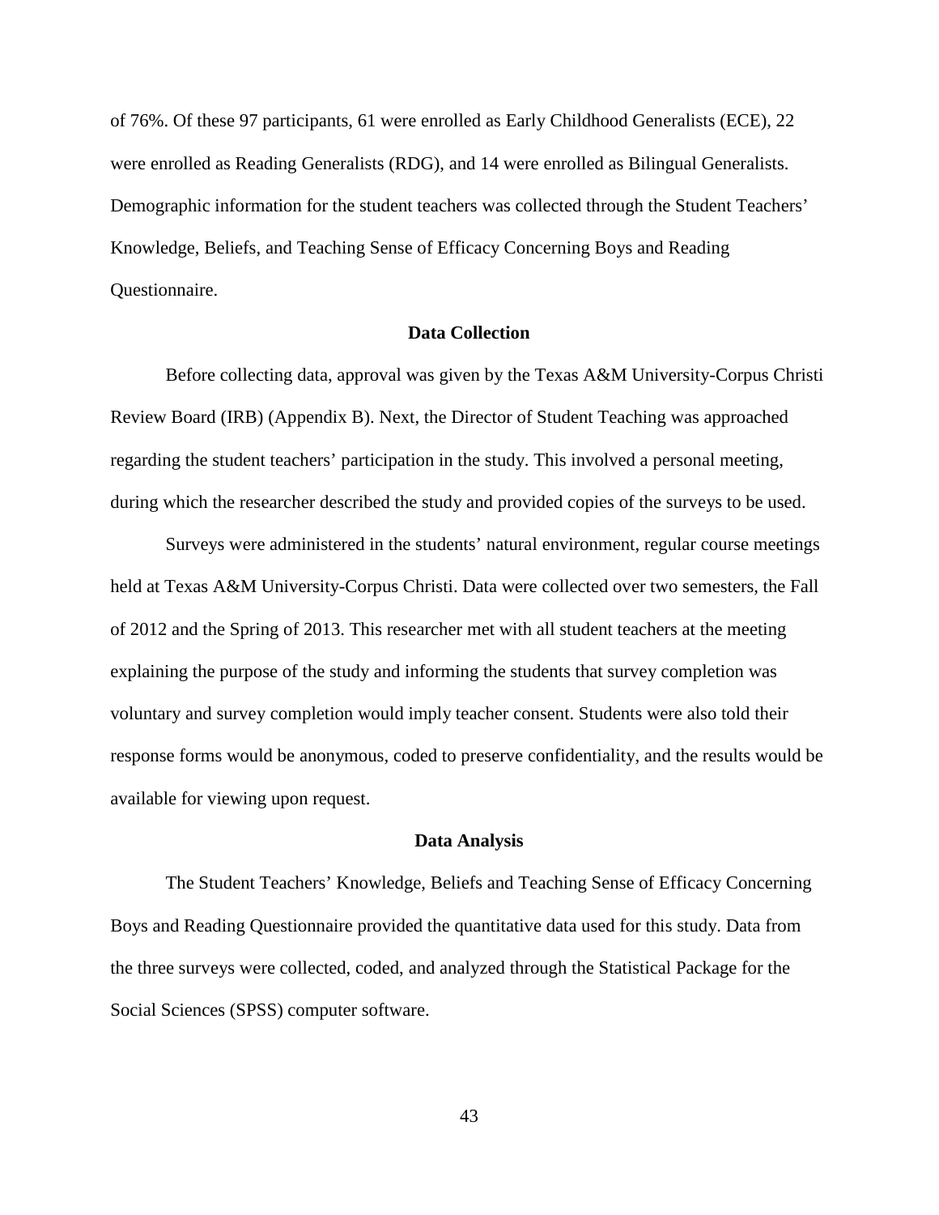of 76%. Of these 97 participants, 61 were enrolled as Early Childhood Generalists (ECE), 22 were enrolled as Reading Generalists (RDG), and 14 were enrolled as Bilingual Generalists. Demographic information for the student teachers was collected through the Student Teachers' Knowledge, Beliefs, and Teaching Sense of Efficacy Concerning Boys and Reading Questionnaire.

## Data Collection

Before collecting data, approval was given by the Texas A&M University-Corpus Christi Review Board (IRB) (Appendix B). Next, the Director of Student Teaching was approached regarding the student teachers' participation in the study. This involved a personal meeting, during which the researcher described the study and provided copies of the surveys to be used.

Surveys were administered in the students' natural environment, regular course meetings held at Texas A&M University-Corpus Christi. Data were collected over two semesters, the Fall of 2012 and the Spring of 2013. This researcher met with all student teachers at the meeting explaining the purpose of the study and informing the students that survey completion was voluntary and survey completion would imply teacher consent. Students were also told their response forms would be anonymous, coded to preserve confidentiality, and the results would be available for viewing upon request.

## Data Analysis

The Student Teachers' Knowledge, Beliefs and Teaching Sense of Efficacy Concerning Boys and Reading Questionnaire provided the quantitative data used for this study. Data from the three surveys were collected, coded, and analyzed through the Statistical Package for the Social Sciences (SPSS) computer software.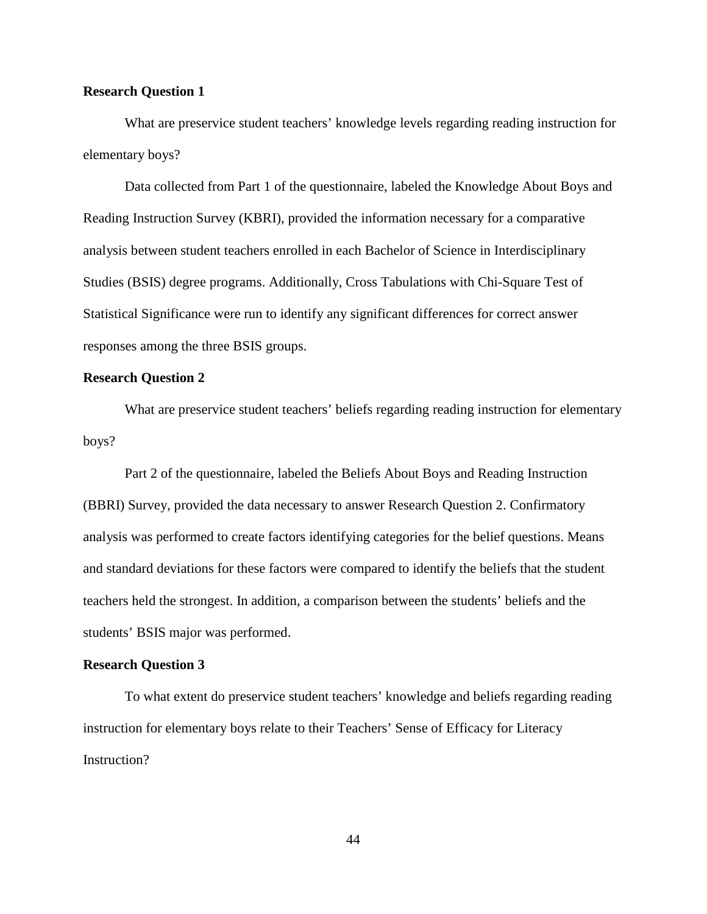**Research Question 1**

What are preservice student teachers' knowledge levels regarding reading instruction for elementary boys?

Data collected from Part 1 of the questionnaire, labeled the Knowledge About Boys and Reading Instruction Survey (KBRI), provided the information necessary for a comparative analysis between student teachers enrolled in each Bachelor of Science in Interdisciplinary Studies (BSIS) degree programs. Additionally, Cross Tabulations with Chi-Square Test of Statistical Significance were run to identify any significant differences for correct answer responses among the three BSIS groups.

**Research Question 2**

What are preservice student teachers' beliefs regarding reading instruction for elementary boys?

Part 2 of the questionnaire, labeled the Beliefs About Boys and Reading Instruction (BBRI) Survey, provided the data necessary to answer Research Question 2. Confirmatory analysis was performed to create factors identifying categories for the belief questions. Means and standard deviations for these factors were compared to identify the beliefs that the student teachers held the strongest. In addition, a comparison between the students' beliefs and the students' BSIS major was performed.

**Research Question 3**

To what extent do preservice student teachers' knowledge and beliefs regarding reading instruction for elementary boys relate to their Teachers' Sense of Efficacy for Literacy Instruction?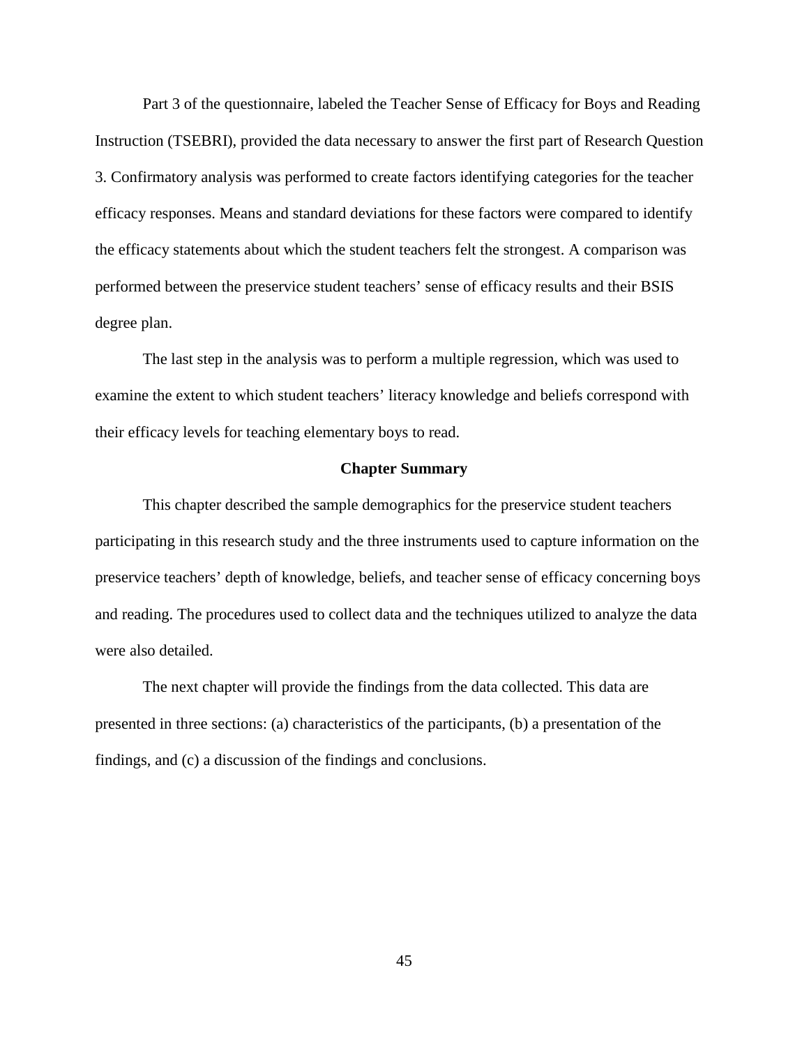Part 3 of the questionnaire, labeled the Teacher Sense of Efficacy for Boys and Reading Instruction (TSEBRI), provided the data necessary to answer the first part of Research Question 3. Confirmatory analysis was performed to create factors identifying categories for the teacher efficacy responses. Means and standard deviations for these factors were compared to identify the efficacy statements about which the student teachers felt the strongest. A comparison was performed between the preservice student teachers' sense of efficacy results and their BSIS degree plan.

The last step in the analysis was to perform a multiple regression, which was used to examine the extent to which student teachers' literacy knowledge and beliefs correspond with their efficacy levels for teaching elementary boys to read.

## Chapter Summary

This chapter described the sample demographics for the preservice student teachers participating in this research study and the three instruments used to capture information on the preservice teachers' depth of knowledge, beliefs, and teacher sense of efficacy concerning boys and reading. The procedures used to collect data and the techniques utilized to analyze the data were also detailed.

The next chapter will provide the findings from the data collected. This data are presented in three sections: (a) characteristics of the participants, (b) a presentation of the findings, and (c) a discussion of the findings and conclusions.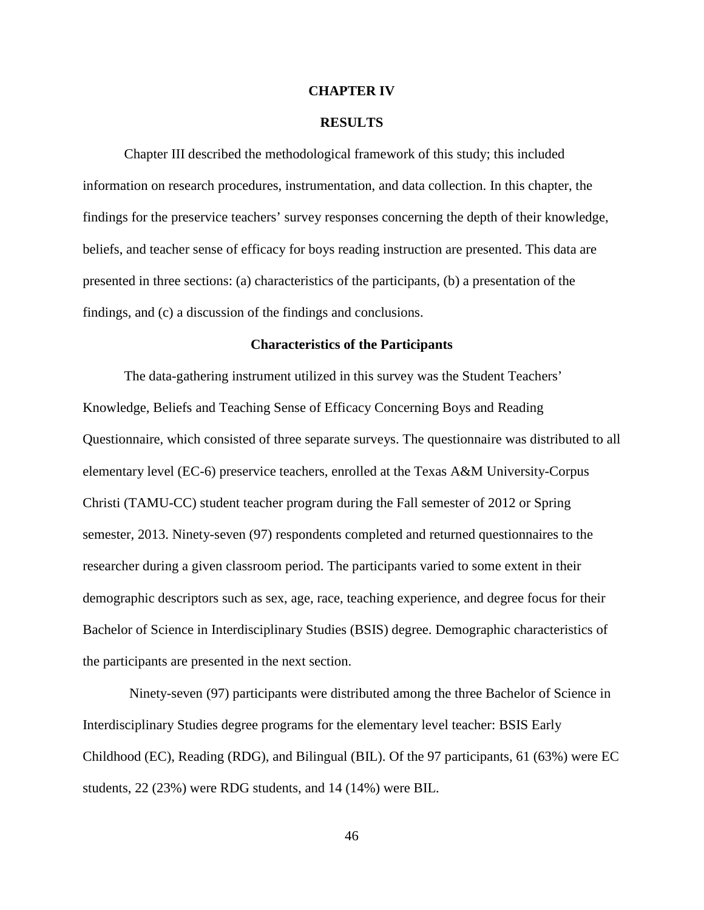# CHAPTER IV

# RESULTS

Chapter III described the methodological framework of this study; this included information on research procedures, instrumentation, and data collection. In this chapter, the findings for the preservice teachers' survey responses concerning the depth of their knowledge, beliefs, and teacher sense of efficacy for boys reading instruction are presented. This data are presented in three sections: (a) characteristics of the participants, (b) a presentation of the findings, and (c) a discussion of the findings and conclusions.

## Characteristics of the Participants

The data-gathering instrument utilized in this survey was the Student Teachers' Knowledge, Beliefs and Teaching Sense of Efficacy Concerning Boys and Reading Questionnaire, which consisted of three separate surveys. The questionnaire was distributed to all elementary level (EC-6) preservice teachers, enrolled at the Texas A&M University-Corpus Christi (TAMU-CC) student teacher program during the Fall semester of 2012 or Spring semester, 2013. Ninety-seven (97) respondents completed and returned questionnaires to the researcher during a given classroom period. The participants varied to some extent in their demographic descriptors such as sex, age, race, teaching experience, and degree focus for their Bachelor of Science in Interdisciplinary Studies (BSIS) degree. Demographic characteristics of the participants are presented in the next section.

Ninety-seven (97) participants were distributed among the three Bachelor of Science in Interdisciplinary Studies degree programs for the elementary level teacher: BSIS Early Childhood (EC), Reading (RDG), and Bilingual (BIL). Of the 97 participants, 61 (63%) were EC students, 22 (23%) were RDG students, and 14 (14%) were BIL.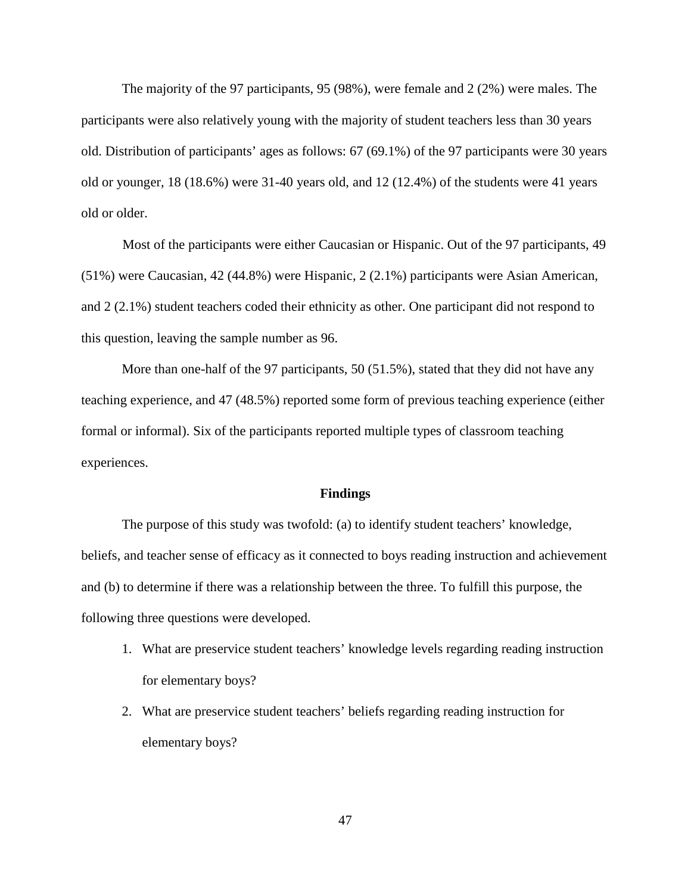The majority of the 97 participants, 95 (98%), were female and 2 (2%) were males. The participants were also relatively young with the majority of student teachers less than 30 years old. Distribution of participants' ages as follows: 67 (69.1%) of the 97 participants were 30 years old or younger, 18 (18.6%) were 31-40 years old, and 12 (12.4%) of the students were 41 years old or older.

Most of the participants were either Caucasian or Hispanic. Out of the 97 participants, 49 (51%) were Caucasian, 42 (44.8%) were Hispanic, 2 (2.1%) participants were Asian American, and 2 (2.1%) student teachers coded their ethnicity as other. One participant did not respond to this question, leaving the sample number as 96.

More than one-half of the 97 participants, 50 (51.5%), stated that they did not have any teaching experience, and 47 (48.5%) reported some form of previous teaching experience (either formal or informal). Six of the participants reported multiple types of classroom teaching experiences.

## Findings

The purpose of this study was twofold: (a) to identify student teachers' knowledge, beliefs, and teacher sense of efficacy as it connected to boys reading instruction and achievement and (b) to determine if there was a relationship between the three. To fulfill this purpose, the following three questions were developed.

1. What are preservice student teachers' knowledge levels regarding reading instruction for elementary boys?
2. What are preservice student teachers' beliefs regarding reading instruction for elementary boys?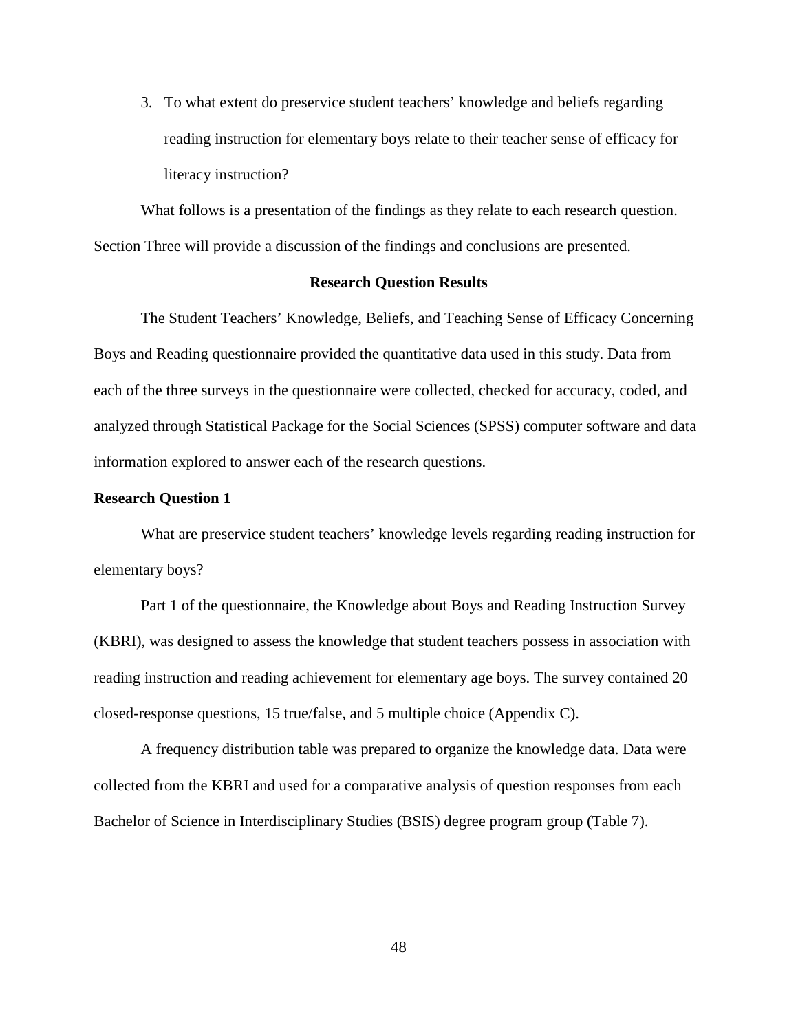3. To what extent do preservice student teachers' knowledge and beliefs regarding reading instruction for elementary boys relate to their teacher sense of efficacy for literacy instruction?

What follows is a presentation of the findings as they relate to each research question. Section Three will provide a discussion of the findings and conclusions are presented.

## Research Question Results

The Student Teachers' Knowledge, Beliefs, and Teaching Sense of Efficacy Concerning Boys and Reading questionnaire provided the quantitative data used in this study. Data from each of the three surveys in the questionnaire were collected, checked for accuracy, coded, and analyzed through Statistical Package for the Social Sciences (SPSS) computer software and data information explored to answer each of the research questions.

### Research Question 1

What are preservice student teachers' knowledge levels regarding reading instruction for elementary boys?

Part 1 of the questionnaire, the Knowledge about Boys and Reading Instruction Survey (KBRI), was designed to assess the knowledge that student teachers possess in association with reading instruction and reading achievement for elementary age boys. The survey contained 20 closed-response questions, 15 true/false, and 5 multiple choice (Appendix C).

A frequency distribution table was prepared to organize the knowledge data. Data were collected from the KBRI and used for a comparative analysis of question responses from each Bachelor of Science in Interdisciplinary Studies (BSIS) degree program group (Table 7).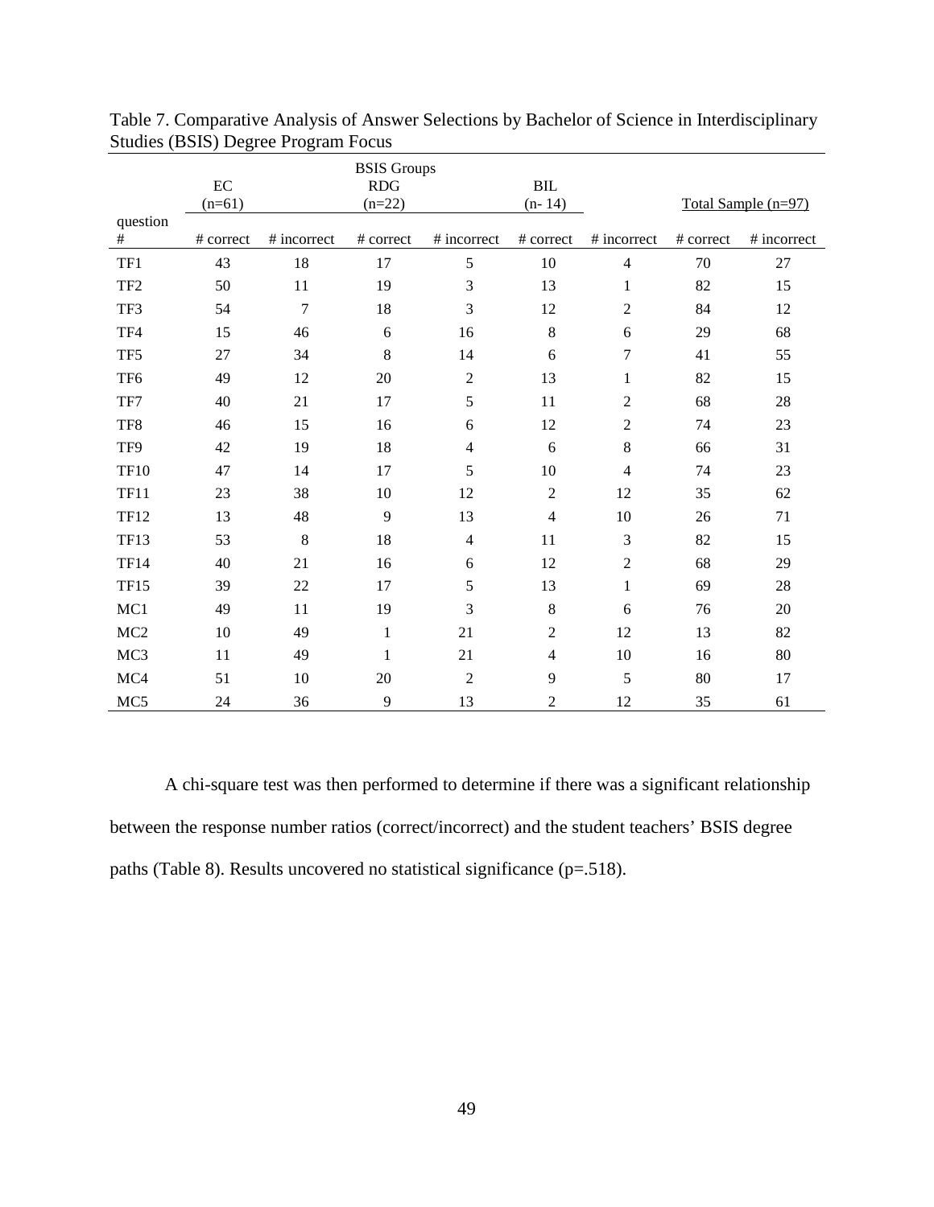Table 7. Comparative Analysis of Answer Selections by Bachelor of Science in Interdisciplinary Studies (BSIS) Degree Program Focus

| | BSIS Groups | | | | | | | |
|---|---|---|---|---|---|---|---|---|
| | EC (n=61) | | RDG (n=22) | | BIL (n- 14) | | Total Sample (n=97) | |
| question # | # correct | # incorrect | # correct | # incorrect | # correct | # incorrect | # correct | # incorrect |
| TF1 | 43 | 18 | 17 | 5 | 10 | 4 | 70 | 27 |
| TF2 | 50 | 11 | 19 | 3 | 13 | 1 | 82 | 15 |
| TF3 | 54 | 7 | 18 | 3 | 12 | 2 | 84 | 12 |
| TF4 | 15 | 46 | 6 | 16 | 8 | 6 | 29 | 68 |
| TF5 | 27 | 34 | 8 | 14 | 6 | 7 | 41 | 55 |
| TF6 | 49 | 12 | 20 | 2 | 13 | 1 | 82 | 15 |
| TF7 | 40 | 21 | 17 | 5 | 11 | 2 | 68 | 28 |
| TF8 | 46 | 15 | 16 | 6 | 12 | 2 | 74 | 23 |
| TF9 | 42 | 19 | 18 | 4 | 6 | 8 | 66 | 31 |
| TF10 | 47 | 14 | 17 | 5 | 10 | 4 | 74 | 23 |
| TF11 | 23 | 38 | 10 | 12 | 2 | 12 | 35 | 62 |
| TF12 | 13 | 48 | 9 | 13 | 4 | 10 | 26 | 71 |
| TF13 | 53 | 8 | 18 | 4 | 11 | 3 | 82 | 15 |
| TF14 | 40 | 21 | 16 | 6 | 12 | 2 | 68 | 29 |
| TF15 | 39 | 22 | 17 | 5 | 13 | 1 | 69 | 28 |
| MC1 | 49 | 11 | 19 | 3 | 8 | 6 | 76 | 20 |
| MC2 | 10 | 49 | 1 | 21 | 2 | 12 | 13 | 82 |
| MC3 | 11 | 49 | 1 | 21 | 4 | 10 | 16 | 80 |
| MC4 | 51 | 10 | 20 | 2 | 9 | 5 | 80 | 17 |
| MC5 | 24 | 36 | 9 | 13 | 2 | 12 | 35 | 61 |

A chi-square test was then performed to determine if there was a significant relationship between the response number ratios (correct/incorrect) and the student teachers' BSIS degree paths (Table 8). Results uncovered no statistical significance ($p=.518$).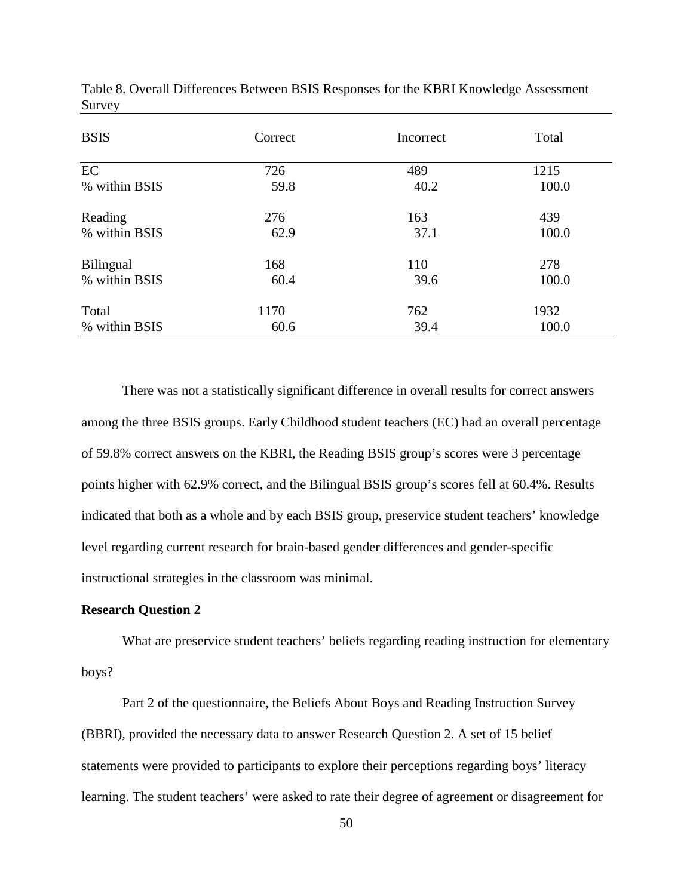Table 8. Overall Differences Between BSIS Responses for the KBRI Knowledge Assessment Survey

| BSIS | Correct | Incorrect | Total |
|---|---|---|---|
| EC | 726 | 489 | 1215 |
| % within BSIS | 59.8 | 40.2 | 100.0 |
| Reading | 276 | 163 | 439 |
| % within BSIS | 62.9 | 37.1 | 100.0 |
| Bilingual | 168 | 110 | 278 |
| % within BSIS | 60.4 | 39.6 | 100.0 |
| Total | 1170 | 762 | 1932 |
| % within BSIS | 60.6 | 39.4 | 100.0 |

There was not a statistically significant difference in overall results for correct answers among the three BSIS groups. Early Childhood student teachers (EC) had an overall percentage of 59.8% correct answers on the KBRI, the Reading BSIS group's scores were 3 percentage points higher with 62.9% correct, and the Bilingual BSIS group's scores fell at 60.4%. Results indicated that both as a whole and by each BSIS group, preservice student teachers' knowledge level regarding current research for brain-based gender differences and gender-specific instructional strategies in the classroom was minimal.

**Research Question 2**

What are preservice student teachers' beliefs regarding reading instruction for elementary boys?

Part 2 of the questionnaire, the Beliefs About Boys and Reading Instruction Survey (BBRI), provided the necessary data to answer Research Question 2. A set of 15 belief statements were provided to participants to explore their perceptions regarding boys' literacy learning. The student teachers' were asked to rate their degree of agreement or disagreement for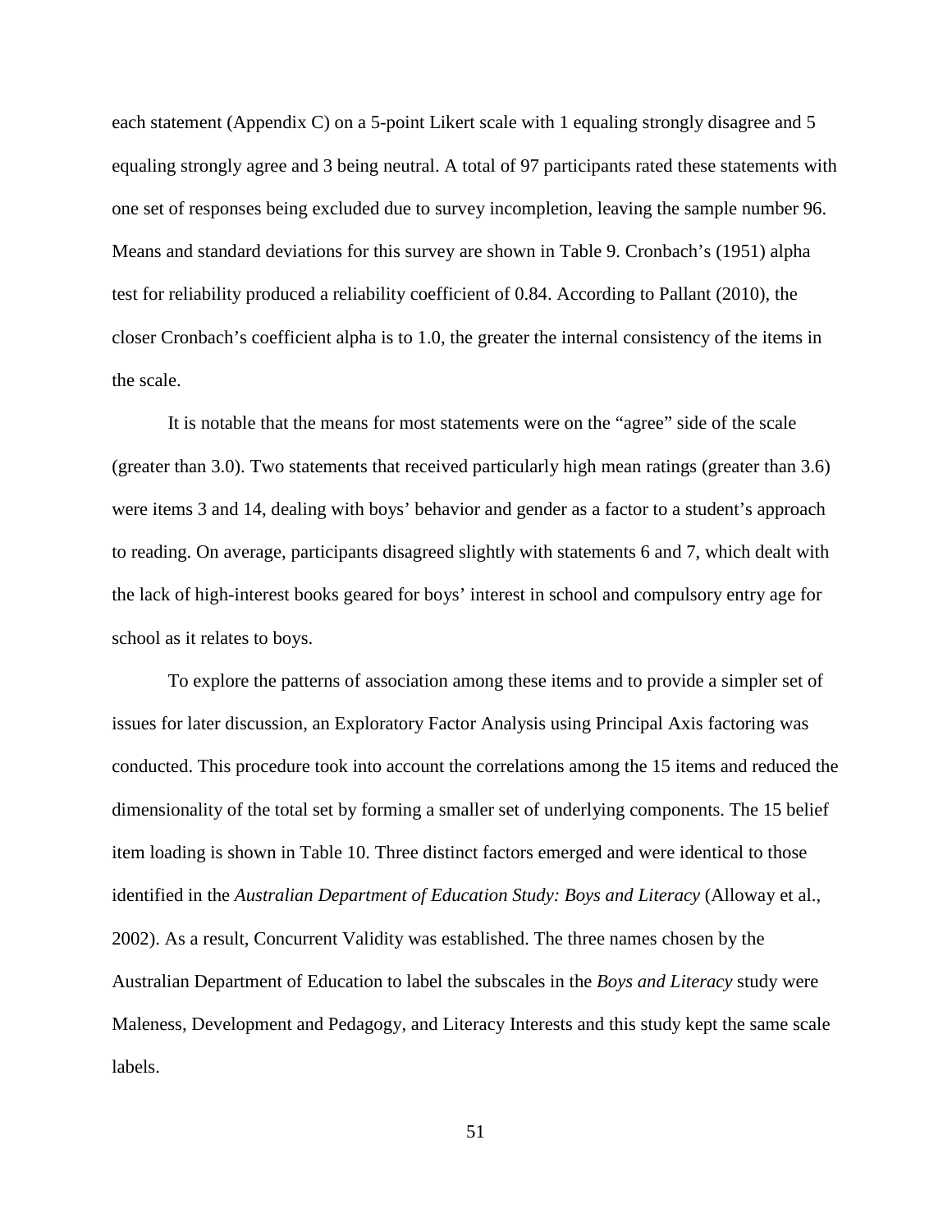each statement (Appendix C) on a 5-point Likert scale with 1 equaling strongly disagree and 5 equaling strongly agree and 3 being neutral. A total of 97 participants rated these statements with one set of responses being excluded due to survey incompletion, leaving the sample number 96. Means and standard deviations for this survey are shown in Table 9. Cronbach's (1951) alpha test for reliability produced a reliability coefficient of 0.84. According to Pallant (2010), the closer Cronbach's coefficient alpha is to 1.0, the greater the internal consistency of the items in the scale.

It is notable that the means for most statements were on the "agree" side of the scale (greater than 3.0). Two statements that received particularly high mean ratings (greater than 3.6) were items 3 and 14, dealing with boys' behavior and gender as a factor to a student's approach to reading. On average, participants disagreed slightly with statements 6 and 7, which dealt with the lack of high-interest books geared for boys' interest in school and compulsory entry age for school as it relates to boys.

To explore the patterns of association among these items and to provide a simpler set of issues for later discussion, an Exploratory Factor Analysis using Principal Axis factoring was conducted. This procedure took into account the correlations among the 15 items and reduced the dimensionality of the total set by forming a smaller set of underlying components. The 15 belief item loading is shown in Table 10. Three distinct factors emerged and were identical to those identified in the *Australian Department of Education Study: Boys and Literacy* (Alloway et al., 2002). As a result, Concurrent Validity was established. The three names chosen by the Australian Department of Education to label the subscales in the *Boys and Literacy* study were Maleness, Development and Pedagogy, and Literacy Interests and this study kept the same scale labels.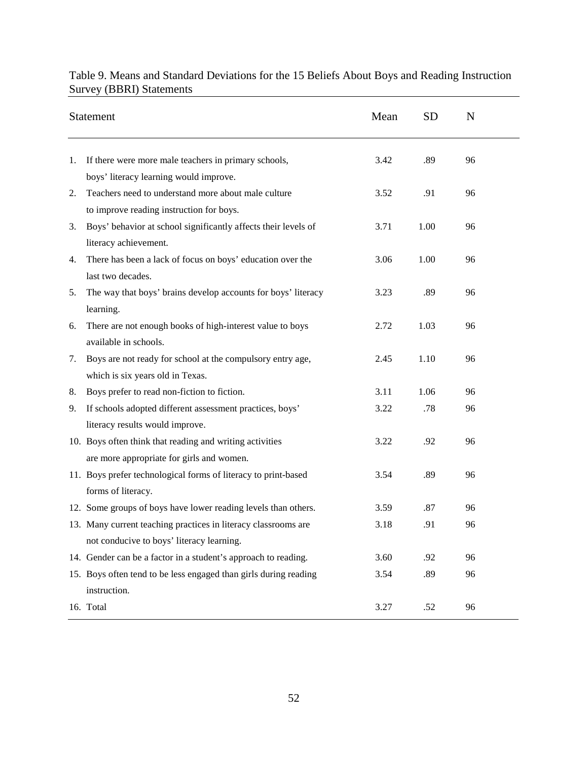Table 9. Means and Standard Deviations for the 15 Beliefs About Boys and Reading Instruction Survey (BBRI) Statements

| Statement | Mean | SD | N |
|---|---|---|---|
| 1. If there were more male teachers in primary schools, boys' literacy learning would improve. | 3.42 | .89 | 96 |
| 2. Teachers need to understand more about male culture to improve reading instruction for boys. | 3.52 | .91 | 96 |
| 3. Boys' behavior at school significantly affects their levels of literacy achievement. | 3.71 | 1.00 | 96 |
| 4. There has been a lack of focus on boys' education over the last two decades. | 3.06 | 1.00 | 96 |
| 5. The way that boys' brains develop accounts for boys' literacy learning. | 3.23 | .89 | 96 |
| 6. There are not enough books of high-interest value to boys available in schools. | 2.72 | 1.03 | 96 |
| 7. Boys are not ready for school at the compulsory entry age, which is six years old in Texas. | 2.45 | 1.10 | 96 |
| 8. Boys prefer to read non-fiction to fiction. | 3.11 | 1.06 | 96 |
| 9. If schools adopted different assessment practices, boys' literacy results would improve. | 3.22 | .78 | 96 |
| 10. Boys often think that reading and writing activities are more appropriate for girls and women. | 3.22 | .92 | 96 |
| 11. Boys prefer technological forms of literacy to print-based forms of literacy. | 3.54 | .89 | 96 |
| 12. Some groups of boys have lower reading levels than others. | 3.59 | .87 | 96 |
| 13. Many current teaching practices in literacy classrooms are not conducive to boys' literacy learning. | 3.18 | .91 | 96 |
| 14. Gender can be a factor in a student's approach to reading. | 3.60 | .92 | 96 |
| 15. Boys often tend to be less engaged than girls during reading instruction. | 3.54 | .89 | 96 |
| 16. Total | 3.27 | .52 | 96 |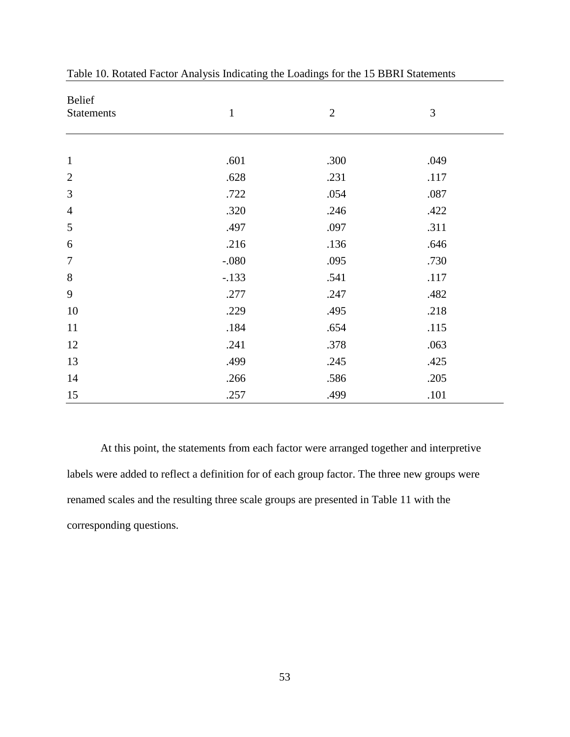Table 10. Rotated Factor Analysis Indicating the Loadings for the 15 BBRI Statements

| Belief Statements | 1 | 2 | 3 |
|---|---|---|---|
| 1 | .601 | .300 | .049 |
| 2 | .628 | .231 | .117 |
| 3 | .722 | .054 | .087 |
| 4 | .320 | .246 | .422 |
| 5 | .497 | .097 | .311 |
| 6 | .216 | .136 | .646 |
| 7 | -.080 | .095 | .730 |
| 8 | -.133 | .541 | .117 |
| 9 | .277 | .247 | .482 |
| 10 | .229 | .495 | .218 |
| 11 | .184 | .654 | .115 |
| 12 | .241 | .378 | .063 |
| 13 | .499 | .245 | .425 |
| 14 | .266 | .586 | .205 |
| 15 | .257 | .499 | .101 |

At this point, the statements from each factor were arranged together and interpretive labels were added to reflect a definition for of each group factor. The three new groups were renamed scales and the resulting three scale groups are presented in Table 11 with the corresponding questions.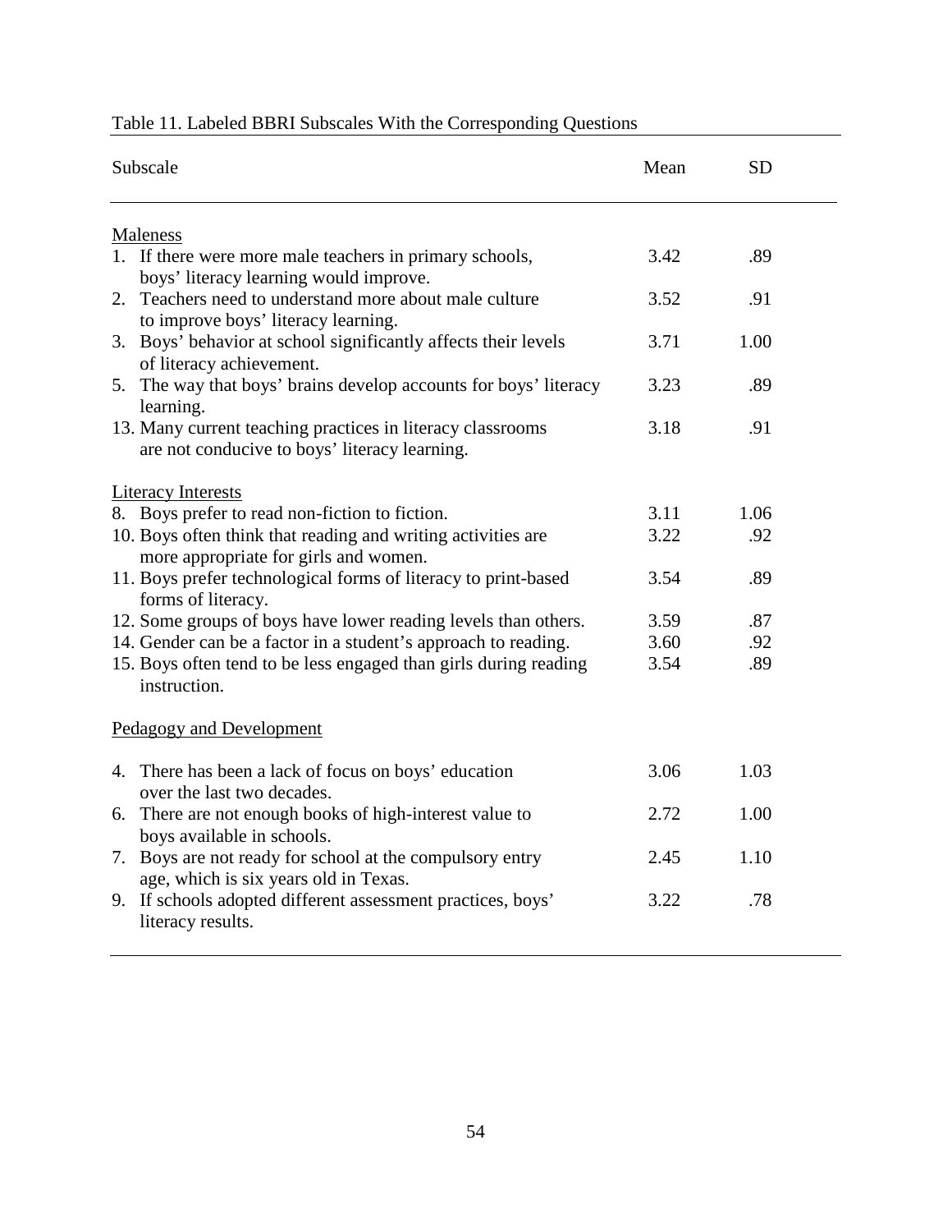Table 11. Labeled BBRI Subscales With the Corresponding Questions

| Subscale | Mean | SD |
|---|---|---|
| Maleness | | |
| 1. If there were more male teachers in primary schools, boys' literacy learning would improve. | 3.42 | .89 |
| 2. Teachers need to understand more about male culture to improve boys' literacy learning. | 3.52 | .91 |
| 3. Boys' behavior at school significantly affects their levels of literacy achievement. | 3.71 | 1.00 |
| 5. The way that boys' brains develop accounts for boys' literacy learning. | 3.23 | .89 |
| 13. Many current teaching practices in literacy classrooms are not conducive to boys' literacy learning. | 3.18 | .91 |
| Literacy Interests | | |
| 8. Boys prefer to read non-fiction to fiction. | 3.11 | 1.06 |
| 10. Boys often think that reading and writing activities are more appropriate for girls and women. | 3.22 | .92 |
| 11. Boys prefer technological forms of literacy to print-based forms of literacy. | 3.54 | .89 |
| 12. Some groups of boys have lower reading levels than others. | 3.59 | .87 |
| 14. Gender can be a factor in a student's approach to reading. | 3.60 | .92 |
| 15. Boys often tend to be less engaged than girls during reading instruction. | 3.54 | .89 |
| Pedagogy and Development | | |
| 4. There has been a lack of focus on boys' education over the last two decades. | 3.06 | 1.03 |
| 6. There are not enough books of high-interest value to boys available in schools. | 2.72 | 1.00 |
| 7. Boys are not ready for school at the compulsory entry age, which is six years old in Texas. | 2.45 | 1.10 |
| 9. If schools adopted different assessment practices, boys' literacy results. | 3.22 | .78 |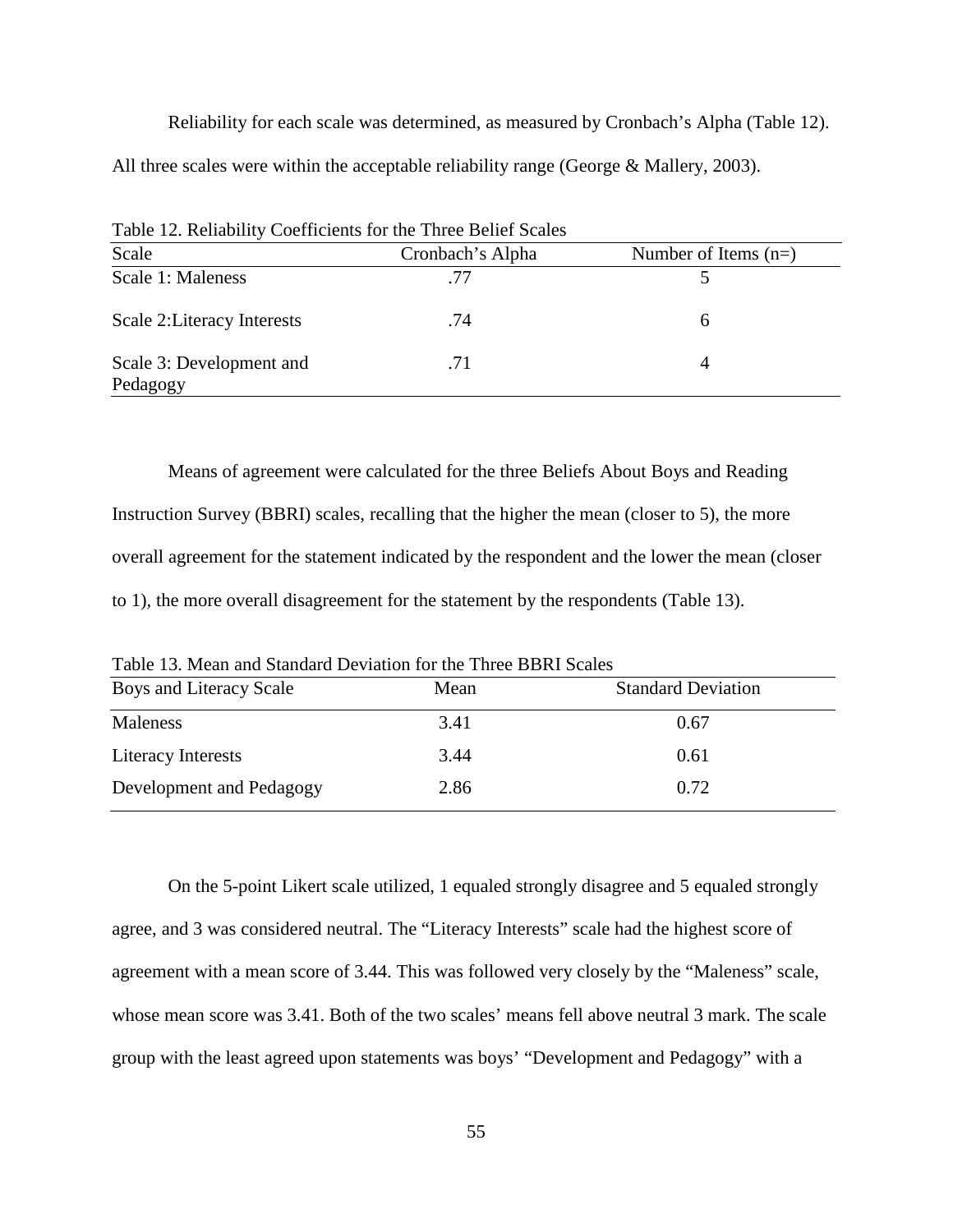Reliability for each scale was determined, as measured by Cronbach's Alpha (Table 12). All three scales were within the acceptable reliability range (George & Mallery, 2003).

Table 12. Reliability Coefficients for the Three Belief Scales

| Scale | Cronbach's Alpha | Number of Items (n=) |
|---|---|---|
| Scale 1: Maleness | .77 | 5 |
| Scale 2:Literacy Interests | .74 | 6 |
| Scale 3: Development and Pedagogy | .71 | 4 |

Means of agreement were calculated for the three Beliefs About Boys and Reading Instruction Survey (BBRI) scales, recalling that the higher the mean (closer to 5), the more overall agreement for the statement indicated by the respondent and the lower the mean (closer to 1), the more overall disagreement for the statement by the respondents (Table 13).

Table 13. Mean and Standard Deviation for the Three BBRI Scales

| Boys and Literacy Scale | Mean | Standard Deviation |
|---|---|---|
| Maleness | 3.41 | 0.67 |
| Literacy Interests | 3.44 | 0.61 |
| Development and Pedagogy | 2.86 | 0.72 |

On the 5-point Likert scale utilized, 1 equaled strongly disagree and 5 equaled strongly agree, and 3 was considered neutral. The "Literacy Interests" scale had the highest score of agreement with a mean score of 3.44. This was followed very closely by the "Maleness" scale, whose mean score was 3.41. Both of the two scales' means fell above neutral 3 mark. The scale group with the least agreed upon statements was boys' "Development and Pedagogy" with a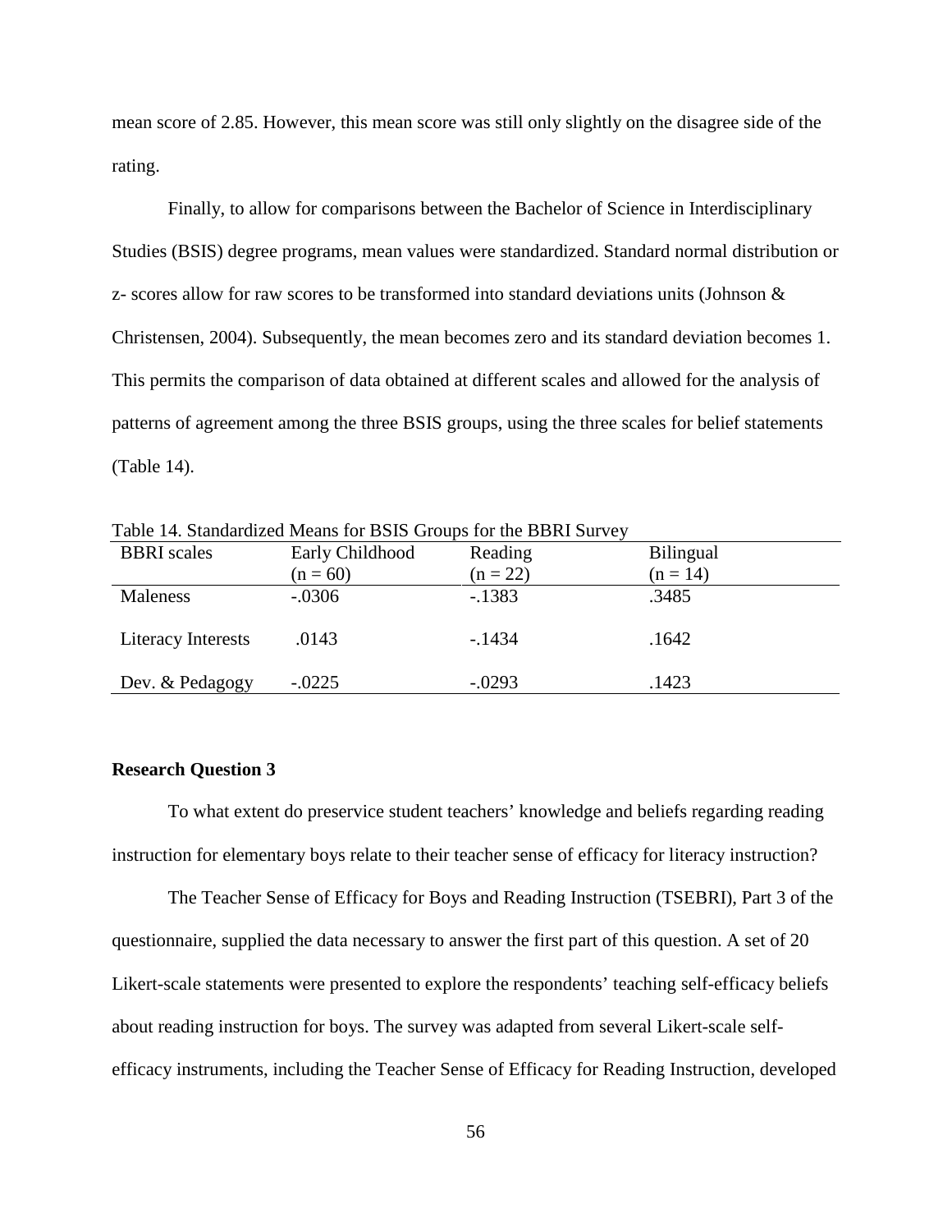mean score of 2.85. However, this mean score was still only slightly on the disagree side of the rating.

Finally, to allow for comparisons between the Bachelor of Science in Interdisciplinary Studies (BSIS) degree programs, mean values were standardized. Standard normal distribution or z- scores allow for raw scores to be transformed into standard deviations units (Johnson & Christensen, 2004). Subsequently, the mean becomes zero and its standard deviation becomes 1. This permits the comparison of data obtained at different scales and allowed for the analysis of patterns of agreement among the three BSIS groups, using the three scales for belief statements (Table 14).

Table 14. Standardized Means for BSIS Groups for the BBRI Survey

| BBRI scales | Early Childhood (n = 60) | Reading (n = 22) | Bilingual (n = 14) |
|---|---|---|---|
| Maleness | -.0306 | -.1383 | .3485 |
| Literacy Interests | .0143 | -.1434 | .1642 |
| Dev. & Pedagogy | -.0225 | -.0293 | .1423 |

**Research Question 3**

To what extent do preservice student teachers' knowledge and beliefs regarding reading instruction for elementary boys relate to their teacher sense of efficacy for literacy instruction?

The Teacher Sense of Efficacy for Boys and Reading Instruction (TSEBRI), Part 3 of the questionnaire, supplied the data necessary to answer the first part of this question. A set of 20 Likert-scale statements were presented to explore the respondents' teaching self-efficacy beliefs about reading instruction for boys. The survey was adapted from several Likert-scale self-efficacy instruments, including the Teacher Sense of Efficacy for Reading Instruction, developed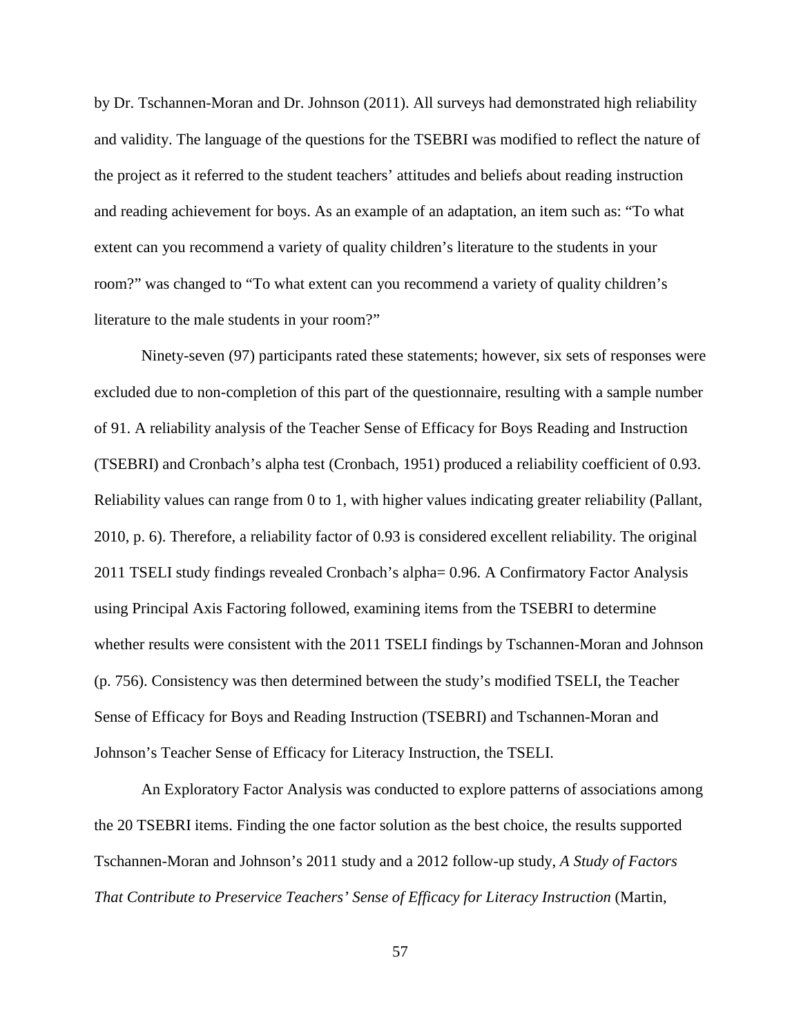by Dr. Tschannen-Moran and Dr. Johnson (2011). All surveys had demonstrated high reliability and validity. The language of the questions for the TSEBRI was modified to reflect the nature of the project as it referred to the student teachers' attitudes and beliefs about reading instruction and reading achievement for boys. As an example of an adaptation, an item such as: "To what extent can you recommend a variety of quality children's literature to the students in your room?" was changed to "To what extent can you recommend a variety of quality children's literature to the male students in your room?"

Ninety-seven (97) participants rated these statements; however, six sets of responses were excluded due to non-completion of this part of the questionnaire, resulting with a sample number of 91. A reliability analysis of the Teacher Sense of Efficacy for Boys Reading and Instruction (TSEBRI) and Cronbach's alpha test (Cronbach, 1951) produced a reliability coefficient of 0.93. Reliability values can range from 0 to 1, with higher values indicating greater reliability (Pallant, 2010, p. 6). Therefore, a reliability factor of 0.93 is considered excellent reliability. The original 2011 TSELI study findings revealed Cronbach's alpha= 0.96. A Confirmatory Factor Analysis using Principal Axis Factoring followed, examining items from the TSEBRI to determine whether results were consistent with the 2011 TSELI findings by Tschannen-Moran and Johnson (p. 756). Consistency was then determined between the study's modified TSELI, the Teacher Sense of Efficacy for Boys and Reading Instruction (TSEBRI) and Tschannen-Moran and Johnson's Teacher Sense of Efficacy for Literacy Instruction, the TSELI.

An Exploratory Factor Analysis was conducted to explore patterns of associations among the 20 TSEBRI items. Finding the one factor solution as the best choice, the results supported Tschannen-Moran and Johnson's 2011 study and a 2012 follow-up study, *A Study of Factors That Contribute to Preservice Teachers' Sense of Efficacy for Literacy Instruction* (Martin,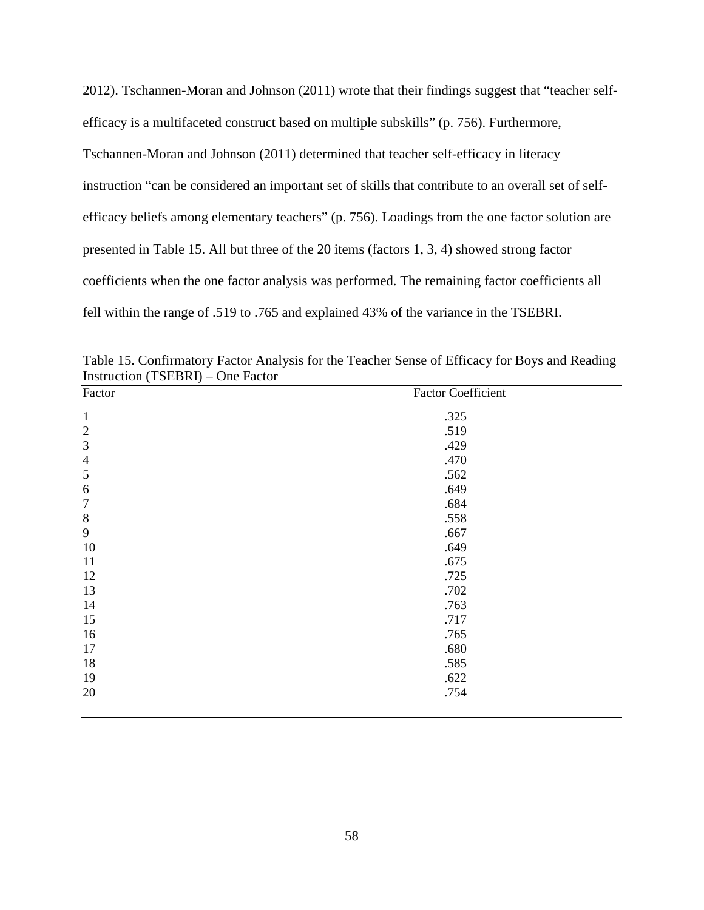2012). Tschannen-Moran and Johnson (2011) wrote that their findings suggest that "teacher self-efficacy is a multifaceted construct based on multiple subskills" (p. 756). Furthermore, Tschannen-Moran and Johnson (2011) determined that teacher self-efficacy in literacy instruction "can be considered an important set of skills that contribute to an overall set of self-efficacy beliefs among elementary teachers" (p. 756). Loadings from the one factor solution are presented in Table 15. All but three of the 20 items (factors 1, 3, 4) showed strong factor coefficients when the one factor analysis was performed. The remaining factor coefficients all fell within the range of .519 to .765 and explained 43% of the variance in the TSEBRI.

Table 15. Confirmatory Factor Analysis for the Teacher Sense of Efficacy for Boys and Reading Instruction (TSEBRI) – One Factor

| Factor | Factor Coefficient |
|---|---|
| 1 | .325 |
| 2 | .519 |
| 3 | .429 |
| 4 | .470 |
| 5 | .562 |
| 6 | .649 |
| 7 | .684 |
| 8 | .558 |
| 9 | .667 |
| 10 | .649 |
| 11 | .675 |
| 12 | .725 |
| 13 | .702 |
| 14 | .763 |
| 15 | .717 |
| 16 | .765 |
| 17 | .680 |
| 18 | .585 |
| 19 | .622 |
| 20 | .754 |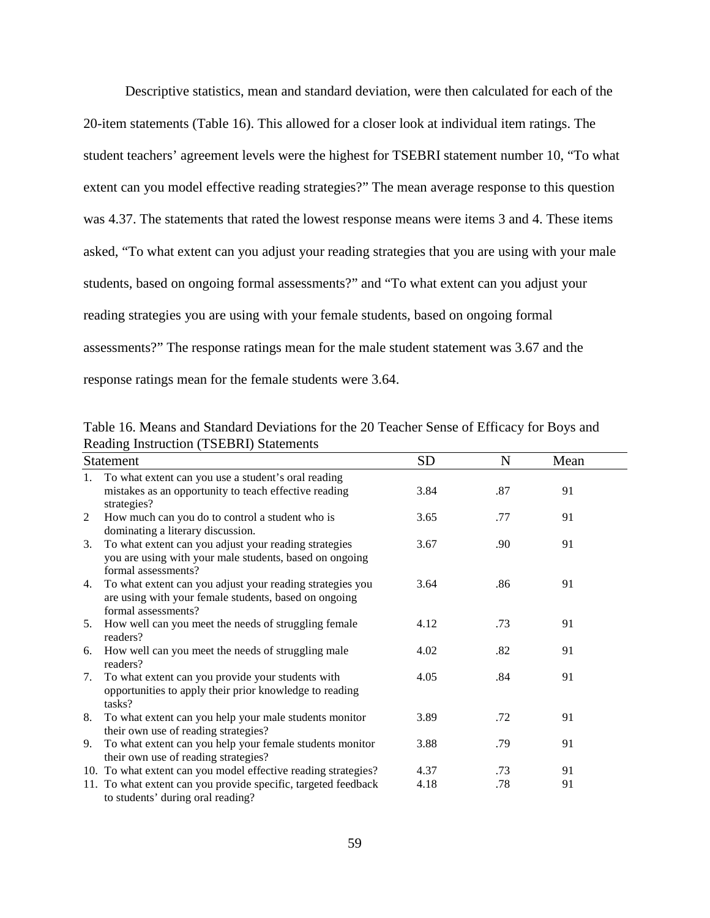Descriptive statistics, mean and standard deviation, were then calculated for each of the 20-item statements (Table 16). This allowed for a closer look at individual item ratings. The student teachers' agreement levels were the highest for TSEBRI statement number 10, "To what extent can you model effective reading strategies?" The mean average response to this question was 4.37. The statements that rated the lowest response means were items 3 and 4. These items asked, "To what extent can you adjust your reading strategies that you are using with your male students, based on ongoing formal assessments?" and "To what extent can you adjust your reading strategies you are using with your female students, based on ongoing formal assessments?" The response ratings mean for the male student statement was 3.67 and the response ratings mean for the female students were 3.64.

Table 16. Means and Standard Deviations for the 20 Teacher Sense of Efficacy for Boys and Reading Instruction (TSEBRI) Statements

| Statement | SD | N | Mean |
|---|---|---|---|
| 1. To what extent can you use a student's oral reading mistakes as an opportunity to teach effective reading strategies? | 3.84 | .87 | 91 |
| 2 How much can you do to control a student who is dominating a literary discussion. | 3.65 | .77 | 91 |
| 3. To what extent can you adjust your reading strategies you are using with your male students, based on ongoing formal assessments? | 3.67 | .90 | 91 |
| 4. To what extent can you adjust your reading strategies you are using with your female students, based on ongoing formal assessments? | 3.64 | .86 | 91 |
| 5. How well can you meet the needs of struggling female readers? | 4.12 | .73 | 91 |
| 6. How well can you meet the needs of struggling male readers? | 4.02 | .82 | 91 |
| 7. To what extent can you provide your students with opportunities to apply their prior knowledge to reading tasks? | 4.05 | .84 | 91 |
| 8. To what extent can you help your male students monitor their own use of reading strategies? | 3.89 | .72 | 91 |
| 9. To what extent can you help your female students monitor their own use of reading strategies? | 3.88 | .79 | 91 |
| 10. To what extent can you model effective reading strategies? | 4.37 | .73 | 91 |
| 11. To what extent can you provide specific, targeted feedback to students' during oral reading? | 4.18 | .78 | 91 |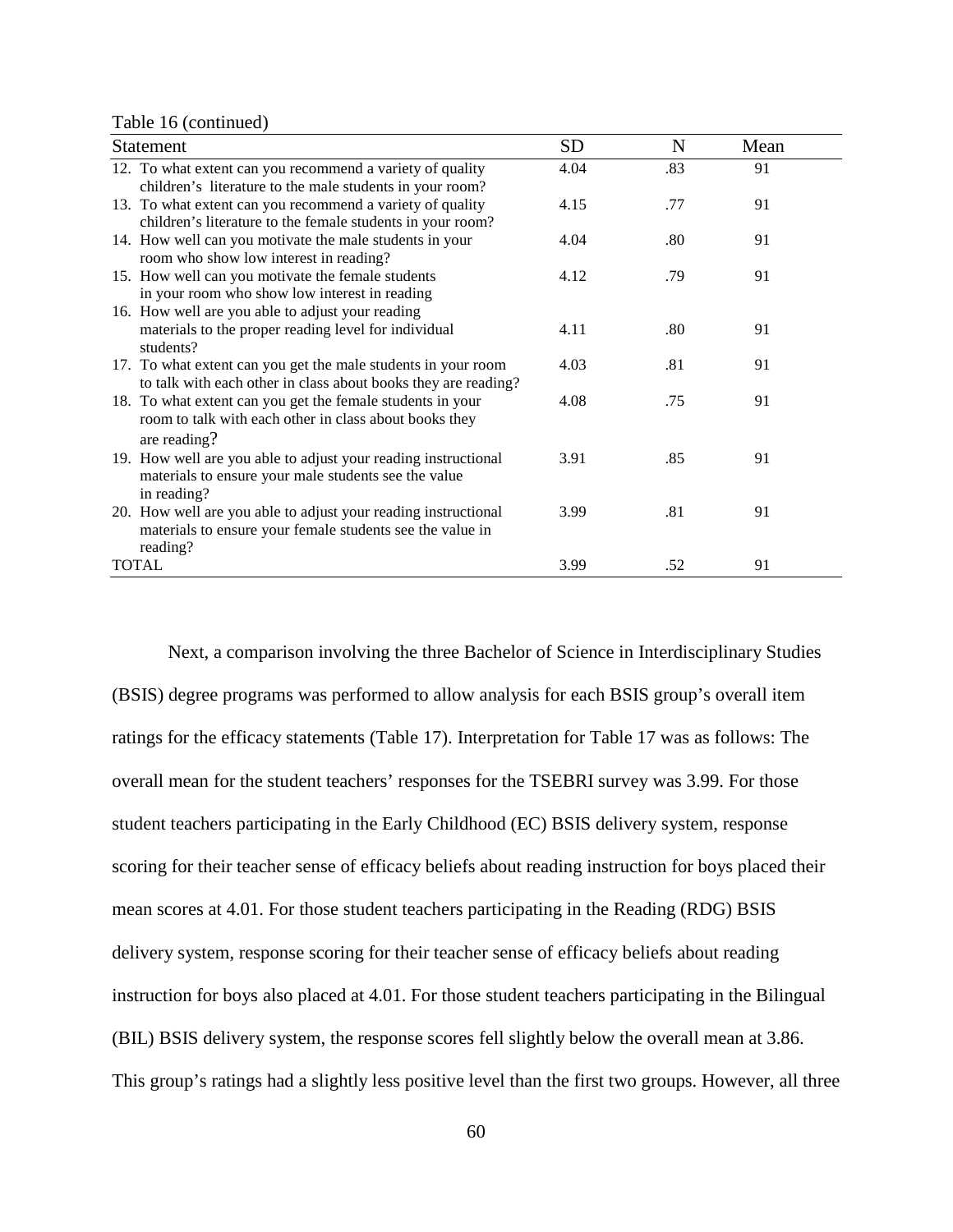Table 16 (continued)

| Statement | SD | N | Mean |
|---|---|---|---|
| 12. To what extent can you recommend a variety of quality children's literature to the male students in your room? | 4.04 | .83 | 91 |
| 13. To what extent can you recommend a variety of quality children's literature to the female students in your room? | 4.15 | .77 | 91 |
| 14. How well can you motivate the male students in your room who show low interest in reading? | 4.04 | .80 | 91 |
| 15. How well can you motivate the female students in your room who show low interest in reading | 4.12 | .79 | 91 |
| 16. How well are you able to adjust your reading materials to the proper reading level for individual students? | 4.11 | .80 | 91 |
| 17. To what extent can you get the male students in your room to talk with each other in class about books they are reading? | 4.03 | .81 | 91 |
| 18. To what extent can you get the female students in your room to talk with each other in class about books they are reading? | 4.08 | .75 | 91 |
| 19. How well are you able to adjust your reading instructional materials to ensure your male students see the value in reading? | 3.91 | .85 | 91 |
| 20. How well are you able to adjust your reading instructional materials to ensure your female students see the value in reading? | 3.99 | .81 | 91 |
| TOTAL | 3.99 | .52 | 91 |

Next, a comparison involving the three Bachelor of Science in Interdisciplinary Studies (BSIS) degree programs was performed to allow analysis for each BSIS group's overall item ratings for the efficacy statements (Table 17). Interpretation for Table 17 was as follows: The overall mean for the student teachers' responses for the TSEBRI survey was 3.99. For those student teachers participating in the Early Childhood (EC) BSIS delivery system, response scoring for their teacher sense of efficacy beliefs about reading instruction for boys placed their mean scores at 4.01. For those student teachers participating in the Reading (RDG) BSIS delivery system, response scoring for their teacher sense of efficacy beliefs about reading instruction for boys also placed at 4.01. For those student teachers participating in the Bilingual (BIL) BSIS delivery system, the response scores fell slightly below the overall mean at 3.86. This group's ratings had a slightly less positive level than the first two groups. However, all three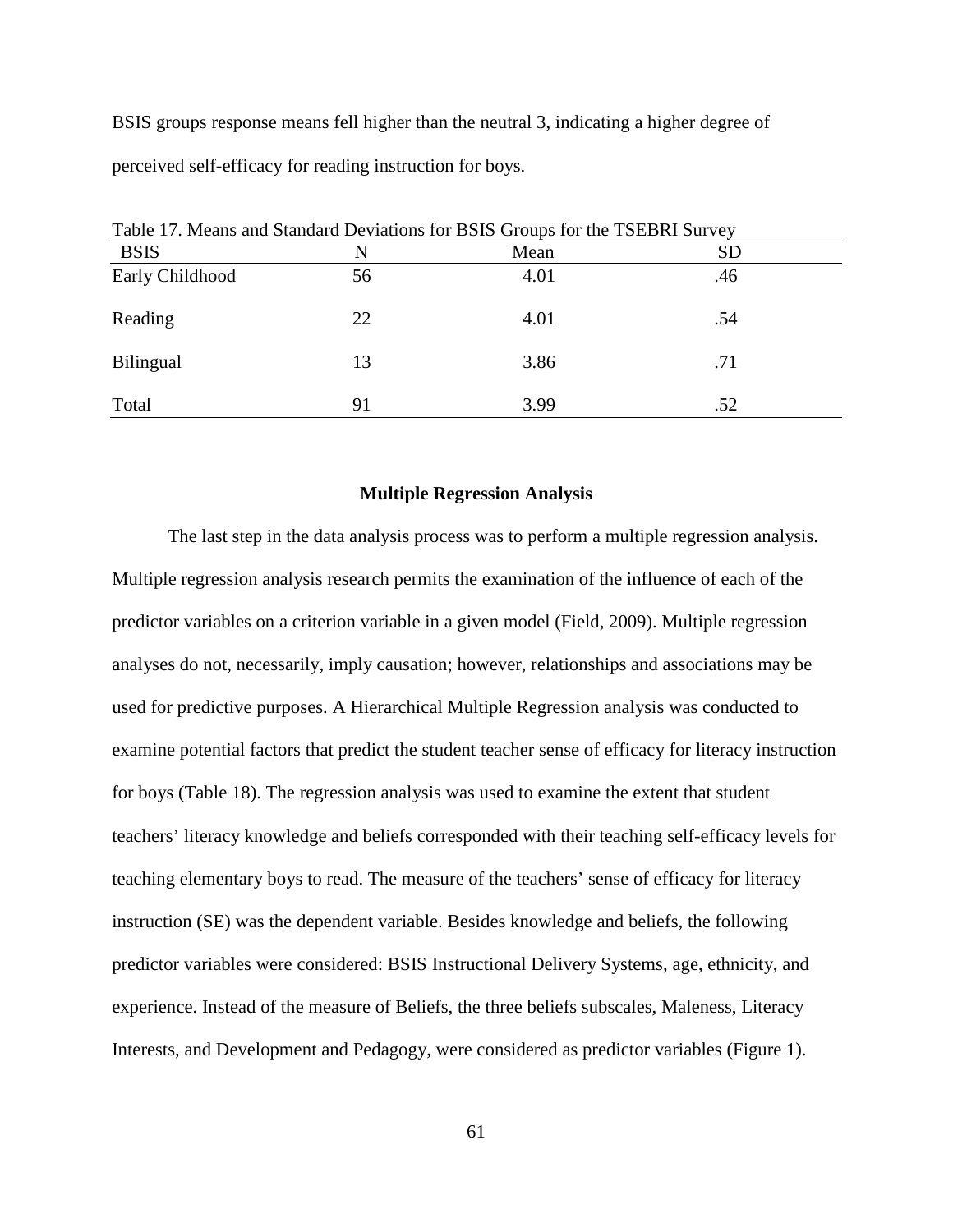BSIS groups response means fell higher than the neutral 3, indicating a higher degree of perceived self-efficacy for reading instruction for boys.

Table 17. Means and Standard Deviations for BSIS Groups for the TSEBRI Survey

| BSIS | N | Mean | SD |
|---|---|---|---|
| Early Childhood | 56 | 4.01 | .46 |
| Reading | 22 | 4.01 | .54 |
| Bilingual | 13 | 3.86 | .71 |
| Total | 91 | 3.99 | .52 |

### Multiple Regression Analysis

The last step in the data analysis process was to perform a multiple regression analysis. Multiple regression analysis research permits the examination of the influence of each of the predictor variables on a criterion variable in a given model (Field, 2009). Multiple regression analyses do not, necessarily, imply causation; however, relationships and associations may be used for predictive purposes. A Hierarchical Multiple Regression analysis was conducted to examine potential factors that predict the student teacher sense of efficacy for literacy instruction for boys (Table 18). The regression analysis was used to examine the extent that student teachers' literacy knowledge and beliefs corresponded with their teaching self-efficacy levels for teaching elementary boys to read. The measure of the teachers' sense of efficacy for literacy instruction (SE) was the dependent variable. Besides knowledge and beliefs, the following predictor variables were considered: BSIS Instructional Delivery Systems, age, ethnicity, and experience. Instead of the measure of Beliefs, the three beliefs subscales, Maleness, Literacy Interests, and Development and Pedagogy, were considered as predictor variables (Figure 1).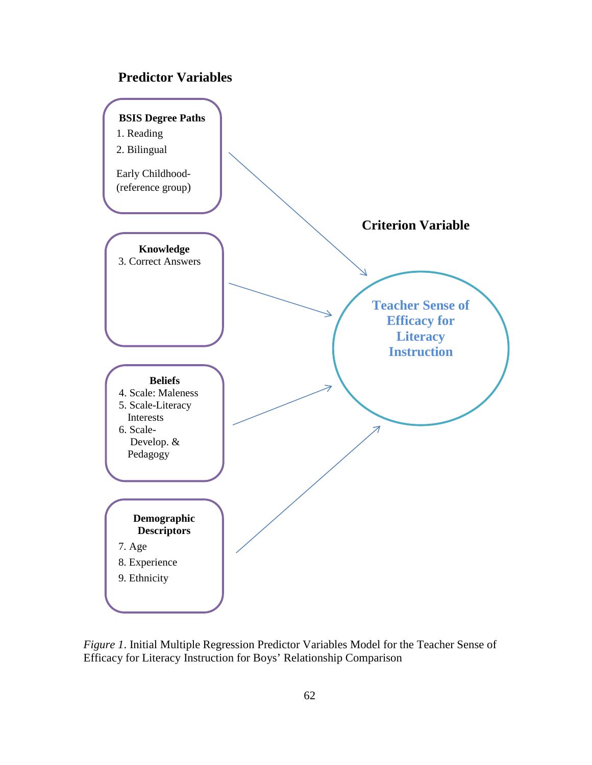**Predictor Variables**

**BSIS Degree Paths**
1. Reading
2. Bilingual

Early Childhood-
(reference group)

**Knowledge**
3. Correct Answers

**Beliefs**
4. Scale: Maleness
5. Scale-Literacy Interests
6. Scale-Develop. & Pedagogy

**Demographic Descriptors**
7. Age
8. Experience
9. Ethnicity

**Criterion Variable**

**Teacher Sense of Efficacy for Literacy Instruction**

*Figure 1*. Initial Multiple Regression Predictor Variables Model for the Teacher Sense of Efficacy for Literacy Instruction for Boys' Relationship Comparison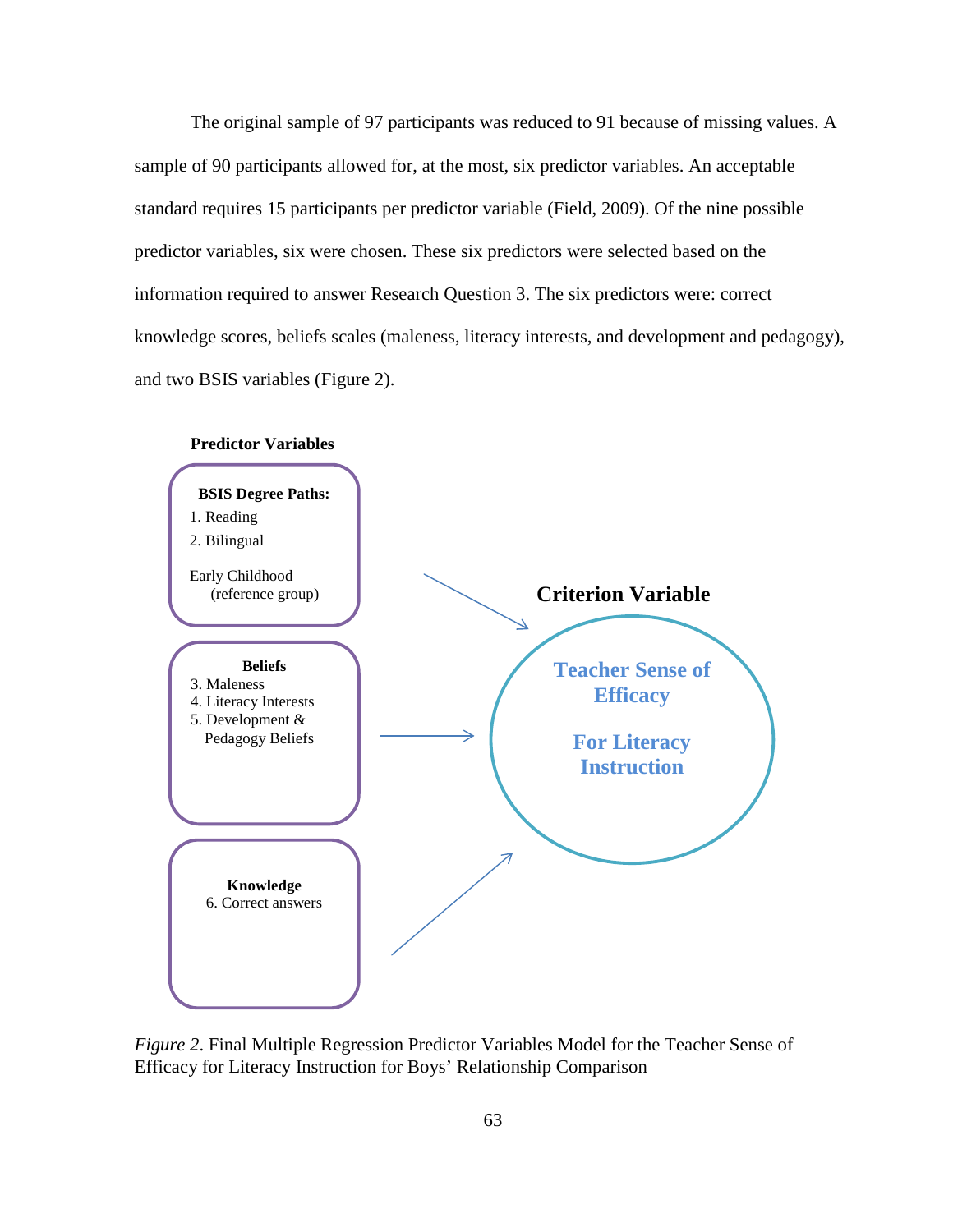The original sample of 97 participants was reduced to 91 because of missing values. A sample of 90 participants allowed for, at the most, six predictor variables. An acceptable standard requires 15 participants per predictor variable (Field, 2009). Of the nine possible predictor variables, six were chosen. These six predictors were selected based on the information required to answer Research Question 3. The six predictors were: correct knowledge scores, beliefs scales (maleness, literacy interests, and development and pedagogy), and two BSIS variables (Figure 2).

**Predictor Variables**

**BSIS Degree Paths:**
1. Reading
2. Bilingual

Early Childhood (reference group)

**Beliefs**
3. Maleness
4. Literacy Interests
5. Development & Pedagogy Beliefs

**Knowledge**
6. Correct answers

**Criterion Variable**

**Teacher Sense of Efficacy For Literacy Instruction**

*Figure 2*. Final Multiple Regression Predictor Variables Model for the Teacher Sense of Efficacy for Literacy Instruction for Boys' Relationship Comparison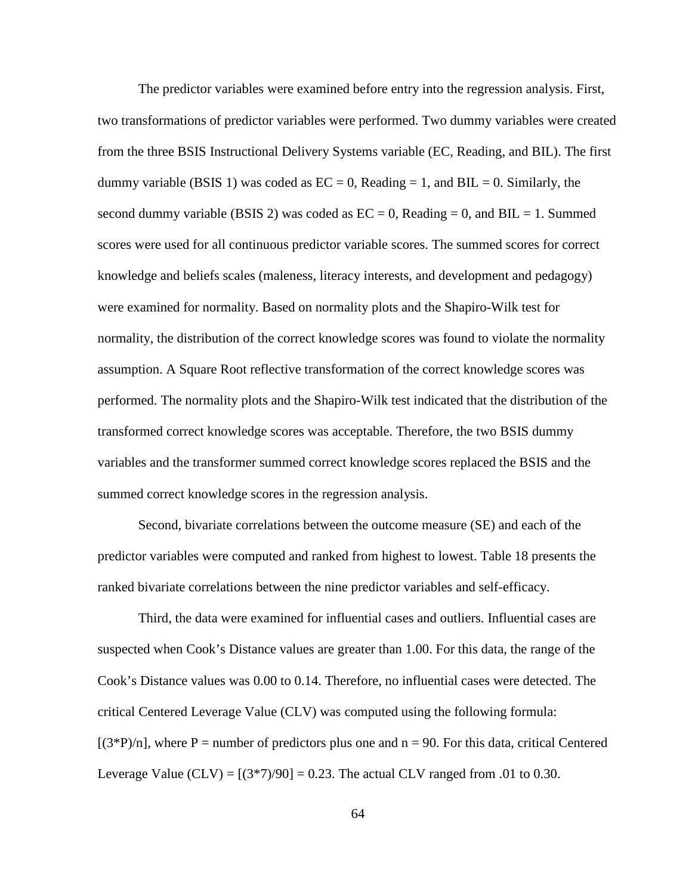The predictor variables were examined before entry into the regression analysis. First, two transformations of predictor variables were performed. Two dummy variables were created from the three BSIS Instructional Delivery Systems variable (EC, Reading, and BIL). The first dummy variable (BSIS 1) was coded as EC = 0, Reading = 1, and BIL = 0. Similarly, the second dummy variable (BSIS 2) was coded as EC = 0, Reading = 0, and BIL = 1. Summed scores were used for all continuous predictor variable scores. The summed scores for correct knowledge and beliefs scales (maleness, literacy interests, and development and pedagogy) were examined for normality. Based on normality plots and the Shapiro-Wilk test for normality, the distribution of the correct knowledge scores was found to violate the normality assumption. A Square Root reflective transformation of the correct knowledge scores was performed. The normality plots and the Shapiro-Wilk test indicated that the distribution of the transformed correct knowledge scores was acceptable. Therefore, the two BSIS dummy variables and the transformer summed correct knowledge scores replaced the BSIS and the summed correct knowledge scores in the regression analysis.

Second, bivariate correlations between the outcome measure (SE) and each of the predictor variables were computed and ranked from highest to lowest. Table 18 presents the ranked bivariate correlations between the nine predictor variables and self-efficacy.

Third, the data were examined for influential cases and outliers. Influential cases are suspected when Cook's Distance values are greater than 1.00. For this data, the range of the Cook's Distance values was 0.00 to 0.14. Therefore, no influential cases were detected. The critical Centered Leverage Value (CLV) was computed using the following formula: $[(3*P)/n]$, where P = number of predictors plus one and n = 90. For this data, critical Centered Leverage Value (CLV) = $[(3*7)/90] = 0.23$. The actual CLV ranged from .01 to 0.30.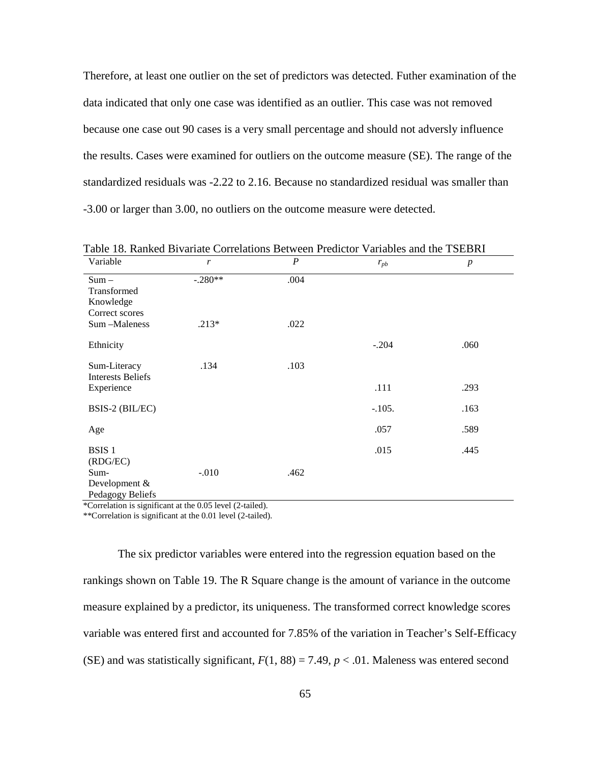Therefore, at least one outlier on the set of predictors was detected. Futher examination of the data indicated that only one case was identified as an outlier. This case was not removed because one case out 90 cases is a very small percentage and should not adversly influence the results. Cases were examined for outliers on the outcome measure (SE). The range of the standardized residuals was -2.22 to 2.16. Because no standardized residual was smaller than -3.00 or larger than 3.00, no outliers on the outcome measure were detected.

Table 18. Ranked Bivariate Correlations Between Predictor Variables and the TSEBRI

| Variable | $r$ | $P$ | $r_{pb}$ | $p$ |
|---|---|---|---|---|
| Sum – Transformed Knowledge Correct scores | -.280** | .004 | | |
| Sum –Maleness | .213* | .022 | | |
| Ethnicity | | | -.204 | .060 |
| Sum-Literacy Interests Beliefs | .134 | .103 | | |
| Experience | | | .111 | .293 |
| BSIS-2 (BIL/EC) | | | -.105. | .163 |
| Age | | | .057 | .589 |
| BSIS 1 (RDG/EC) | | | .015 | .445 |
| Sum-Development & Pedagogy Beliefs | -.010 | .462 | | |

*Correlation is significant at the 0.05 level (2-tailed).
**Correlation is significant at the 0.01 level (2-tailed).

The six predictor variables were entered into the regression equation based on the rankings shown on Table 19. The R Square change is the amount of variance in the outcome measure explained by a predictor, its uniqueness. The transformed correct knowledge scores variable was entered first and accounted for 7.85% of the variation in Teacher's Self-Efficacy (SE) and was statistically significant, $F(1, 88) = 7.49$, $p < .01$. Maleness was entered second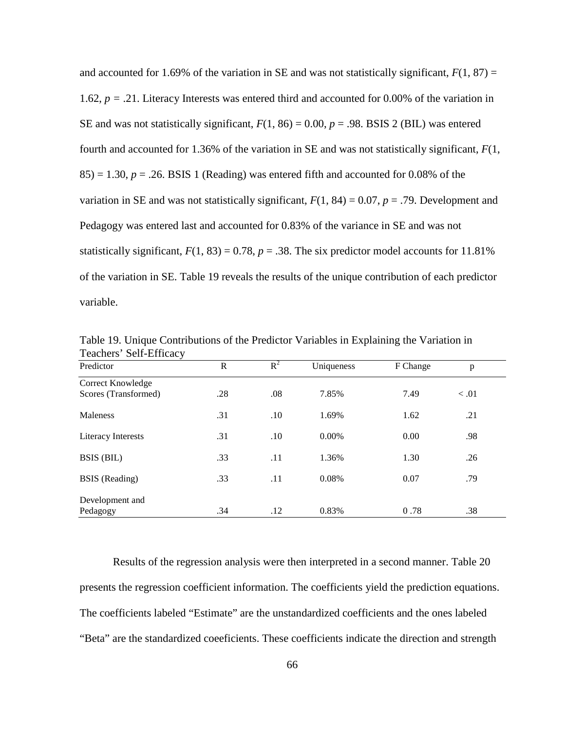and accounted for 1.69% of the variation in SE and was not statistically significant, $F(1, 87) = 1.62$, $p = .21$. Literacy Interests was entered third and accounted for 0.00% of the variation in SE and was not statistically significant, $F(1, 86) = 0.00$, $p = .98$. BSIS 2 (BIL) was entered fourth and accounted for 1.36% of the variation in SE and was not statistically significant, $F(1, 85) = 1.30$, $p = .26$. BSIS 1 (Reading) was entered fifth and accounted for 0.08% of the variation in SE and was not statistically significant, $F(1, 84) = 0.07$, $p = .79$. Development and Pedagogy was entered last and accounted for 0.83% of the variance in SE and was not statistically significant, $F(1, 83) = 0.78$, $p = .38$. The six predictor model accounts for 11.81% of the variation in SE. Table 19 reveals the results of the unique contribution of each predictor variable.

Table 19. Unique Contributions of the Predictor Variables in Explaining the Variation in Teachers' Self-Efficacy

| Predictor | R | $R^2$ | Uniqueness | F Change | p |
|---|---|---|---|---|---|
| Correct Knowledge Scores (Transformed) | .28 | .08 | 7.85% | 7.49 | < .01 |
| Maleness | .31 | .10 | 1.69% | 1.62 | .21 |
| Literacy Interests | .31 | .10 | 0.00% | 0.00 | .98 |
| BSIS (BIL) | .33 | .11 | 1.36% | 1.30 | .26 |
| BSIS (Reading) | .33 | .11 | 0.08% | 0.07 | .79 |
| Development and Pedagogy | .34 | .12 | 0.83% | 0 .78 | .38 |

Results of the regression analysis were then interpreted in a second manner. Table 20 presents the regression coefficient information. The coefficients yield the prediction equations. The coefficients labeled "Estimate" are the unstandardized coefficients and the ones labeled "Beta" are the standardized coeeficients. These coefficients indicate the direction and strength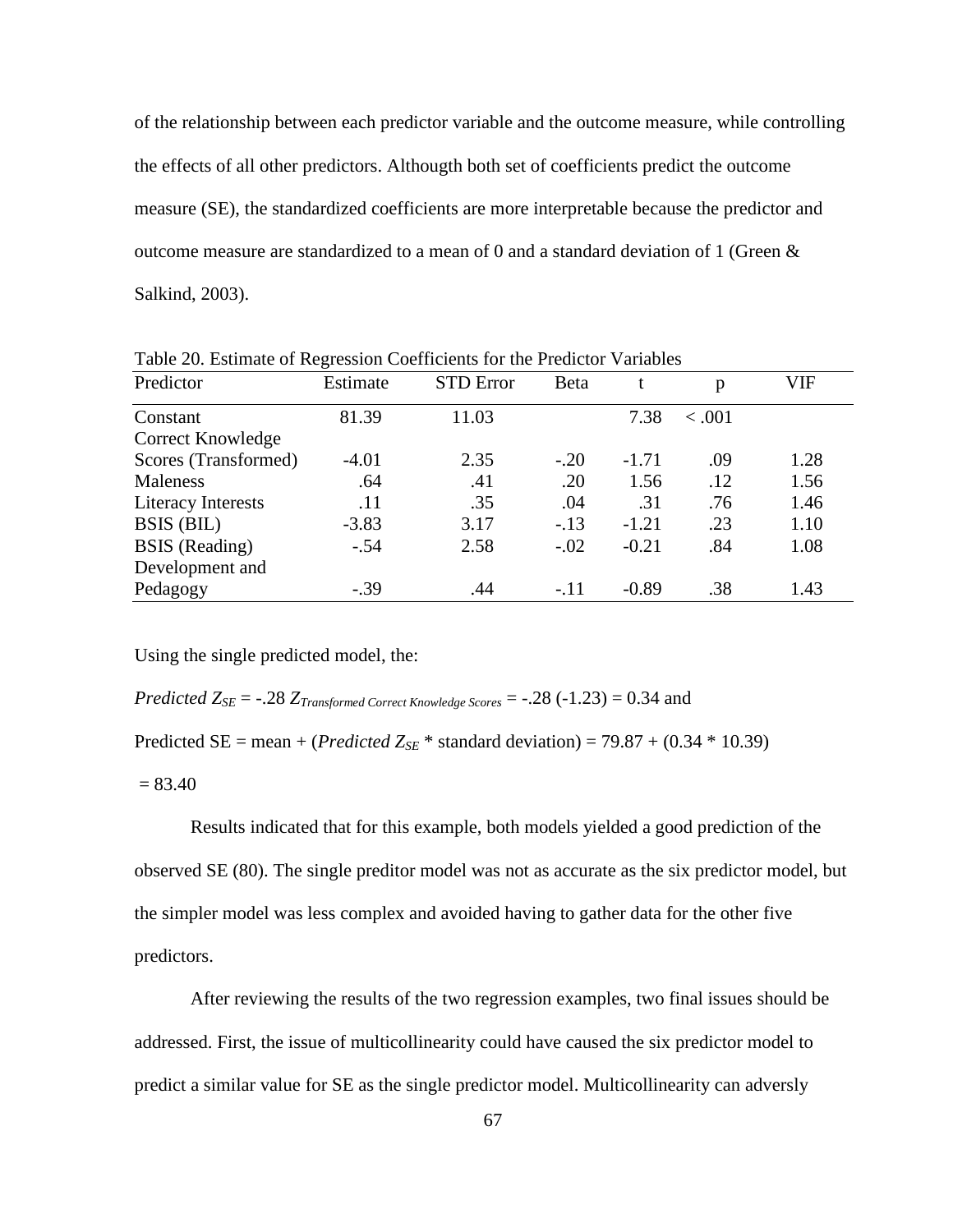of the relationship between each predictor variable and the outcome measure, while controlling the effects of all other predictors. Althougth both set of coefficients predict the outcome measure (SE), the standardized coefficients are more interpretable because the predictor and outcome measure are standardized to a mean of 0 and a standard deviation of 1 (Green & Salkind, 2003).

Table 20. Estimate of Regression Coefficients for the Predictor Variables

| Predictor | Estimate | STD Error | Beta | t | p | VIF |
|---|---|---|---|---|---|---|
| Constant | 81.39 | 11.03 | | 7.38 | < .001 | |
| Correct Knowledge Scores (Transformed) | -4.01 | 2.35 | -.20 | -1.71 | .09 | 1.28 |
| Maleness | .64 | .41 | .20 | 1.56 | .12 | 1.56 |
| Literacy Interests | .11 | .35 | .04 | .31 | .76 | 1.46 |
| BSIS (BIL) | -3.83 | 3.17 | -.13 | -1.21 | .23 | 1.10 |
| BSIS (Reading) | -.54 | 2.58 | -.02 | -0.21 | .84 | 1.08 |
| Development and Pedagogy | -.39 | .44 | -.11 | -0.89 | .38 | 1.43 |

Using the single predicted model, the:

*Predicted* $Z_{SE}$ = -.28 $Z_{Transformed\ Correct\ Knowledge\ Scores}$ = -.28 (-1.23) = 0.34 and

Predicted SE = mean + (*Predicted* $Z_{SE}$ * standard deviation) = 79.87 + (0.34 * 10.39)

= 83.40

Results indicated that for this example, both models yielded a good prediction of the observed SE (80). The single preditor model was not as accurate as the six predictor model, but the simpler model was less complex and avoided having to gather data for the other five predictors.

After reviewing the results of the two regression examples, two final issues should be addressed. First, the issue of multicollinearity could have caused the six predictor model to predict a similar value for SE as the single predictor model. Multicollinearity can adversly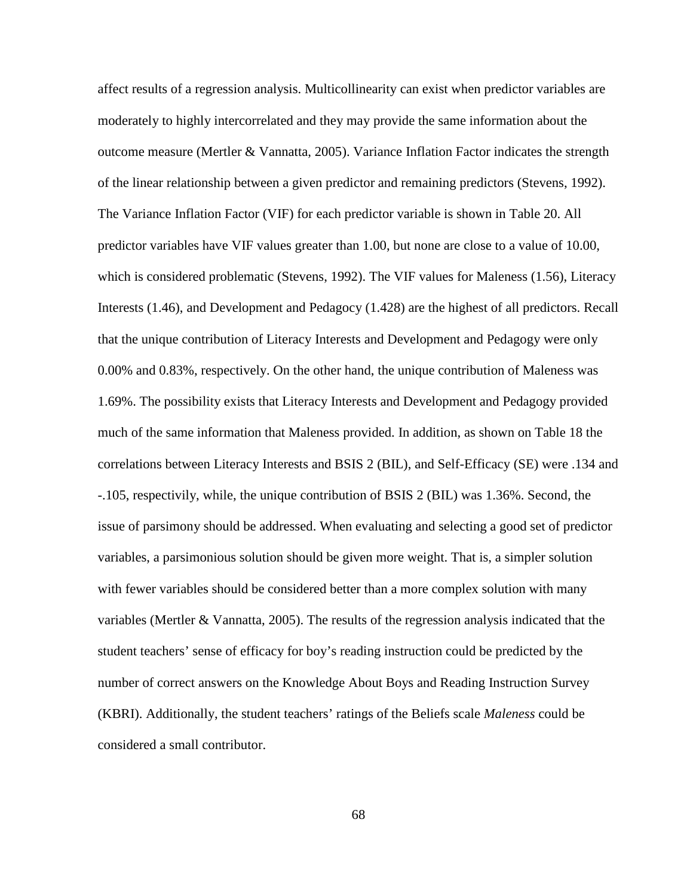affect results of a regression analysis. Multicollinearity can exist when predictor variables are moderately to highly intercorrelated and they may provide the same information about the outcome measure (Mertler & Vannatta, 2005). Variance Inflation Factor indicates the strength of the linear relationship between a given predictor and remaining predictors (Stevens, 1992). The Variance Inflation Factor (VIF) for each predictor variable is shown in Table 20. All predictor variables have VIF values greater than 1.00, but none are close to a value of 10.00, which is considered problematic (Stevens, 1992). The VIF values for Maleness (1.56), Literacy Interests (1.46), and Development and Pedagocy (1.428) are the highest of all predictors. Recall that the unique contribution of Literacy Interests and Development and Pedagogy were only 0.00% and 0.83%, respectively. On the other hand, the unique contribution of Maleness was 1.69%. The possibility exists that Literacy Interests and Development and Pedagogy provided much of the same information that Maleness provided. In addition, as shown on Table 18 the correlations between Literacy Interests and BSIS 2 (BIL), and Self-Efficacy (SE) were .134 and -.105, respectivily, while, the unique contribution of BSIS 2 (BIL) was 1.36%. Second, the issue of parsimony should be addressed. When evaluating and selecting a good set of predictor variables, a parsimonious solution should be given more weight. That is, a simpler solution with fewer variables should be considered better than a more complex solution with many variables (Mertler & Vannatta, 2005). The results of the regression analysis indicated that the student teachers' sense of efficacy for boy's reading instruction could be predicted by the number of correct answers on the Knowledge About Boys and Reading Instruction Survey (KBRI). Additionally, the student teachers' ratings of the Beliefs scale *Maleness* could be considered a small contributor.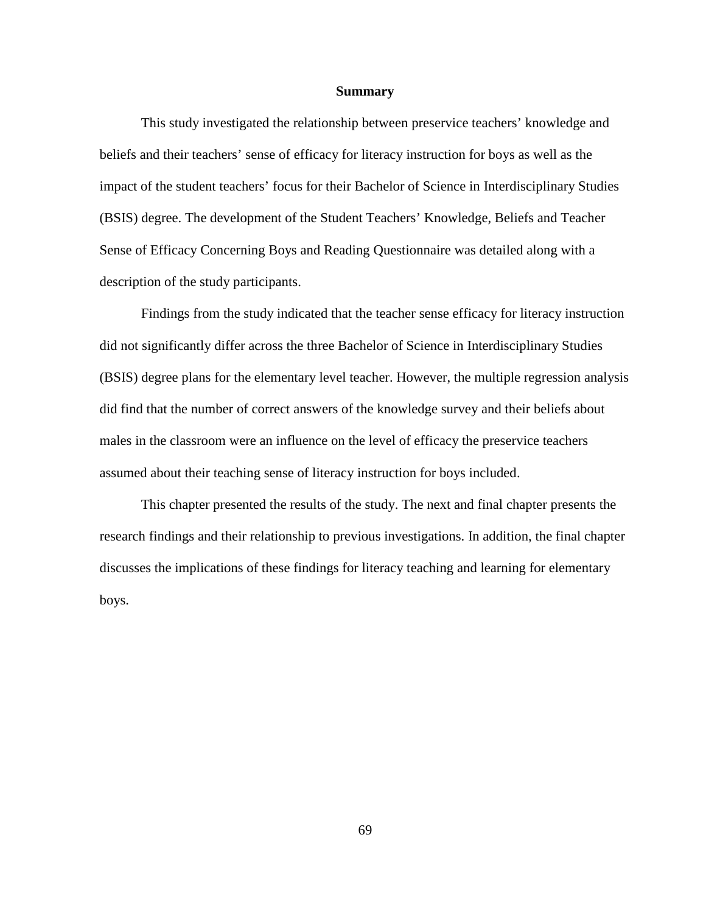## Summary

This study investigated the relationship between preservice teachers' knowledge and beliefs and their teachers' sense of efficacy for literacy instruction for boys as well as the impact of the student teachers' focus for their Bachelor of Science in Interdisciplinary Studies (BSIS) degree. The development of the Student Teachers' Knowledge, Beliefs and Teacher Sense of Efficacy Concerning Boys and Reading Questionnaire was detailed along with a description of the study participants.

Findings from the study indicated that the teacher sense efficacy for literacy instruction did not significantly differ across the three Bachelor of Science in Interdisciplinary Studies (BSIS) degree plans for the elementary level teacher. However, the multiple regression analysis did find that the number of correct answers of the knowledge survey and their beliefs about males in the classroom were an influence on the level of efficacy the preservice teachers assumed about their teaching sense of literacy instruction for boys included.

This chapter presented the results of the study. The next and final chapter presents the research findings and their relationship to previous investigations. In addition, the final chapter discusses the implications of these findings for literacy teaching and learning for elementary boys.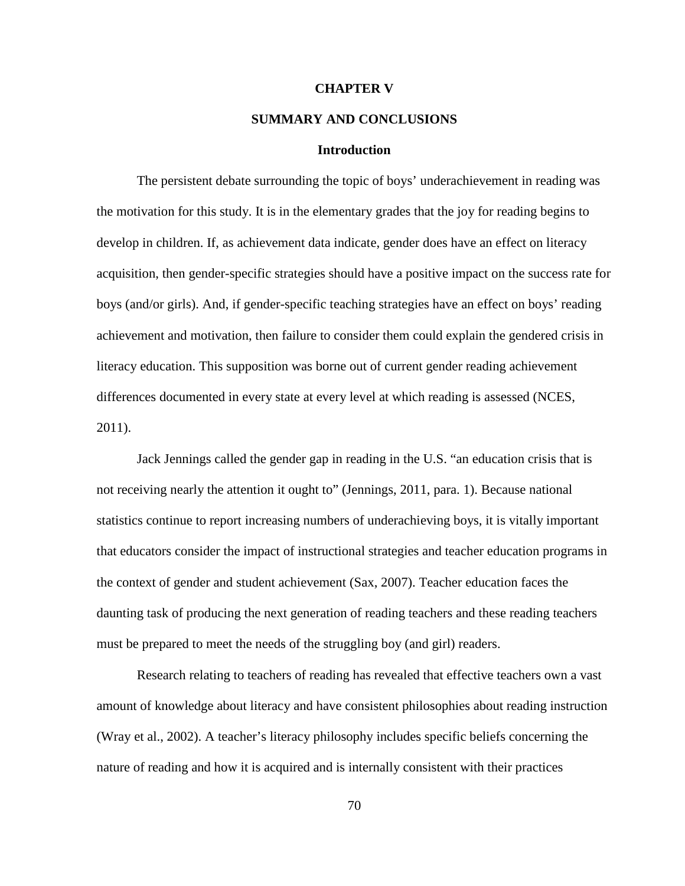# CHAPTER V

# SUMMARY AND CONCLUSIONS

## Introduction

The persistent debate surrounding the topic of boys' underachievement in reading was the motivation for this study. It is in the elementary grades that the joy for reading begins to develop in children. If, as achievement data indicate, gender does have an effect on literacy acquisition, then gender-specific strategies should have a positive impact on the success rate for boys (and/or girls). And, if gender-specific teaching strategies have an effect on boys' reading achievement and motivation, then failure to consider them could explain the gendered crisis in literacy education. This supposition was borne out of current gender reading achievement differences documented in every state at every level at which reading is assessed (NCES, 2011).

Jack Jennings called the gender gap in reading in the U.S. "an education crisis that is not receiving nearly the attention it ought to" (Jennings, 2011, para. 1). Because national statistics continue to report increasing numbers of underachieving boys, it is vitally important that educators consider the impact of instructional strategies and teacher education programs in the context of gender and student achievement (Sax, 2007). Teacher education faces the daunting task of producing the next generation of reading teachers and these reading teachers must be prepared to meet the needs of the struggling boy (and girl) readers.

Research relating to teachers of reading has revealed that effective teachers own a vast amount of knowledge about literacy and have consistent philosophies about reading instruction (Wray et al., 2002). A teacher's literacy philosophy includes specific beliefs concerning the nature of reading and how it is acquired and is internally consistent with their practices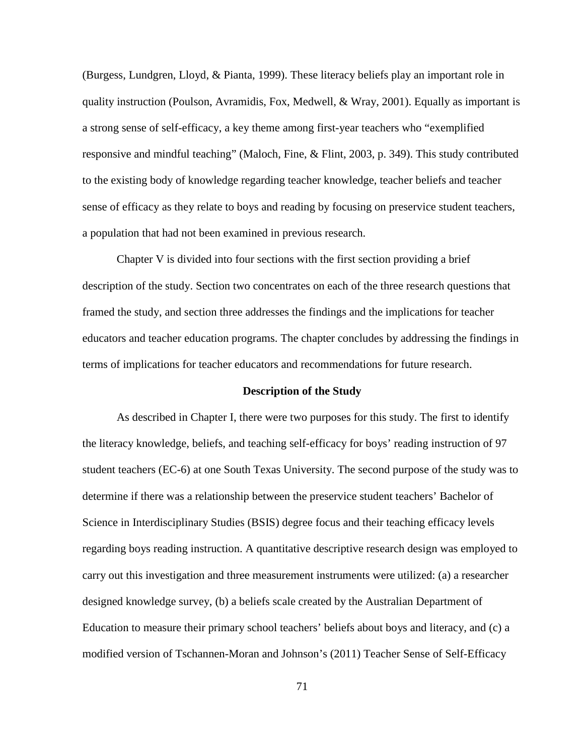(Burgess, Lundgren, Lloyd, & Pianta, 1999). These literacy beliefs play an important role in quality instruction (Poulson, Avramidis, Fox, Medwell, & Wray, 2001). Equally as important is a strong sense of self-efficacy, a key theme among first-year teachers who "exemplified responsive and mindful teaching" (Maloch, Fine, & Flint, 2003, p. 349). This study contributed to the existing body of knowledge regarding teacher knowledge, teacher beliefs and teacher sense of efficacy as they relate to boys and reading by focusing on preservice student teachers, a population that had not been examined in previous research.

Chapter V is divided into four sections with the first section providing a brief description of the study. Section two concentrates on each of the three research questions that framed the study, and section three addresses the findings and the implications for teacher educators and teacher education programs. The chapter concludes by addressing the findings in terms of implications for teacher educators and recommendations for future research.

## Description of the Study

As described in Chapter I, there were two purposes for this study. The first to identify the literacy knowledge, beliefs, and teaching self-efficacy for boys' reading instruction of 97 student teachers (EC-6) at one South Texas University. The second purpose of the study was to determine if there was a relationship between the preservice student teachers' Bachelor of Science in Interdisciplinary Studies (BSIS) degree focus and their teaching efficacy levels regarding boys reading instruction. A quantitative descriptive research design was employed to carry out this investigation and three measurement instruments were utilized: (a) a researcher designed knowledge survey, (b) a beliefs scale created by the Australian Department of Education to measure their primary school teachers' beliefs about boys and literacy, and (c) a modified version of Tschannen-Moran and Johnson's (2011) Teacher Sense of Self-Efficacy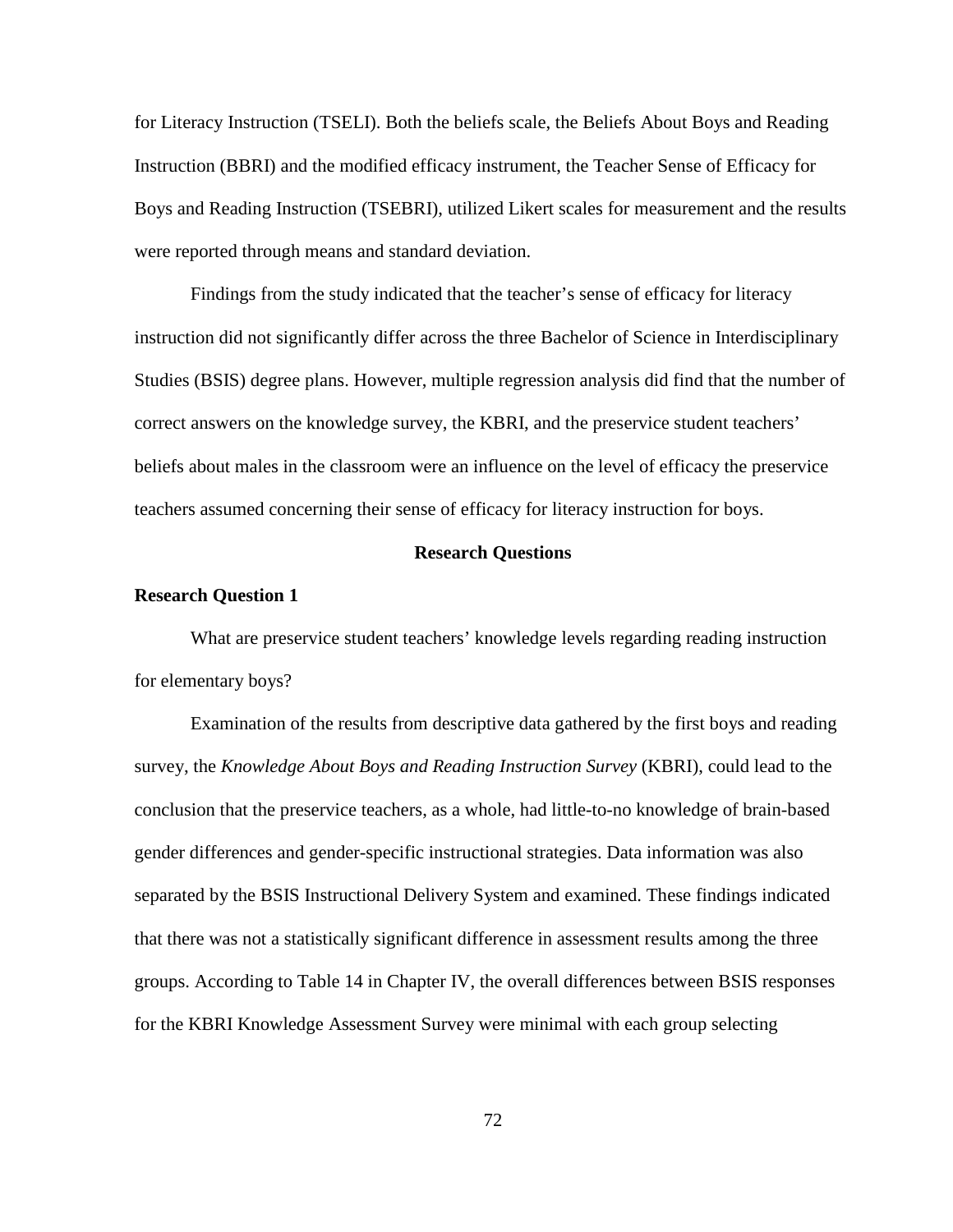for Literacy Instruction (TSELI). Both the beliefs scale, the Beliefs About Boys and Reading Instruction (BBRI) and the modified efficacy instrument, the Teacher Sense of Efficacy for Boys and Reading Instruction (TSEBRI), utilized Likert scales for measurement and the results were reported through means and standard deviation.

Findings from the study indicated that the teacher's sense of efficacy for literacy instruction did not significantly differ across the three Bachelor of Science in Interdisciplinary Studies (BSIS) degree plans. However, multiple regression analysis did find that the number of correct answers on the knowledge survey, the KBRI, and the preservice student teachers' beliefs about males in the classroom were an influence on the level of efficacy the preservice teachers assumed concerning their sense of efficacy for literacy instruction for boys.

## Research Questions

### Research Question 1

What are preservice student teachers' knowledge levels regarding reading instruction for elementary boys?

Examination of the results from descriptive data gathered by the first boys and reading survey, the *Knowledge About Boys and Reading Instruction Survey* (KBRI), could lead to the conclusion that the preservice teachers, as a whole, had little-to-no knowledge of brain-based gender differences and gender-specific instructional strategies. Data information was also separated by the BSIS Instructional Delivery System and examined. These findings indicated that there was not a statistically significant difference in assessment results among the three groups. According to Table 14 in Chapter IV, the overall differences between BSIS responses for the KBRI Knowledge Assessment Survey were minimal with each group selecting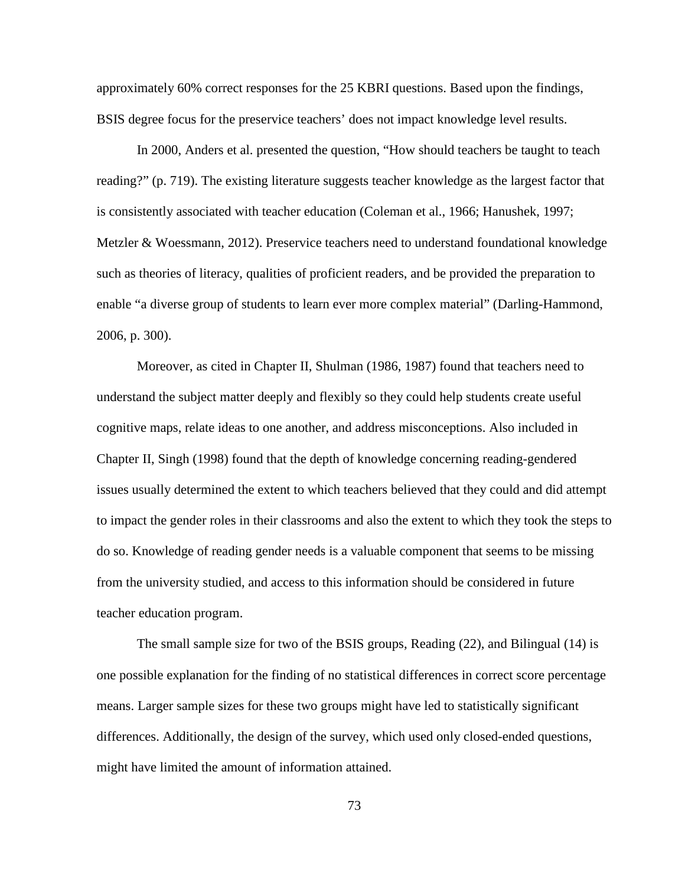approximately 60% correct responses for the 25 KBRI questions. Based upon the findings, BSIS degree focus for the preservice teachers' does not impact knowledge level results.

In 2000, Anders et al. presented the question, "How should teachers be taught to teach reading?" (p. 719). The existing literature suggests teacher knowledge as the largest factor that is consistently associated with teacher education (Coleman et al., 1966; Hanushek, 1997; Metzler & Woessmann, 2012). Preservice teachers need to understand foundational knowledge such as theories of literacy, qualities of proficient readers, and be provided the preparation to enable "a diverse group of students to learn ever more complex material" (Darling-Hammond, 2006, p. 300).

Moreover, as cited in Chapter II, Shulman (1986, 1987) found that teachers need to understand the subject matter deeply and flexibly so they could help students create useful cognitive maps, relate ideas to one another, and address misconceptions. Also included in Chapter II, Singh (1998) found that the depth of knowledge concerning reading-gendered issues usually determined the extent to which teachers believed that they could and did attempt to impact the gender roles in their classrooms and also the extent to which they took the steps to do so. Knowledge of reading gender needs is a valuable component that seems to be missing from the university studied, and access to this information should be considered in future teacher education program.

The small sample size for two of the BSIS groups, Reading (22), and Bilingual (14) is one possible explanation for the finding of no statistical differences in correct score percentage means. Larger sample sizes for these two groups might have led to statistically significant differences. Additionally, the design of the survey, which used only closed-ended questions, might have limited the amount of information attained.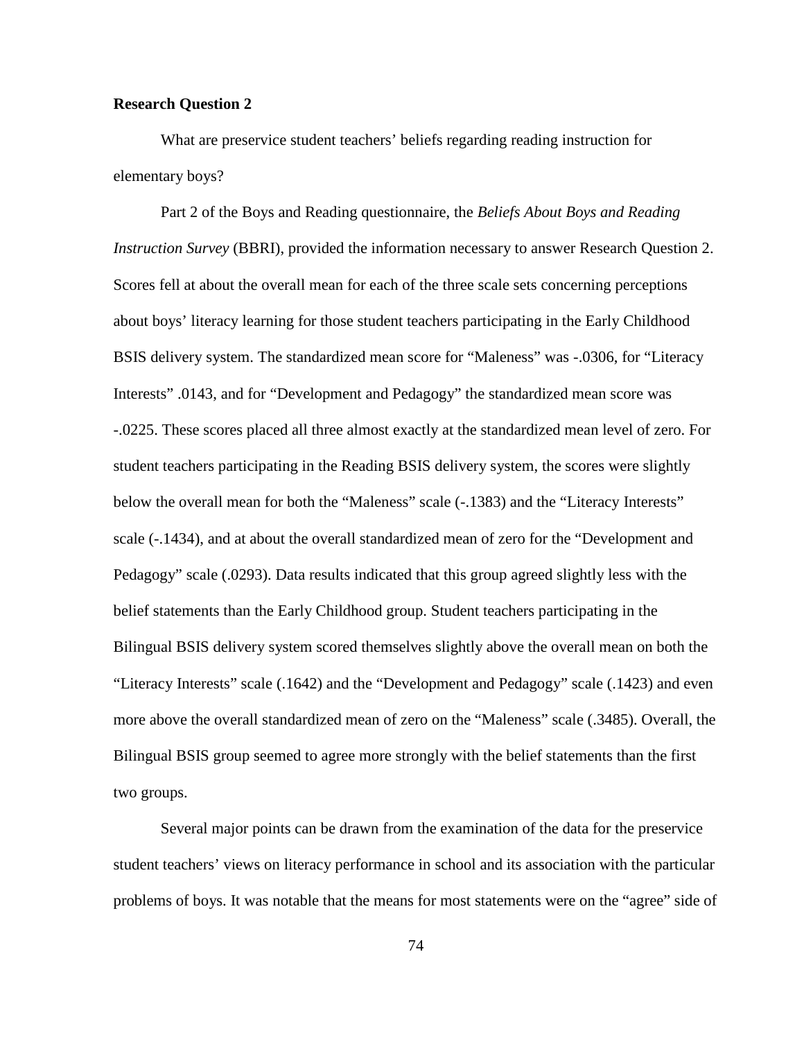**Research Question 2**

What are preservice student teachers' beliefs regarding reading instruction for elementary boys?

Part 2 of the Boys and Reading questionnaire, the *Beliefs About Boys and Reading Instruction Survey* (BBRI), provided the information necessary to answer Research Question 2. Scores fell at about the overall mean for each of the three scale sets concerning perceptions about boys' literacy learning for those student teachers participating in the Early Childhood BSIS delivery system. The standardized mean score for "Maleness" was -.0306, for "Literacy Interests" .0143, and for "Development and Pedagogy" the standardized mean score was -.0225. These scores placed all three almost exactly at the standardized mean level of zero. For student teachers participating in the Reading BSIS delivery system, the scores were slightly below the overall mean for both the "Maleness" scale (-.1383) and the "Literacy Interests" scale (-.1434), and at about the overall standardized mean of zero for the "Development and Pedagogy" scale (.0293). Data results indicated that this group agreed slightly less with the belief statements than the Early Childhood group. Student teachers participating in the Bilingual BSIS delivery system scored themselves slightly above the overall mean on both the "Literacy Interests" scale (.1642) and the "Development and Pedagogy" scale (.1423) and even more above the overall standardized mean of zero on the "Maleness" scale (.3485). Overall, the Bilingual BSIS group seemed to agree more strongly with the belief statements than the first two groups.

Several major points can be drawn from the examination of the data for the preservice student teachers' views on literacy performance in school and its association with the particular problems of boys. It was notable that the means for most statements were on the "agree" side of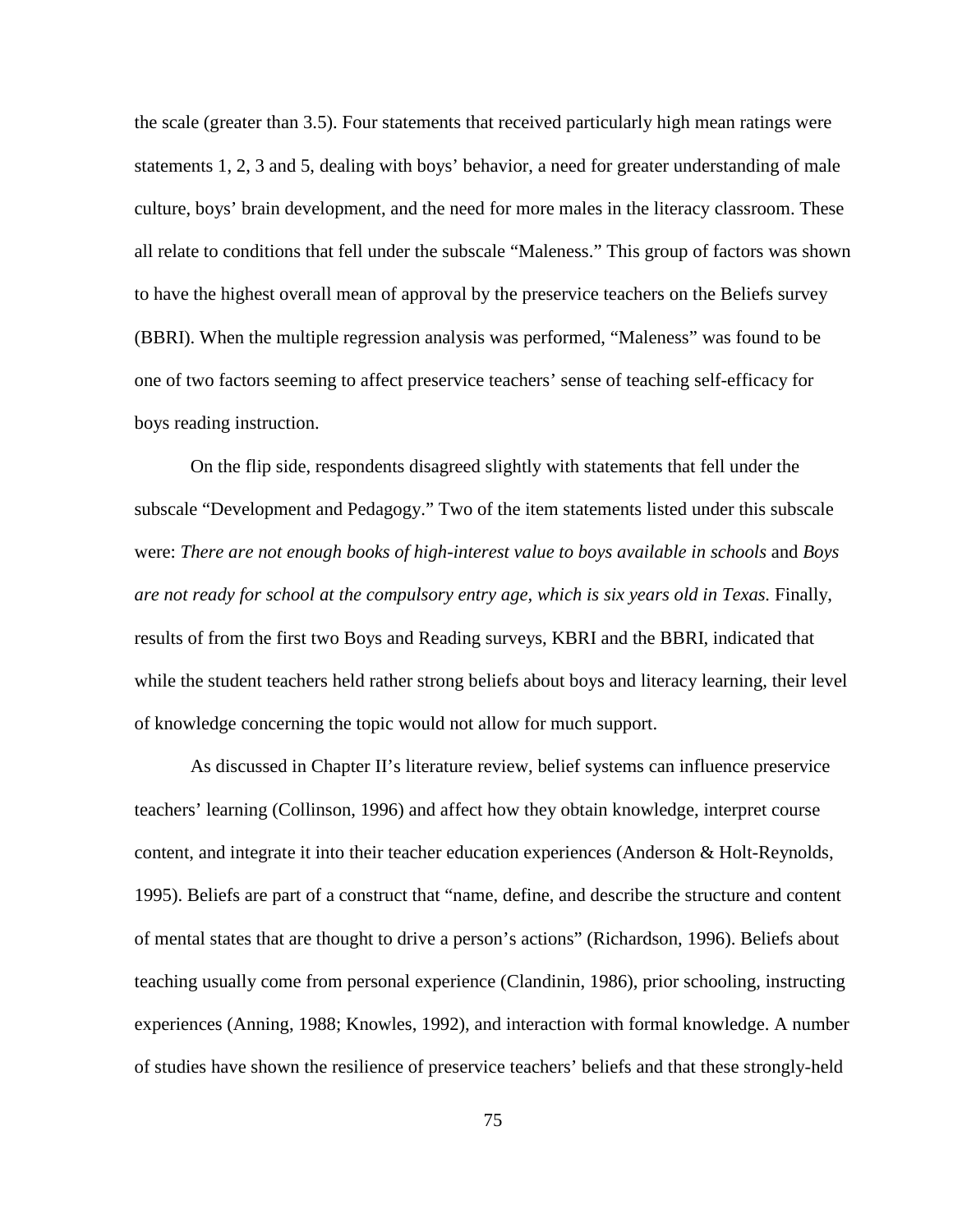the scale (greater than 3.5). Four statements that received particularly high mean ratings were statements 1, 2, 3 and 5, dealing with boys' behavior, a need for greater understanding of male culture, boys' brain development, and the need for more males in the literacy classroom. These all relate to conditions that fell under the subscale "Maleness." This group of factors was shown to have the highest overall mean of approval by the preservice teachers on the Beliefs survey (BBRI). When the multiple regression analysis was performed, "Maleness" was found to be one of two factors seeming to affect preservice teachers' sense of teaching self-efficacy for boys reading instruction.

On the flip side, respondents disagreed slightly with statements that fell under the subscale "Development and Pedagogy." Two of the item statements listed under this subscale were: *There are not enough books of high-interest value to boys available in schools* and *Boys are not ready for school at the compulsory entry age, which is six years old in Texas.* Finally, results of from the first two Boys and Reading surveys, KBRI and the BBRI, indicated that while the student teachers held rather strong beliefs about boys and literacy learning, their level of knowledge concerning the topic would not allow for much support.

As discussed in Chapter II's literature review, belief systems can influence preservice teachers' learning (Collinson, 1996) and affect how they obtain knowledge, interpret course content, and integrate it into their teacher education experiences (Anderson & Holt-Reynolds, 1995). Beliefs are part of a construct that "name, define, and describe the structure and content of mental states that are thought to drive a person's actions" (Richardson, 1996). Beliefs about teaching usually come from personal experience (Clandinin, 1986), prior schooling, instructing experiences (Anning, 1988; Knowles, 1992), and interaction with formal knowledge. A number of studies have shown the resilience of preservice teachers' beliefs and that these strongly-held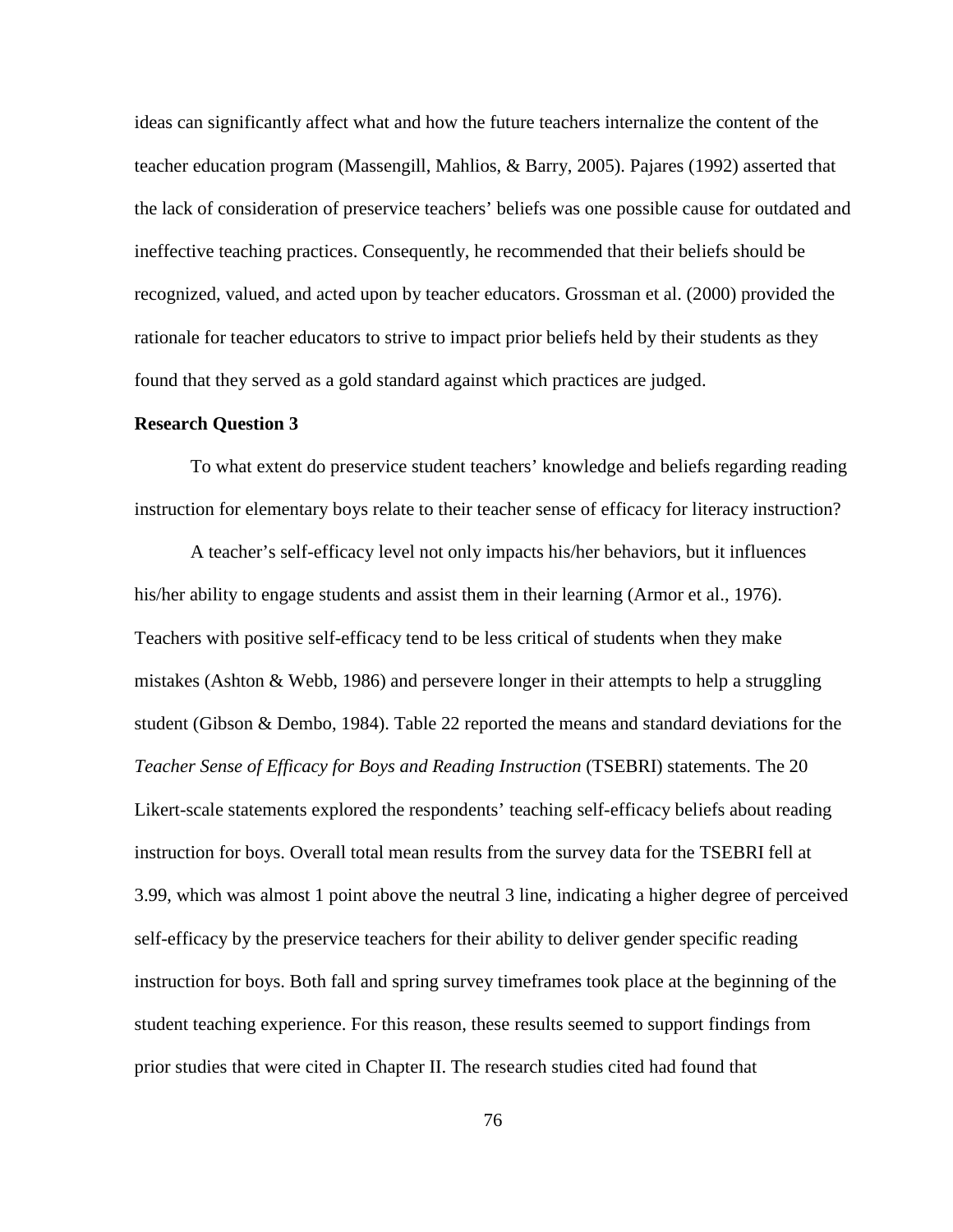ideas can significantly affect what and how the future teachers internalize the content of the teacher education program (Massengill, Mahlios, & Barry, 2005). Pajares (1992) asserted that the lack of consideration of preservice teachers' beliefs was one possible cause for outdated and ineffective teaching practices. Consequently, he recommended that their beliefs should be recognized, valued, and acted upon by teacher educators. Grossman et al. (2000) provided the rationale for teacher educators to strive to impact prior beliefs held by their students as they found that they served as a gold standard against which practices are judged.

**Research Question 3**

To what extent do preservice student teachers' knowledge and beliefs regarding reading instruction for elementary boys relate to their teacher sense of efficacy for literacy instruction?

A teacher's self-efficacy level not only impacts his/her behaviors, but it influences his/her ability to engage students and assist them in their learning (Armor et al., 1976). Teachers with positive self-efficacy tend to be less critical of students when they make mistakes (Ashton & Webb, 1986) and persevere longer in their attempts to help a struggling student (Gibson & Dembo, 1984). Table 22 reported the means and standard deviations for the *Teacher Sense of Efficacy for Boys and Reading Instruction* (TSEBRI) statements. The 20 Likert-scale statements explored the respondents' teaching self-efficacy beliefs about reading instruction for boys. Overall total mean results from the survey data for the TSEBRI fell at 3.99, which was almost 1 point above the neutral 3 line, indicating a higher degree of perceived self-efficacy by the preservice teachers for their ability to deliver gender specific reading instruction for boys. Both fall and spring survey timeframes took place at the beginning of the student teaching experience. For this reason, these results seemed to support findings from prior studies that were cited in Chapter II. The research studies cited had found that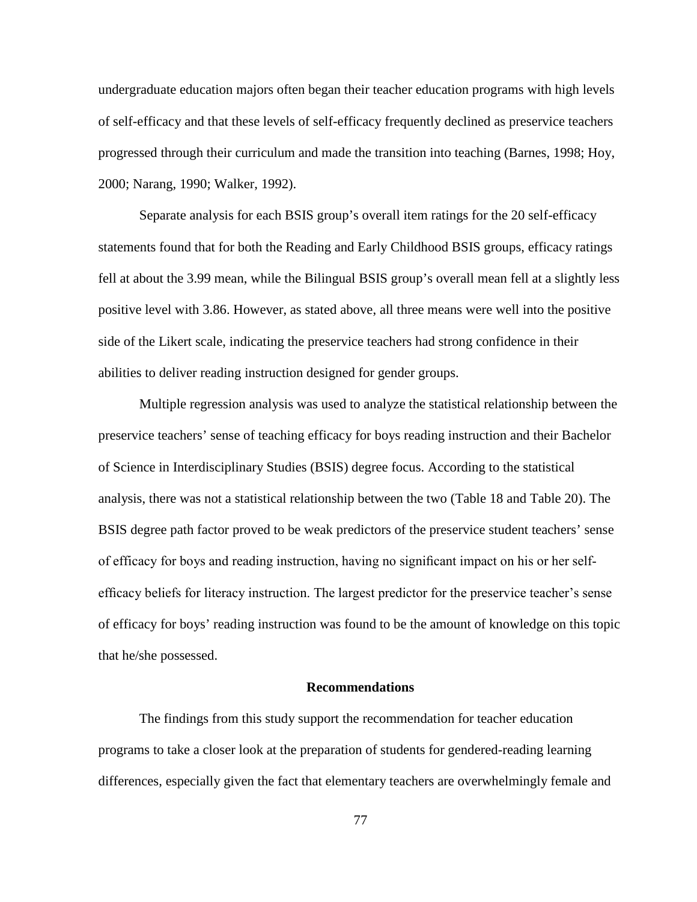undergraduate education majors often began their teacher education programs with high levels of self-efficacy and that these levels of self-efficacy frequently declined as preservice teachers progressed through their curriculum and made the transition into teaching (Barnes, 1998; Hoy, 2000; Narang, 1990; Walker, 1992).

Separate analysis for each BSIS group's overall item ratings for the 20 self-efficacy statements found that for both the Reading and Early Childhood BSIS groups, efficacy ratings fell at about the 3.99 mean, while the Bilingual BSIS group's overall mean fell at a slightly less positive level with 3.86. However, as stated above, all three means were well into the positive side of the Likert scale, indicating the preservice teachers had strong confidence in their abilities to deliver reading instruction designed for gender groups.

Multiple regression analysis was used to analyze the statistical relationship between the preservice teachers' sense of teaching efficacy for boys reading instruction and their Bachelor of Science in Interdisciplinary Studies (BSIS) degree focus. According to the statistical analysis, there was not a statistical relationship between the two (Table 18 and Table 20). The BSIS degree path factor proved to be weak predictors of the preservice student teachers' sense of efficacy for boys and reading instruction, having no significant impact on his or her self-efficacy beliefs for literacy instruction. The largest predictor for the preservice teacher's sense of efficacy for boys' reading instruction was found to be the amount of knowledge on this topic that he/she possessed.

## Recommendations

The findings from this study support the recommendation for teacher education programs to take a closer look at the preparation of students for gendered-reading learning differences, especially given the fact that elementary teachers are overwhelmingly female and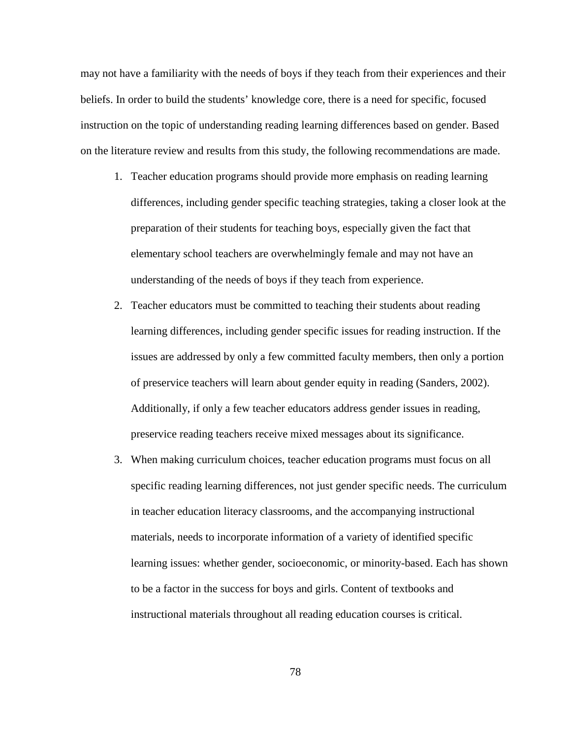may not have a familiarity with the needs of boys if they teach from their experiences and their beliefs. In order to build the students' knowledge core, there is a need for specific, focused instruction on the topic of understanding reading learning differences based on gender. Based on the literature review and results from this study, the following recommendations are made.

1. Teacher education programs should provide more emphasis on reading learning differences, including gender specific teaching strategies, taking a closer look at the preparation of their students for teaching boys, especially given the fact that elementary school teachers are overwhelmingly female and may not have an understanding of the needs of boys if they teach from experience.
2. Teacher educators must be committed to teaching their students about reading learning differences, including gender specific issues for reading instruction. If the issues are addressed by only a few committed faculty members, then only a portion of preservice teachers will learn about gender equity in reading (Sanders, 2002). Additionally, if only a few teacher educators address gender issues in reading, preservice reading teachers receive mixed messages about its significance.
3. When making curriculum choices, teacher education programs must focus on all specific reading learning differences, not just gender specific needs. The curriculum in teacher education literacy classrooms, and the accompanying instructional materials, needs to incorporate information of a variety of identified specific learning issues: whether gender, socioeconomic, or minority-based. Each has shown to be a factor in the success for boys and girls. Content of textbooks and instructional materials throughout all reading education courses is critical.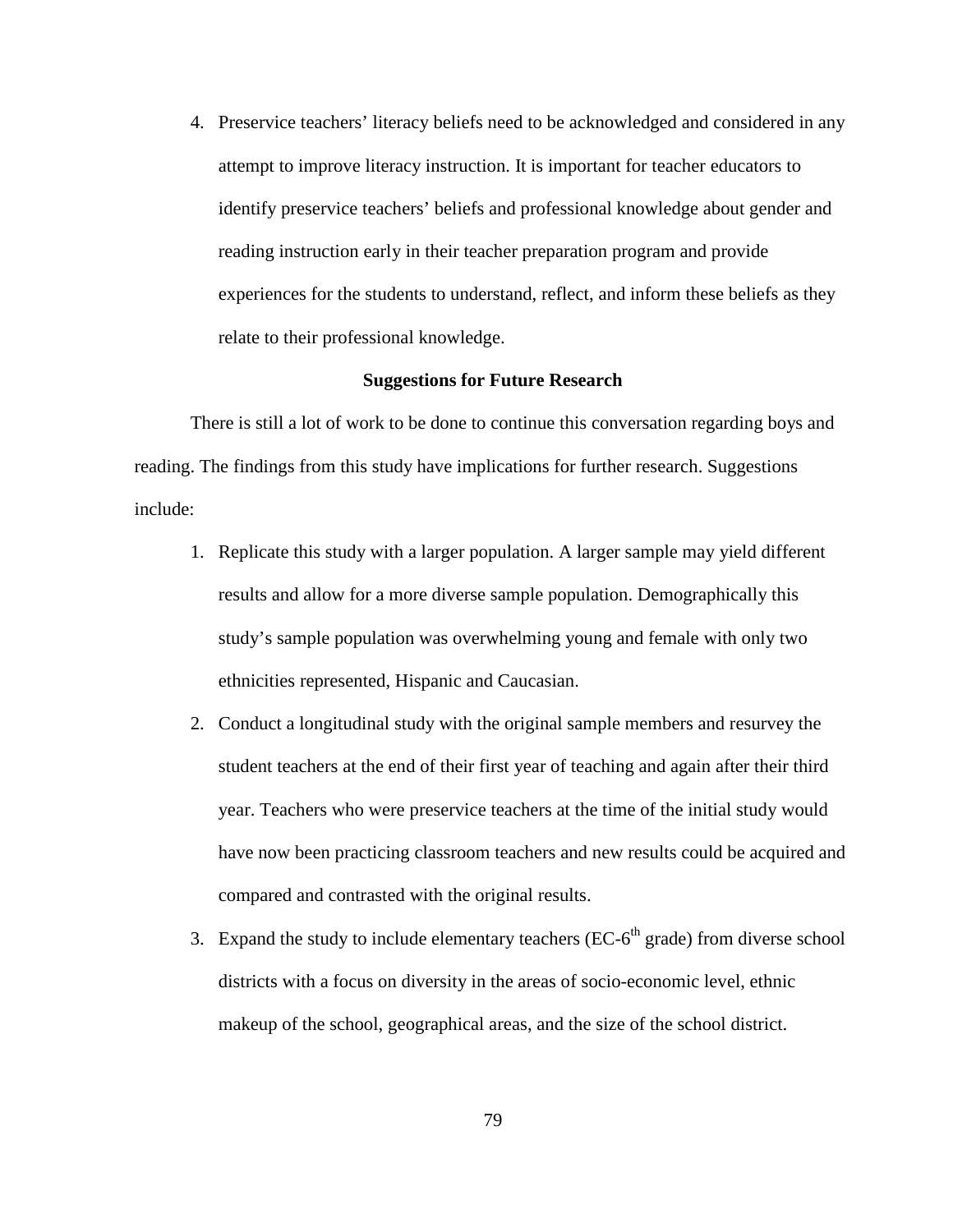4. Preservice teachers' literacy beliefs need to be acknowledged and considered in any attempt to improve literacy instruction. It is important for teacher educators to identify preservice teachers' beliefs and professional knowledge about gender and reading instruction early in their teacher preparation program and provide experiences for the students to understand, reflect, and inform these beliefs as they relate to their professional knowledge.

### Suggestions for Future Research

There is still a lot of work to be done to continue this conversation regarding boys and reading. The findings from this study have implications for further research. Suggestions include:

1. Replicate this study with a larger population. A larger sample may yield different results and allow for a more diverse sample population. Demographically this study's sample population was overwhelming young and female with only two ethnicities represented, Hispanic and Caucasian.
2. Conduct a longitudinal study with the original sample members and resurvey the student teachers at the end of their first year of teaching and again after their third year. Teachers who were preservice teachers at the time of the initial study would have now been practicing classroom teachers and new results could be acquired and compared and contrasted with the original results.
3. Expand the study to include elementary teachers (EC-6th grade) from diverse school districts with a focus on diversity in the areas of socio-economic level, ethnic makeup of the school, geographical areas, and the size of the school district.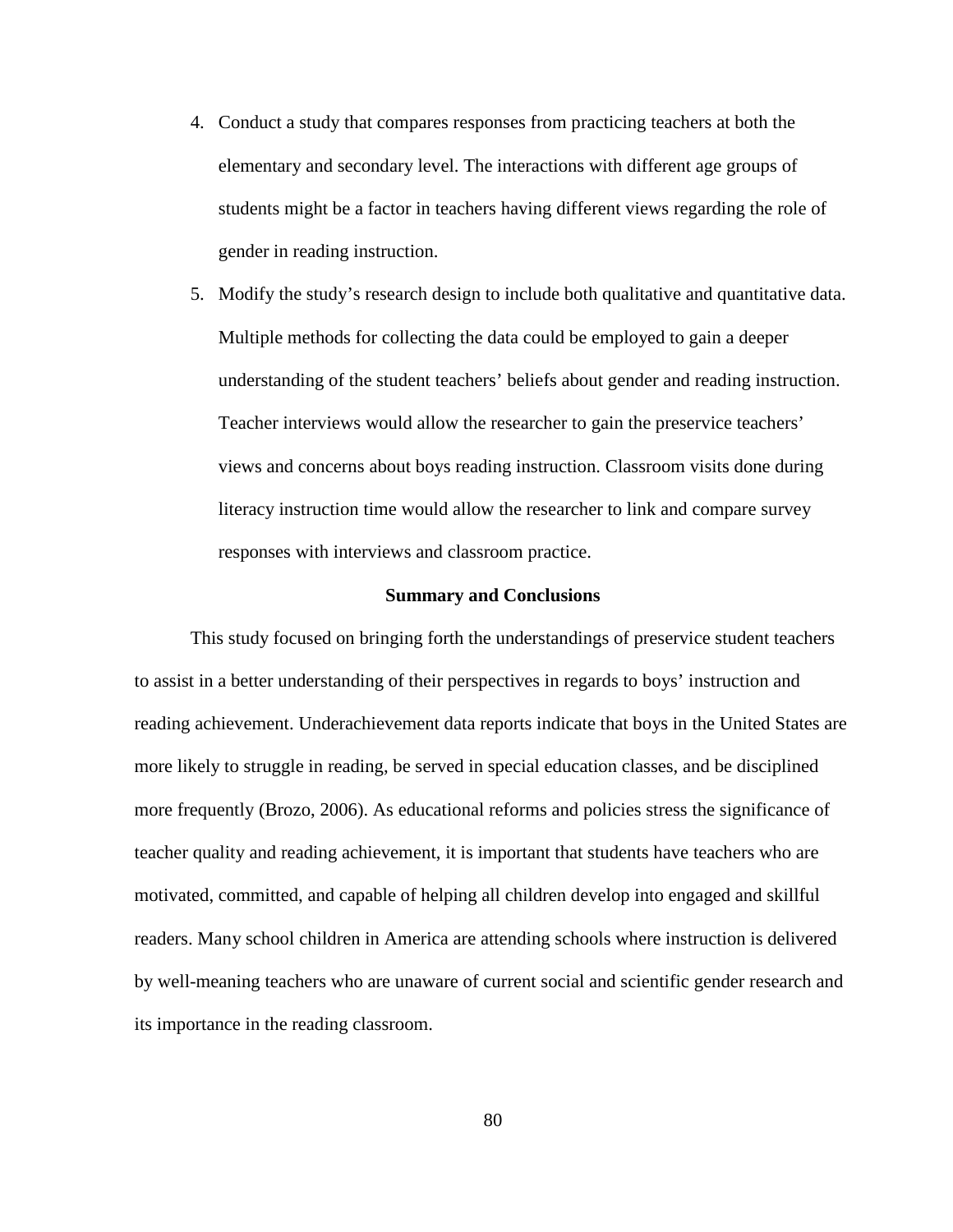4. Conduct a study that compares responses from practicing teachers at both the elementary and secondary level. The interactions with different age groups of students might be a factor in teachers having different views regarding the role of gender in reading instruction.
5. Modify the study's research design to include both qualitative and quantitative data. Multiple methods for collecting the data could be employed to gain a deeper understanding of the student teachers' beliefs about gender and reading instruction. Teacher interviews would allow the researcher to gain the preservice teachers' views and concerns about boys reading instruction. Classroom visits done during literacy instruction time would allow the researcher to link and compare survey responses with interviews and classroom practice.

## Summary and Conclusions

This study focused on bringing forth the understandings of preservice student teachers to assist in a better understanding of their perspectives in regards to boys' instruction and reading achievement. Underachievement data reports indicate that boys in the United States are more likely to struggle in reading, be served in special education classes, and be disciplined more frequently (Brozo, 2006). As educational reforms and policies stress the significance of teacher quality and reading achievement, it is important that students have teachers who are motivated, committed, and capable of helping all children develop into engaged and skillful readers. Many school children in America are attending schools where instruction is delivered by well-meaning teachers who are unaware of current social and scientific gender research and its importance in the reading classroom.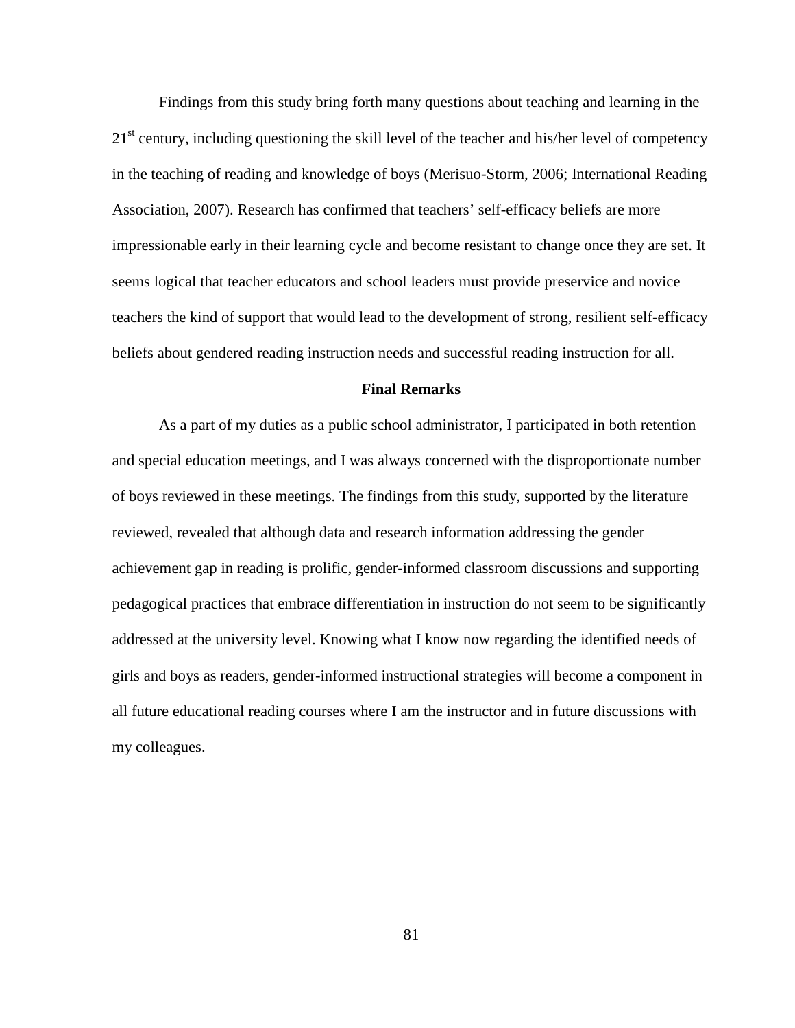Findings from this study bring forth many questions about teaching and learning in the 21st century, including questioning the skill level of the teacher and his/her level of competency in the teaching of reading and knowledge of boys (Merisuo-Storm, 2006; International Reading Association, 2007). Research has confirmed that teachers' self-efficacy beliefs are more impressionable early in their learning cycle and become resistant to change once they are set. It seems logical that teacher educators and school leaders must provide preservice and novice teachers the kind of support that would lead to the development of strong, resilient self-efficacy beliefs about gendered reading instruction needs and successful reading instruction for all.

## Final Remarks

As a part of my duties as a public school administrator, I participated in both retention and special education meetings, and I was always concerned with the disproportionate number of boys reviewed in these meetings. The findings from this study, supported by the literature reviewed, revealed that although data and research information addressing the gender achievement gap in reading is prolific, gender-informed classroom discussions and supporting pedagogical practices that embrace differentiation in instruction do not seem to be significantly addressed at the university level. Knowing what I know now regarding the identified needs of girls and boys as readers, gender-informed instructional strategies will become a component in all future educational reading courses where I am the instructor and in future discussions with my colleagues.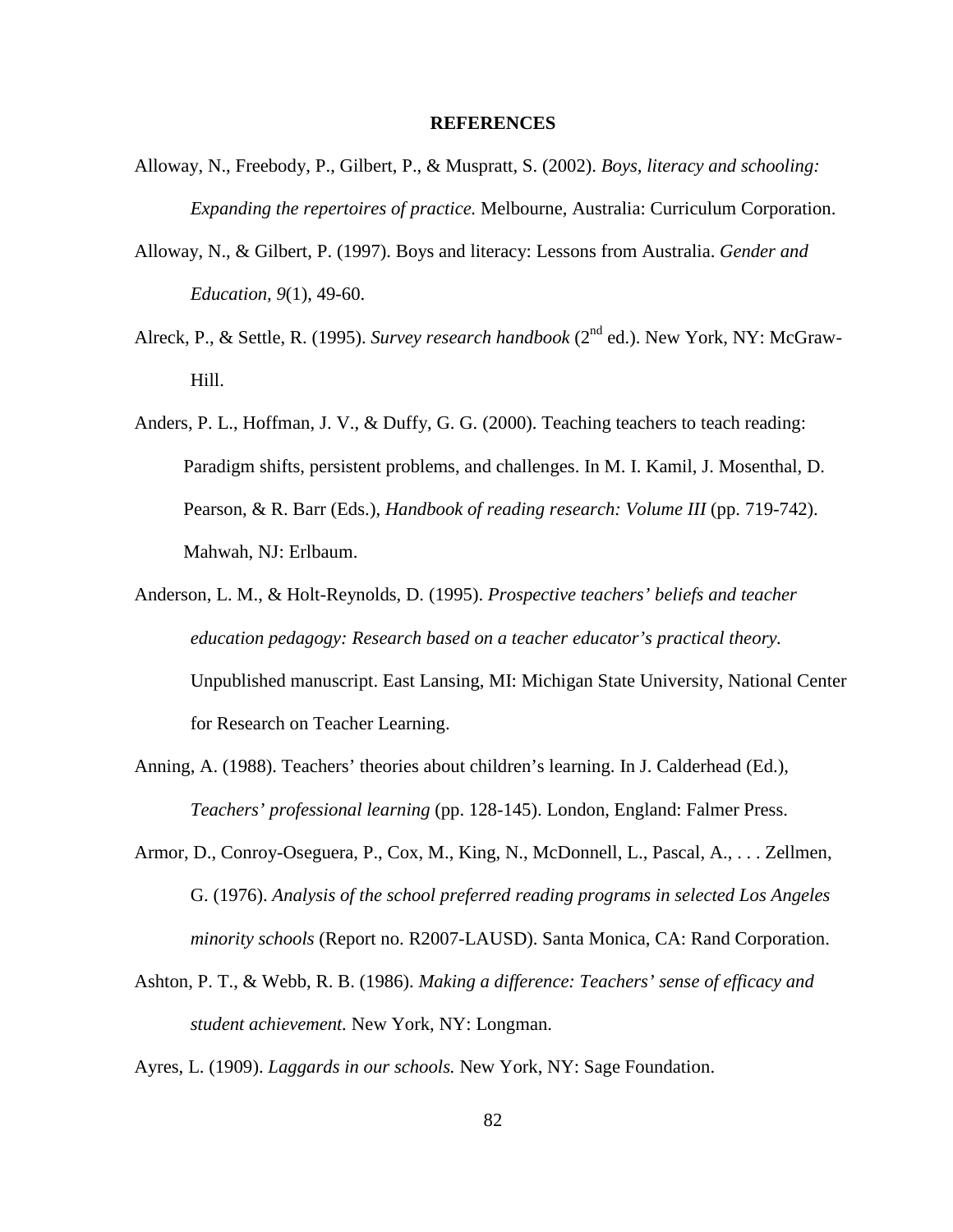# REFERENCES

Alloway, N., Freebody, P., Gilbert, P., & Muspratt, S. (2002). *Boys, literacy and schooling: Expanding the repertoires of practice.* Melbourne, Australia: Curriculum Corporation.

Alloway, N., & Gilbert, P. (1997). Boys and literacy: Lessons from Australia. *Gender and Education, 9*(1), 49-60.

Alreck, P., & Settle, R. (1995). *Survey research handbook* (2nd ed.). New York, NY: McGraw-Hill.

Anders, P. L., Hoffman, J. V., & Duffy, G. G. (2000). Teaching teachers to teach reading: Paradigm shifts, persistent problems, and challenges. In M. I. Kamil, J. Mosenthal, D. Pearson, & R. Barr (Eds.), *Handbook of reading research: Volume III* (pp. 719-742). Mahwah, NJ: Erlbaum.

Anderson, L. M., & Holt-Reynolds, D. (1995). *Prospective teachers' beliefs and teacher education pedagogy: Research based on a teacher educator's practical theory.* Unpublished manuscript. East Lansing, MI: Michigan State University, National Center for Research on Teacher Learning.

Anning, A. (1988). Teachers' theories about children's learning. In J. Calderhead (Ed.), *Teachers' professional learning* (pp. 128-145). London, England: Falmer Press.

Armor, D., Conroy-Oseguera, P., Cox, M., King, N., McDonnell, L., Pascal, A., . . . Zellmen, G. (1976). *Analysis of the school preferred reading programs in selected Los Angeles minority schools* (Report no. R2007-LAUSD). Santa Monica, CA: Rand Corporation.

Ashton, P. T., & Webb, R. B. (1986). *Making a difference: Teachers' sense of efficacy and student achievement.* New York, NY: Longman.

Ayres, L. (1909). *Laggards in our schools.* New York, NY: Sage Foundation.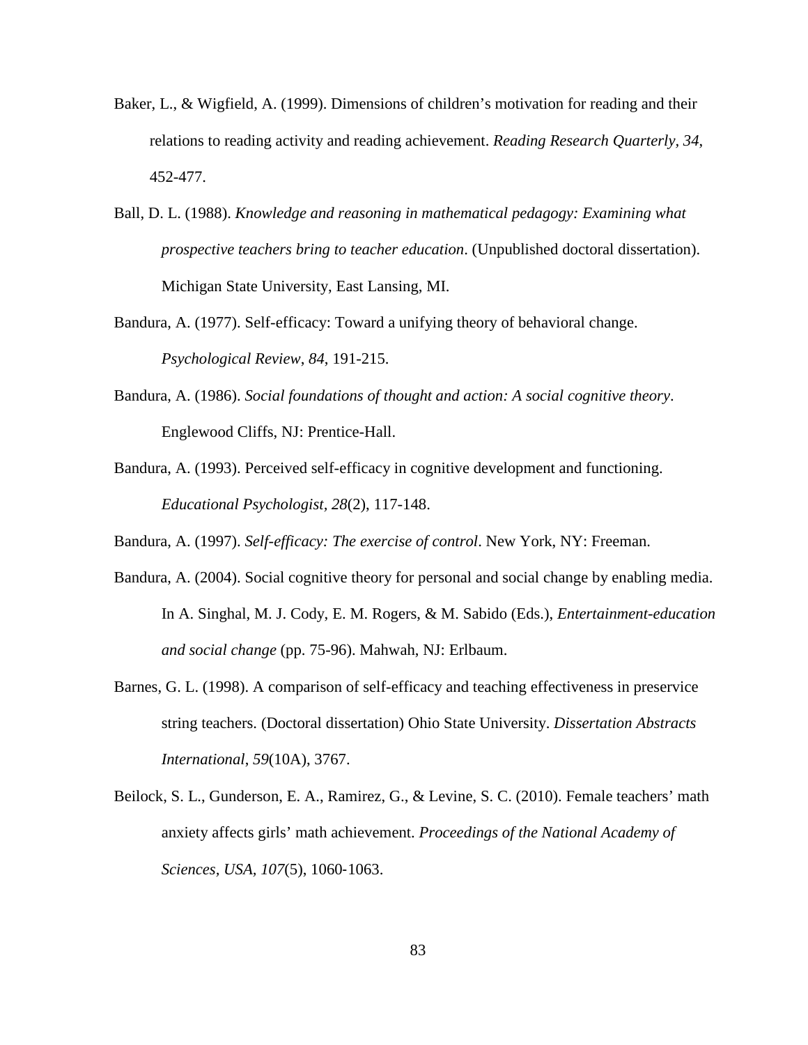Baker, L., & Wigfield, A. (1999). Dimensions of children's motivation for reading and their relations to reading activity and reading achievement. *Reading Research Quarterly, 34*, 452-477.

Ball, D. L. (1988). *Knowledge and reasoning in mathematical pedagogy: Examining what prospective teachers bring to teacher education*. (Unpublished doctoral dissertation). Michigan State University, East Lansing, MI.

Bandura, A. (1977). Self-efficacy: Toward a unifying theory of behavioral change. *Psychological Review*, *84*, 191-215.

Bandura, A. (1986). *Social foundations of thought and action: A social cognitive theory*. Englewood Cliffs, NJ: Prentice-Hall.

Bandura, A. (1993). Perceived self-efficacy in cognitive development and functioning. *Educational Psychologist, 28*(2), 117-148.

Bandura, A. (1997). *Self-efficacy: The exercise of control*. New York, NY: Freeman.

Bandura, A. (2004). Social cognitive theory for personal and social change by enabling media. In A. Singhal, M. J. Cody, E. M. Rogers, & M. Sabido (Eds.), *Entertainment-education and social change* (pp. 75-96). Mahwah, NJ: Erlbaum.

Barnes, G. L. (1998). A comparison of self-efficacy and teaching effectiveness in preservice string teachers. (Doctoral dissertation) Ohio State University. *Dissertation Abstracts International*, *59*(10A), 3767.

Beilock, S. L., Gunderson, E. A., Ramirez, G., & Levine, S. C. (2010). Female teachers' math anxiety affects girls' math achievement. *Proceedings of the National Academy of Sciences, USA, 107*(5), 1060-1063.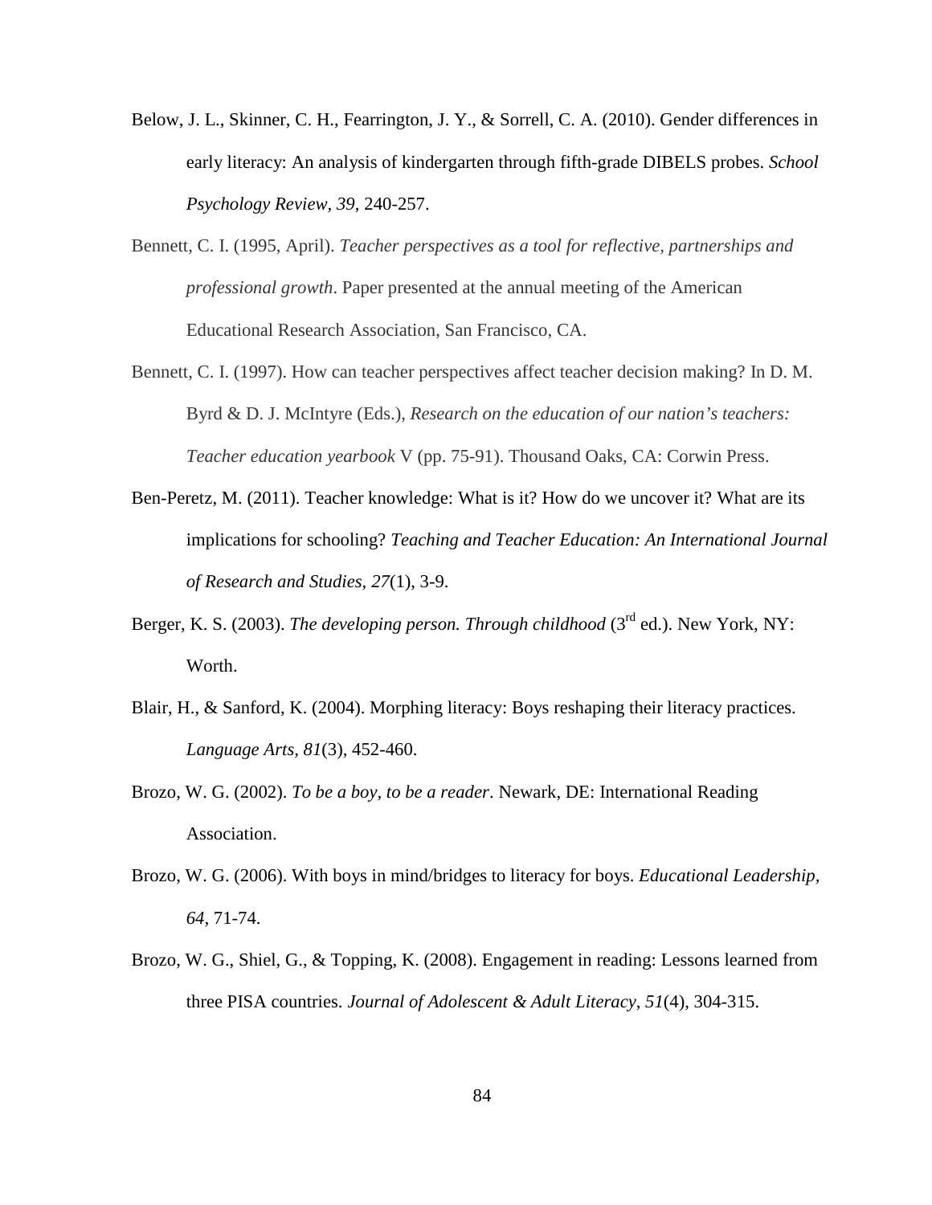Below, J. L., Skinner, C. H., Fearrington, J. Y., & Sorrell, C. A. (2010). Gender differences in early literacy: An analysis of kindergarten through fifth-grade DIBELS probes. *School Psychology Review*, *39*, 240-257.

Bennett, C. I. (1995, April). *Teacher perspectives as a tool for reflective, partnerships and professional growth*. Paper presented at the annual meeting of the American Educational Research Association, San Francisco, CA.

Bennett, C. I. (1997). How can teacher perspectives affect teacher decision making? In D. M. Byrd & D. J. McIntyre (Eds.), *Research on the education of our nation's teachers: Teacher education yearbook* V (pp. 75-91). Thousand Oaks, CA: Corwin Press.

Ben-Peretz, M. (2011). Teacher knowledge: What is it? How do we uncover it? What are its implications for schooling? *Teaching and Teacher Education: An International Journal of Research and Studies*, *27*(1), 3-9.

Berger, K. S. (2003). *The developing person. Through childhood* (3rd ed.). New York, NY: Worth.

Blair, H., & Sanford, K. (2004). Morphing literacy: Boys reshaping their literacy practices. *Language Arts, 81*(3), 452-460.

Brozo, W. G. (2002). *To be a boy, to be a reader*. Newark, DE: International Reading Association.

Brozo, W. G. (2006). With boys in mind/bridges to literacy for boys. *Educational Leadership, 64*, 71-74.

Brozo, W. G., Shiel, G., & Topping, K. (2008). Engagement in reading: Lessons learned from three PISA countries. *Journal of Adolescent & Adult Literacy*, *51*(4), 304-315.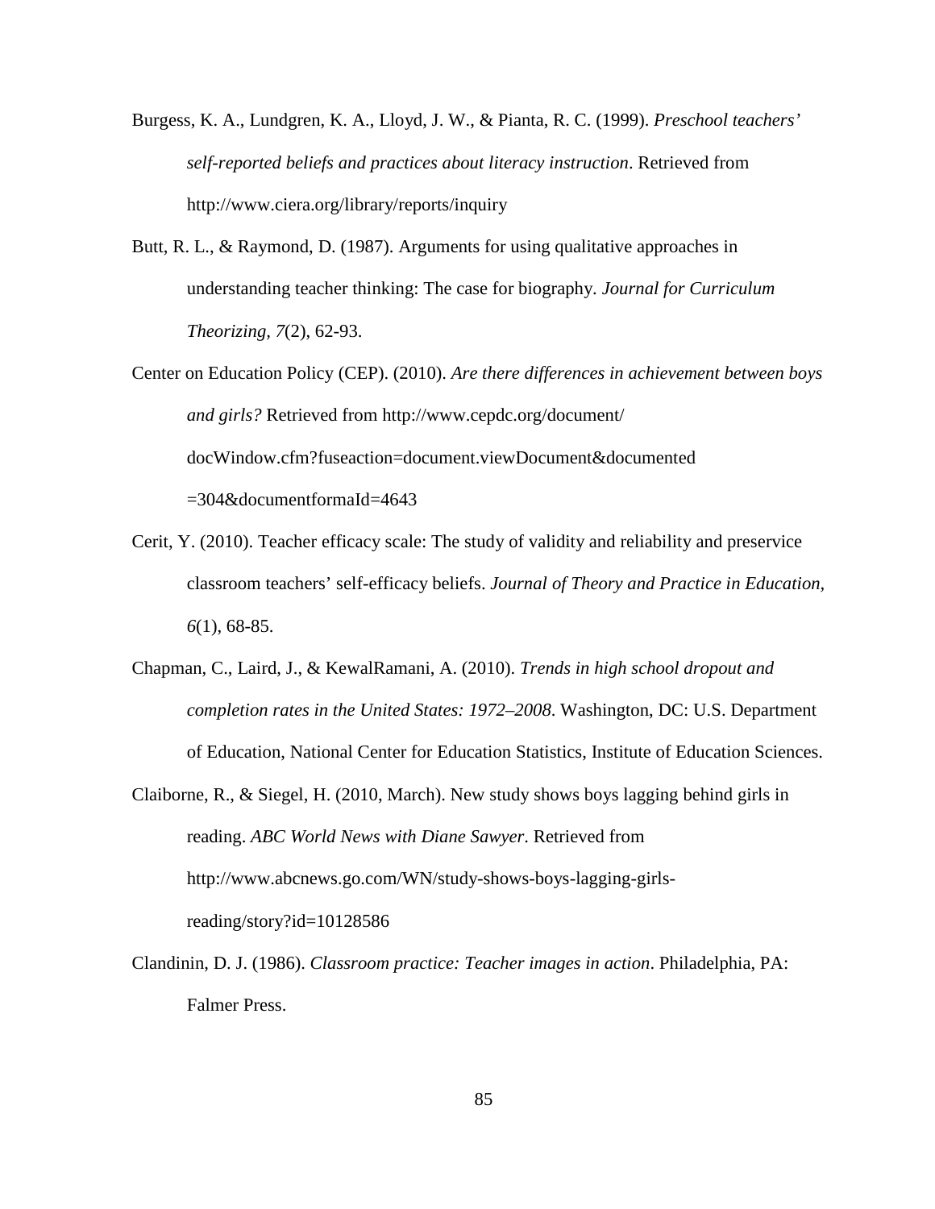Burgess, K. A., Lundgren, K. A., Lloyd, J. W., & Pianta, R. C. (1999). *Preschool teachers' self-reported beliefs and practices about literacy instruction*. Retrieved from http://www.ciera.org/library/reports/inquiry

Butt, R. L., & Raymond, D. (1987). Arguments for using qualitative approaches in understanding teacher thinking: The case for biography. *Journal for Curriculum Theorizing, 7*(2), 62-93.

Center on Education Policy (CEP). (2010). *Are there differences in achievement between boys and girls?* Retrieved from http://www.cepdc.org/document/docWindow.cfm?fuseaction=document.viewDocument&documented=304&documentformaId=4643

Cerit, Y. (2010). Teacher efficacy scale: The study of validity and reliability and preservice classroom teachers' self-efficacy beliefs. *Journal of Theory and Practice in Education, 6*(1), 68-85.

Chapman, C., Laird, J., & KewalRamani, A. (2010). *Trends in high school dropout and completion rates in the United States: 1972–2008*. Washington, DC: U.S. Department of Education, National Center for Education Statistics, Institute of Education Sciences.

Claiborne, R., & Siegel, H. (2010, March). New study shows boys lagging behind girls in reading. *ABC World News with Diane Sawyer*. Retrieved from http://www.abcnews.go.com/WN/study-shows-boys-lagging-girls-reading/story?id=10128586

Clandinin, D. J. (1986). *Classroom practice: Teacher images in action*. Philadelphia, PA: Falmer Press.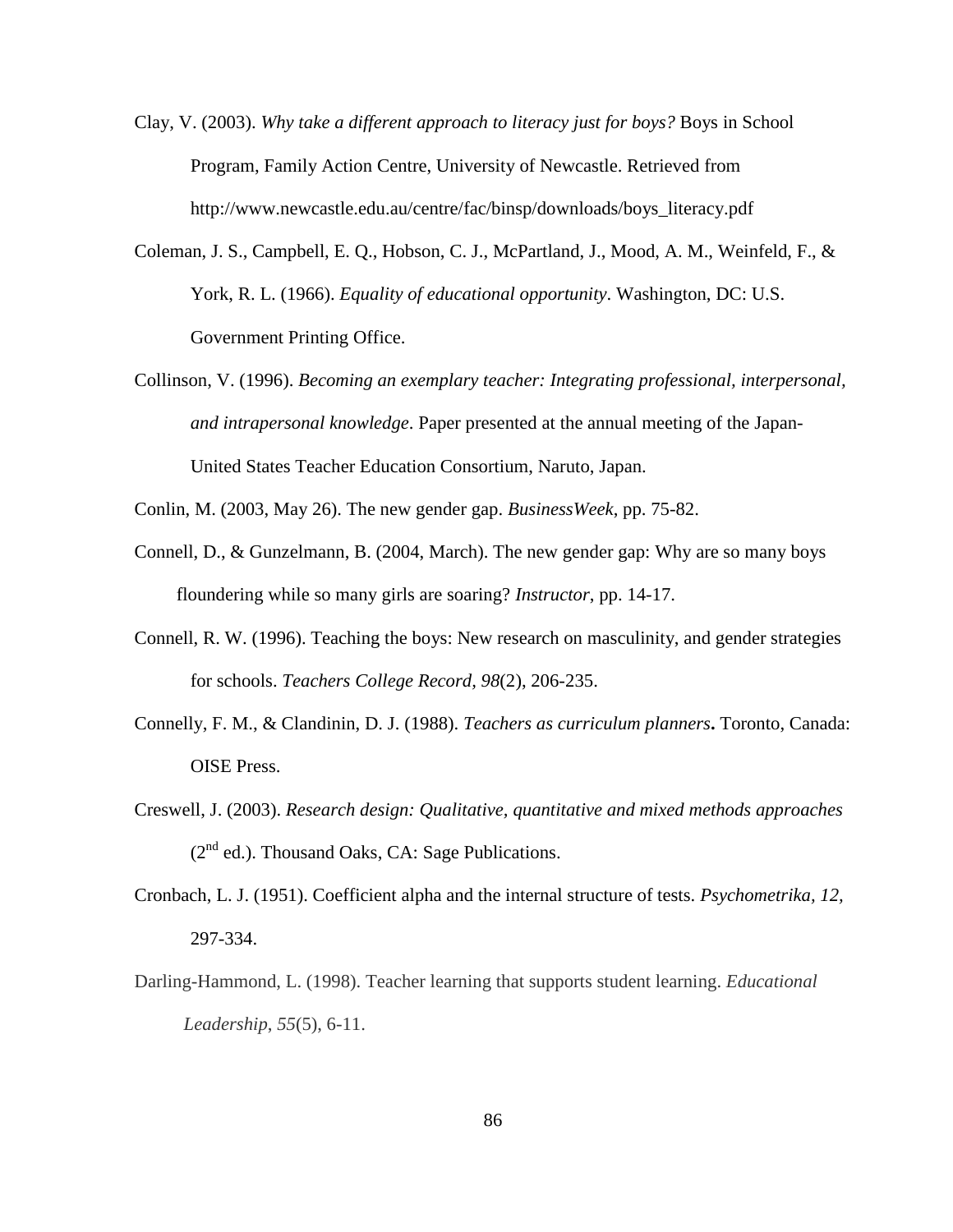Clay, V. (2003). *Why take a different approach to literacy just for boys?* Boys in School Program, Family Action Centre, University of Newcastle. Retrieved from http://www.newcastle.edu.au/centre/fac/binsp/downloads/boys_literacy.pdf

Coleman, J. S., Campbell, E. Q., Hobson, C. J., McPartland, J., Mood, A. M., Weinfeld, F., & York, R. L. (1966). *Equality of educational opportunity*. Washington, DC: U.S. Government Printing Office.

Collinson, V. (1996). *Becoming an exemplary teacher: Integrating professional, interpersonal, and intrapersonal knowledge*. Paper presented at the annual meeting of the Japan-United States Teacher Education Consortium, Naruto, Japan.

Conlin, M. (2003, May 26). The new gender gap. *BusinessWeek*, pp. 75-82.

Connell, D., & Gunzelmann, B. (2004, March). The new gender gap: Why are so many boys floundering while so many girls are soaring? *Instructor*, pp. 14-17.

Connell, R. W. (1996). Teaching the boys: New research on masculinity, and gender strategies for schools. *Teachers College Record*, *98*(2), 206-235.

Connelly, F. M., & Clandinin, D. J. (1988). *Teachers as curriculum planners***.** Toronto, Canada: OISE Press.

Creswell, J. (2003). *Research design: Qualitative, quantitative and mixed methods approaches* (2nd ed.). Thousand Oaks, CA: Sage Publications.

Cronbach, L. J. (1951). Coefficient alpha and the internal structure of tests. *Psychometrika, 12*, 297-334.

Darling-Hammond, L. (1998). Teacher learning that supports student learning. *Educational Leadership*, *55*(5), 6-11.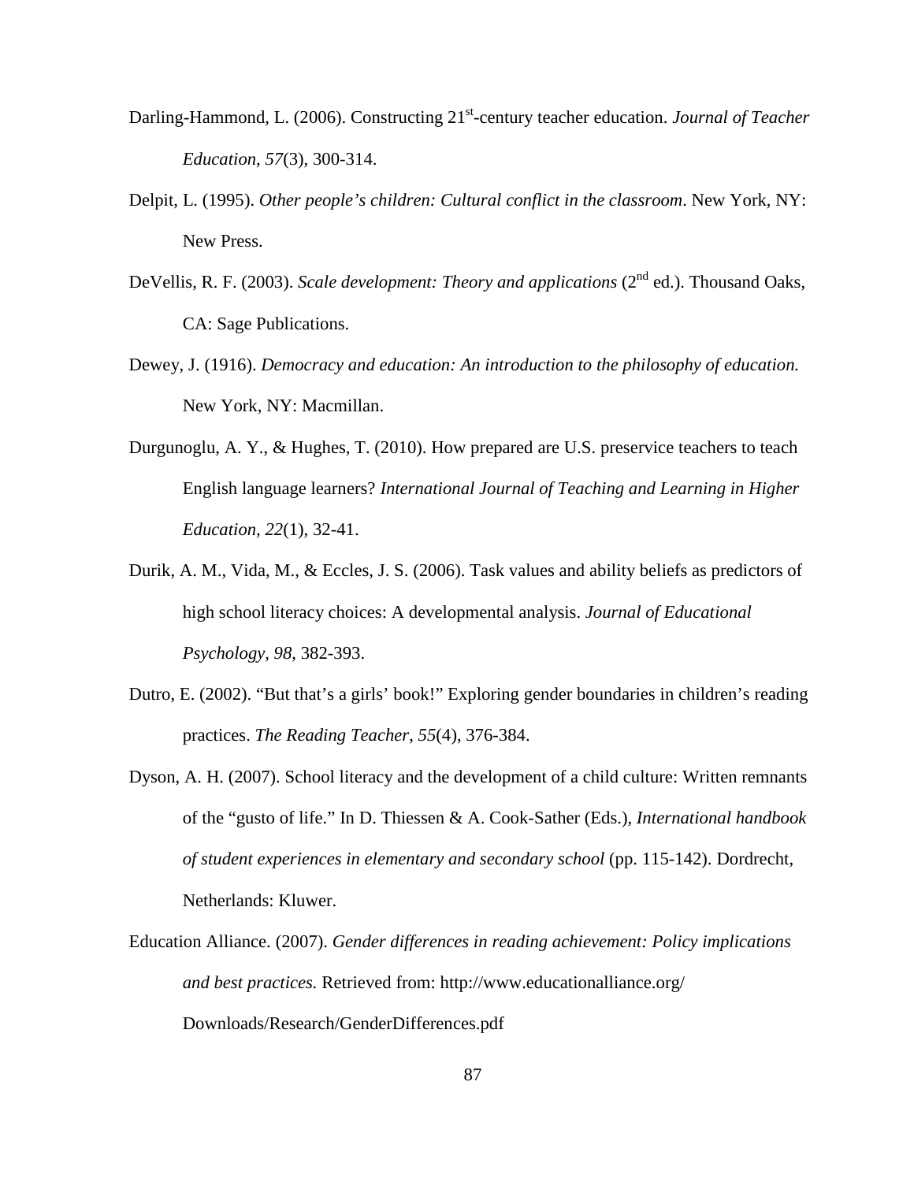Darling-Hammond, L. (2006). Constructing 21st-century teacher education. *Journal of Teacher Education*, *57*(3), 300-314.

Delpit, L. (1995). *Other people's children: Cultural conflict in the classroom*. New York, NY: New Press.

DeVellis, R. F. (2003). *Scale development: Theory and applications* (2nd ed.). Thousand Oaks, CA: Sage Publications.

Dewey, J. (1916). *Democracy and education: An introduction to the philosophy of education.* New York, NY: Macmillan.

Durgunoglu, A. Y., & Hughes, T. (2010). How prepared are U.S. preservice teachers to teach English language learners? *International Journal of Teaching and Learning in Higher Education, 22*(1), 32-41.

Durik, A. M., Vida, M., & Eccles, J. S. (2006). Task values and ability beliefs as predictors of high school literacy choices: A developmental analysis. *Journal of Educational Psychology*, *98*, 382-393.

Dutro, E. (2002). "But that's a girls' book!" Exploring gender boundaries in children's reading practices. *The Reading Teacher*, *55*(4), 376-384.

Dyson, A. H. (2007). School literacy and the development of a child culture: Written remnants of the "gusto of life." In D. Thiessen & A. Cook-Sather (Eds.), *International handbook of student experiences in elementary and secondary school* (pp. 115-142). Dordrecht, Netherlands: Kluwer.

Education Alliance. (2007). *Gender differences in reading achievement: Policy implications and best practices.* Retrieved from: http://www.educationalliance.org/Downloads/Research/GenderDifferences.pdf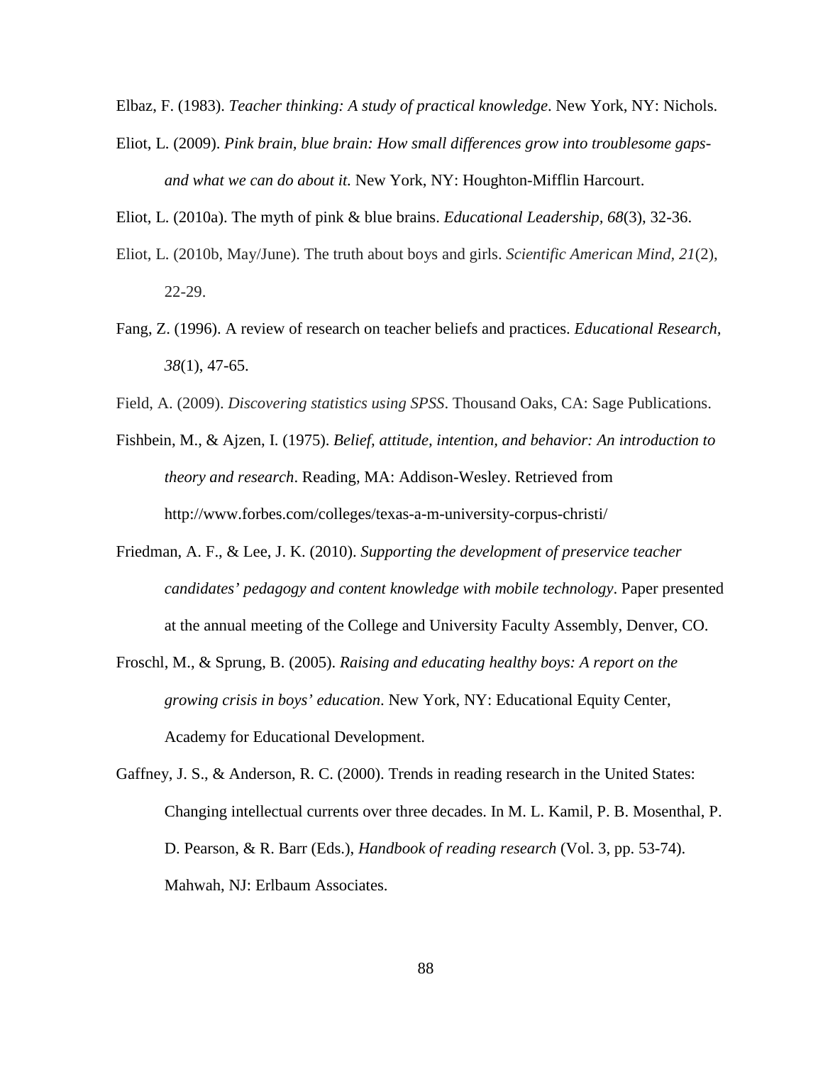Elbaz, F. (1983). *Teacher thinking: A study of practical knowledge*. New York, NY: Nichols.

Eliot, L. (2009). *Pink brain, blue brain: How small differences grow into troublesome gaps-and what we can do about it.* New York, NY: Houghton-Mifflin Harcourt.

Eliot, L. (2010a). The myth of pink & blue brains. *Educational Leadership, 68*(3), 32-36.

Eliot, L. (2010b, May/June). The truth about boys and girls. *Scientific American Mind, 21*(2), 22-29.

Fang, Z. (1996). A review of research on teacher beliefs and practices. *Educational Research, 38*(1), 47-65.

Field, A. (2009). *Discovering statistics using SPSS*. Thousand Oaks, CA: Sage Publications.

Fishbein, M., & Ajzen, I. (1975). *Belief, attitude, intention, and behavior: An introduction to theory and research*. Reading, MA: Addison-Wesley. Retrieved from http://www.forbes.com/colleges/texas-a-m-university-corpus-christi/

Friedman, A. F., & Lee, J. K. (2010). *Supporting the development of preservice teacher candidates' pedagogy and content knowledge with mobile technology*. Paper presented at the annual meeting of the College and University Faculty Assembly, Denver, CO.

Froschl, M., & Sprung, B. (2005). *Raising and educating healthy boys: A report on the growing crisis in boys' education*. New York, NY: Educational Equity Center, Academy for Educational Development.

Gaffney, J. S., & Anderson, R. C. (2000). Trends in reading research in the United States: Changing intellectual currents over three decades. In M. L. Kamil, P. B. Mosenthal, P. D. Pearson, & R. Barr (Eds.), *Handbook of reading research* (Vol. 3, pp. 53-74). Mahwah, NJ: Erlbaum Associates.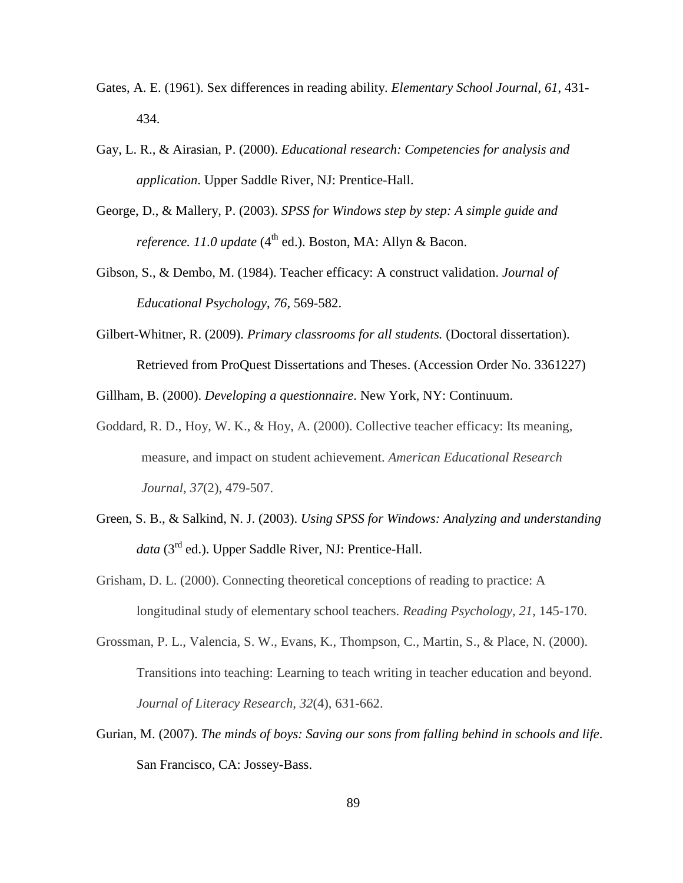Gates, A. E. (1961). Sex differences in reading ability. *Elementary School Journal*, *61*, 431-434.

Gay, L. R., & Airasian, P. (2000). *Educational research: Competencies for analysis and application*. Upper Saddle River, NJ: Prentice-Hall.

George, D., & Mallery, P. (2003). *SPSS for Windows step by step: A simple guide and reference. 11.0 update* (4th ed.). Boston, MA: Allyn & Bacon.

Gibson, S., & Dembo, M. (1984). Teacher efficacy: A construct validation. *Journal of Educational Psychology*, *76,* 569-582.

Gilbert-Whitner, R. (2009). *Primary classrooms for all students.* (Doctoral dissertation). Retrieved from ProQuest Dissertations and Theses. (Accession Order No. 3361227)

Gillham, B. (2000). *Developing a questionnaire*. New York, NY: Continuum.

Goddard, R. D., Hoy, W. K., & Hoy, A. (2000). Collective teacher efficacy: Its meaning, measure, and impact on student achievement. *American Educational Research Journal*, *37*(2), 479-507.

Green, S. B., & Salkind, N. J. (2003). *Using SPSS for Windows: Analyzing and understanding data* (3rd ed.). Upper Saddle River, NJ: Prentice-Hall.

Grisham, D. L. (2000). Connecting theoretical conceptions of reading to practice: A longitudinal study of elementary school teachers. *Reading Psychology, 21*, 145-170.

Grossman, P. L., Valencia, S. W., Evans, K., Thompson, C., Martin, S., & Place, N. (2000). Transitions into teaching: Learning to teach writing in teacher education and beyond. *Journal of Literacy Research, 32*(4), 631-662.

Gurian, M. (2007). *The minds of boys: Saving our sons from falling behind in schools and life*. San Francisco, CA: Jossey-Bass.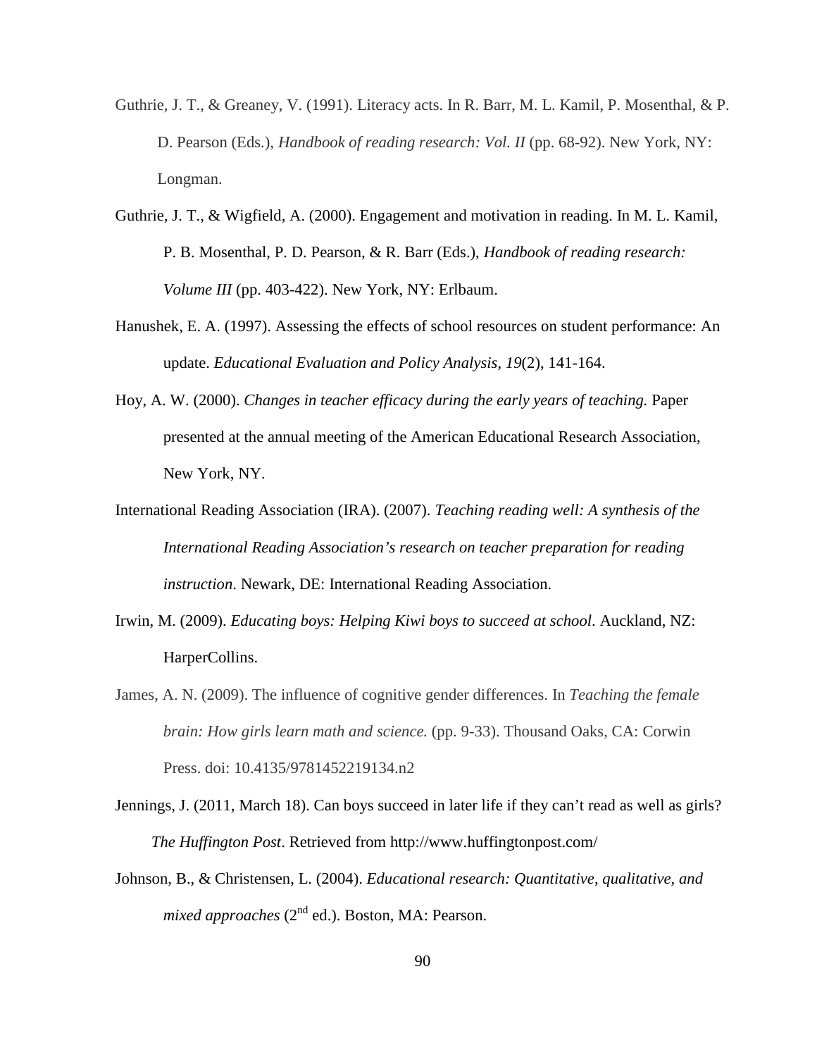Guthrie, J. T., & Greaney, V. (1991). Literacy acts. In R. Barr, M. L. Kamil, P. Mosenthal, & P. D. Pearson (Eds.), *Handbook of reading research: Vol. II* (pp. 68-92). New York, NY: Longman.

Guthrie, J. T., & Wigfield, A. (2000). Engagement and motivation in reading. In M. L. Kamil, P. B. Mosenthal, P. D. Pearson, & R. Barr (Eds.), *Handbook of reading research: Volume III* (pp. 403-422). New York, NY: Erlbaum.

Hanushek, E. A. (1997). Assessing the effects of school resources on student performance: An update. *Educational Evaluation and Policy Analysis, 19*(2), 141-164.

Hoy, A. W. (2000). *Changes in teacher efficacy during the early years of teaching.* Paper presented at the annual meeting of the American Educational Research Association, New York, NY.

International Reading Association (IRA). (2007). *Teaching reading well: A synthesis of the International Reading Association's research on teacher preparation for reading instruction*. Newark, DE: International Reading Association.

Irwin, M. (2009). *Educating boys: Helping Kiwi boys to succeed at school*. Auckland, NZ: HarperCollins.

James, A. N. (2009). The influence of cognitive gender differences. In *Teaching the female brain: How girls learn math and science.* (pp. 9-33). Thousand Oaks, CA: Corwin Press. doi: 10.4135/9781452219134.n2

Jennings, J. (2011, March 18). Can boys succeed in later life if they can't read as well as girls? *The Huffington Post*. Retrieved from http://www.huffingtonpost.com/

Johnson, B., & Christensen, L. (2004). *Educational research: Quantitative, qualitative, and mixed approaches* (2nd ed.). Boston, MA: Pearson.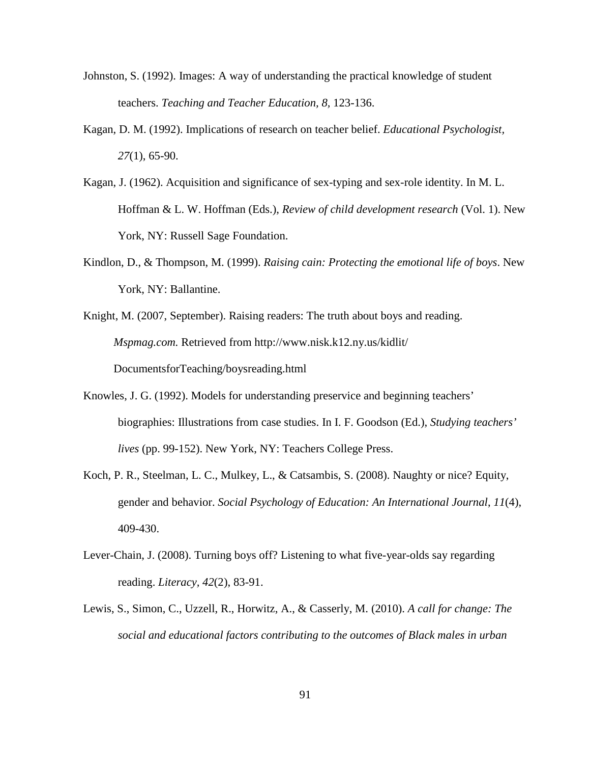Johnston, S. (1992). Images: A way of understanding the practical knowledge of student teachers. *Teaching and Teacher Education, 8*, 123-136.

Kagan, D. M. (1992). Implications of research on teacher belief. *Educational Psychologist, 27*(1), 65-90.

Kagan, J. (1962). Acquisition and significance of sex-typing and sex-role identity. In M. L. Hoffman & L. W. Hoffman (Eds.), *Review of child development research* (Vol. 1). New York, NY: Russell Sage Foundation.

Kindlon, D., & Thompson, M. (1999). *Raising cain: Protecting the emotional life of boys*. New York, NY: Ballantine.

Knight, M. (2007, September). Raising readers: The truth about boys and reading. *Mspmag.com.* Retrieved from http://www.nisk.k12.ny.us/kidlit/DocumentsforTeaching/boysreading.html

Knowles, J. G. (1992). Models for understanding preservice and beginning teachers' biographies: Illustrations from case studies. In I. F. Goodson (Ed.), *Studying teachers' lives* (pp. 99-152). New York, NY: Teachers College Press.

Koch, P. R., Steelman, L. C., Mulkey, L., & Catsambis, S. (2008). Naughty or nice? Equity, gender and behavior. *Social Psychology of Education: An International Journal, 11*(4), 409-430.

Lever-Chain, J. (2008). Turning boys off? Listening to what five-year-olds say regarding reading. *Literacy, 42*(2), 83-91.

Lewis, S., Simon, C., Uzzell, R., Horwitz, A., & Casserly, M. (2010). *A call for change: The social and educational factors contributing to the outcomes of Black males in urban*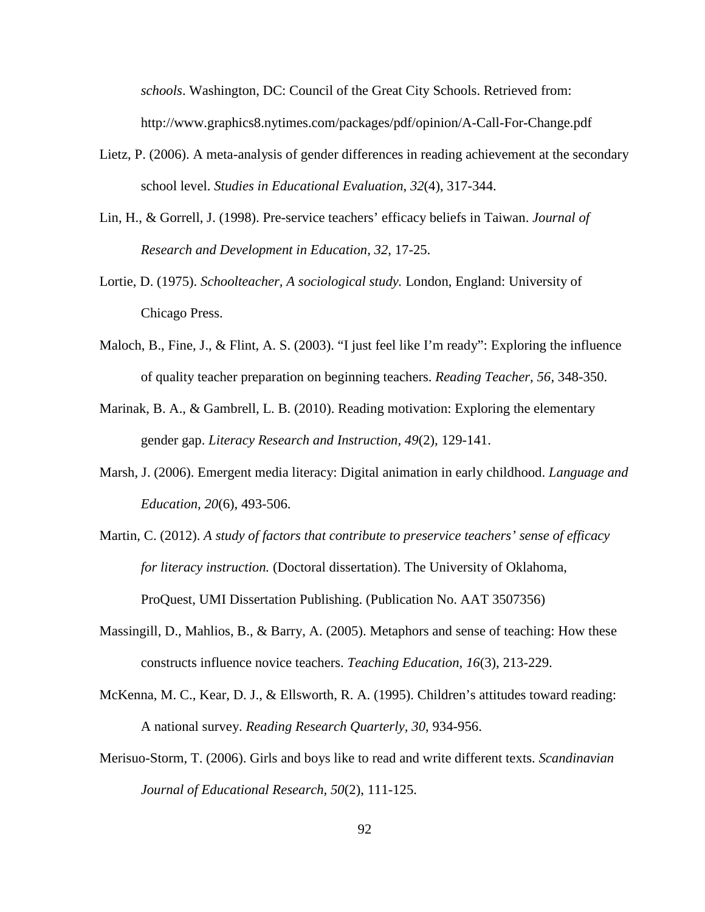*schools*. Washington, DC: Council of the Great City Schools. Retrieved from: http://www.graphics8.nytimes.com/packages/pdf/opinion/A-Call-For-Change.pdf

Lietz, P. (2006). A meta-analysis of gender differences in reading achievement at the secondary school level. *Studies in Educational Evaluation*, *32*(4), 317-344.

Lin, H., & Gorrell, J. (1998). Pre-service teachers' efficacy beliefs in Taiwan. *Journal of Research and Development in Education*, *32*, 17-25.

Lortie, D. (1975). *Schoolteacher, A sociological study.* London, England: University of Chicago Press.

Maloch, B., Fine, J., & Flint, A. S. (2003). "I just feel like I'm ready": Exploring the influence of quality teacher preparation on beginning teachers. *Reading Teacher, 56,* 348-350.

Marinak, B. A., & Gambrell, L. B. (2010). Reading motivation: Exploring the elementary gender gap. *Literacy Research and Instruction, 49*(2), 129-141.

Marsh, J. (2006). Emergent media literacy: Digital animation in early childhood. *Language and Education, 20*(6), 493-506.

Martin, C. (2012). *A study of factors that contribute to preservice teachers' sense of efficacy for literacy instruction.* (Doctoral dissertation). The University of Oklahoma, ProQuest, UMI Dissertation Publishing. (Publication No. AAT 3507356)

Massingill, D., Mahlios, B., & Barry, A. (2005). Metaphors and sense of teaching: How these constructs influence novice teachers. *Teaching Education*, *16*(3), 213-229.

McKenna, M. C., Kear, D. J., & Ellsworth, R. A. (1995). Children's attitudes toward reading: A national survey. *Reading Research Quarterly, 30*, 934-956.

Merisuo-Storm, T. (2006). Girls and boys like to read and write different texts. *Scandinavian Journal of Educational Research, 50*(2), 111-125.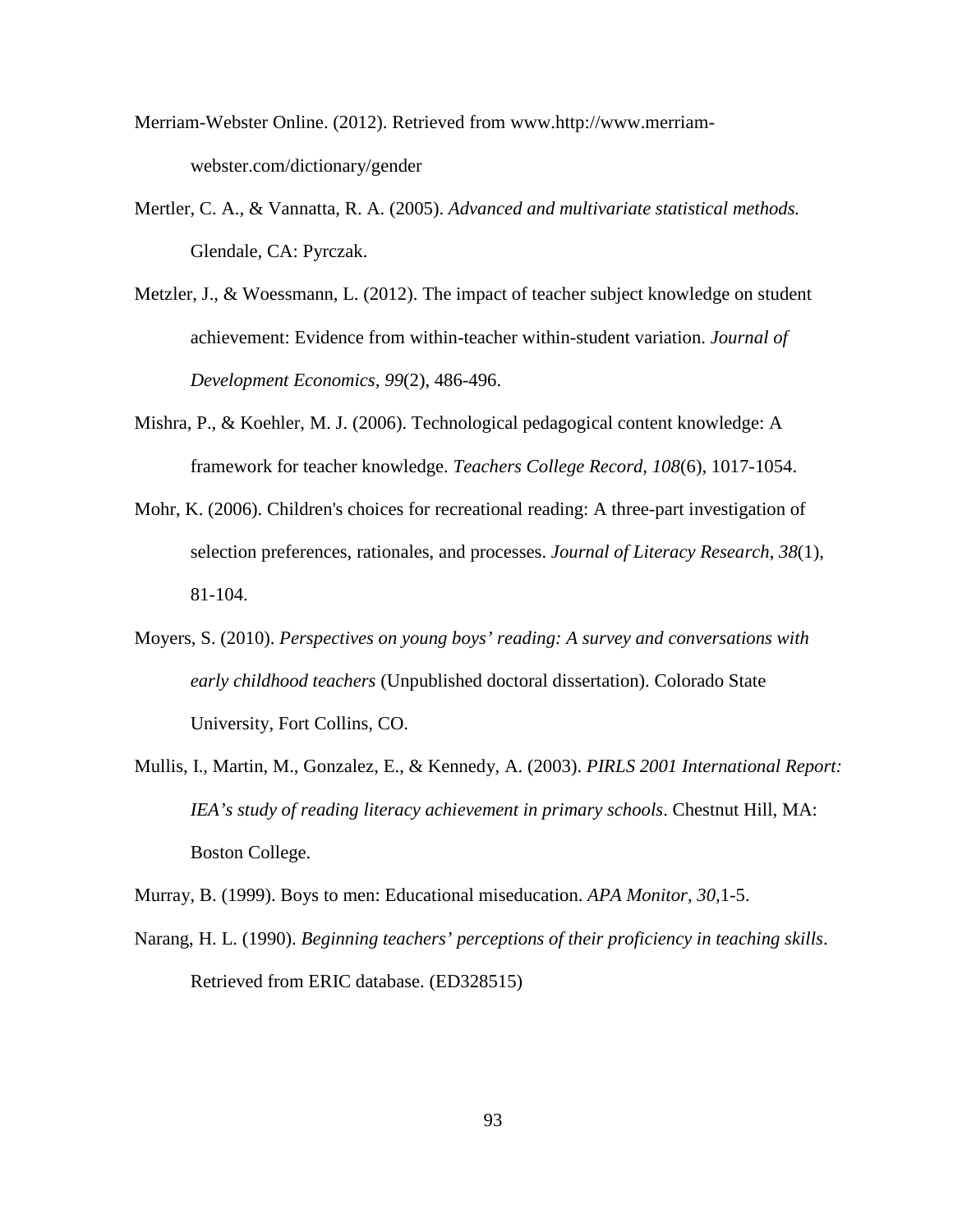Merriam-Webster Online. (2012). Retrieved from www.http://www.merriam-webster.com/dictionary/gender

Mertler, C. A., & Vannatta, R. A. (2005). *Advanced and multivariate statistical methods.* Glendale, CA: Pyrczak.

Metzler, J., & Woessmann, L. (2012). The impact of teacher subject knowledge on student achievement: Evidence from within-teacher within-student variation. *Journal of Development Economics*, *99*(2), 486-496.

Mishra, P., & Koehler, M. J. (2006). Technological pedagogical content knowledge: A framework for teacher knowledge. *Teachers College Record, 108*(6), 1017-1054.

Mohr, K. (2006). Children's choices for recreational reading: A three-part investigation of selection preferences, rationales, and processes. *Journal of Literacy Research*, *38*(1), 81-104.

Moyers, S. (2010). *Perspectives on young boys' reading: A survey and conversations with early childhood teachers* (Unpublished doctoral dissertation). Colorado State University, Fort Collins, CO.

Mullis, I., Martin, M., Gonzalez, E., & Kennedy, A. (2003). *PIRLS 2001 International Report: IEA's study of reading literacy achievement in primary schools*. Chestnut Hill, MA: Boston College.

Murray, B. (1999). Boys to men: Educational miseducation. *APA Monitor, 30,*1-5.

Narang, H. L. (1990). *Beginning teachers' perceptions of their proficiency in teaching skills*. Retrieved from ERIC database. (ED328515)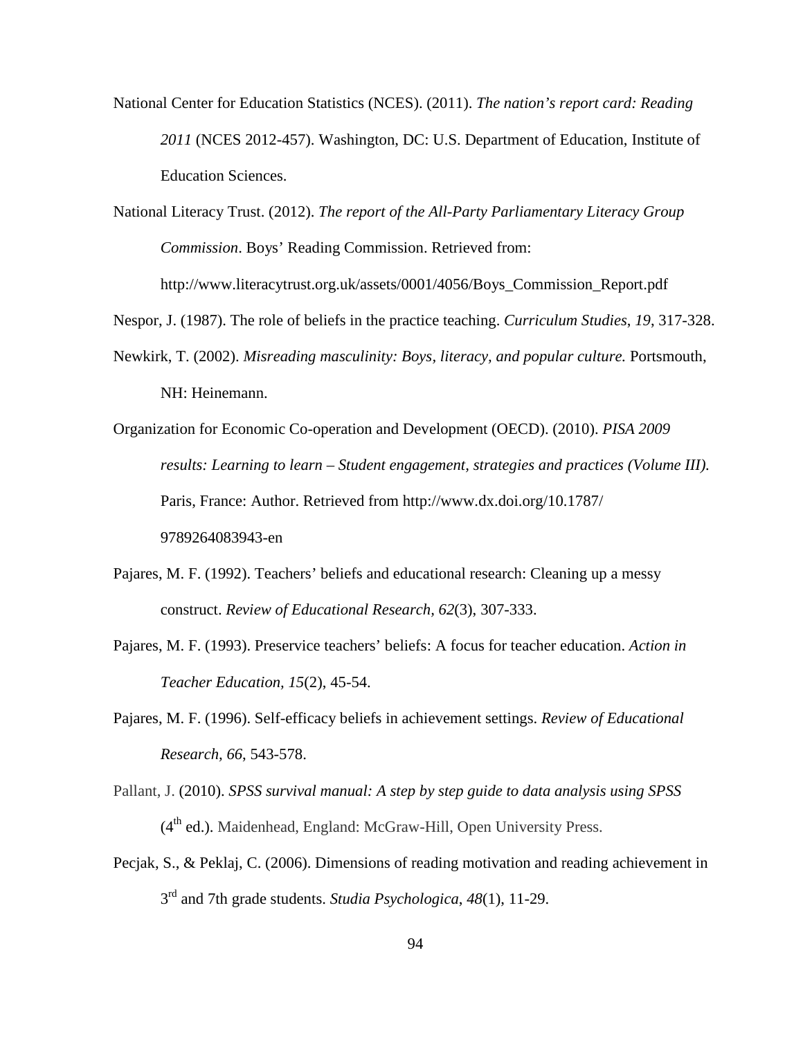National Center for Education Statistics (NCES). (2011). *The nation's report card: Reading 2011* (NCES 2012-457). Washington, DC: U.S. Department of Education, Institute of Education Sciences.

National Literacy Trust. (2012). *The report of the All-Party Parliamentary Literacy Group Commission*. Boys' Reading Commission. Retrieved from: http://www.literacytrust.org.uk/assets/0001/4056/Boys_Commission_Report.pdf

Nespor, J. (1987). The role of beliefs in the practice teaching. *Curriculum Studies*, *19*, 317-328.

Newkirk, T. (2002). *Misreading masculinity: Boys, literacy, and popular culture.* Portsmouth, NH: Heinemann.

Organization for Economic Co-operation and Development (OECD). (2010). *PISA 2009 results: Learning to learn – Student engagement, strategies and practices (Volume III).* Paris, France: Author. Retrieved from http://www.dx.doi.org/10.1787/9789264083943-en

Pajares, M. F. (1992). Teachers' beliefs and educational research: Cleaning up a messy construct. *Review of Educational Research, 62*(3), 307-333.

Pajares, M. F. (1993). Preservice teachers' beliefs: A focus for teacher education. *Action in Teacher Education, 15*(2), 45-54.

Pajares, M. F. (1996). Self-efficacy beliefs in achievement settings. *Review of Educational Research, 66*, 543-578.

Pallant, J. (2010). *SPSS survival manual: A step by step guide to data analysis using SPSS* (4th ed.). Maidenhead, England: McGraw-Hill, Open University Press.

Pecjak, S., & Peklaj, C. (2006). Dimensions of reading motivation and reading achievement in 3rd and 7th grade students. *Studia Psychologica*, *48*(1), 11-29.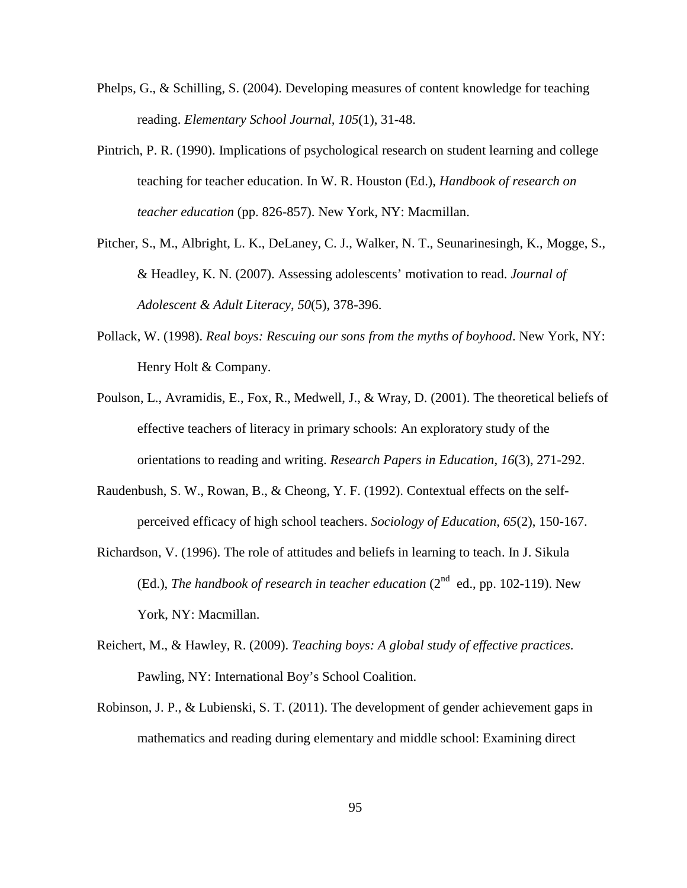Phelps, G., & Schilling, S. (2004). Developing measures of content knowledge for teaching reading. *Elementary School Journal, 105*(1), 31-48.

Pintrich, P. R. (1990). Implications of psychological research on student learning and college teaching for teacher education. In W. R. Houston (Ed.), *Handbook of research on teacher education* (pp. 826-857). New York, NY: Macmillan.

Pitcher, S., M., Albright, L. K., DeLaney, C. J., Walker, N. T., Seunarinesingh, K., Mogge, S., & Headley, K. N. (2007). Assessing adolescents' motivation to read. *Journal of Adolescent & Adult Literacy*, *50*(5), 378-396.

Pollack, W. (1998). *Real boys: Rescuing our sons from the myths of boyhood*. New York, NY: Henry Holt & Company.

Poulson, L., Avramidis, E., Fox, R., Medwell, J., & Wray, D. (2001). The theoretical beliefs of effective teachers of literacy in primary schools: An exploratory study of the orientations to reading and writing. *Research Papers in Education, 16*(3), 271-292.

Raudenbush, S. W., Rowan, B., & Cheong, Y. F. (1992). Contextual effects on the self-perceived efficacy of high school teachers. *Sociology of Education, 65*(2), 150-167.

Richardson, V. (1996). The role of attitudes and beliefs in learning to teach. In J. Sikula (Ed.), *The handbook of research in teacher education* (2nd ed., pp. 102-119). New York, NY: Macmillan.

Reichert, M., & Hawley, R. (2009). *Teaching boys: A global study of effective practices*. Pawling, NY: International Boy's School Coalition.

Robinson, J. P., & Lubienski, S. T. (2011). The development of gender achievement gaps in mathematics and reading during elementary and middle school: Examining direct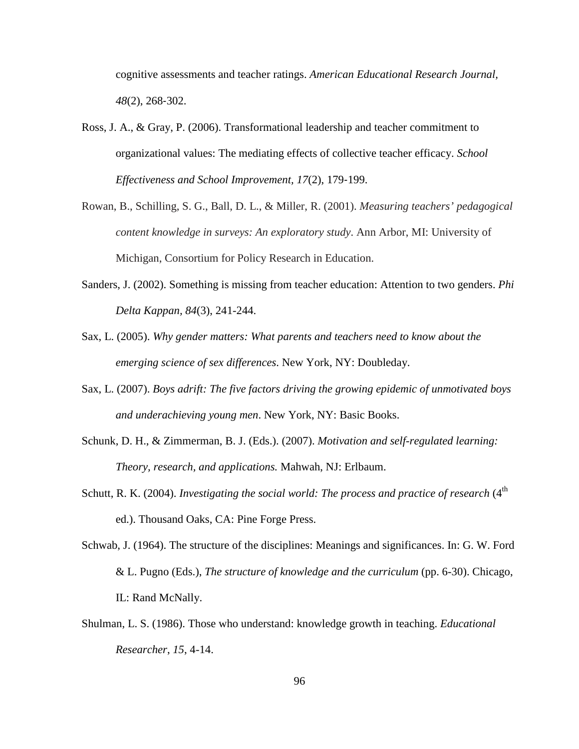cognitive assessments and teacher ratings. *American Educational Research Journal*, *48*(2), 268-302.

Ross, J. A., & Gray, P. (2006). Transformational leadership and teacher commitment to organizational values: The mediating effects of collective teacher efficacy. *School Effectiveness and School Improvement, 17*(2), 179-199.

Rowan, B., Schilling, S. G., Ball, D. L., & Miller, R. (2001). *Measuring teachers' pedagogical content knowledge in surveys: An exploratory study*. Ann Arbor, MI: University of Michigan, Consortium for Policy Research in Education.

Sanders, J. (2002). Something is missing from teacher education: Attention to two genders. *Phi Delta Kappan, 84*(3), 241-244.

Sax, L. (2005). *Why gender matters: What parents and teachers need to know about the emerging science of sex differences*. New York, NY: Doubleday.

Sax, L. (2007). *Boys adrift: The five factors driving the growing epidemic of unmotivated boys and underachieving young men*. New York, NY: Basic Books.

Schunk, D. H., & Zimmerman, B. J. (Eds.). (2007). *Motivation and self-regulated learning: Theory, research, and applications.* Mahwah, NJ: Erlbaum.

Schutt, R. K. (2004). *Investigating the social world: The process and practice of research* (4th ed.). Thousand Oaks, CA: Pine Forge Press.

Schwab, J. (1964). The structure of the disciplines: Meanings and significances. In: G. W. Ford & L. Pugno (Eds.), *The structure of knowledge and the curriculum* (pp. 6-30). Chicago, IL: Rand McNally.

Shulman, L. S. (1986). Those who understand: knowledge growth in teaching. *Educational Researcher*, *15*, 4-14.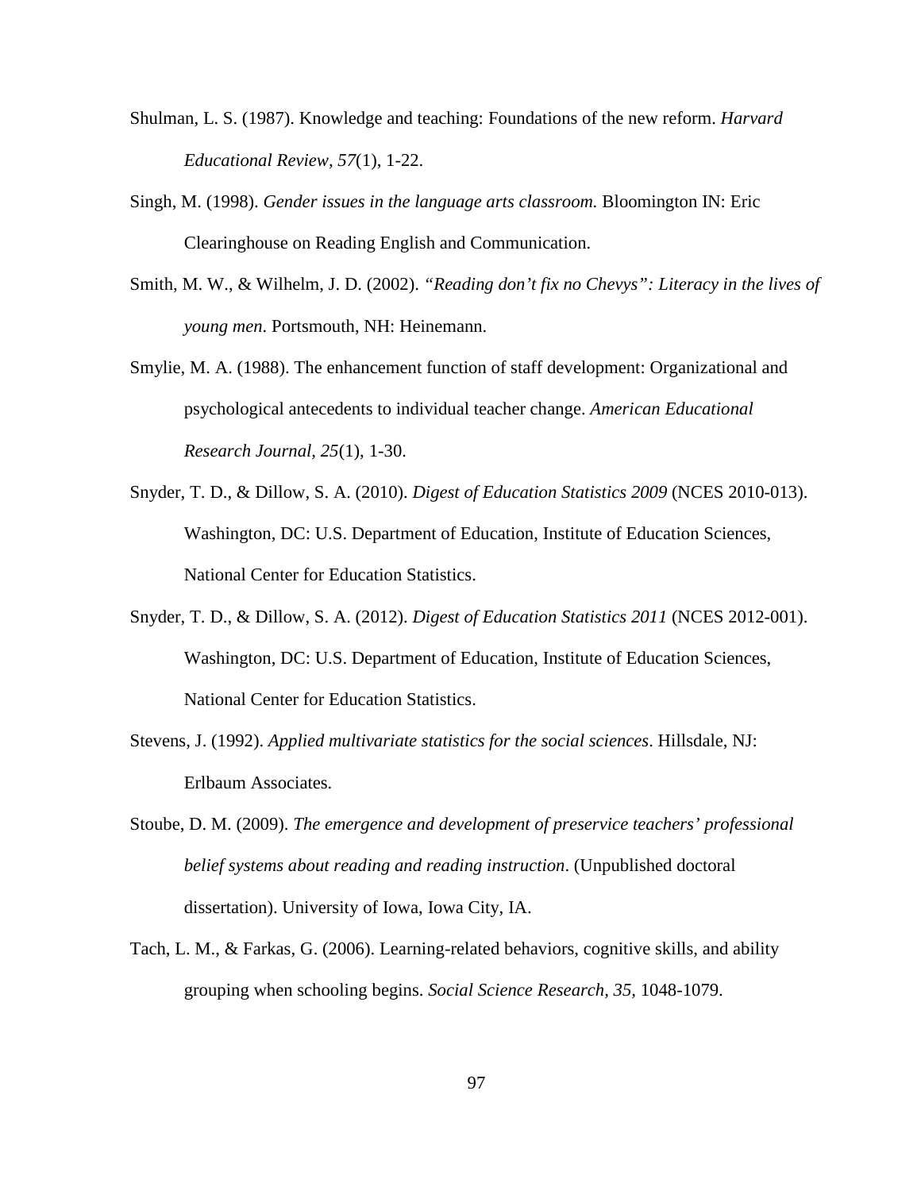Shulman, L. S. (1987). Knowledge and teaching: Foundations of the new reform. *Harvard Educational Review, 57*(1), 1-22.

Singh, M. (1998). *Gender issues in the language arts classroom.* Bloomington IN: Eric Clearinghouse on Reading English and Communication.

Smith, M. W., & Wilhelm, J. D. (2002). *"Reading don't fix no Chevys": Literacy in the lives of young men*. Portsmouth, NH: Heinemann.

Smylie, M. A. (1988). The enhancement function of staff development: Organizational and psychological antecedents to individual teacher change. *American Educational Research Journal, 25*(1), 1-30.

Snyder, T. D., & Dillow, S. A. (2010). *Digest of Education Statistics 2009* (NCES 2010-013). Washington, DC: U.S. Department of Education, Institute of Education Sciences, National Center for Education Statistics.

Snyder, T. D., & Dillow, S. A. (2012). *Digest of Education Statistics 2011* (NCES 2012-001). Washington, DC: U.S. Department of Education, Institute of Education Sciences, National Center for Education Statistics.

Stevens, J. (1992). *Applied multivariate statistics for the social sciences*. Hillsdale, NJ: Erlbaum Associates.

Stoube, D. M. (2009). *The emergence and development of preservice teachers' professional belief systems about reading and reading instruction*. (Unpublished doctoral dissertation). University of Iowa, Iowa City, IA.

Tach, L. M., & Farkas, G. (2006). Learning-related behaviors, cognitive skills, and ability grouping when schooling begins. *Social Science Research, 35,* 1048-1079.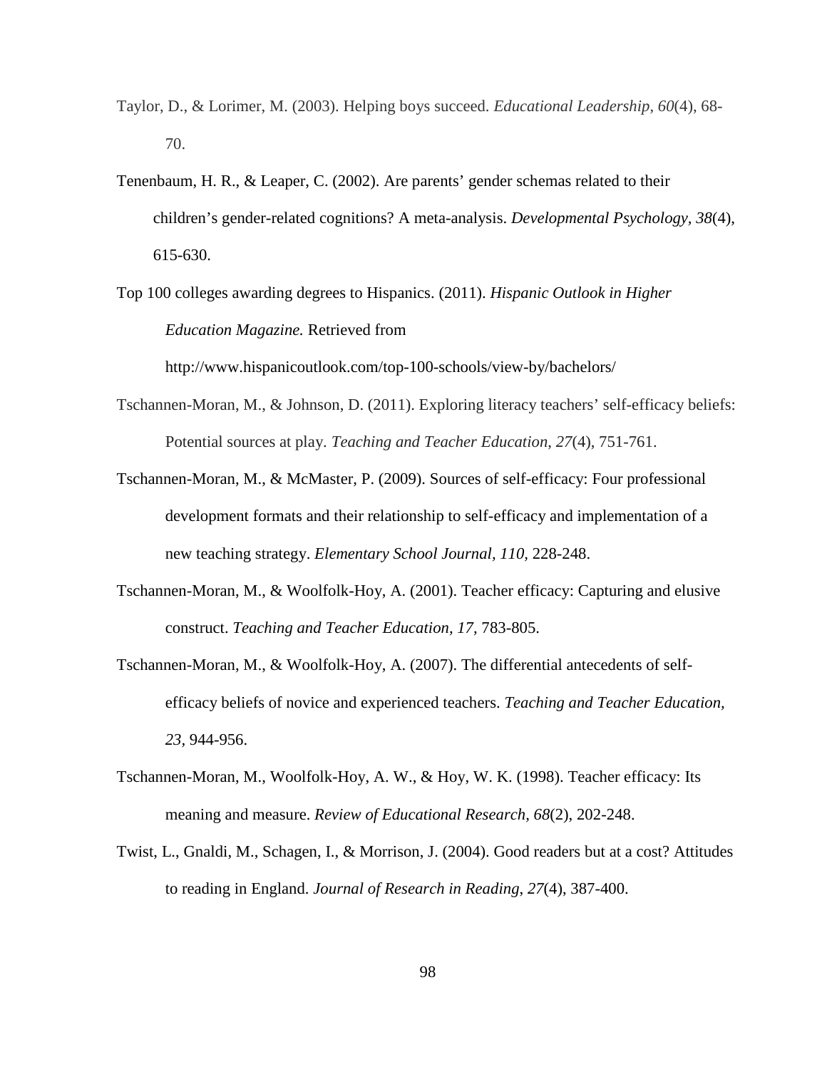Taylor, D., & Lorimer, M. (2003). Helping boys succeed. *Educational Leadership*, *60*(4), 68-70.

Tenenbaum, H. R., & Leaper, C. (2002). Are parents' gender schemas related to their children's gender-related cognitions? A meta-analysis. *Developmental Psychology, 38*(4), 615-630.

Top 100 colleges awarding degrees to Hispanics. (2011). *Hispanic Outlook in Higher Education Magazine.* Retrieved from http://www.hispanicoutlook.com/top-100-schools/view-by/bachelors/

Tschannen-Moran, M., & Johnson, D. (2011). Exploring literacy teachers' self-efficacy beliefs: Potential sources at play. *Teaching and Teacher Education*, *27*(4), 751-761.

Tschannen-Moran, M., & McMaster, P. (2009). Sources of self-efficacy: Four professional development formats and their relationship to self-efficacy and implementation of a new teaching strategy. *Elementary School Journal, 110,* 228-248.

Tschannen-Moran, M., & Woolfolk-Hoy, A. (2001). Teacher efficacy: Capturing and elusive construct. *Teaching and Teacher Education, 17,* 783-805.

Tschannen-Moran, M., & Woolfolk-Hoy, A. (2007). The differential antecedents of self-efficacy beliefs of novice and experienced teachers. *Teaching and Teacher Education, 23,* 944-956.

Tschannen-Moran, M., Woolfolk-Hoy, A. W., & Hoy, W. K. (1998). Teacher efficacy: Its meaning and measure. *Review of Educational Research, 68*(2), 202-248.

Twist, L., Gnaldi, M., Schagen, I., & Morrison, J. (2004). Good readers but at a cost? Attitudes to reading in England. *Journal of Research in Reading*, *27*(4), 387-400.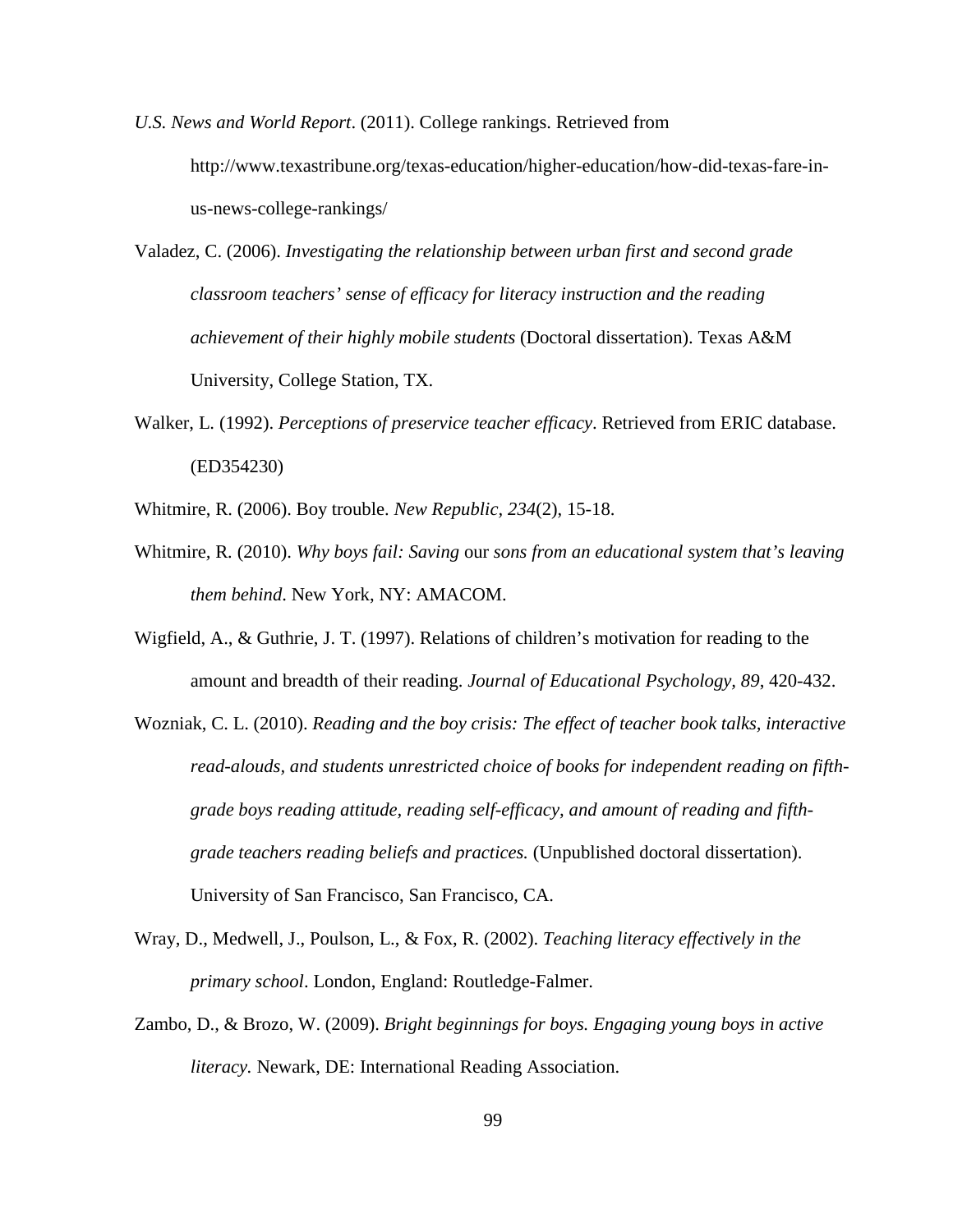*U.S. News and World Report*. (2011). College rankings. Retrieved from http://www.texastribune.org/texas-education/higher-education/how-did-texas-fare-in-us-news-college-rankings/

Valadez, C. (2006). *Investigating the relationship between urban first and second grade classroom teachers' sense of efficacy for literacy instruction and the reading achievement of their highly mobile students* (Doctoral dissertation). Texas A&M University, College Station, TX.

Walker, L. (1992). *Perceptions of preservice teacher efficacy*. Retrieved from ERIC database. (ED354230)

Whitmire, R. (2006). Boy trouble. *New Republic, 234*(2), 15-18.

Whitmire, R. (2010). *Why boys fail: Saving* our *sons from an educational system that's leaving them behind*. New York, NY: AMACOM.

Wigfield, A., & Guthrie, J. T. (1997). Relations of children's motivation for reading to the amount and breadth of their reading. *Journal of Educational Psychology, 89*, 420-432.

Wozniak, C. L. (2010). *Reading and the boy crisis: The effect of teacher book talks, interactive read-alouds, and students unrestricted choice of books for independent reading on fifth-grade boys reading attitude, reading self-efficacy, and amount of reading and fifth-grade teachers reading beliefs and practices.* (Unpublished doctoral dissertation). University of San Francisco, San Francisco, CA.

Wray, D., Medwell, J., Poulson, L., & Fox, R. (2002). *Teaching literacy effectively in the primary school*. London, England: Routledge-Falmer.

Zambo, D., & Brozo, W. (2009). *Bright beginnings for boys. Engaging young boys in active literacy.* Newark, DE: International Reading Association.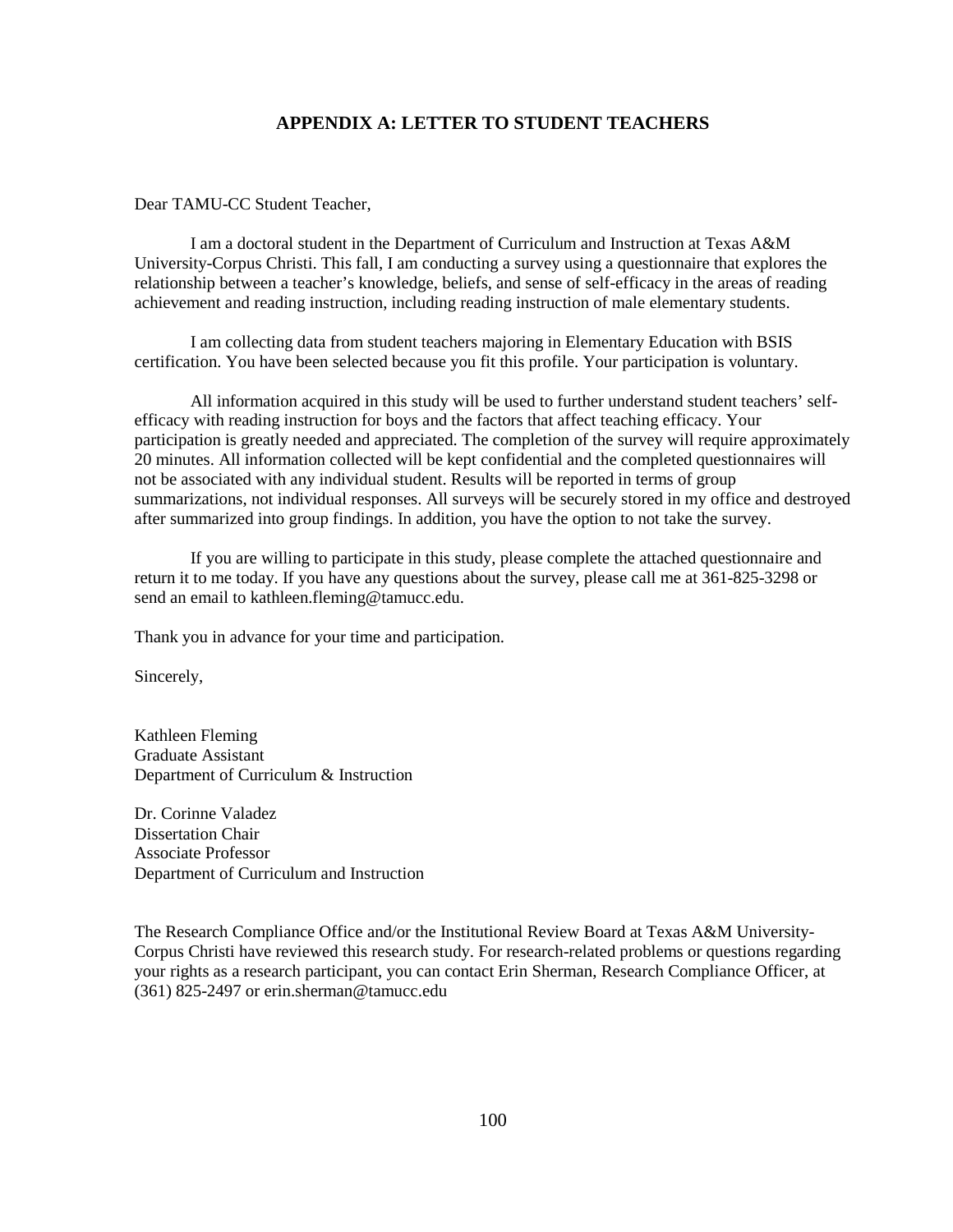## APPENDIX A: LETTER TO STUDENT TEACHERS

Dear TAMU-CC Student Teacher,

I am a doctoral student in the Department of Curriculum and Instruction at Texas A&M University-Corpus Christi. This fall, I am conducting a survey using a questionnaire that explores the relationship between a teacher's knowledge, beliefs, and sense of self-efficacy in the areas of reading achievement and reading instruction, including reading instruction of male elementary students.

I am collecting data from student teachers majoring in Elementary Education with BSIS certification. You have been selected because you fit this profile. Your participation is voluntary.

All information acquired in this study will be used to further understand student teachers' self-efficacy with reading instruction for boys and the factors that affect teaching efficacy. Your participation is greatly needed and appreciated. The completion of the survey will require approximately 20 minutes. All information collected will be kept confidential and the completed questionnaires will not be associated with any individual student. Results will be reported in terms of group summarizations, not individual responses. All surveys will be securely stored in my office and destroyed after summarized into group findings. In addition, you have the option to not take the survey.

If you are willing to participate in this study, please complete the attached questionnaire and return it to me today. If you have any questions about the survey, please call me at 361-825-3298 or send an email to kathleen.fleming@tamucc.edu.

Thank you in advance for your time and participation.

Sincerely,

Kathleen Fleming
Graduate Assistant
Department of Curriculum & Instruction

Dr. Corinne Valadez
Dissertation Chair
Associate Professor
Department of Curriculum and Instruction

The Research Compliance Office and/or the Institutional Review Board at Texas A&M University-Corpus Christi have reviewed this research study. For research-related problems or questions regarding your rights as a research participant, you can contact Erin Sherman, Research Compliance Officer, at (361) 825-2497 or erin.sherman@tamucc.edu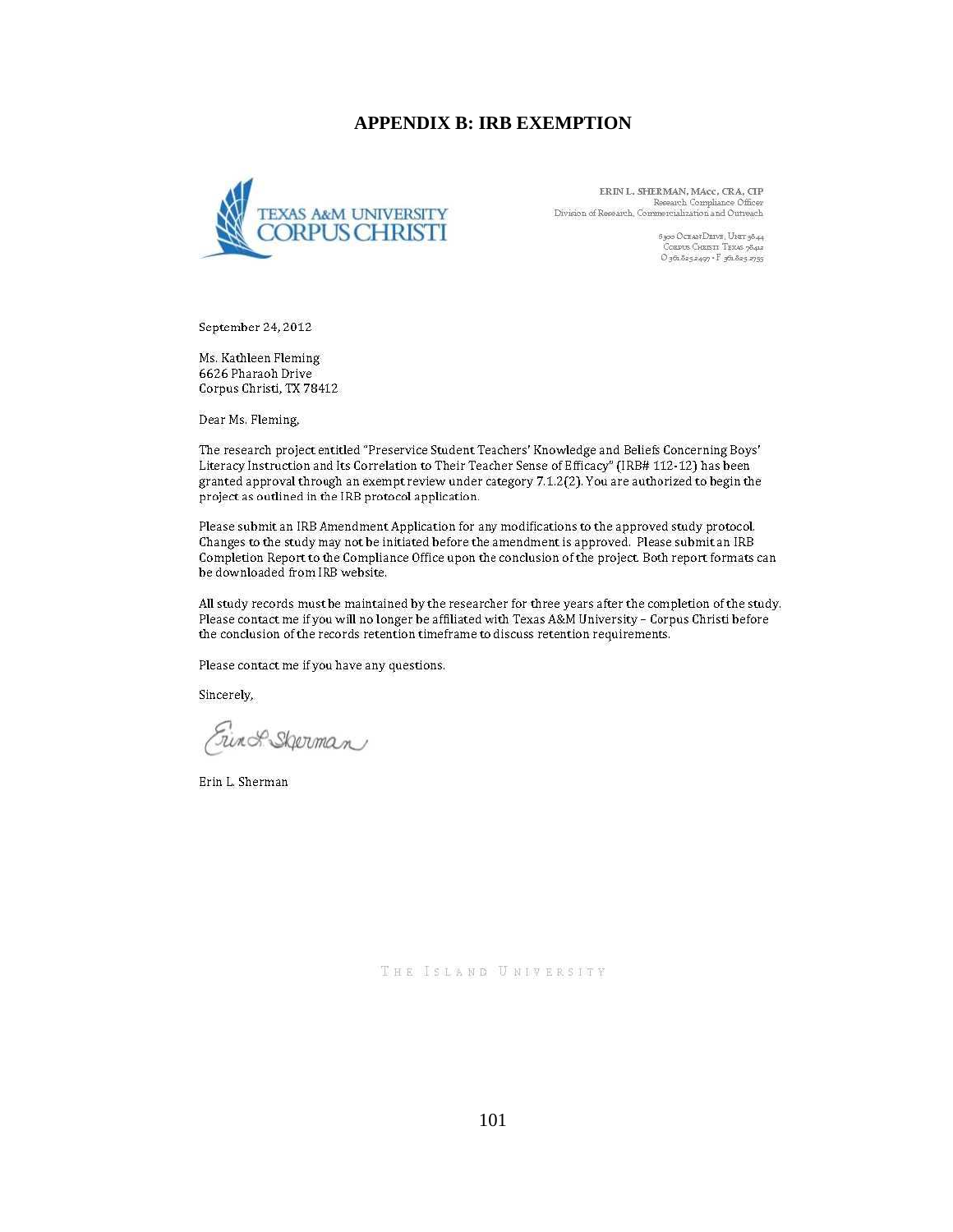## APPENDIX B: IRB EXEMPTION

TEXAS A&M UNIVERSITY CORPUS CHRISTI

**ERIN L. SHERMAN, MAcc, CRA, CIP**
Research Compliance Officer
Division of Research, Commercialization and Outreach

6300 OCEAN DRIVE, UNIT 5844
CORPUS CHRISTI, TEXAS 78412
O 361.825.2497 • F 361.825.2755

September 24, 2012

Ms. Kathleen Fleming
6626 Pharaoh Drive
Corpus Christi, TX 78412

Dear Ms. Fleming,

The research project entitled "Preservice Student Teachers' Knowledge and Beliefs Concerning Boys' Literacy Instruction and Its Correlation to Their Teacher Sense of Efficacy" (IRB# 112-12) has been granted approval through an exempt review under category 7.1.2(2). You are authorized to begin the project as outlined in the IRB protocol application.

Please submit an IRB Amendment Application for any modifications to the approved study protocol. Changes to the study may not be initiated before the amendment is approved. Please submit an IRB Completion Report to the Compliance Office upon the conclusion of the project. Both report formats can be downloaded from IRB website.

All study records must be maintained by the researcher for three years after the completion of the study. Please contact me if you will no longer be affiliated with Texas A&M University – Corpus Christi before the conclusion of the records retention timeframe to discuss retention requirements.

Please contact me if you have any questions.

Sincerely,

Erin L. Sherman

Erin L. Sherman

THE ISLAND UNIVERSITY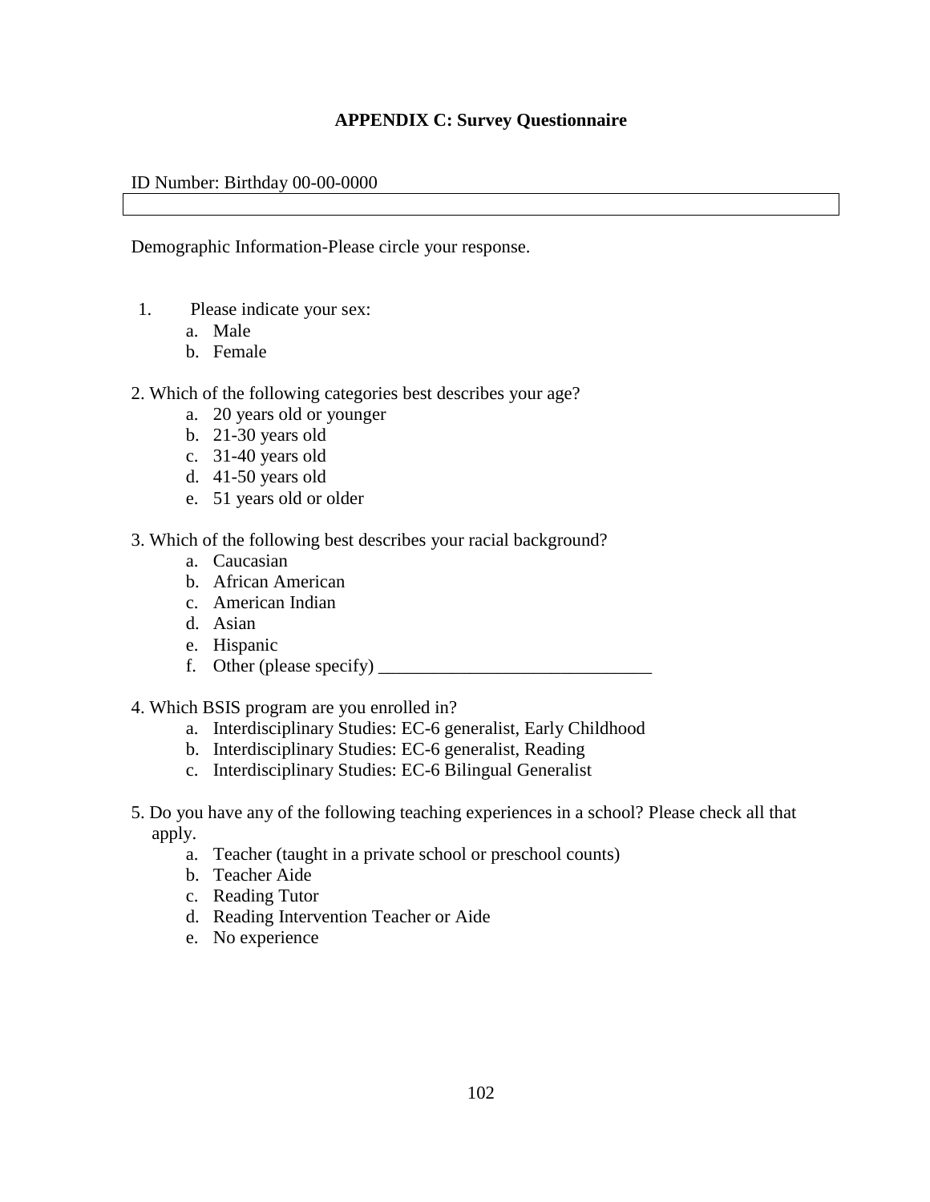# APPENDIX C: Survey Questionnaire

ID Number: Birthday 00-00-0000

Demographic Information-Please circle your response.

1. Please indicate your sex:
   a. Male
   b. Female

2. Which of the following categories best describes your age?
   a. 20 years old or younger
   b. 21-30 years old
   c. 31-40 years old
   d. 41-50 years old
   e. 51 years old or older

3. Which of the following best describes your racial background?
   a. Caucasian
   b. African American
   c. American Indian
   d. Asian
   e. Hispanic
   f. Other (please specify) ______________________________

4. Which BSIS program are you enrolled in?
   a. Interdisciplinary Studies: EC-6 generalist, Early Childhood
   b. Interdisciplinary Studies: EC-6 generalist, Reading
   c. Interdisciplinary Studies: EC-6 Bilingual Generalist

5. Do you have any of the following teaching experiences in a school? Please check all that apply.
   a. Teacher (taught in a private school or preschool counts)
   b. Teacher Aide
   c. Reading Tutor
   d. Reading Intervention Teacher or Aide
   e. No experience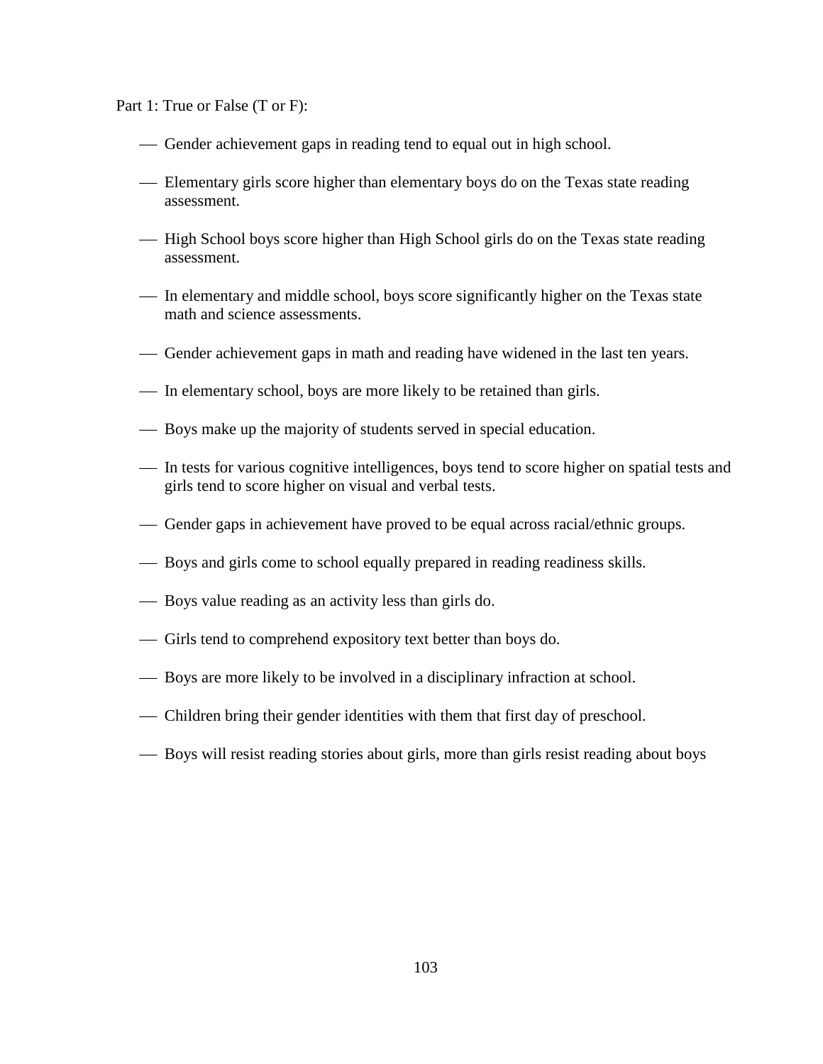Part 1: True or False (T or F):

- Gender achievement gaps in reading tend to equal out in high school.
- Elementary girls score higher than elementary boys do on the Texas state reading assessment.
- High School boys score higher than High School girls do on the Texas state reading assessment.
- In elementary and middle school, boys score significantly higher on the Texas state math and science assessments.
- Gender achievement gaps in math and reading have widened in the last ten years.
- In elementary school, boys are more likely to be retained than girls.
- Boys make up the majority of students served in special education.
- In tests for various cognitive intelligences, boys tend to score higher on spatial tests and girls tend to score higher on visual and verbal tests.
- Gender gaps in achievement have proved to be equal across racial/ethnic groups.
- Boys and girls come to school equally prepared in reading readiness skills.
- Boys value reading as an activity less than girls do.
- Girls tend to comprehend expository text better than boys do.
- Boys are more likely to be involved in a disciplinary infraction at school.
- Children bring their gender identities with them that first day of preschool.
- Boys will resist reading stories about girls, more than girls resist reading about boys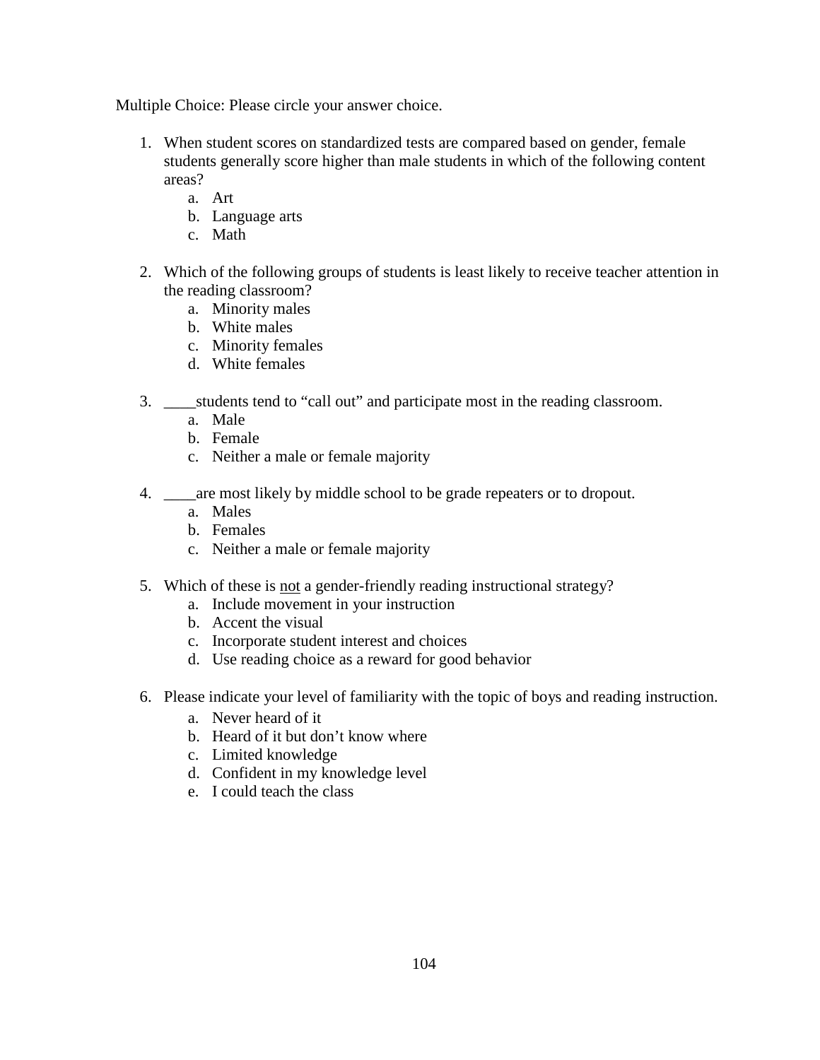Multiple Choice: Please circle your answer choice.

1. When student scores on standardized tests are compared based on gender, female students generally score higher than male students in which of the following content areas?
   a. Art
   b. Language arts
   c. Math

2. Which of the following groups of students is least likely to receive teacher attention in the reading classroom?
   a. Minority males
   b. White males
   c. Minority females
   d. White females

3. ____students tend to “call out” and participate most in the reading classroom.
   a. Male
   b. Female
   c. Neither a male or female majority

4. ____are most likely by middle school to be grade repeaters or to dropout.
   a. Males
   b. Females
   c. Neither a male or female majority

5. Which of these is <u>not</u> a gender-friendly reading instructional strategy?
   a. Include movement in your instruction
   b. Accent the visual
   c. Incorporate student interest and choices
   d. Use reading choice as a reward for good behavior

6. Please indicate your level of familiarity with the topic of boys and reading instruction.
   a. Never heard of it
   b. Heard of it but don’t know where
   c. Limited knowledge
   d. Confident in my knowledge level
   e. I could teach the class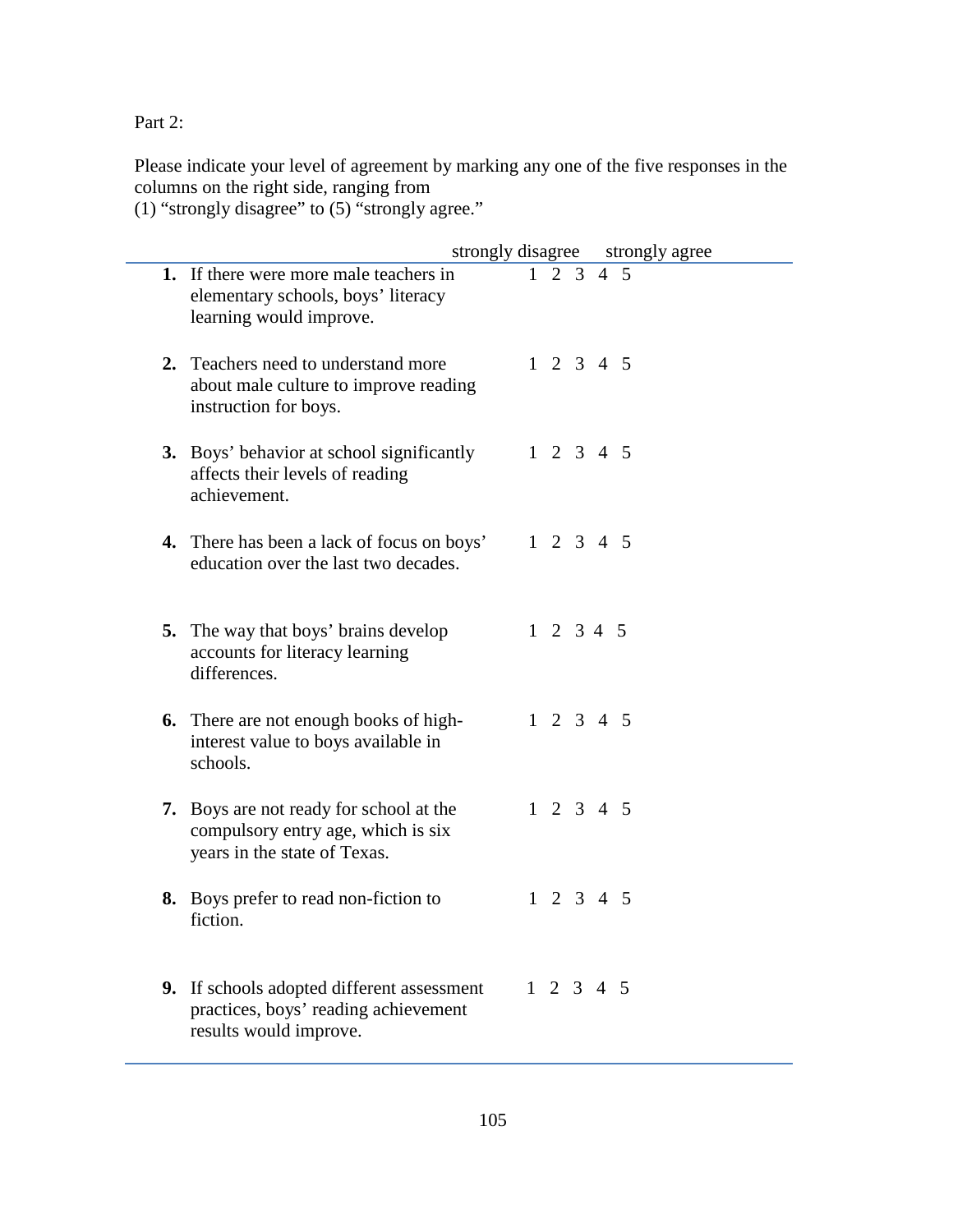Part 2:

Please indicate your level of agreement by marking any one of the five responses in the columns on the right side, ranging from
(1) "strongly disagree" to (5) "strongly agree."

| | | strongly disagree — strongly agree |
|---|---|---|
| **1.** | If there were more male teachers in elementary schools, boys' literacy learning would improve. | 1 2 3 4 5 |
| **2.** | Teachers need to understand more about male culture to improve reading instruction for boys. | 1 2 3 4 5 |
| **3.** | Boys' behavior at school significantly affects their levels of reading achievement. | 1 2 3 4 5 |
| **4.** | There has been a lack of focus on boys' education over the last two decades. | 1 2 3 4 5 |
| **5.** | The way that boys' brains develop accounts for literacy learning differences. | 1 2 3 4 5 |
| **6.** | There are not enough books of high-interest value to boys available in schools. | 1 2 3 4 5 |
| **7.** | Boys are not ready for school at the compulsory entry age, which is six years in the state of Texas. | 1 2 3 4 5 |
| **8.** | Boys prefer to read non-fiction to fiction. | 1 2 3 4 5 |
| **9.** | If schools adopted different assessment practices, boys' reading achievement results would improve. | 1 2 3 4 5 |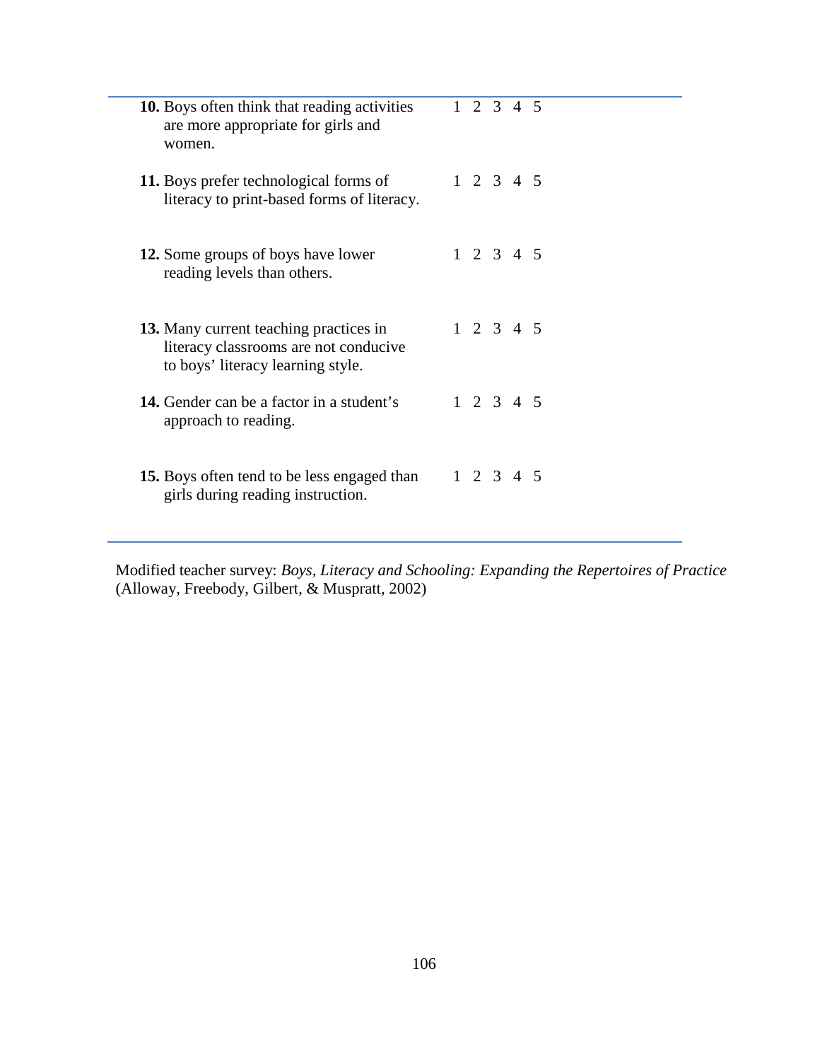| | |
|---|---|
| **10.** Boys often think that reading activities are more appropriate for girls and women. | 1 2 3 4 5 |
| **11.** Boys prefer technological forms of literacy to print-based forms of literacy. | 1 2 3 4 5 |
| **12.** Some groups of boys have lower reading levels than others. | 1 2 3 4 5 |
| **13.** Many current teaching practices in literacy classrooms are not conducive to boys' literacy learning style. | 1 2 3 4 5 |
| **14.** Gender can be a factor in a student's approach to reading. | 1 2 3 4 5 |
| **15.** Boys often tend to be less engaged than girls during reading instruction. | 1 2 3 4 5 |

Modified teacher survey: *Boys, Literacy and Schooling: Expanding the Repertoires of Practice* (Alloway, Freebody, Gilbert, & Muspratt, 2002)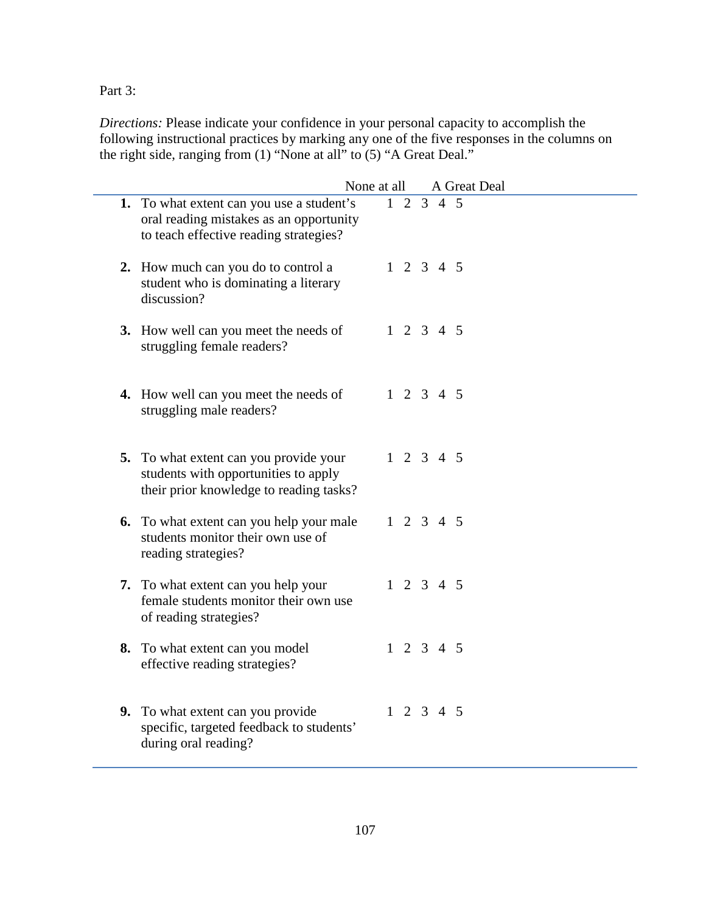Part 3:

*Directions:* Please indicate your confidence in your personal capacity to accomplish the following instructional practices by marking any one of the five responses in the columns on the right side, ranging from (1) "None at all" to (5) "A Great Deal."

| | None at all A Great Deal |
|---|---|
| **1.** To what extent can you use a student's oral reading mistakes as an opportunity to teach effective reading strategies? | 1 2 3 4 5 |
| **2.** How much can you do to control a student who is dominating a literary discussion? | 1 2 3 4 5 |
| **3.** How well can you meet the needs of struggling female readers? | 1 2 3 4 5 |
| **4.** How well can you meet the needs of struggling male readers? | 1 2 3 4 5 |
| **5.** To what extent can you provide your students with opportunities to apply their prior knowledge to reading tasks? | 1 2 3 4 5 |
| **6.** To what extent can you help your male students monitor their own use of reading strategies? | 1 2 3 4 5 |
| **7.** To what extent can you help your female students monitor their own use of reading strategies? | 1 2 3 4 5 |
| **8.** To what extent can you model effective reading strategies? | 1 2 3 4 5 |
| **9.** To what extent can you provide specific, targeted feedback to students' during oral reading? | 1 2 3 4 5 |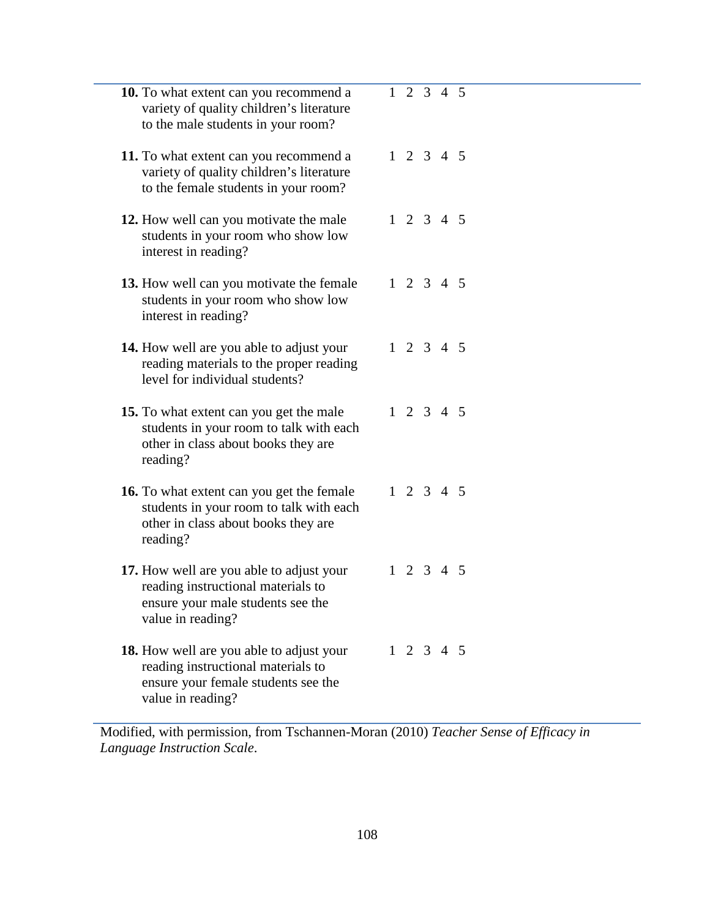| | |
|---|---|
| **10.** To what extent can you recommend a variety of quality children's literature to the male students in your room? | 1 2 3 4 5 |
| **11.** To what extent can you recommend a variety of quality children's literature to the female students in your room? | 1 2 3 4 5 |
| **12.** How well can you motivate the male students in your room who show low interest in reading? | 1 2 3 4 5 |
| **13.** How well can you motivate the female students in your room who show low interest in reading? | 1 2 3 4 5 |
| **14.** How well are you able to adjust your reading materials to the proper reading level for individual students? | 1 2 3 4 5 |
| **15.** To what extent can you get the male students in your room to talk with each other in class about books they are reading? | 1 2 3 4 5 |
| **16.** To what extent can you get the female students in your room to talk with each other in class about books they are reading? | 1 2 3 4 5 |
| **17.** How well are you able to adjust your reading instructional materials to ensure your male students see the value in reading? | 1 2 3 4 5 |
| **18.** How well are you able to adjust your reading instructional materials to ensure your female students see the value in reading? | 1 2 3 4 5 |

Modified, with permission, from Tschannen-Moran (2010) *Teacher Sense of Efficacy in Language Instruction Scale*.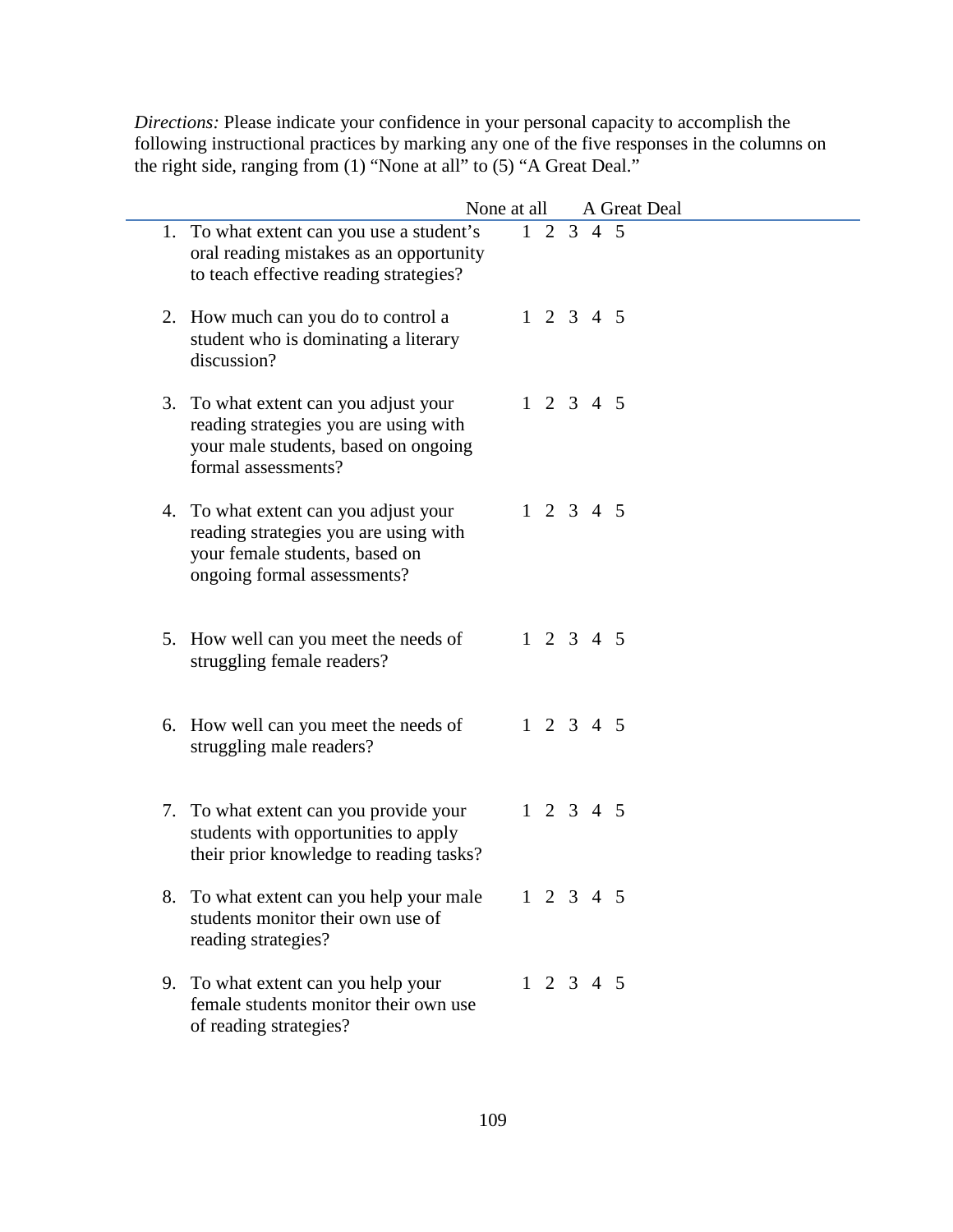*Directions:* Please indicate your confidence in your personal capacity to accomplish the following instructional practices by marking any one of the five responses in the columns on the right side, ranging from (1) "None at all" to (5) "A Great Deal."

| | None at all &nbsp;&nbsp;&nbsp;&nbsp; A Great Deal |
|---|---|
| 1. To what extent can you use a student's oral reading mistakes as an opportunity to teach effective reading strategies? | 1 2 3 4 5 |
| 2. How much can you do to control a student who is dominating a literary discussion? | 1 2 3 4 5 |
| 3. To what extent can you adjust your reading strategies you are using with your male students, based on ongoing formal assessments? | 1 2 3 4 5 |
| 4. To what extent can you adjust your reading strategies you are using with your female students, based on ongoing formal assessments? | 1 2 3 4 5 |
| 5. How well can you meet the needs of struggling female readers? | 1 2 3 4 5 |
| 6. How well can you meet the needs of struggling male readers? | 1 2 3 4 5 |
| 7. To what extent can you provide your students with opportunities to apply their prior knowledge to reading tasks? | 1 2 3 4 5 |
| 8. To what extent can you help your male students monitor their own use of reading strategies? | 1 2 3 4 5 |
| 9. To what extent can you help your female students monitor their own use of reading strategies? | 1 2 3 4 5 |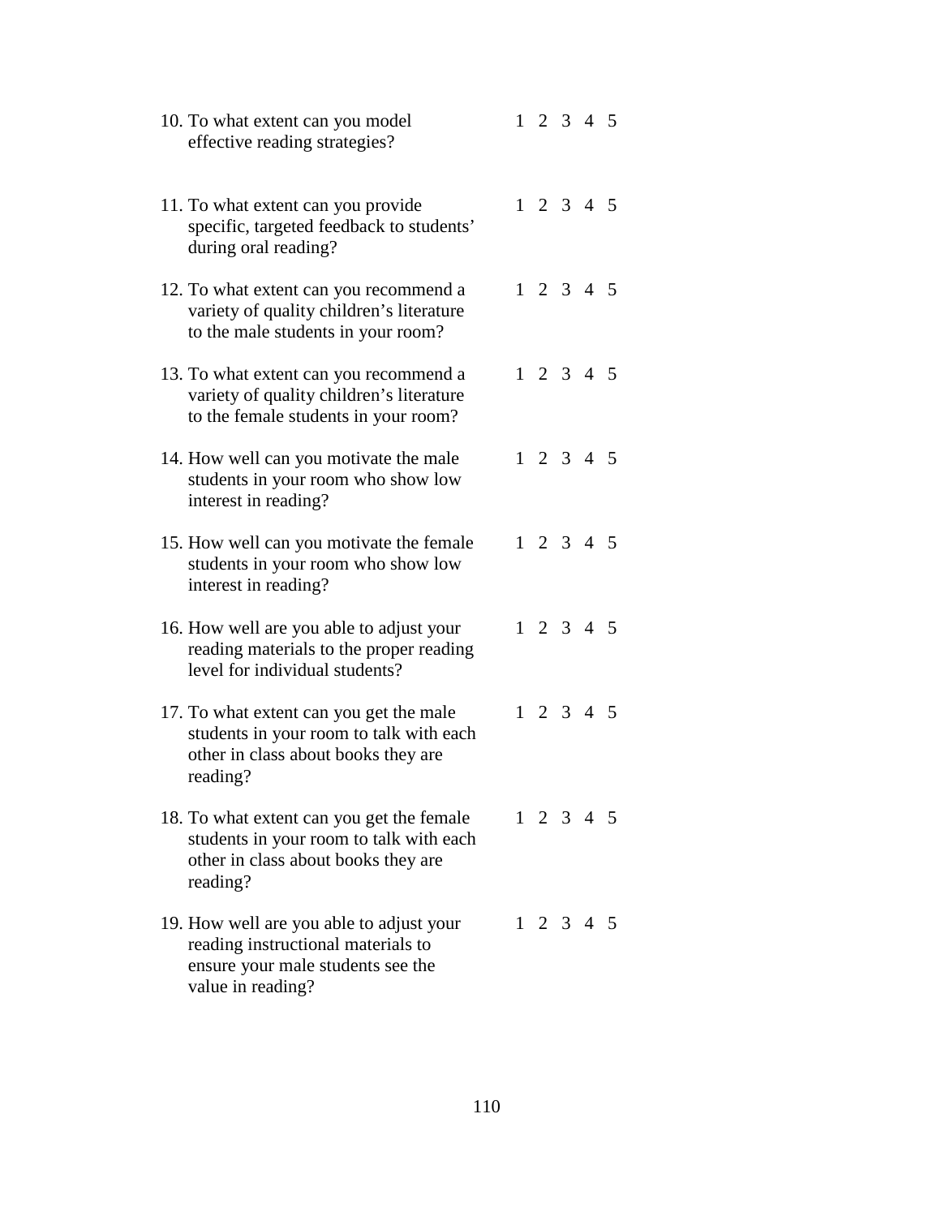10. To what extent can you model effective reading strategies? 1 2 3 4 5

11. To what extent can you provide specific, targeted feedback to students' during oral reading? 1 2 3 4 5

12. To what extent can you recommend a variety of quality children's literature to the male students in your room? 1 2 3 4 5

13. To what extent can you recommend a variety of quality children's literature to the female students in your room? 1 2 3 4 5

14. How well can you motivate the male students in your room who show low interest in reading? 1 2 3 4 5

15. How well can you motivate the female students in your room who show low interest in reading? 1 2 3 4 5

16. How well are you able to adjust your reading materials to the proper reading level for individual students? 1 2 3 4 5

17. To what extent can you get the male students in your room to talk with each other in class about books they are reading? 1 2 3 4 5

18. To what extent can you get the female students in your room to talk with each other in class about books they are reading? 1 2 3 4 5

19. How well are you able to adjust your reading instructional materials to ensure your male students see the value in reading? 1 2 3 4 5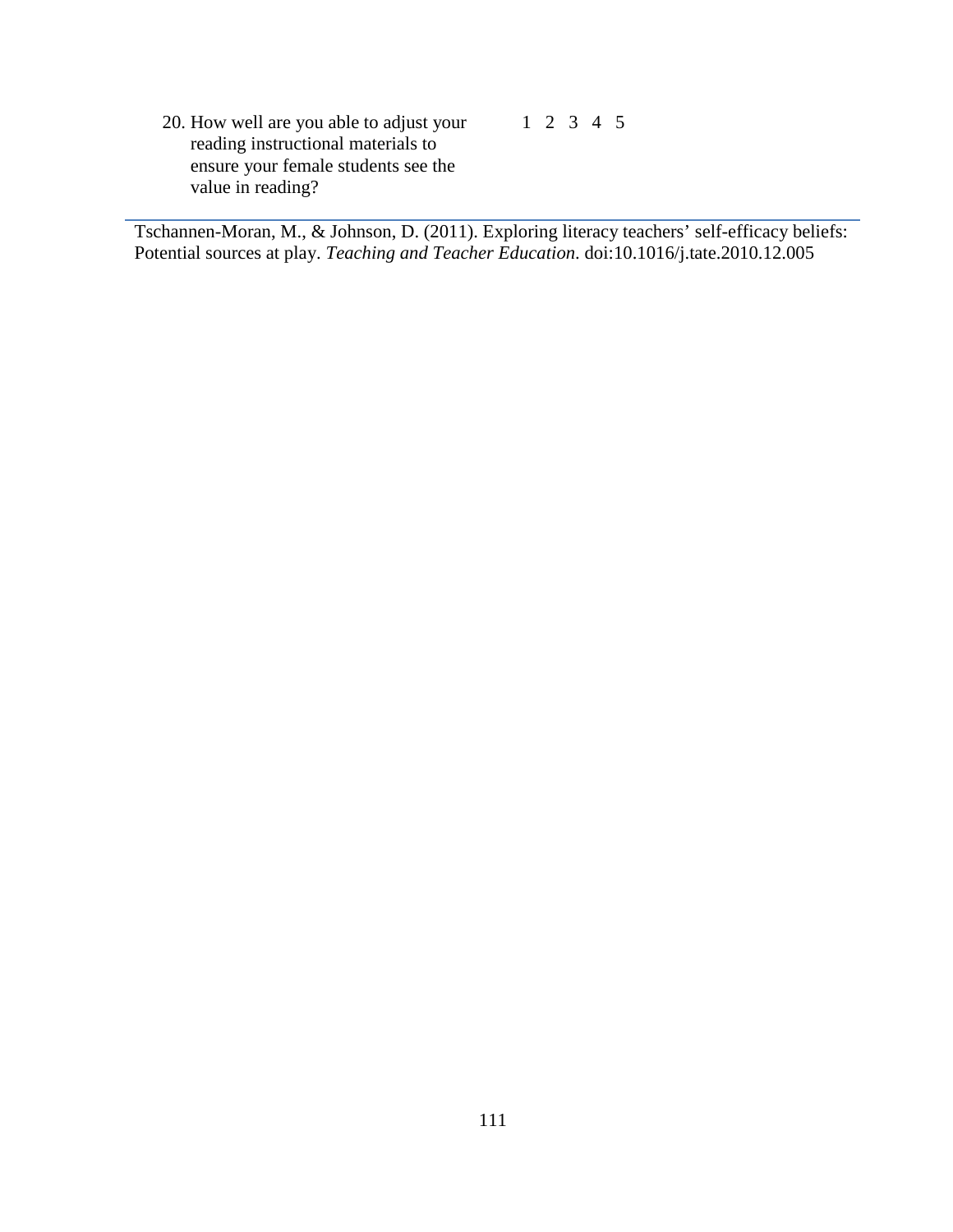20. How well are you able to adjust your reading instructional materials to ensure your female students see the value in reading? 1 2 3 4 5

---

Tschannen-Moran, M., & Johnson, D. (2011). Exploring literacy teachers' self-efficacy beliefs: Potential sources at play. *Teaching and Teacher Education*. doi:10.1016/j.tate.2010.12.005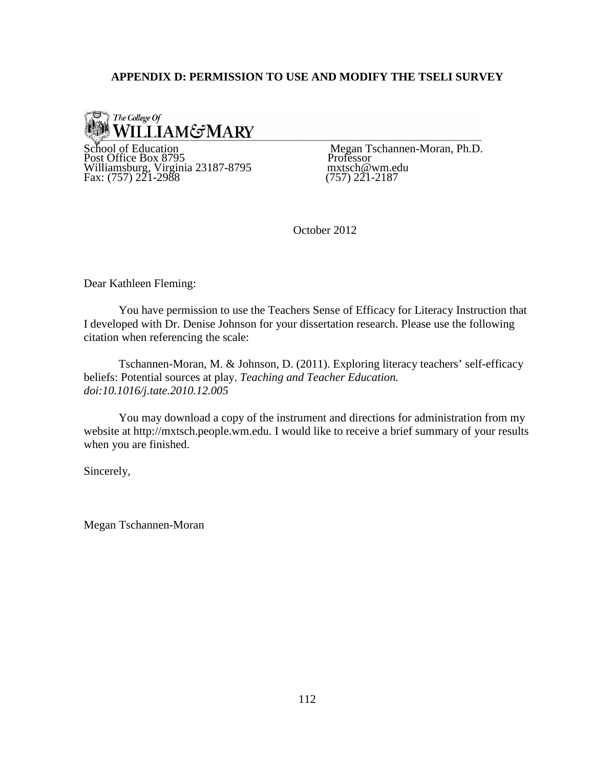## APPENDIX D: PERMISSION TO USE AND MODIFY THE TSELI SURVEY

The College Of
WILLIAM&MARY

School of Education
Post Office Box 8795
Williamsburg, Virginia 23187-8795
Fax: (757) 221-2988

Megan Tschannen-Moran, Ph.D.
Professor
mxtsch@wm.edu
(757) 221-2187

October 2012

Dear Kathleen Fleming:

You have permission to use the Teachers Sense of Efficacy for Literacy Instruction that I developed with Dr. Denise Johnson for your dissertation research. Please use the following citation when referencing the scale:

Tschannen-Moran, M. & Johnson, D. (2011). Exploring literacy teachers' self-efficacy beliefs: Potential sources at play. *Teaching and Teacher Education. doi:10.1016/j.tate.2010.12.005*

You may download a copy of the instrument and directions for administration from my website at http://mxtsch.people.wm.edu. I would like to receive a brief summary of your results when you are finished.

Sincerely,

Megan Tschannen-Moran